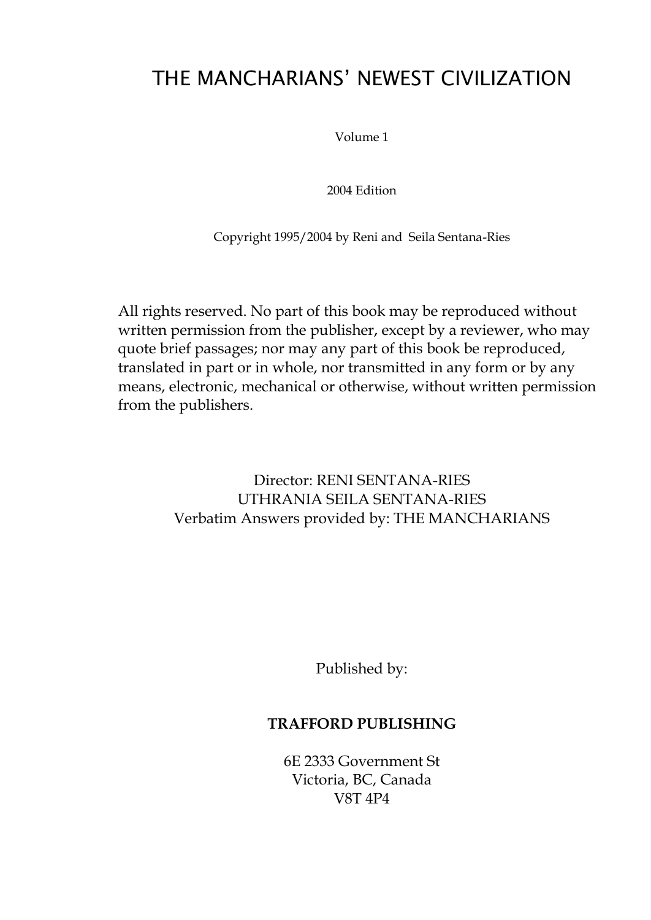# THE MANCHARIANS' NEWEST CIVILIZATION

Volume 1

2004 Edition

Copyright 1995/2004 by Reni and Seila Sentana-Ries

All rights reserved. No part of this book may be reproduced without written permission from the publisher, except by a reviewer, who may quote brief passages; nor may any part of this book be reproduced, translated in part or in whole, nor transmitted in any form or by any means, electronic, mechanical or otherwise, without written permission from the publishers.

Director: RENI SENTANA-RIES  
UTHRANIA SEILA SENTANA-RIES  
Verbatim Answers provided by: THE MANCHARIANS

Published by:

**TRAFFORD PUBLISHING**

6E 2333 Government St  
Victoria, BC, Canada  
V8T 4P4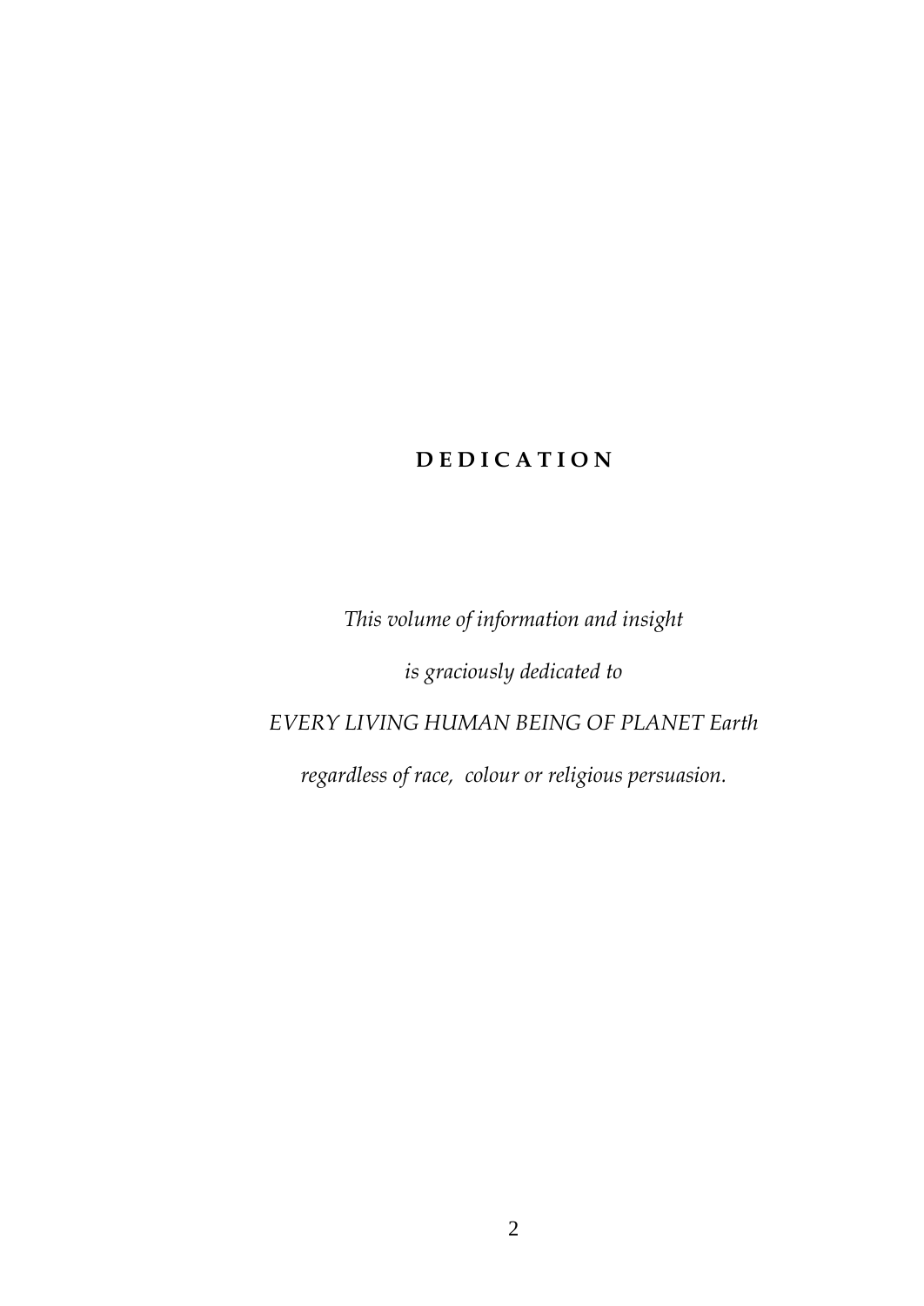## **DEDICATION**

*This volume of information and insight*

*is graciously dedicated to*

*EVERY LIVING HUMAN BEING OF PLANET Earth*

*regardless of race, colour or religious persuasion.*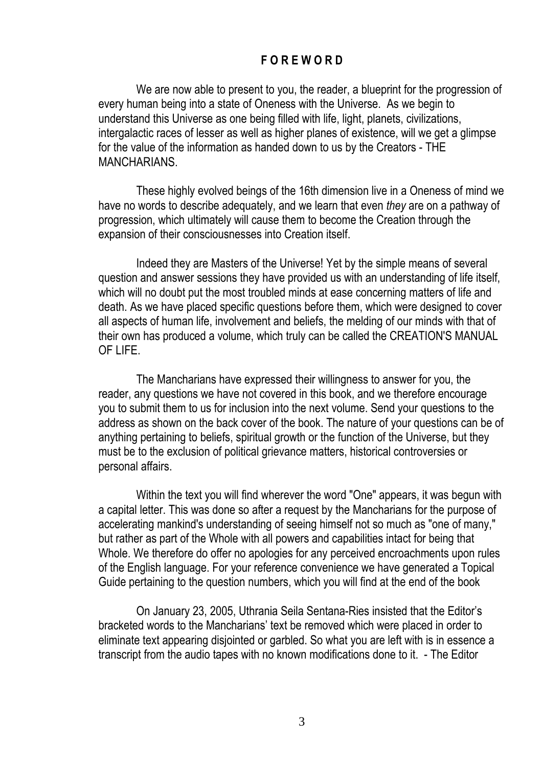# FOREWORD

We are now able to present to you, the reader, a blueprint for the progression of every human being into a state of Oneness with the Universe. As we begin to understand this Universe as one being filled with life, light, planets, civilizations, intergalactic races of lesser as well as higher planes of existence, will we get a glimpse for the value of the information as handed down to us by the Creators - THE MANCHARIANS.

These highly evolved beings of the 16th dimension live in a Oneness of mind we have no words to describe adequately, and we learn that even *they* are on a pathway of progression, which ultimately will cause them to become the Creation through the expansion of their consciousnesses into Creation itself.

Indeed they are Masters of the Universe! Yet by the simple means of several question and answer sessions they have provided us with an understanding of life itself, which will no doubt put the most troubled minds at ease concerning matters of life and death. As we have placed specific questions before them, which were designed to cover all aspects of human life, involvement and beliefs, the melding of our minds with that of their own has produced a volume, which truly can be called the CREATION'S MANUAL OF LIFE.

The Mancharians have expressed their willingness to answer for you, the reader, any questions we have not covered in this book, and we therefore encourage you to submit them to us for inclusion into the next volume. Send your questions to the address as shown on the back cover of the book. The nature of your questions can be of anything pertaining to beliefs, spiritual growth or the function of the Universe, but they must be to the exclusion of political grievance matters, historical controversies or personal affairs.

Within the text you will find wherever the word "One" appears, it was begun with a capital letter. This was done so after a request by the Mancharians for the purpose of accelerating mankind's understanding of seeing himself not so much as "one of many," but rather as part of the Whole with all powers and capabilities intact for being that Whole. We therefore do offer no apologies for any perceived encroachments upon rules of the English language. For your reference convenience we have generated a Topical Guide pertaining to the question numbers, which you will find at the end of the book

On January 23, 2005, Uthrania Seila Sentana-Ries insisted that the Editor's bracketed words to the Mancharians' text be removed which were placed in order to eliminate text appearing disjointed or garbled. So what you are left with is in essence a transcript from the audio tapes with no known modifications done to it. - The Editor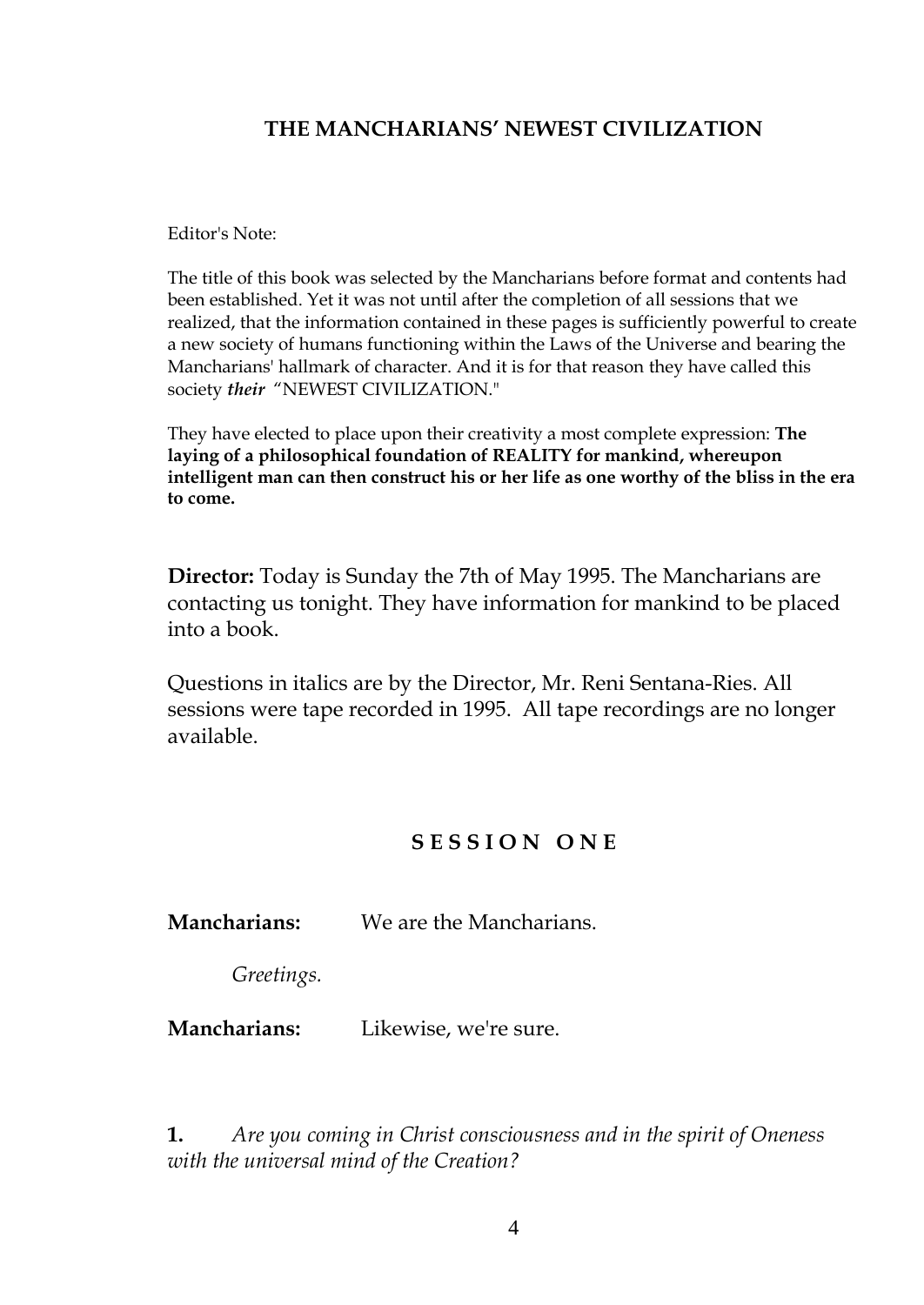## THE MANCHARIANS' NEWEST CIVILIZATION

Editor's Note:

The title of this book was selected by the Mancharians before format and contents had been established. Yet it was not until after the completion of all sessions that we realized, that the information contained in these pages is sufficiently powerful to create a new society of humans functioning within the Laws of the Universe and bearing the Mancharians' hallmark of character. And it is for that reason they have called this society ***their*** "NEWEST CIVILIZATION."

They have elected to place upon their creativity a most complete expression: **The laying of a philosophical foundation of REALITY for mankind, whereupon intelligent man can then construct his or her life as one worthy of the bliss in the era to come.**

**Director:** Today is Sunday the 7th of May 1995. The Mancharians are contacting us tonight. They have information for mankind to be placed into a book.

Questions in italics are by the Director, Mr. Reni Sentana-Ries. All sessions were tape recorded in 1995. All tape recordings are no longer available.

### S E S S I O N  O N E

**Mancharians:** We are the Mancharians.

*Greetings.*

**Mancharians:** Likewise, we're sure.

**1.** *Are you coming in Christ consciousness and in the spirit of Oneness with the universal mind of the Creation?*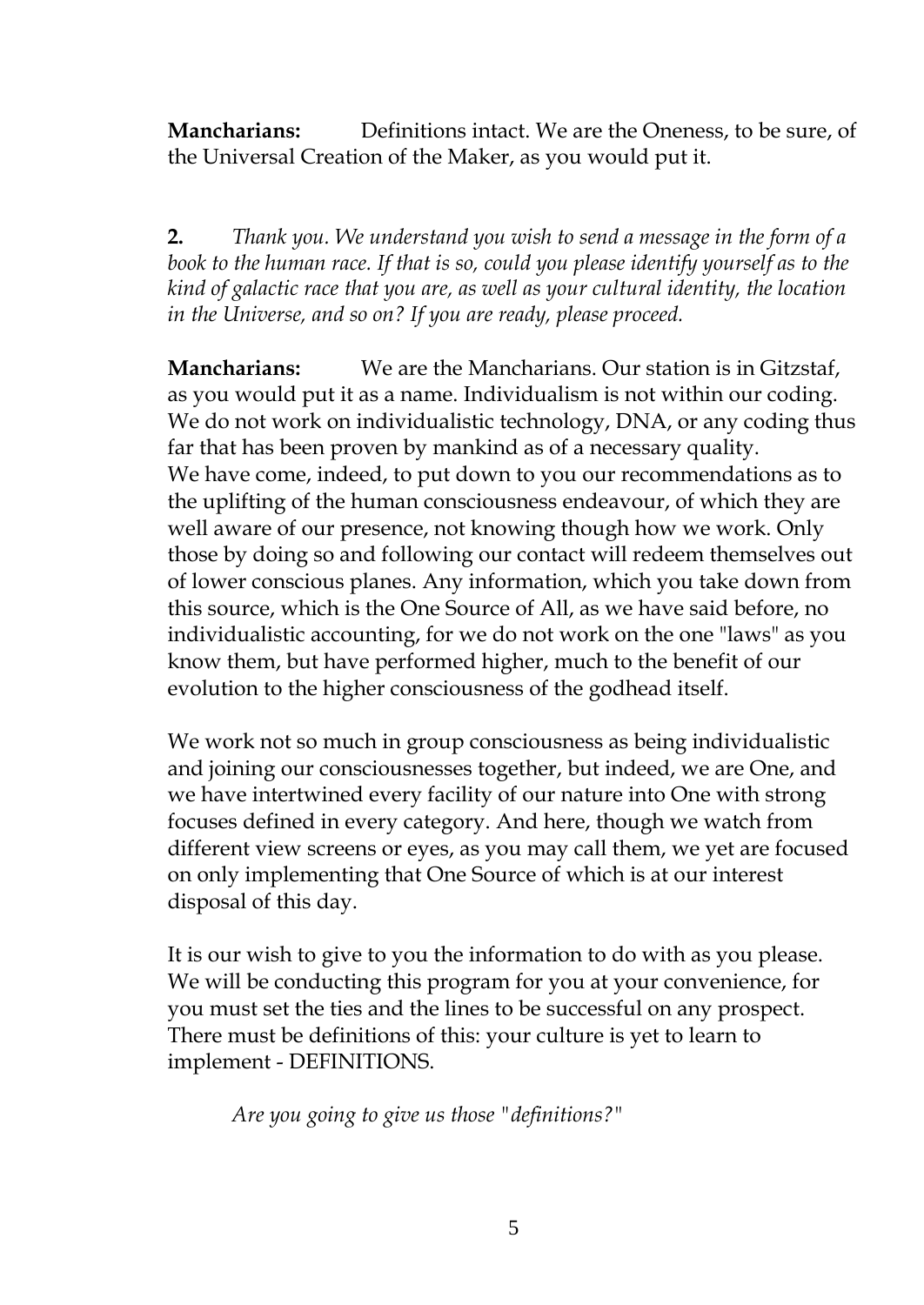**Mancharians:** Definitions intact. We are the Oneness, to be sure, of the Universal Creation of the Maker, as you would put it.

**2.** *Thank you. We understand you wish to send a message in the form of a book to the human race. If that is so, could you please identify yourself as to the kind of galactic race that you are, as well as your cultural identity, the location in the Universe, and so on? If you are ready, please proceed.*

**Mancharians:** We are the Mancharians. Our station is in Gitzstaf, as you would put it as a name. Individualism is not within our coding. We do not work on individualistic technology, DNA, or any coding thus far that has been proven by mankind as of a necessary quality. We have come, indeed, to put down to you our recommendations as to the uplifting of the human consciousness endeavour, of which they are well aware of our presence, not knowing though how we work. Only those by doing so and following our contact will redeem themselves out of lower conscious planes. Any information, which you take down from this source, which is the One Source of All, as we have said before, no individualistic accounting, for we do not work on the one "laws" as you know them, but have performed higher, much to the benefit of our evolution to the higher consciousness of the godhead itself.

We work not so much in group consciousness as being individualistic and joining our consciousnesses together, but indeed, we are One, and we have intertwined every facility of our nature into One with strong focuses defined in every category. And here, though we watch from different view screens or eyes, as you may call them, we yet are focused on only implementing that One Source of which is at our interest disposal of this day.

It is our wish to give to you the information to do with as you please. We will be conducting this program for you at your convenience, for you must set the ties and the lines to be successful on any prospect. There must be definitions of this: your culture is yet to learn to implement - DEFINITIONS.

*Are you going to give us those "definitions?"*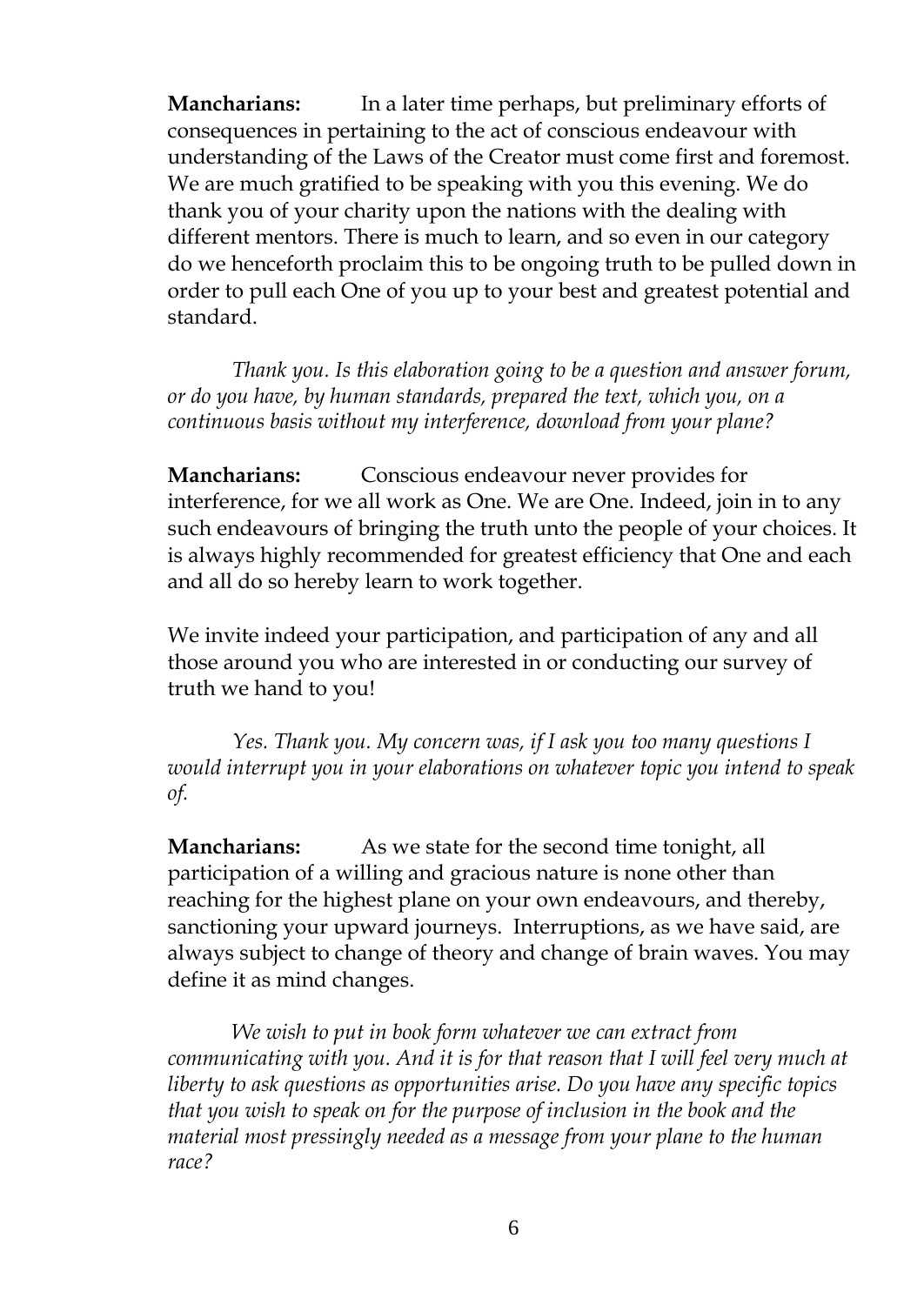**Mancharians:** In a later time perhaps, but preliminary efforts of consequences in pertaining to the act of conscious endeavour with understanding of the Laws of the Creator must come first and foremost. We are much gratified to be speaking with you this evening. We do thank you of your charity upon the nations with the dealing with different mentors. There is much to learn, and so even in our category do we henceforth proclaim this to be ongoing truth to be pulled down in order to pull each One of you up to your best and greatest potential and standard.

*Thank you. Is this elaboration going to be a question and answer forum, or do you have, by human standards, prepared the text, which you, on a continuous basis without my interference, download from your plane?*

**Mancharians:** Conscious endeavour never provides for interference, for we all work as One. We are One. Indeed, join in to any such endeavours of bringing the truth unto the people of your choices. It is always highly recommended for greatest efficiency that One and each and all do so hereby learn to work together.

We invite indeed your participation, and participation of any and all those around you who are interested in or conducting our survey of truth we hand to you!

*Yes. Thank you. My concern was, if I ask you too many questions I would interrupt you in your elaborations on whatever topic you intend to speak of.*

**Mancharians:** As we state for the second time tonight, all participation of a willing and gracious nature is none other than reaching for the highest plane on your own endeavours, and thereby, sanctioning your upward journeys. Interruptions, as we have said, are always subject to change of theory and change of brain waves. You may define it as mind changes.

*We wish to put in book form whatever we can extract from communicating with you. And it is for that reason that I will feel very much at liberty to ask questions as opportunities arise. Do you have any specific topics that you wish to speak on for the purpose of inclusion in the book and the material most pressingly needed as a message from your plane to the human race?*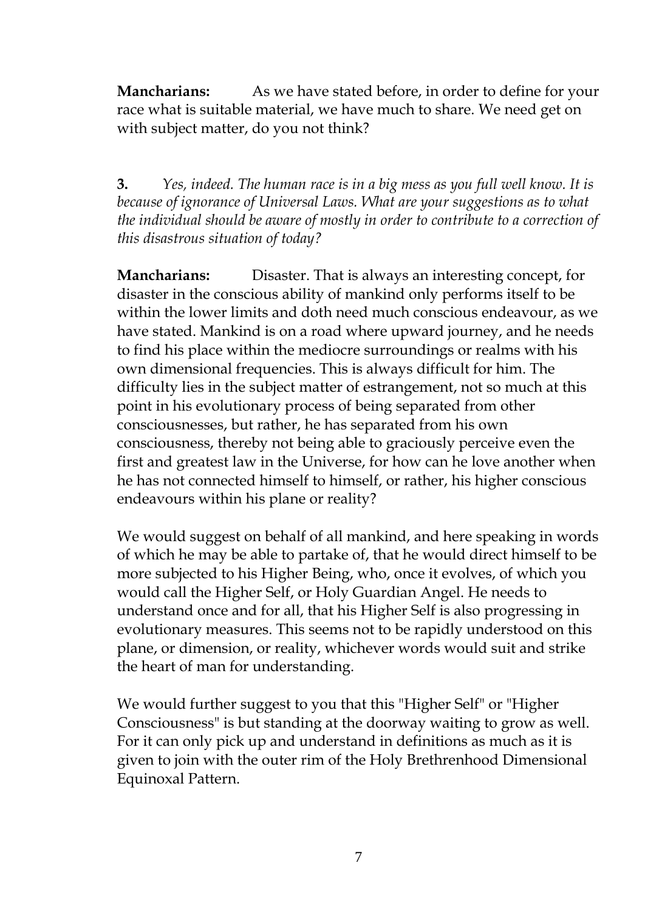**Mancharians:** As we have stated before, in order to define for your race what is suitable material, we have much to share. We need get on with subject matter, do you not think?

**3.** *Yes, indeed. The human race is in a big mess as you full well know. It is because of ignorance of Universal Laws. What are your suggestions as to what the individual should be aware of mostly in order to contribute to a correction of this disastrous situation of today?*

**Mancharians:** Disaster. That is always an interesting concept, for disaster in the conscious ability of mankind only performs itself to be within the lower limits and doth need much conscious endeavour, as we have stated. Mankind is on a road where upward journey, and he needs to find his place within the mediocre surroundings or realms with his own dimensional frequencies. This is always difficult for him. The difficulty lies in the subject matter of estrangement, not so much at this point in his evolutionary process of being separated from other consciousnesses, but rather, he has separated from his own consciousness, thereby not being able to graciously perceive even the first and greatest law in the Universe, for how can he love another when he has not connected himself to himself, or rather, his higher conscious endeavours within his plane or reality?

We would suggest on behalf of all mankind, and here speaking in words of which he may be able to partake of, that he would direct himself to be more subjected to his Higher Being, who, once it evolves, of which you would call the Higher Self, or Holy Guardian Angel. He needs to understand once and for all, that his Higher Self is also progressing in evolutionary measures. This seems not to be rapidly understood on this plane, or dimension, or reality, whichever words would suit and strike the heart of man for understanding.

We would further suggest to you that this "Higher Self" or "Higher Consciousness" is but standing at the doorway waiting to grow as well. For it can only pick up and understand in definitions as much as it is given to join with the outer rim of the Holy Brethrenhood Dimensional Equinoxal Pattern.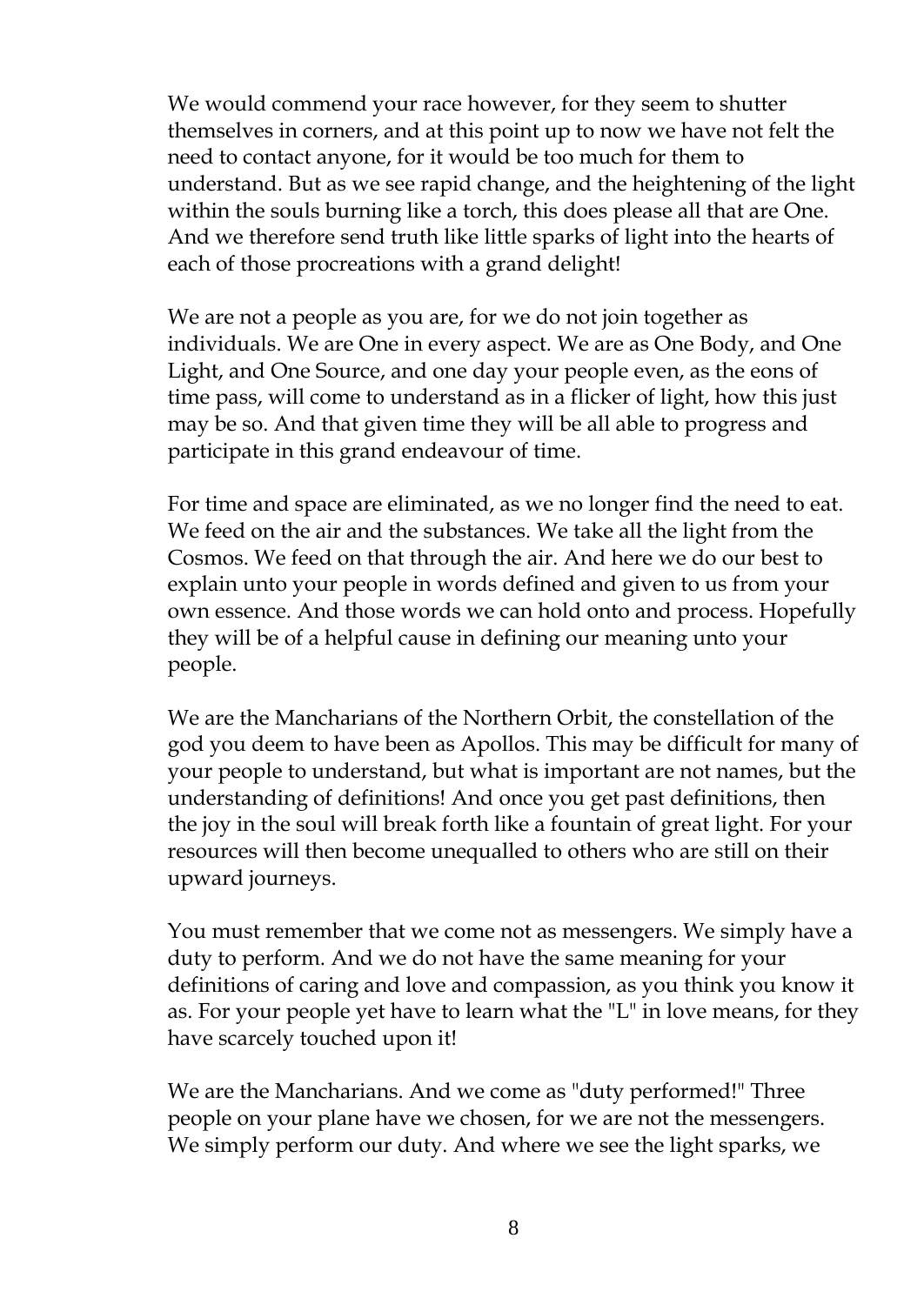We would commend your race however, for they seem to shutter themselves in corners, and at this point up to now we have not felt the need to contact anyone, for it would be too much for them to understand. But as we see rapid change, and the heightening of the light within the souls burning like a torch, this does please all that are One. And we therefore send truth like little sparks of light into the hearts of each of those procreations with a grand delight!

We are not a people as you are, for we do not join together as individuals. We are One in every aspect. We are as One Body, and One Light, and One Source, and one day your people even, as the eons of time pass, will come to understand as in a flicker of light, how this just may be so. And that given time they will be all able to progress and participate in this grand endeavour of time.

For time and space are eliminated, as we no longer find the need to eat. We feed on the air and the substances. We take all the light from the Cosmos. We feed on that through the air. And here we do our best to explain unto your people in words defined and given to us from your own essence. And those words we can hold onto and process. Hopefully they will be of a helpful cause in defining our meaning unto your people.

We are the Mancharians of the Northern Orbit, the constellation of the god you deem to have been as Apollos. This may be difficult for many of your people to understand, but what is important are not names, but the understanding of definitions! And once you get past definitions, then the joy in the soul will break forth like a fountain of great light. For your resources will then become unequalled to others who are still on their upward journeys.

You must remember that we come not as messengers. We simply have a duty to perform. And we do not have the same meaning for your definitions of caring and love and compassion, as you think you know it as. For your people yet have to learn what the "L" in love means, for they have scarcely touched upon it!

We are the Mancharians. And we come as "duty performed!" Three people on your plane have we chosen, for we are not the messengers. We simply perform our duty. And where we see the light sparks, we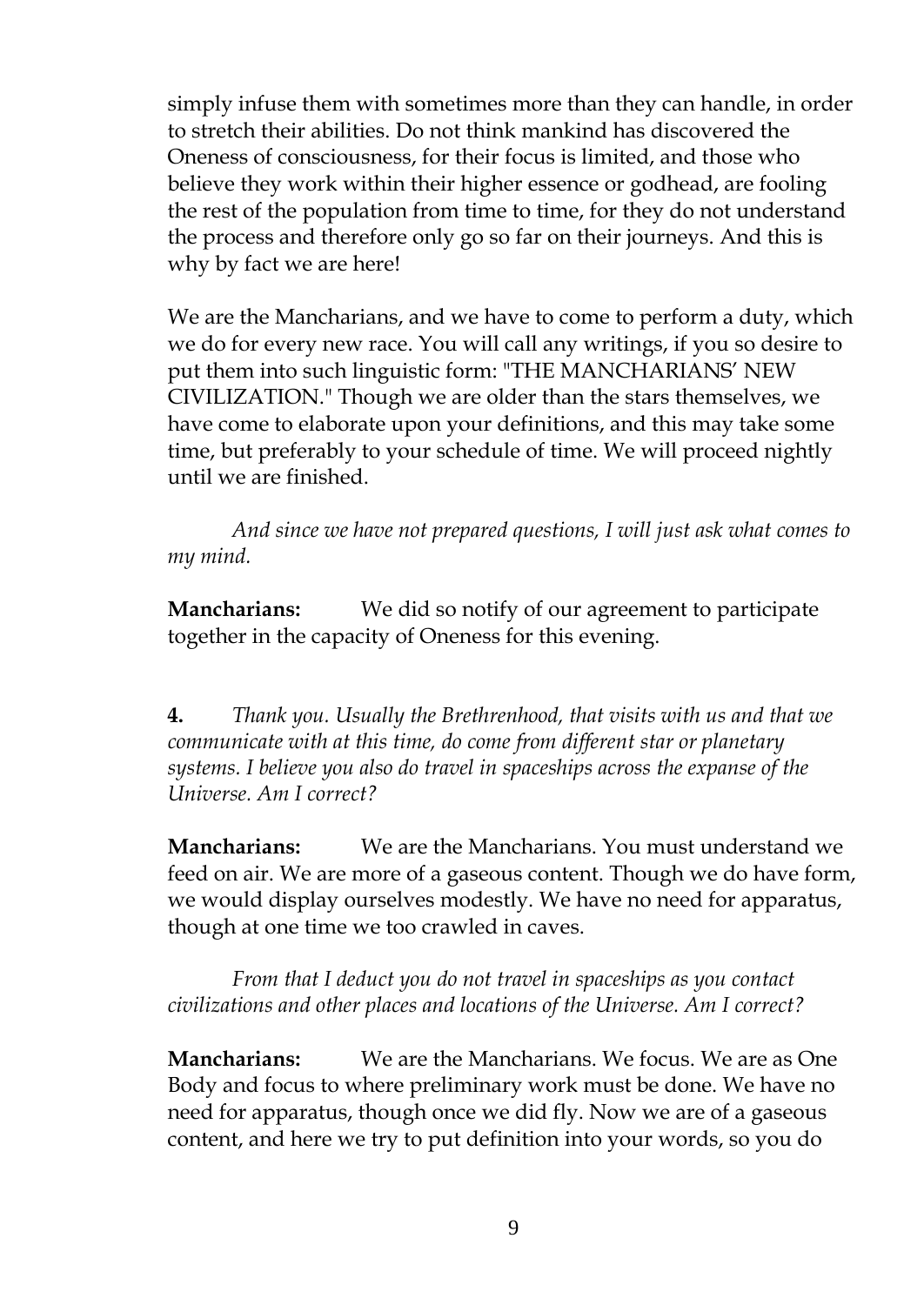simply infuse them with sometimes more than they can handle, in order to stretch their abilities. Do not think mankind has discovered the Oneness of consciousness, for their focus is limited, and those who believe they work within their higher essence or godhead, are fooling the rest of the population from time to time, for they do not understand the process and therefore only go so far on their journeys. And this is why by fact we are here!

We are the Mancharians, and we have to come to perform a duty, which we do for every new race. You will call any writings, if you so desire to put them into such linguistic form: "THE MANCHARIANS' NEW CIVILIZATION." Though we are older than the stars themselves, we have come to elaborate upon your definitions, and this may take some time, but preferably to your schedule of time. We will proceed nightly until we are finished.

*And since we have not prepared questions, I will just ask what comes to my mind.*

**Mancharians:** We did so notify of our agreement to participate together in the capacity of Oneness for this evening.

**4.** *Thank you. Usually the Brethrenhood, that visits with us and that we communicate with at this time, do come from different star or planetary systems. I believe you also do travel in spaceships across the expanse of the Universe. Am I correct?*

**Mancharians:** We are the Mancharians. You must understand we feed on air. We are more of a gaseous content. Though we do have form, we would display ourselves modestly. We have no need for apparatus, though at one time we too crawled in caves.

*From that I deduct you do not travel in spaceships as you contact civilizations and other places and locations of the Universe. Am I correct?*

**Mancharians:** We are the Mancharians. We focus. We are as One Body and focus to where preliminary work must be done. We have no need for apparatus, though once we did fly. Now we are of a gaseous content, and here we try to put definition into your words, so you do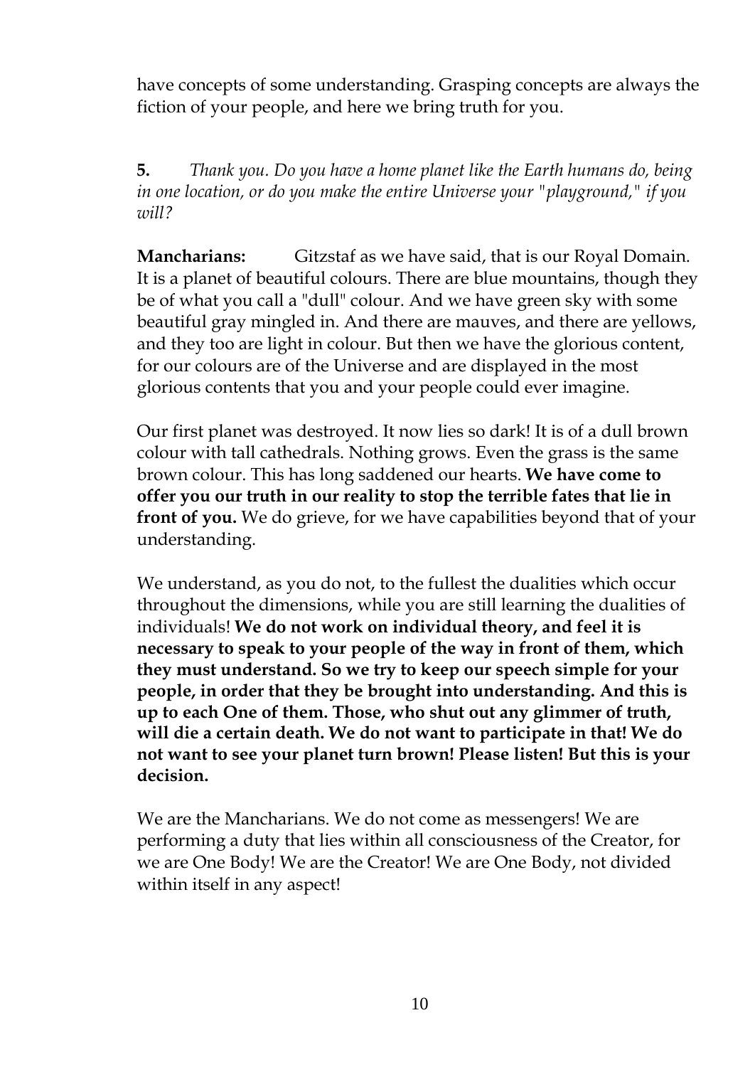have concepts of some understanding. Grasping concepts are always the fiction of your people, and here we bring truth for you.

**5.** *Thank you. Do you have a home planet like the Earth humans do, being in one location, or do you make the entire Universe your "playground," if you will?*

**Mancharians:** Gitzstaf as we have said, that is our Royal Domain. It is a planet of beautiful colours. There are blue mountains, though they be of what you call a "dull" colour. And we have green sky with some beautiful gray mingled in. And there are mauves, and there are yellows, and they too are light in colour. But then we have the glorious content, for our colours are of the Universe and are displayed in the most glorious contents that you and your people could ever imagine.

Our first planet was destroyed. It now lies so dark! It is of a dull brown colour with tall cathedrals. Nothing grows. Even the grass is the same brown colour. This has long saddened our hearts. **We have come to offer you our truth in our reality to stop the terrible fates that lie in front of you.** We do grieve, for we have capabilities beyond that of your understanding.

We understand, as you do not, to the fullest the dualities which occur throughout the dimensions, while you are still learning the dualities of individuals! **We do not work on individual theory, and feel it is necessary to speak to your people of the way in front of them, which they must understand. So we try to keep our speech simple for your people, in order that they be brought into understanding. And this is up to each One of them. Those, who shut out any glimmer of truth, will die a certain death. We do not want to participate in that! We do not want to see your planet turn brown! Please listen! But this is your decision.**

We are the Mancharians. We do not come as messengers! We are performing a duty that lies within all consciousness of the Creator, for we are One Body! We are the Creator! We are One Body, not divided within itself in any aspect!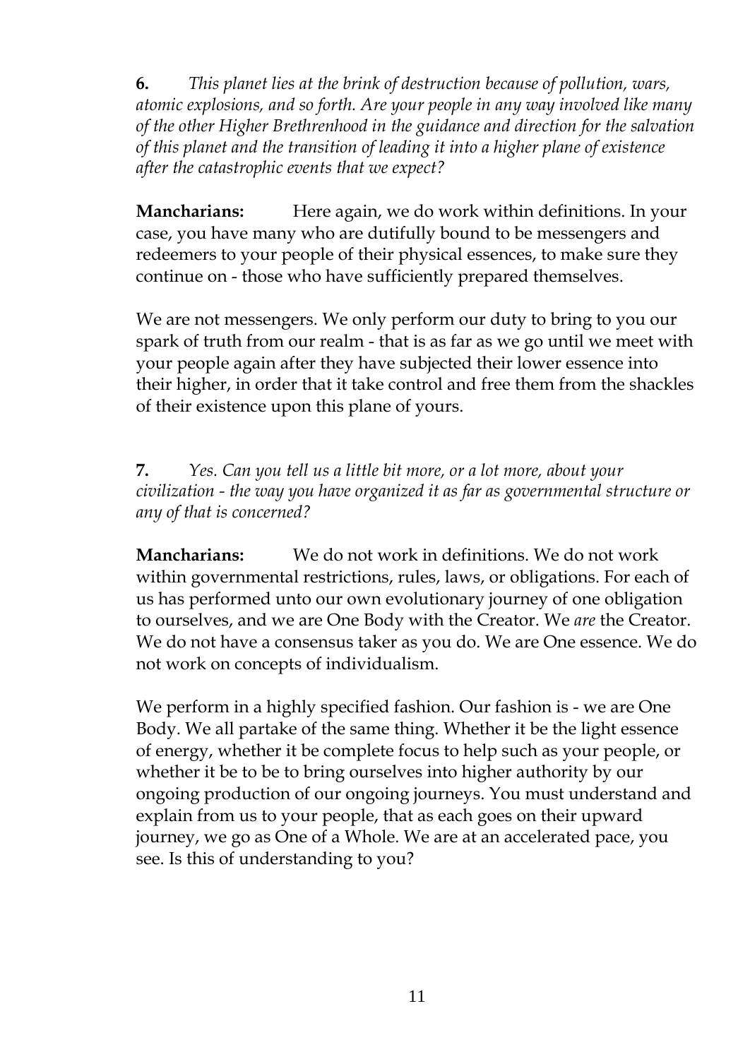**6.** *This planet lies at the brink of destruction because of pollution, wars, atomic explosions, and so forth. Are your people in any way involved like many of the other Higher Brethrenhood in the guidance and direction for the salvation of this planet and the transition of leading it into a higher plane of existence after the catastrophic events that we expect?*

**Mancharians:** Here again, we do work within definitions. In your case, you have many who are dutifully bound to be messengers and redeemers to your people of their physical essences, to make sure they continue on - those who have sufficiently prepared themselves.

We are not messengers. We only perform our duty to bring to you our spark of truth from our realm - that is as far as we go until we meet with your people again after they have subjected their lower essence into their higher, in order that it take control and free them from the shackles of their existence upon this plane of yours.

**7.** *Yes. Can you tell us a little bit more, or a lot more, about your civilization - the way you have organized it as far as governmental structure or any of that is concerned?*

**Mancharians:** We do not work in definitions. We do not work within governmental restrictions, rules, laws, or obligations. For each of us has performed unto our own evolutionary journey of one obligation to ourselves, and we are One Body with the Creator. We *are* the Creator. We do not have a consensus taker as you do. We are One essence. We do not work on concepts of individualism.

We perform in a highly specified fashion. Our fashion is - we are One Body. We all partake of the same thing. Whether it be the light essence of energy, whether it be complete focus to help such as your people, or whether it be to be to bring ourselves into higher authority by our ongoing production of our ongoing journeys. You must understand and explain from us to your people, that as each goes on their upward journey, we go as One of a Whole. We are at an accelerated pace, you see. Is this of understanding to you?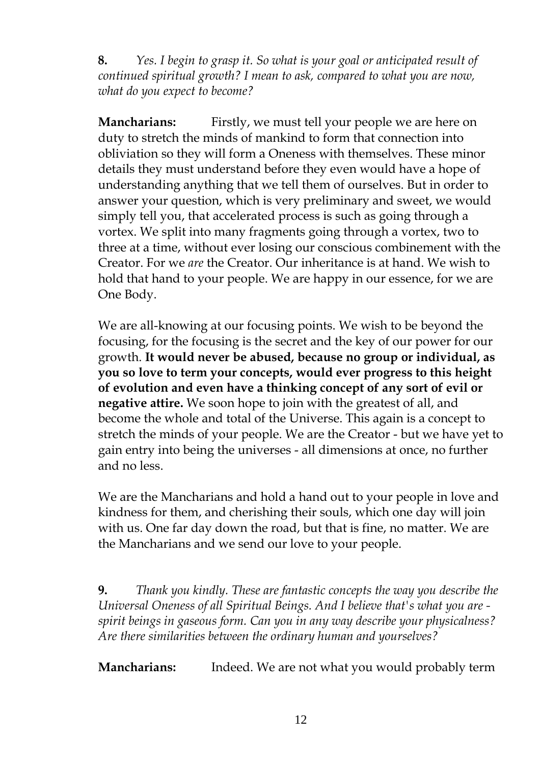**8.** *Yes. I begin to grasp it. So what is your goal or anticipated result of continued spiritual growth? I mean to ask, compared to what you are now, what do you expect to become?*

**Mancharians:** Firstly, we must tell your people we are here on duty to stretch the minds of mankind to form that connection into obliviation so they will form a Oneness with themselves. These minor details they must understand before they even would have a hope of understanding anything that we tell them of ourselves. But in order to answer your question, which is very preliminary and sweet, we would simply tell you, that accelerated process is such as going through a vortex. We split into many fragments going through a vortex, two to three at a time, without ever losing our conscious combinement with the Creator. For we *are* the Creator. Our inheritance is at hand. We wish to hold that hand to your people. We are happy in our essence, for we are One Body.

We are all-knowing at our focusing points. We wish to be beyond the focusing, for the focusing is the secret and the key of our power for our growth. **It would never be abused, because no group or individual, as you so love to term your concepts, would ever progress to this height of evolution and even have a thinking concept of any sort of evil or negative attire.** We soon hope to join with the greatest of all, and become the whole and total of the Universe. This again is a concept to stretch the minds of your people. We are the Creator - but we have yet to gain entry into being the universes - all dimensions at once, no further and no less.

We are the Mancharians and hold a hand out to your people in love and kindness for them, and cherishing their souls, which one day will join with us. One far day down the road, but that is fine, no matter. We are the Mancharians and we send our love to your people.

**9.** *Thank you kindly. These are fantastic concepts the way you describe the Universal Oneness of all Spiritual Beings. And I believe that's what you are - spirit beings in gaseous form. Can you in any way describe your physicalness? Are there similarities between the ordinary human and yourselves?*

**Mancharians:** Indeed. We are not what you would probably term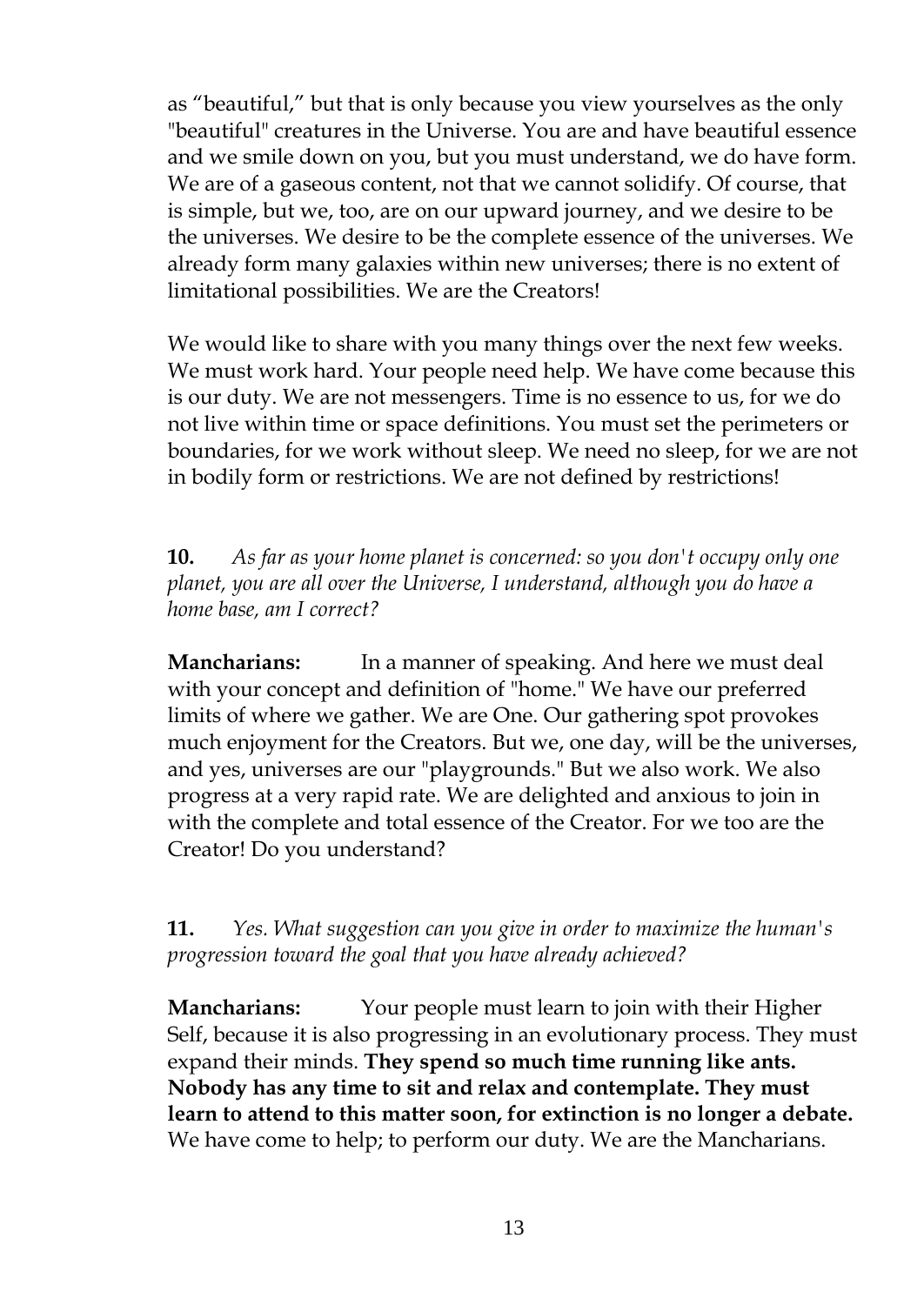as "beautiful," but that is only because you view yourselves as the only "beautiful" creatures in the Universe. You are and have beautiful essence and we smile down on you, but you must understand, we do have form. We are of a gaseous content, not that we cannot solidify. Of course, that is simple, but we, too, are on our upward journey, and we desire to be the universes. We desire to be the complete essence of the universes. We already form many galaxies within new universes; there is no extent of limitational possibilities. We are the Creators!

We would like to share with you many things over the next few weeks. We must work hard. Your people need help. We have come because this is our duty. We are not messengers. Time is no essence to us, for we do not live within time or space definitions. You must set the perimeters or boundaries, for we work without sleep. We need no sleep, for we are not in bodily form or restrictions. We are not defined by restrictions!

**10.** *As far as your home planet is concerned: so you don't occupy only one planet, you are all over the Universe, I understand, although you do have a home base, am I correct?*

**Mancharians:** In a manner of speaking. And here we must deal with your concept and definition of "home." We have our preferred limits of where we gather. We are One. Our gathering spot provokes much enjoyment for the Creators. But we, one day, will be the universes, and yes, universes are our "playgrounds." But we also work. We also progress at a very rapid rate. We are delighted and anxious to join in with the complete and total essence of the Creator. For we too are the Creator! Do you understand?

**11.** *Yes. What suggestion can you give in order to maximize the human's progression toward the goal that you have already achieved?*

**Mancharians:** Your people must learn to join with their Higher Self, because it is also progressing in an evolutionary process. They must expand their minds. **They spend so much time running like ants. Nobody has any time to sit and relax and contemplate. They must learn to attend to this matter soon, for extinction is no longer a debate.** We have come to help; to perform our duty. We are the Mancharians.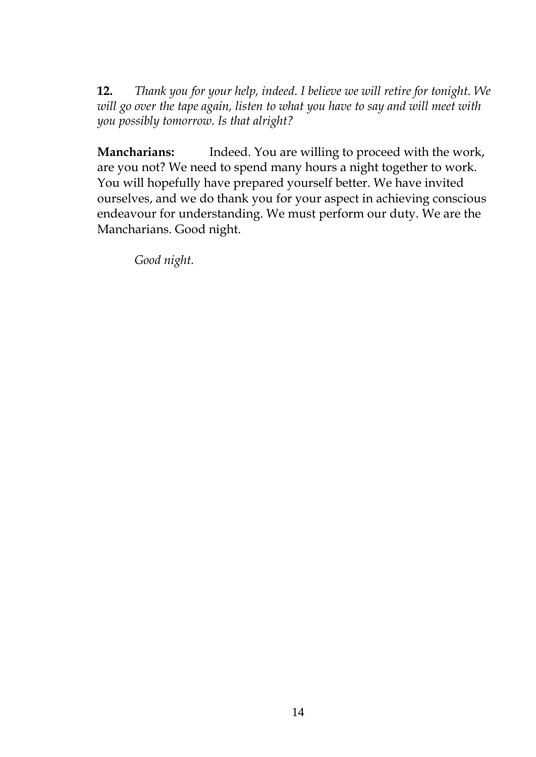**12.** *Thank you for your help, indeed. I believe we will retire for tonight. We will go over the tape again, listen to what you have to say and will meet with you possibly tomorrow. Is that alright?*

**Mancharians:** Indeed. You are willing to proceed with the work, are you not? We need to spend many hours a night together to work. You will hopefully have prepared yourself better. We have invited ourselves, and we do thank you for your aspect in achieving conscious endeavour for understanding. We must perform our duty. We are the Mancharians. Good night.

*Good night.*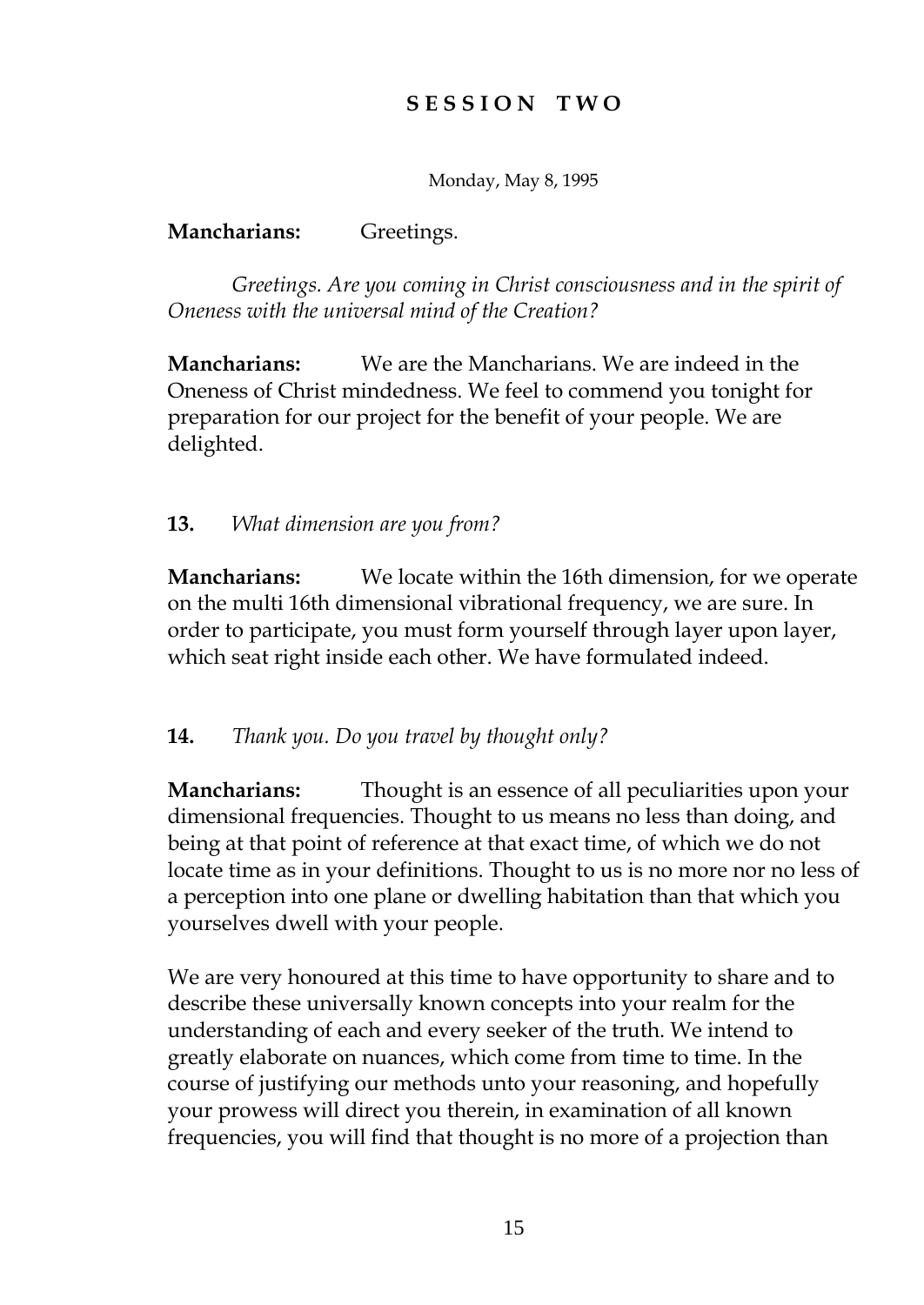## SESSION TWO

Monday, May 8, 1995

**Mancharians:** Greetings.

*Greetings. Are you coming in Christ consciousness and in the spirit of Oneness with the universal mind of the Creation?*

**Mancharians:** We are the Mancharians. We are indeed in the Oneness of Christ mindedness. We feel to commend you tonight for preparation for our project for the benefit of your people. We are delighted.

**13.** *What dimension are you from?*

**Mancharians:** We locate within the 16th dimension, for we operate on the multi 16th dimensional vibrational frequency, we are sure. In order to participate, you must form yourself through layer upon layer, which seat right inside each other. We have formulated indeed.

**14.** *Thank you. Do you travel by thought only?*

**Mancharians:** Thought is an essence of all peculiarities upon your dimensional frequencies. Thought to us means no less than doing, and being at that point of reference at that exact time, of which we do not locate time as in your definitions. Thought to us is no more nor no less of a perception into one plane or dwelling habitation than that which you yourselves dwell with your people.

We are very honoured at this time to have opportunity to share and to describe these universally known concepts into your realm for the understanding of each and every seeker of the truth. We intend to greatly elaborate on nuances, which come from time to time. In the course of justifying our methods unto your reasoning, and hopefully your prowess will direct you therein, in examination of all known frequencies, you will find that thought is no more of a projection than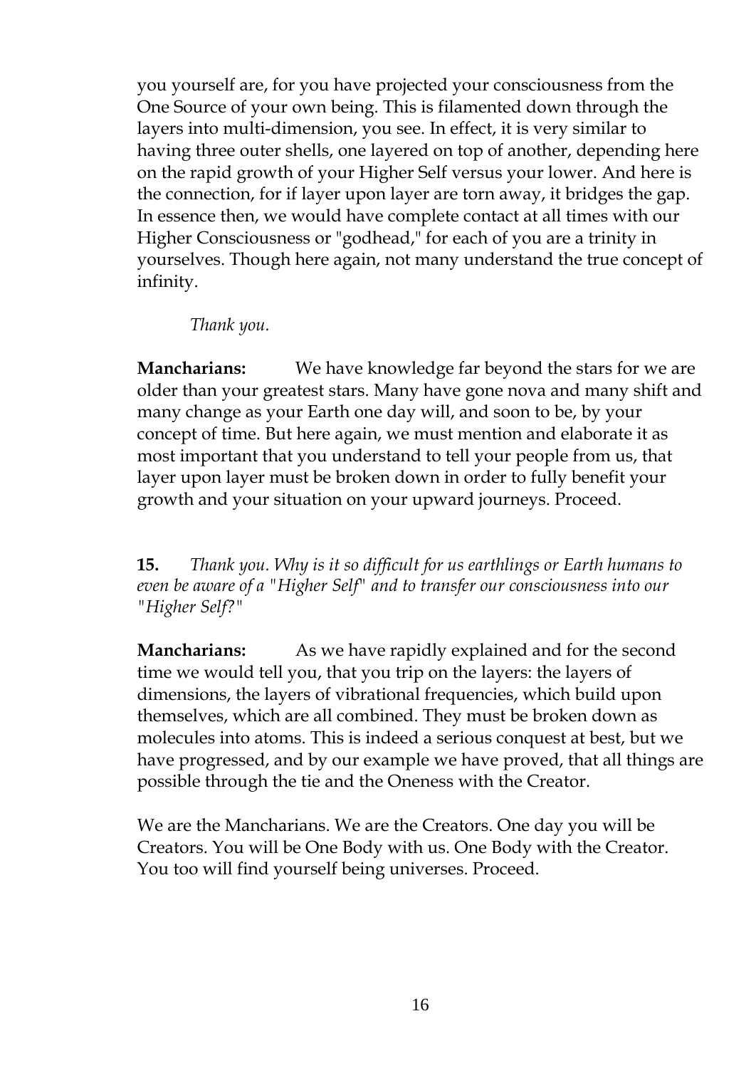you yourself are, for you have projected your consciousness from the One Source of your own being. This is filamented down through the layers into multi-dimension, you see. In effect, it is very similar to having three outer shells, one layered on top of another, depending here on the rapid growth of your Higher Self versus your lower. And here is the connection, for if layer upon layer are torn away, it bridges the gap. In essence then, we would have complete contact at all times with our Higher Consciousness or "godhead," for each of you are a trinity in yourselves. Though here again, not many understand the true concept of infinity.

*Thank you.*

**Mancharians:** We have knowledge far beyond the stars for we are older than your greatest stars. Many have gone nova and many shift and many change as your Earth one day will, and soon to be, by your concept of time. But here again, we must mention and elaborate it as most important that you understand to tell your people from us, that layer upon layer must be broken down in order to fully benefit your growth and your situation on your upward journeys. Proceed.

**15.** *Thank you. Why is it so difficult for us earthlings or Earth humans to even be aware of a "Higher Self" and to transfer our consciousness into our "Higher Self?"*

**Mancharians:** As we have rapidly explained and for the second time we would tell you, that you trip on the layers: the layers of dimensions, the layers of vibrational frequencies, which build upon themselves, which are all combined. They must be broken down as molecules into atoms. This is indeed a serious conquest at best, but we have progressed, and by our example we have proved, that all things are possible through the tie and the Oneness with the Creator.

We are the Mancharians. We are the Creators. One day you will be Creators. You will be One Body with us. One Body with the Creator. You too will find yourself being universes. Proceed.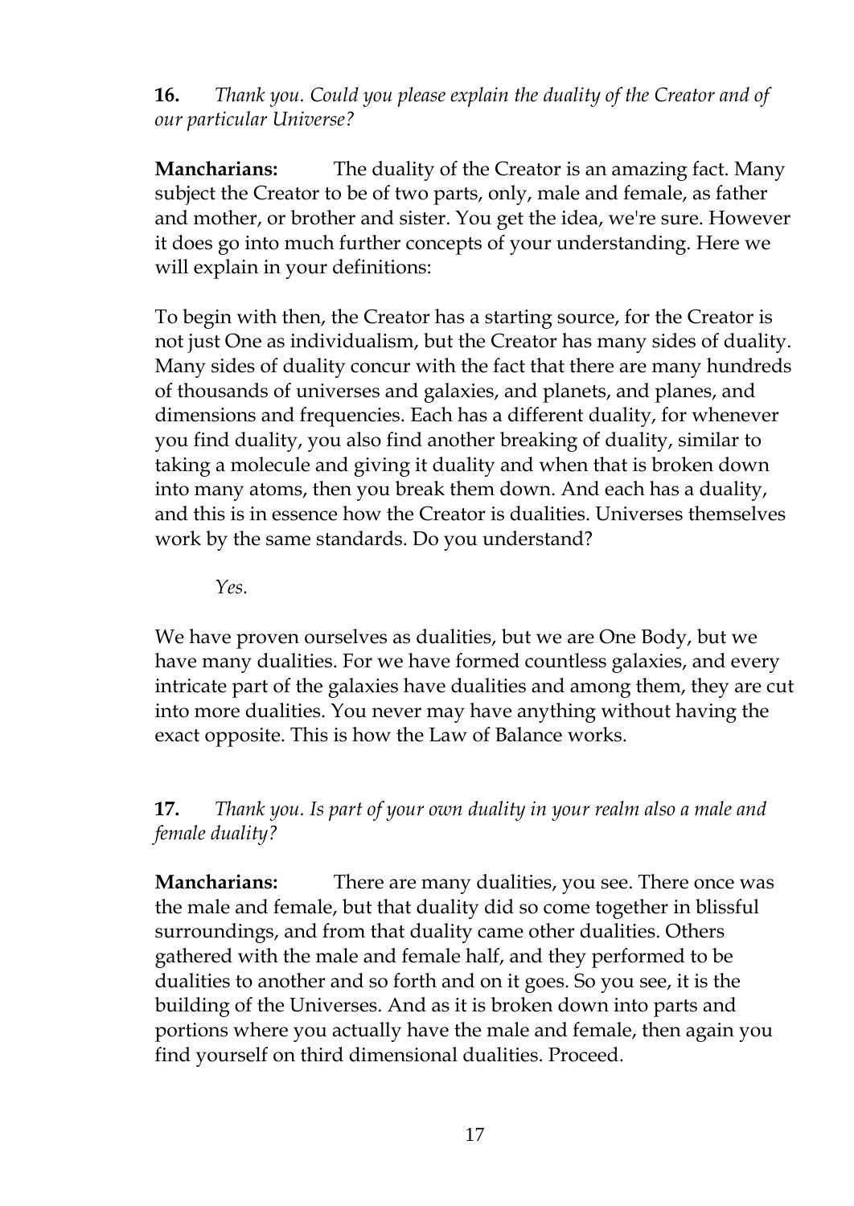**16.** *Thank you. Could you please explain the duality of the Creator and of our particular Universe?*

**Mancharians:** The duality of the Creator is an amazing fact. Many subject the Creator to be of two parts, only, male and female, as father and mother, or brother and sister. You get the idea, we're sure. However it does go into much further concepts of your understanding. Here we will explain in your definitions:

To begin with then, the Creator has a starting source, for the Creator is not just One as individualism, but the Creator has many sides of duality. Many sides of duality concur with the fact that there are many hundreds of thousands of universes and galaxies, and planets, and planes, and dimensions and frequencies. Each has a different duality, for whenever you find duality, you also find another breaking of duality, similar to taking a molecule and giving it duality and when that is broken down into many atoms, then you break them down. And each has a duality, and this is in essence how the Creator is dualities. Universes themselves work by the same standards. Do you understand?

*Yes.*

We have proven ourselves as dualities, but we are One Body, but we have many dualities. For we have formed countless galaxies, and every intricate part of the galaxies have dualities and among them, they are cut into more dualities. You never may have anything without having the exact opposite. This is how the Law of Balance works.

**17.** *Thank you. Is part of your own duality in your realm also a male and female duality?*

**Mancharians:** There are many dualities, you see. There once was the male and female, but that duality did so come together in blissful surroundings, and from that duality came other dualities. Others gathered with the male and female half, and they performed to be dualities to another and so forth and on it goes. So you see, it is the building of the Universes. And as it is broken down into parts and portions where you actually have the male and female, then again you find yourself on third dimensional dualities. Proceed.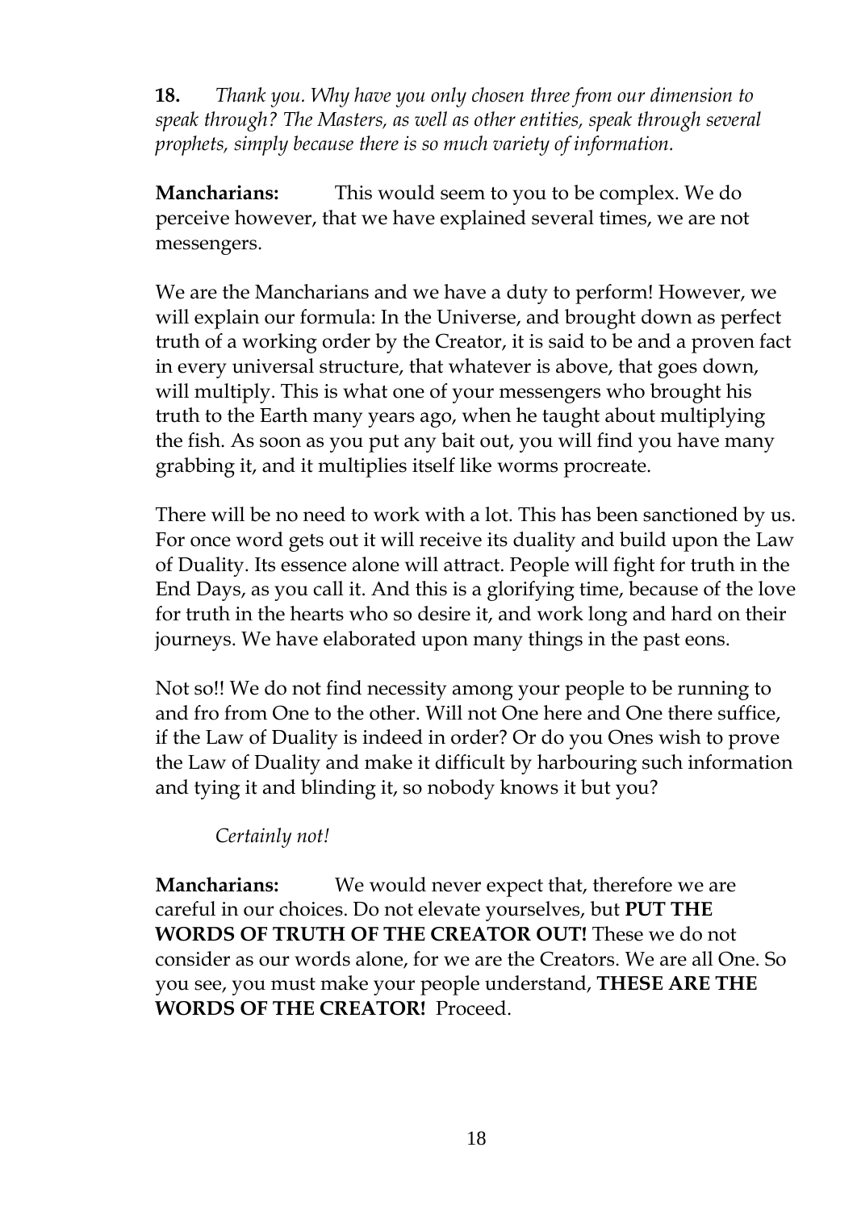**18.** *Thank you. Why have you only chosen three from our dimension to speak through? The Masters, as well as other entities, speak through several prophets, simply because there is so much variety of information.*

**Mancharians:** This would seem to you to be complex. We do perceive however, that we have explained several times, we are not messengers.

We are the Mancharians and we have a duty to perform! However, we will explain our formula: In the Universe, and brought down as perfect truth of a working order by the Creator, it is said to be and a proven fact in every universal structure, that whatever is above, that goes down, will multiply. This is what one of your messengers who brought his truth to the Earth many years ago, when he taught about multiplying the fish. As soon as you put any bait out, you will find you have many grabbing it, and it multiplies itself like worms procreate.

There will be no need to work with a lot. This has been sanctioned by us. For once word gets out it will receive its duality and build upon the Law of Duality. Its essence alone will attract. People will fight for truth in the End Days, as you call it. And this is a glorifying time, because of the love for truth in the hearts who so desire it, and work long and hard on their journeys. We have elaborated upon many things in the past eons.

Not so!! We do not find necessity among your people to be running to and fro from One to the other. Will not One here and One there suffice, if the Law of Duality is indeed in order? Or do you Ones wish to prove the Law of Duality and make it difficult by harbouring such information and tying it and blinding it, so nobody knows it but you?

*Certainly not!*

**Mancharians:** We would never expect that, therefore we are careful in our choices. Do not elevate yourselves, but **PUT THE WORDS OF TRUTH OF THE CREATOR OUT!** These we do not consider as our words alone, for we are the Creators. We are all One. So you see, you must make your people understand, **THESE ARE THE WORDS OF THE CREATOR!** Proceed.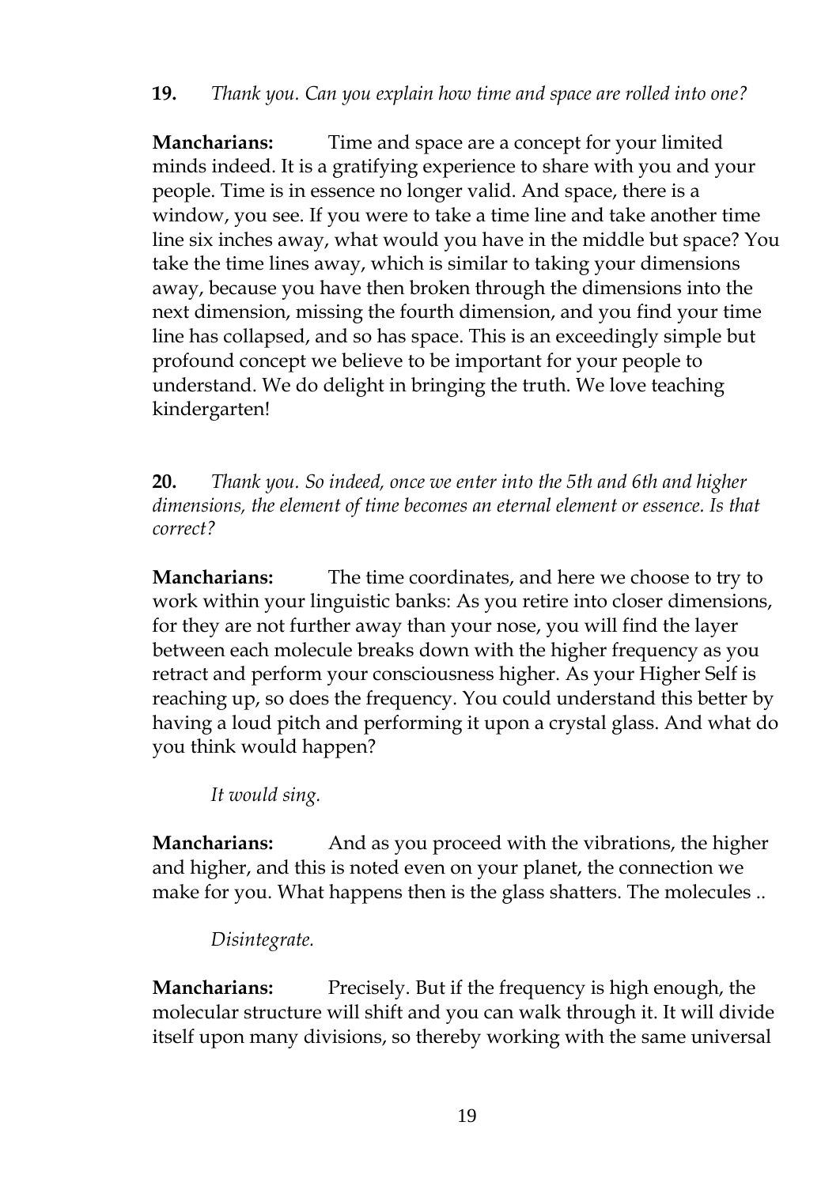**19.** *Thank you. Can you explain how time and space are rolled into one?*

**Mancharians:** Time and space are a concept for your limited minds indeed. It is a gratifying experience to share with you and your people. Time is in essence no longer valid. And space, there is a window, you see. If you were to take a time line and take another time line six inches away, what would you have in the middle but space? You take the time lines away, which is similar to taking your dimensions away, because you have then broken through the dimensions into the next dimension, missing the fourth dimension, and you find your time line has collapsed, and so has space. This is an exceedingly simple but profound concept we believe to be important for your people to understand. We do delight in bringing the truth. We love teaching kindergarten!

**20.** *Thank you. So indeed, once we enter into the 5th and 6th and higher dimensions, the element of time becomes an eternal element or essence. Is that correct?*

**Mancharians:** The time coordinates, and here we choose to try to work within your linguistic banks: As you retire into closer dimensions, for they are not further away than your nose, you will find the layer between each molecule breaks down with the higher frequency as you retract and perform your consciousness higher. As your Higher Self is reaching up, so does the frequency. You could understand this better by having a loud pitch and performing it upon a crystal glass. And what do you think would happen?

*It would sing.*

**Mancharians:** And as you proceed with the vibrations, the higher and higher, and this is noted even on your planet, the connection we make for you. What happens then is the glass shatters. The molecules ..

*Disintegrate.*

**Mancharians:** Precisely. But if the frequency is high enough, the molecular structure will shift and you can walk through it. It will divide itself upon many divisions, so thereby working with the same universal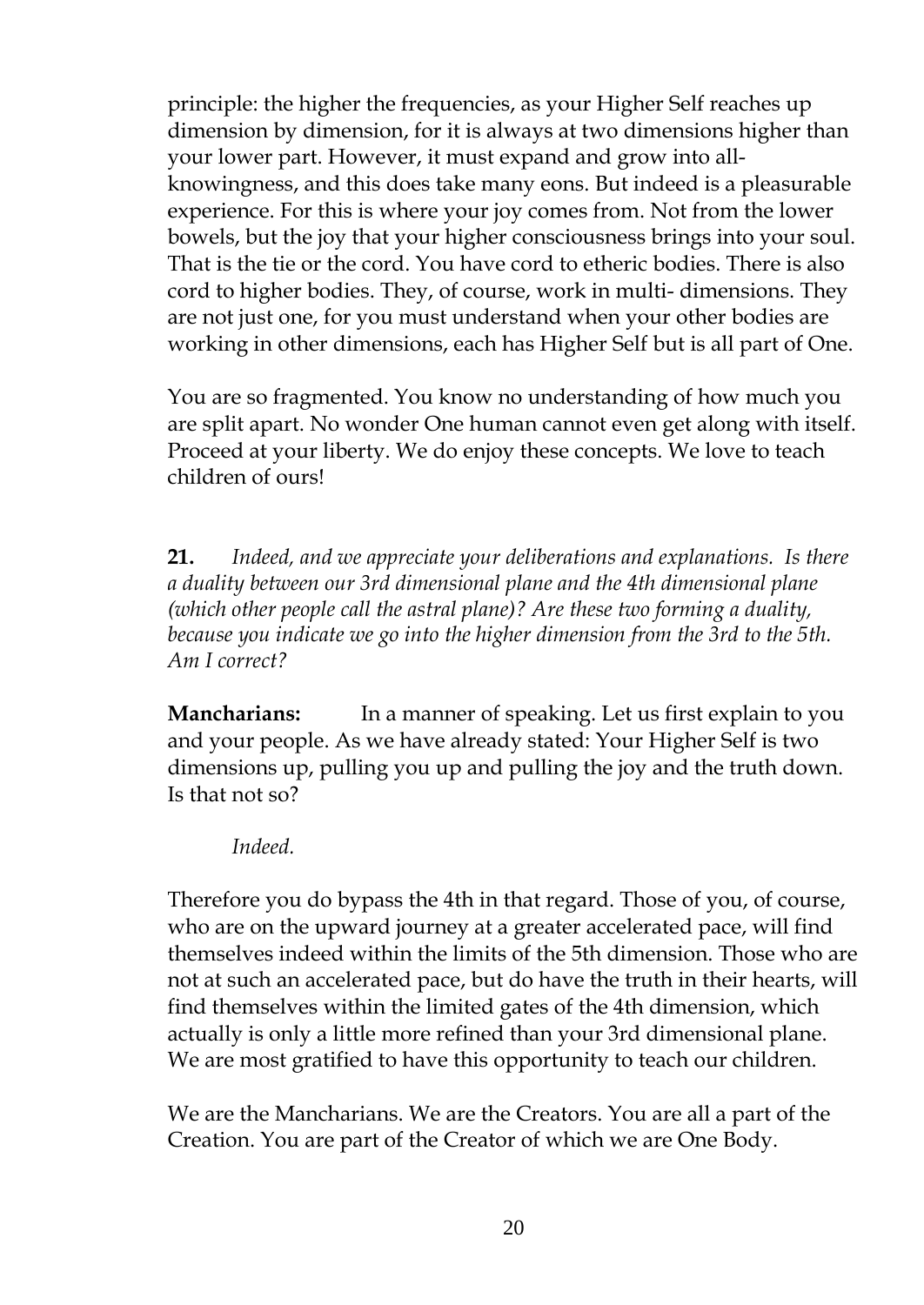principle: the higher the frequencies, as your Higher Self reaches up dimension by dimension, for it is always at two dimensions higher than your lower part. However, it must expand and grow into all-knowingness, and this does take many eons. But indeed is a pleasurable experience. For this is where your joy comes from. Not from the lower bowels, but the joy that your higher consciousness brings into your soul. That is the tie or the cord. You have cord to etheric bodies. There is also cord to higher bodies. They, of course, work in multi- dimensions. They are not just one, for you must understand when your other bodies are working in other dimensions, each has Higher Self but is all part of One.

You are so fragmented. You know no understanding of how much you are split apart. No wonder One human cannot even get along with itself. Proceed at your liberty. We do enjoy these concepts. We love to teach children of ours!

**21.** *Indeed, and we appreciate your deliberations and explanations. Is there a duality between our 3rd dimensional plane and the 4th dimensional plane (which other people call the astral plane)? Are these two forming a duality, because you indicate we go into the higher dimension from the 3rd to the 5th. Am I correct?*

**Mancharians:** In a manner of speaking. Let us first explain to you and your people. As we have already stated: Your Higher Self is two dimensions up, pulling you up and pulling the joy and the truth down. Is that not so?

*Indeed.*

Therefore you do bypass the 4th in that regard. Those of you, of course, who are on the upward journey at a greater accelerated pace, will find themselves indeed within the limits of the 5th dimension. Those who are not at such an accelerated pace, but do have the truth in their hearts, will find themselves within the limited gates of the 4th dimension, which actually is only a little more refined than your 3rd dimensional plane. We are most gratified to have this opportunity to teach our children.

We are the Mancharians. We are the Creators. You are all a part of the Creation. You are part of the Creator of which we are One Body.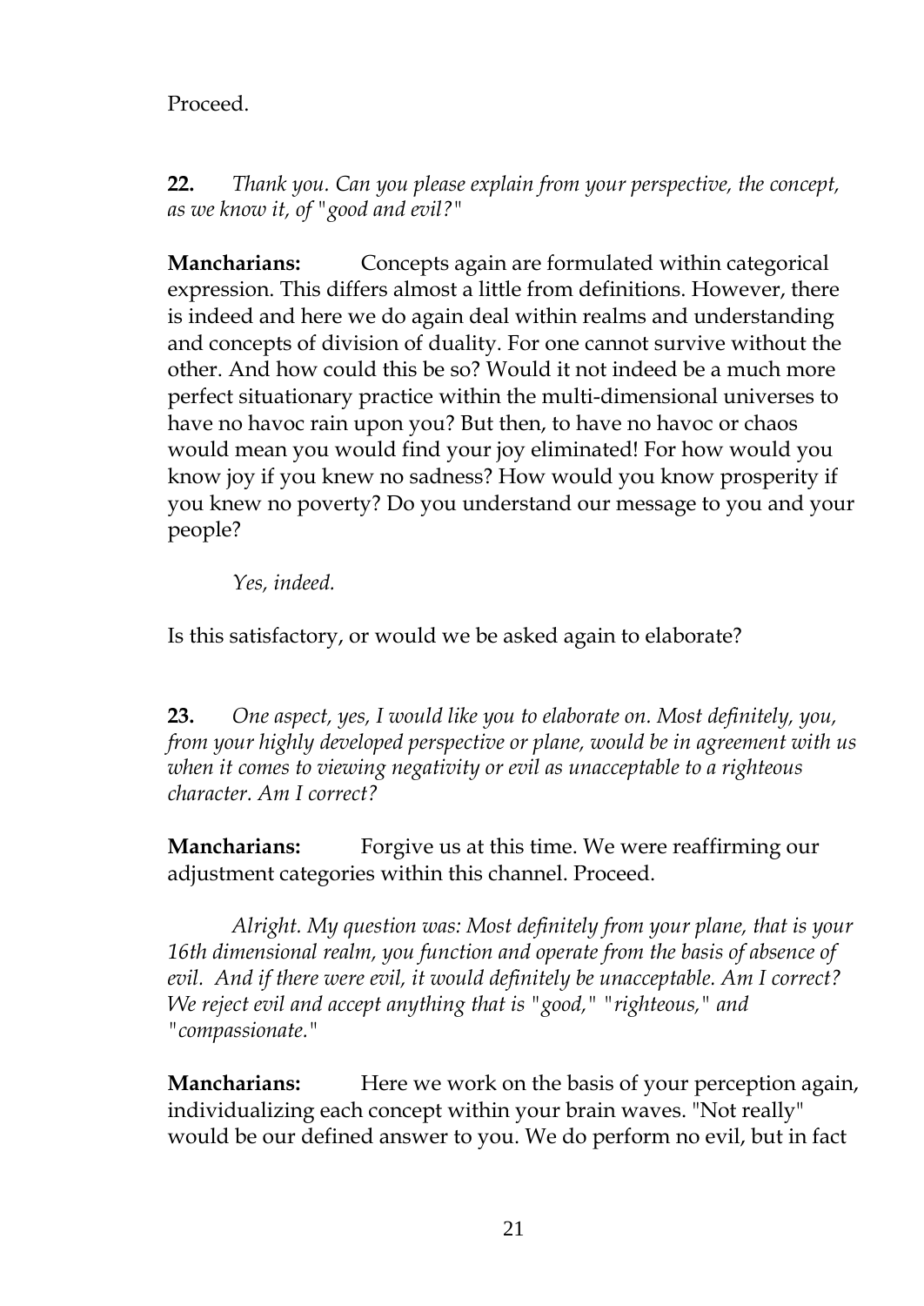Proceed.

**22.** *Thank you. Can you please explain from your perspective, the concept, as we know it, of "good and evil?"*

**Mancharians:** Concepts again are formulated within categorical expression. This differs almost a little from definitions. However, there is indeed and here we do again deal within realms and understanding and concepts of division of duality. For one cannot survive without the other. And how could this be so? Would it not indeed be a much more perfect situationary practice within the multi-dimensional universes to have no havoc rain upon you? But then, to have no havoc or chaos would mean you would find your joy eliminated! For how would you know joy if you knew no sadness? How would you know prosperity if you knew no poverty? Do you understand our message to you and your people?

*Yes, indeed.*

Is this satisfactory, or would we be asked again to elaborate?

**23.** *One aspect, yes, I would like you to elaborate on. Most definitely, you, from your highly developed perspective or plane, would be in agreement with us when it comes to viewing negativity or evil as unacceptable to a righteous character. Am I correct?*

**Mancharians:** Forgive us at this time. We were reaffirming our adjustment categories within this channel. Proceed.

*Alright. My question was: Most definitely from your plane, that is your 16th dimensional realm, you function and operate from the basis of absence of evil. And if there were evil, it would definitely be unacceptable. Am I correct? We reject evil and accept anything that is "good," "righteous," and "compassionate."*

**Mancharians:** Here we work on the basis of your perception again, individualizing each concept within your brain waves. "Not really" would be our defined answer to you. We do perform no evil, but in fact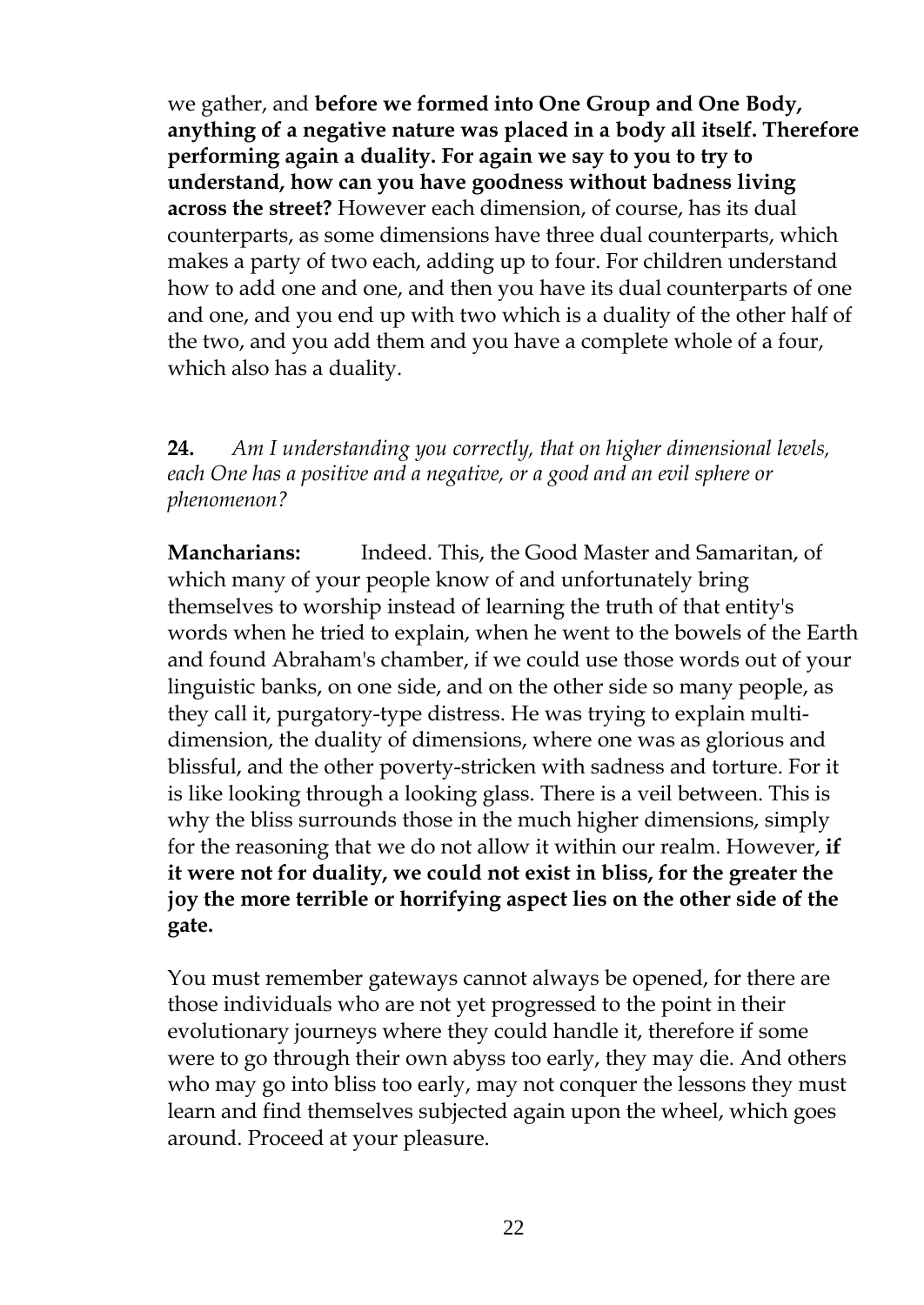we gather, and **before we formed into One Group and One Body, anything of a negative nature was placed in a body all itself. Therefore performing again a duality. For again we say to you to try to understand, how can you have goodness without badness living across the street?** However each dimension, of course, has its dual counterparts, as some dimensions have three dual counterparts, which makes a party of two each, adding up to four. For children understand how to add one and one, and then you have its dual counterparts of one and one, and you end up with two which is a duality of the other half of the two, and you add them and you have a complete whole of a four, which also has a duality.

**24.** *Am I understanding you correctly, that on higher dimensional levels, each One has a positive and a negative, or a good and an evil sphere or phenomenon?*

**Mancharians:** Indeed. This, the Good Master and Samaritan, of which many of your people know of and unfortunately bring themselves to worship instead of learning the truth of that entity's words when he tried to explain, when he went to the bowels of the Earth and found Abraham's chamber, if we could use those words out of your linguistic banks, on one side, and on the other side so many people, as they call it, purgatory-type distress. He was trying to explain multi-dimension, the duality of dimensions, where one was as glorious and blissful, and the other poverty-stricken with sadness and torture. For it is like looking through a looking glass. There is a veil between. This is why the bliss surrounds those in the much higher dimensions, simply for the reasoning that we do not allow it within our realm. However, **if it were not for duality, we could not exist in bliss, for the greater the joy the more terrible or horrifying aspect lies on the other side of the gate.**

You must remember gateways cannot always be opened, for there are those individuals who are not yet progressed to the point in their evolutionary journeys where they could handle it, therefore if some were to go through their own abyss too early, they may die. And others who may go into bliss too early, may not conquer the lessons they must learn and find themselves subjected again upon the wheel, which goes around. Proceed at your pleasure.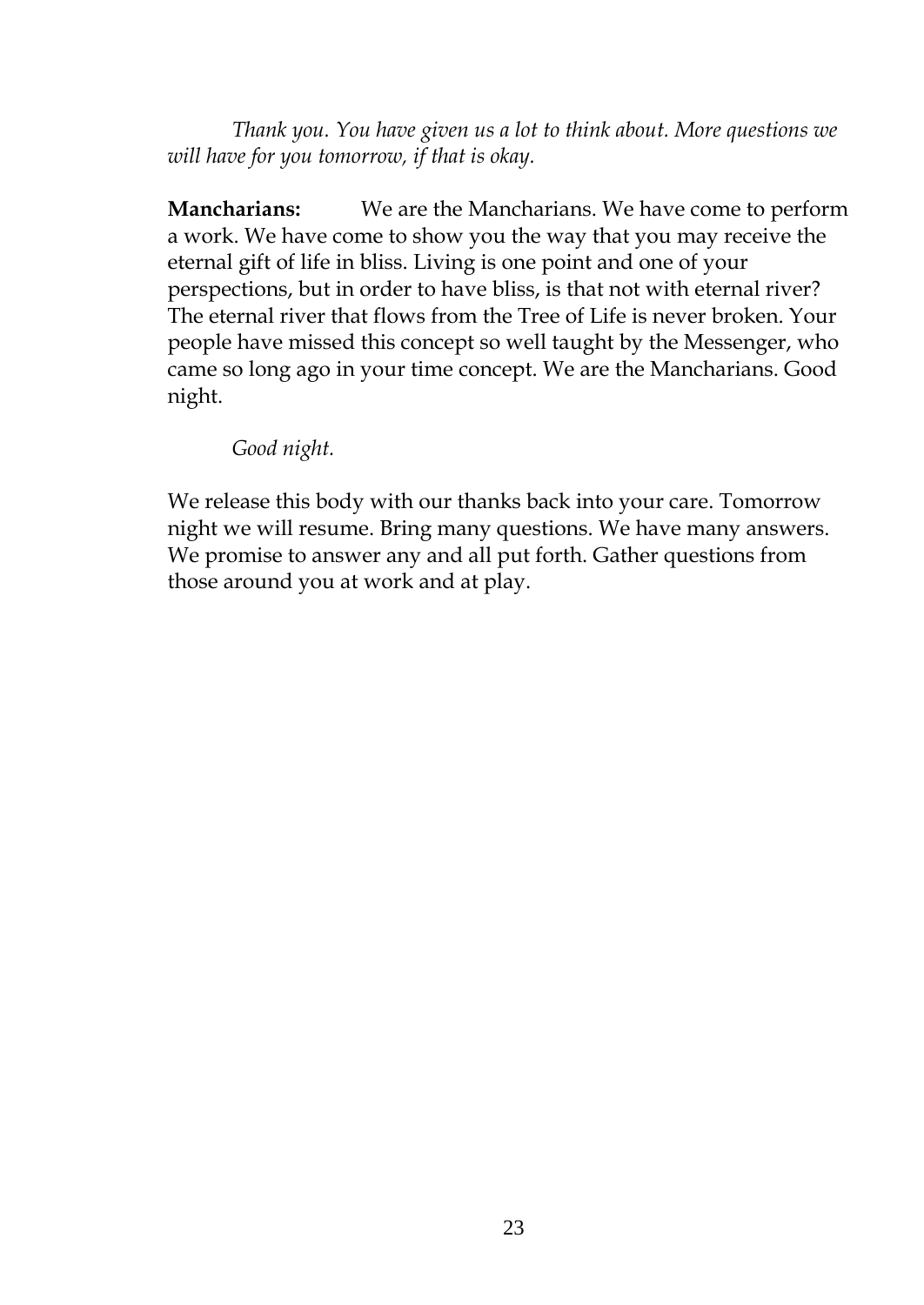*Thank you. You have given us a lot to think about. More questions we will have for you tomorrow, if that is okay.*

**Mancharians:** We are the Mancharians. We have come to perform a work. We have come to show you the way that you may receive the eternal gift of life in bliss. Living is one point and one of your perspections, but in order to have bliss, is that not with eternal river? The eternal river that flows from the Tree of Life is never broken. Your people have missed this concept so well taught by the Messenger, who came so long ago in your time concept. We are the Mancharians. Good night.

*Good night.*

We release this body with our thanks back into your care. Tomorrow night we will resume. Bring many questions. We have many answers. We promise to answer any and all put forth. Gather questions from those around you at work and at play.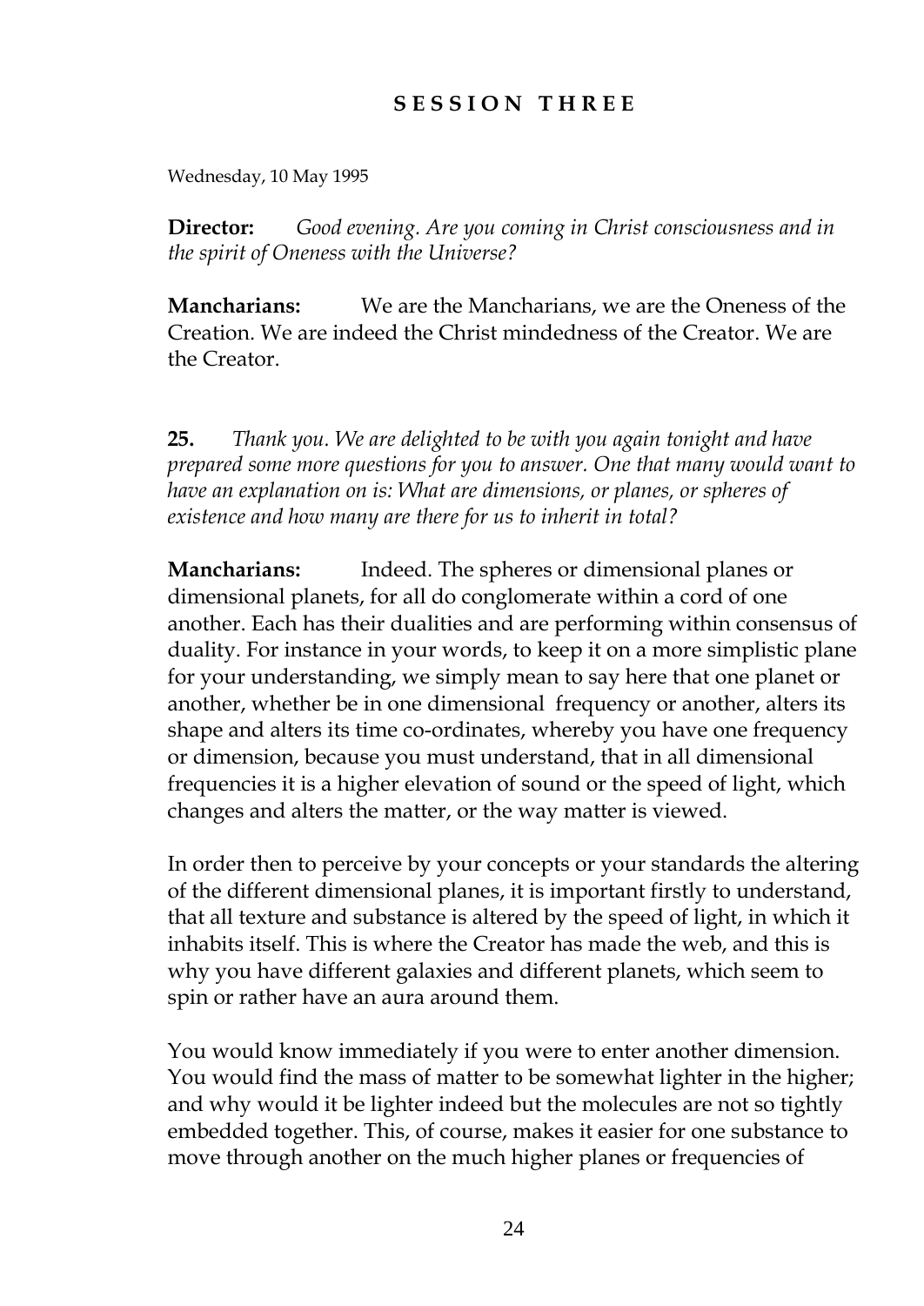## SESSION THREE

Wednesday, 10 May 1995

**Director:** *Good evening. Are you coming in Christ consciousness and in the spirit of Oneness with the Universe?*

**Mancharians:** We are the Mancharians, we are the Oneness of the Creation. We are indeed the Christ mindedness of the Creator. We are the Creator.

**25.** *Thank you. We are delighted to be with you again tonight and have prepared some more questions for you to answer. One that many would want to have an explanation on is: What are dimensions, or planes, or spheres of existence and how many are there for us to inherit in total?*

**Mancharians:** Indeed. The spheres or dimensional planes or dimensional planets, for all do conglomerate within a cord of one another. Each has their dualities and are performing within consensus of duality. For instance in your words, to keep it on a more simplistic plane for your understanding, we simply mean to say here that one planet or another, whether be in one dimensional frequency or another, alters its shape and alters its time co-ordinates, whereby you have one frequency or dimension, because you must understand, that in all dimensional frequencies it is a higher elevation of sound or the speed of light, which changes and alters the matter, or the way matter is viewed.

In order then to perceive by your concepts or your standards the altering of the different dimensional planes, it is important firstly to understand, that all texture and substance is altered by the speed of light, in which it inhabits itself. This is where the Creator has made the web, and this is why you have different galaxies and different planets, which seem to spin or rather have an aura around them.

You would know immediately if you were to enter another dimension. You would find the mass of matter to be somewhat lighter in the higher; and why would it be lighter indeed but the molecules are not so tightly embedded together. This, of course, makes it easier for one substance to move through another on the much higher planes or frequencies of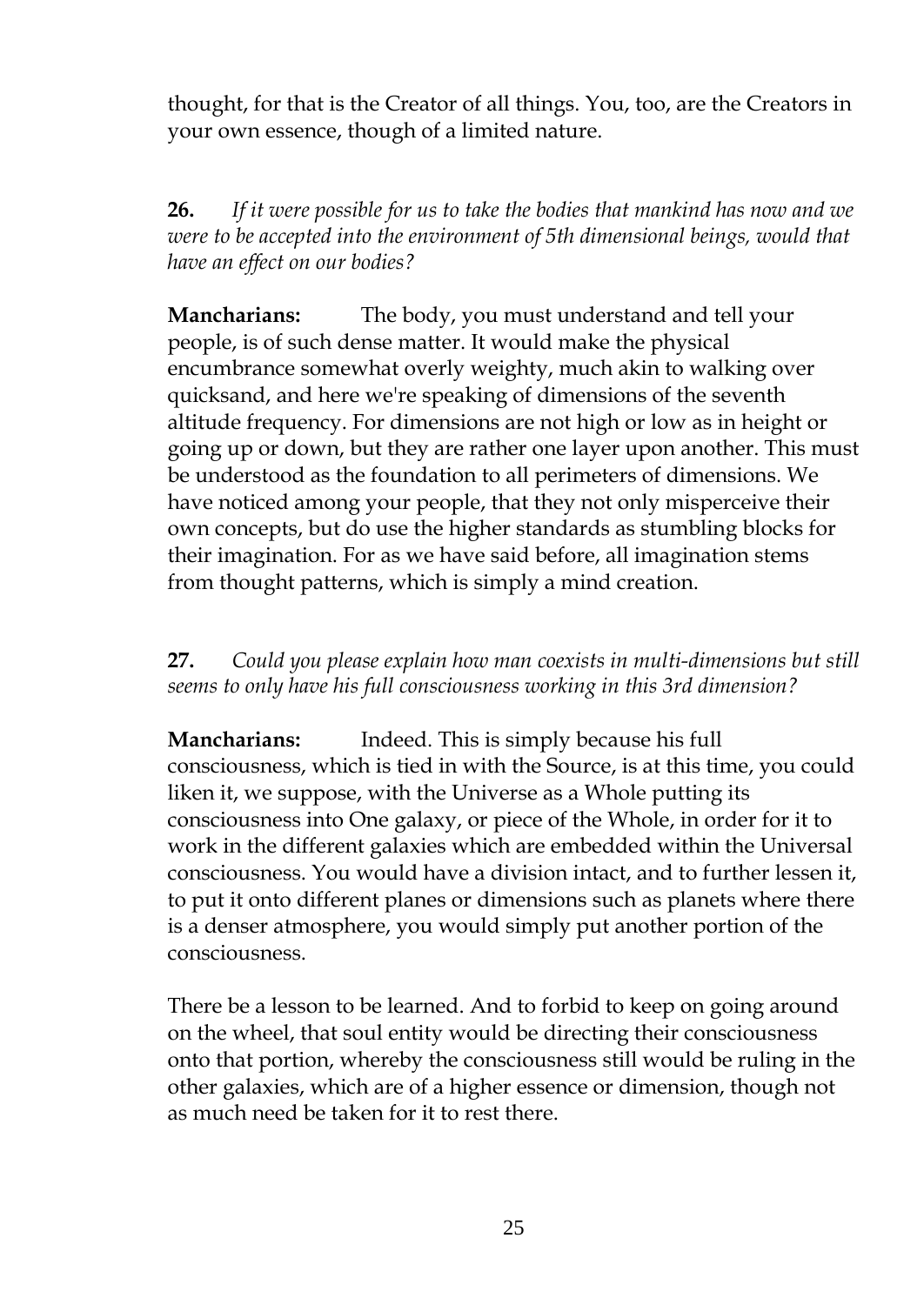thought, for that is the Creator of all things. You, too, are the Creators in your own essence, though of a limited nature.

**26.** *If it were possible for us to take the bodies that mankind has now and we were to be accepted into the environment of 5th dimensional beings, would that have an effect on our bodies?*

**Mancharians:** The body, you must understand and tell your people, is of such dense matter. It would make the physical encumbrance somewhat overly weighty, much akin to walking over quicksand, and here we're speaking of dimensions of the seventh altitude frequency. For dimensions are not high or low as in height or going up or down, but they are rather one layer upon another. This must be understood as the foundation to all perimeters of dimensions. We have noticed among your people, that they not only misperceive their own concepts, but do use the higher standards as stumbling blocks for their imagination. For as we have said before, all imagination stems from thought patterns, which is simply a mind creation.

**27.** *Could you please explain how man coexists in multi-dimensions but still seems to only have his full consciousness working in this 3rd dimension?*

**Mancharians:** Indeed. This is simply because his full consciousness, which is tied in with the Source, is at this time, you could liken it, we suppose, with the Universe as a Whole putting its consciousness into One galaxy, or piece of the Whole, in order for it to work in the different galaxies which are embedded within the Universal consciousness. You would have a division intact, and to further lessen it, to put it onto different planes or dimensions such as planets where there is a denser atmosphere, you would simply put another portion of the consciousness.

There be a lesson to be learned. And to forbid to keep on going around on the wheel, that soul entity would be directing their consciousness onto that portion, whereby the consciousness still would be ruling in the other galaxies, which are of a higher essence or dimension, though not as much need be taken for it to rest there.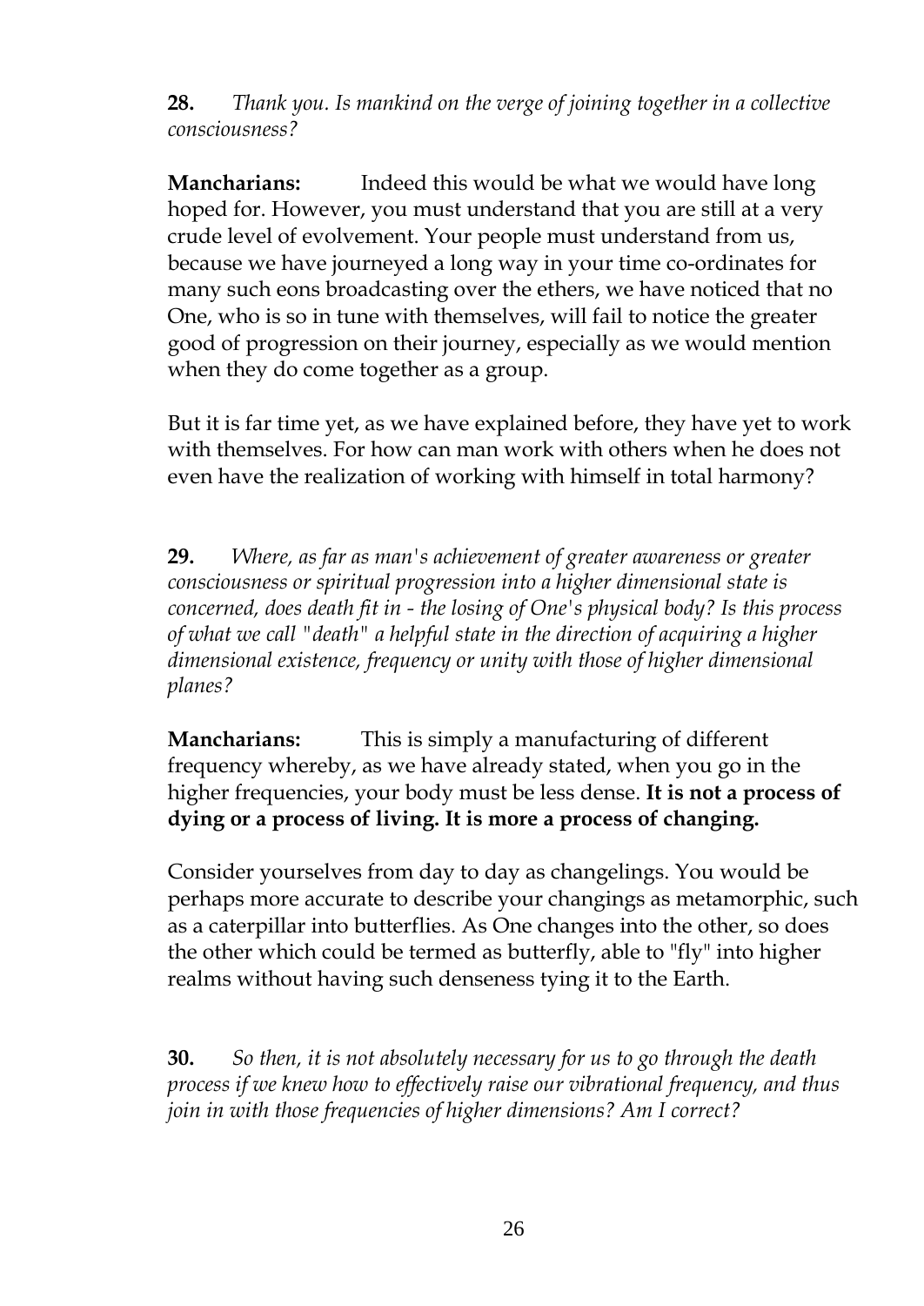**28.** *Thank you. Is mankind on the verge of joining together in a collective consciousness?*

**Mancharians:** Indeed this would be what we would have long hoped for. However, you must understand that you are still at a very crude level of evolvement. Your people must understand from us, because we have journeyed a long way in your time co-ordinates for many such eons broadcasting over the ethers, we have noticed that no One, who is so in tune with themselves, will fail to notice the greater good of progression on their journey, especially as we would mention when they do come together as a group.

But it is far time yet, as we have explained before, they have yet to work with themselves. For how can man work with others when he does not even have the realization of working with himself in total harmony?

**29.** *Where, as far as man's achievement of greater awareness or greater consciousness or spiritual progression into a higher dimensional state is concerned, does death fit in - the losing of One's physical body? Is this process of what we call "death" a helpful state in the direction of acquiring a higher dimensional existence, frequency or unity with those of higher dimensional planes?*

**Mancharians:** This is simply a manufacturing of different frequency whereby, as we have already stated, when you go in the higher frequencies, your body must be less dense. **It is not a process of dying or a process of living. It is more a process of changing.**

Consider yourselves from day to day as changelings. You would be perhaps more accurate to describe your changings as metamorphic, such as a caterpillar into butterflies. As One changes into the other, so does the other which could be termed as butterfly, able to "fly" into higher realms without having such denseness tying it to the Earth.

**30.** *So then, it is not absolutely necessary for us to go through the death process if we knew how to effectively raise our vibrational frequency, and thus join in with those frequencies of higher dimensions? Am I correct?*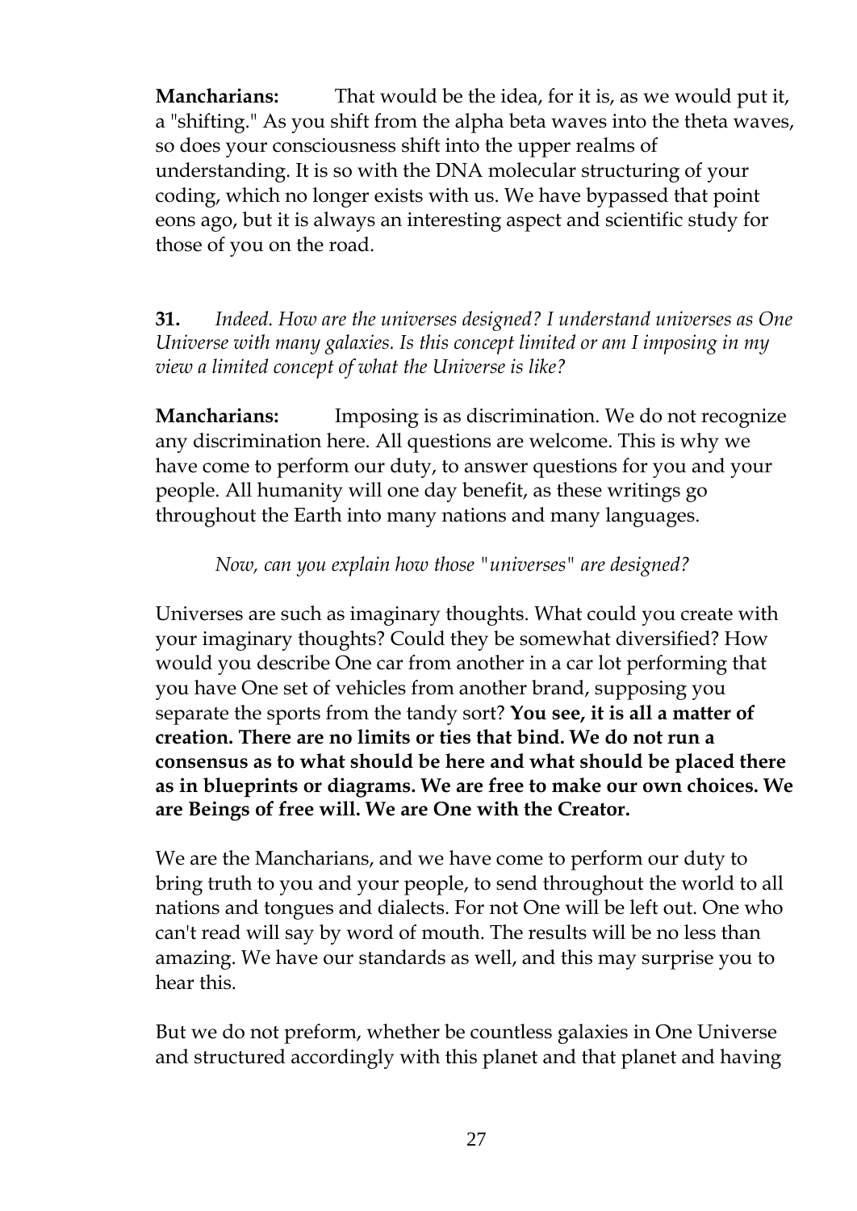**Mancharians:** That would be the idea, for it is, as we would put it, a "shifting." As you shift from the alpha beta waves into the theta waves, so does your consciousness shift into the upper realms of understanding. It is so with the DNA molecular structuring of your coding, which no longer exists with us. We have bypassed that point eons ago, but it is always an interesting aspect and scientific study for those of you on the road.

**31.** *Indeed. How are the universes designed? I understand universes as One Universe with many galaxies. Is this concept limited or am I imposing in my view a limited concept of what the Universe is like?*

**Mancharians:** Imposing is as discrimination. We do not recognize any discrimination here. All questions are welcome. This is why we have come to perform our duty, to answer questions for you and your people. All humanity will one day benefit, as these writings go throughout the Earth into many nations and many languages.

*Now, can you explain how those "universes" are designed?*

Universes are such as imaginary thoughts. What could you create with your imaginary thoughts? Could they be somewhat diversified? How would you describe One car from another in a car lot performing that you have One set of vehicles from another brand, supposing you separate the sports from the tandy sort? **You see, it is all a matter of creation. There are no limits or ties that bind. We do not run a consensus as to what should be here and what should be placed there as in blueprints or diagrams. We are free to make our own choices. We are Beings of free will. We are One with the Creator.**

We are the Mancharians, and we have come to perform our duty to bring truth to you and your people, to send throughout the world to all nations and tongues and dialects. For not One will be left out. One who can't read will say by word of mouth. The results will be no less than amazing. We have our standards as well, and this may surprise you to hear this.

But we do not preform, whether be countless galaxies in One Universe and structured accordingly with this planet and that planet and having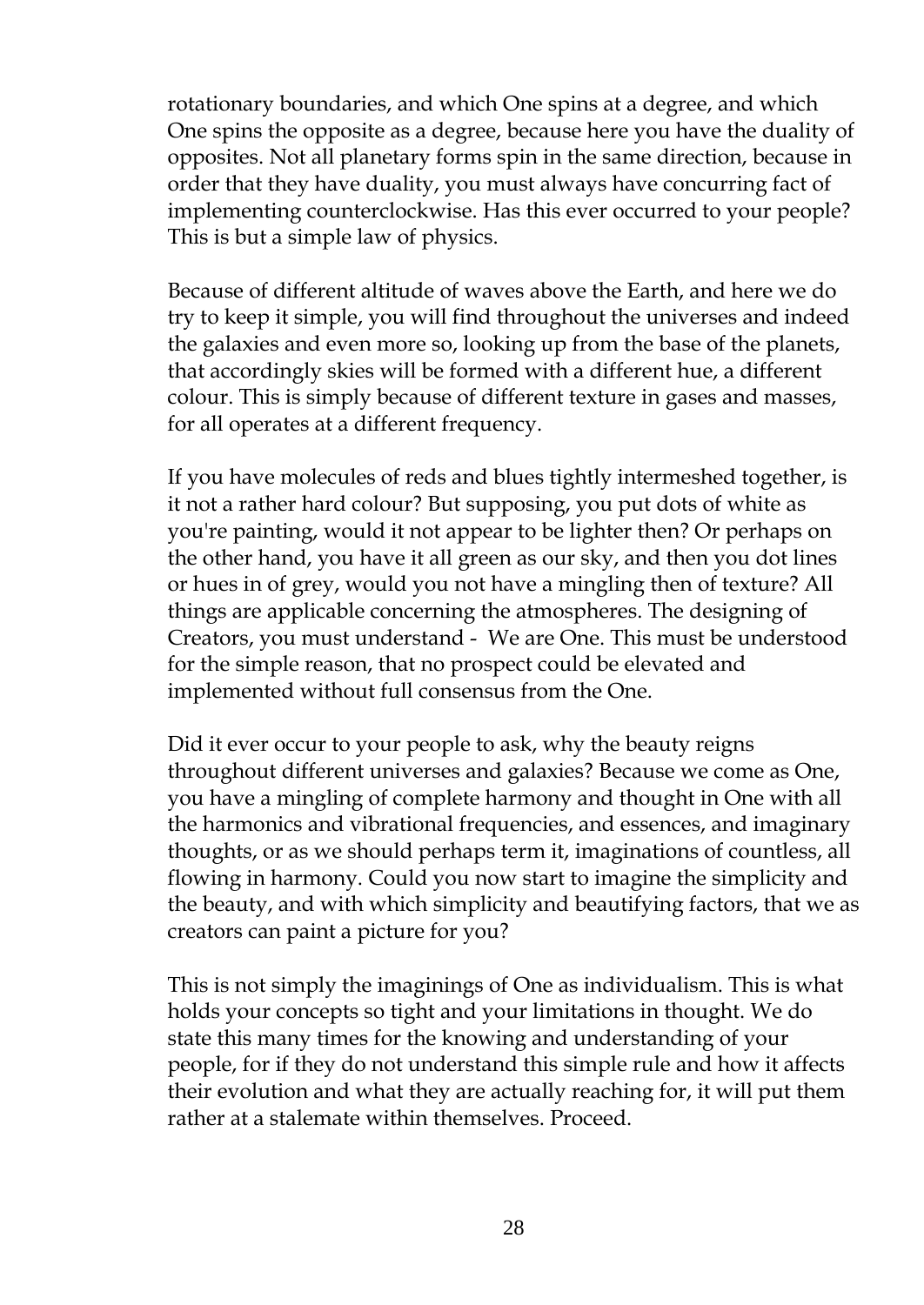rotationary boundaries, and which One spins at a degree, and which One spins the opposite as a degree, because here you have the duality of opposites. Not all planetary forms spin in the same direction, because in order that they have duality, you must always have concurring fact of implementing counterclockwise. Has this ever occurred to your people? This is but a simple law of physics.

Because of different altitude of waves above the Earth, and here we do try to keep it simple, you will find throughout the universes and indeed the galaxies and even more so, looking up from the base of the planets, that accordingly skies will be formed with a different hue, a different colour. This is simply because of different texture in gases and masses, for all operates at a different frequency.

If you have molecules of reds and blues tightly intermeshed together, is it not a rather hard colour? But supposing, you put dots of white as you're painting, would it not appear to be lighter then? Or perhaps on the other hand, you have it all green as our sky, and then you dot lines or hues in of grey, would you not have a mingling then of texture? All things are applicable concerning the atmospheres. The designing of Creators, you must understand - We are One. This must be understood for the simple reason, that no prospect could be elevated and implemented without full consensus from the One.

Did it ever occur to your people to ask, why the beauty reigns throughout different universes and galaxies? Because we come as One, you have a mingling of complete harmony and thought in One with all the harmonics and vibrational frequencies, and essences, and imaginary thoughts, or as we should perhaps term it, imaginations of countless, all flowing in harmony. Could you now start to imagine the simplicity and the beauty, and with which simplicity and beautifying factors, that we as creators can paint a picture for you?

This is not simply the imaginings of One as individualism. This is what holds your concepts so tight and your limitations in thought. We do state this many times for the knowing and understanding of your people, for if they do not understand this simple rule and how it affects their evolution and what they are actually reaching for, it will put them rather at a stalemate within themselves. Proceed.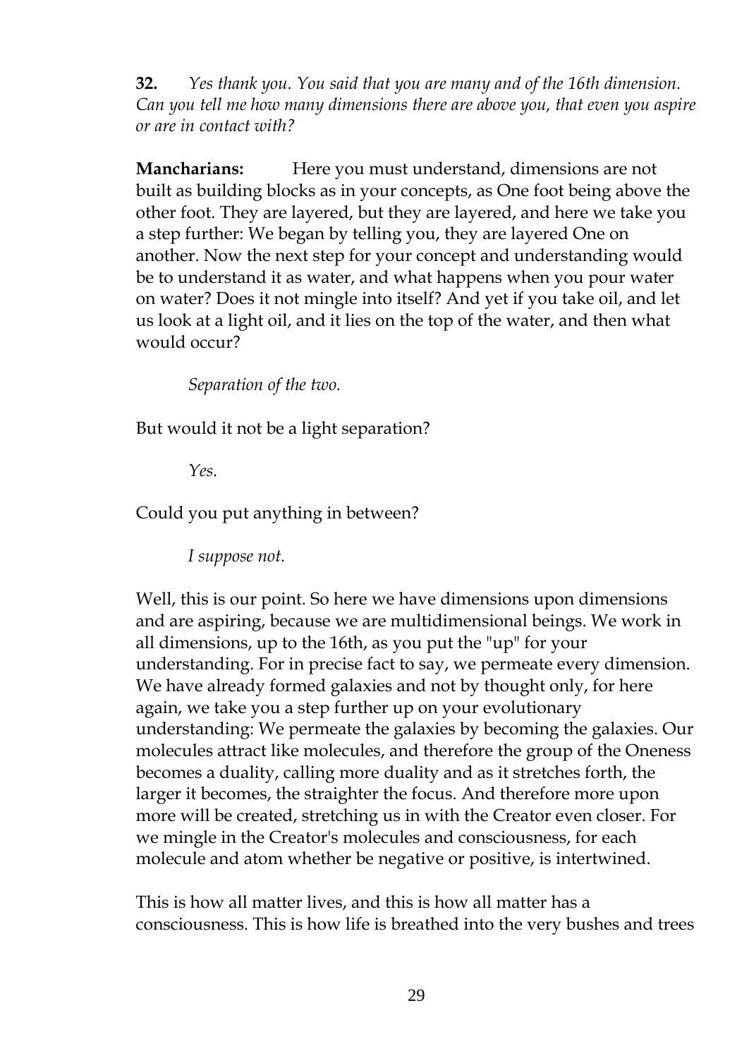**32.** *Yes thank you. You said that you are many and of the 16th dimension. Can you tell me how many dimensions there are above you, that even you aspire or are in contact with?*

**Mancharians:** Here you must understand, dimensions are not built as building blocks as in your concepts, as One foot being above the other foot. They are layered, but they are layered, and here we take you a step further: We began by telling you, they are layered One on another. Now the next step for your concept and understanding would be to understand it as water, and what happens when you pour water on water? Does it not mingle into itself? And yet if you take oil, and let us look at a light oil, and it lies on the top of the water, and then what would occur?

*Separation of the two.*

But would it not be a light separation?

*Yes.*

Could you put anything in between?

*I suppose not.*

Well, this is our point. So here we have dimensions upon dimensions and are aspiring, because we are multidimensional beings. We work in all dimensions, up to the 16th, as you put the "up" for your understanding. For in precise fact to say, we permeate every dimension. We have already formed galaxies and not by thought only, for here again, we take you a step further up on your evolutionary understanding: We permeate the galaxies by becoming the galaxies. Our molecules attract like molecules, and therefore the group of the Oneness becomes a duality, calling more duality and as it stretches forth, the larger it becomes, the straighter the focus. And therefore more upon more will be created, stretching us in with the Creator even closer. For we mingle in the Creator's molecules and consciousness, for each molecule and atom whether be negative or positive, is intertwined.

This is how all matter lives, and this is how all matter has a consciousness. This is how life is breathed into the very bushes and trees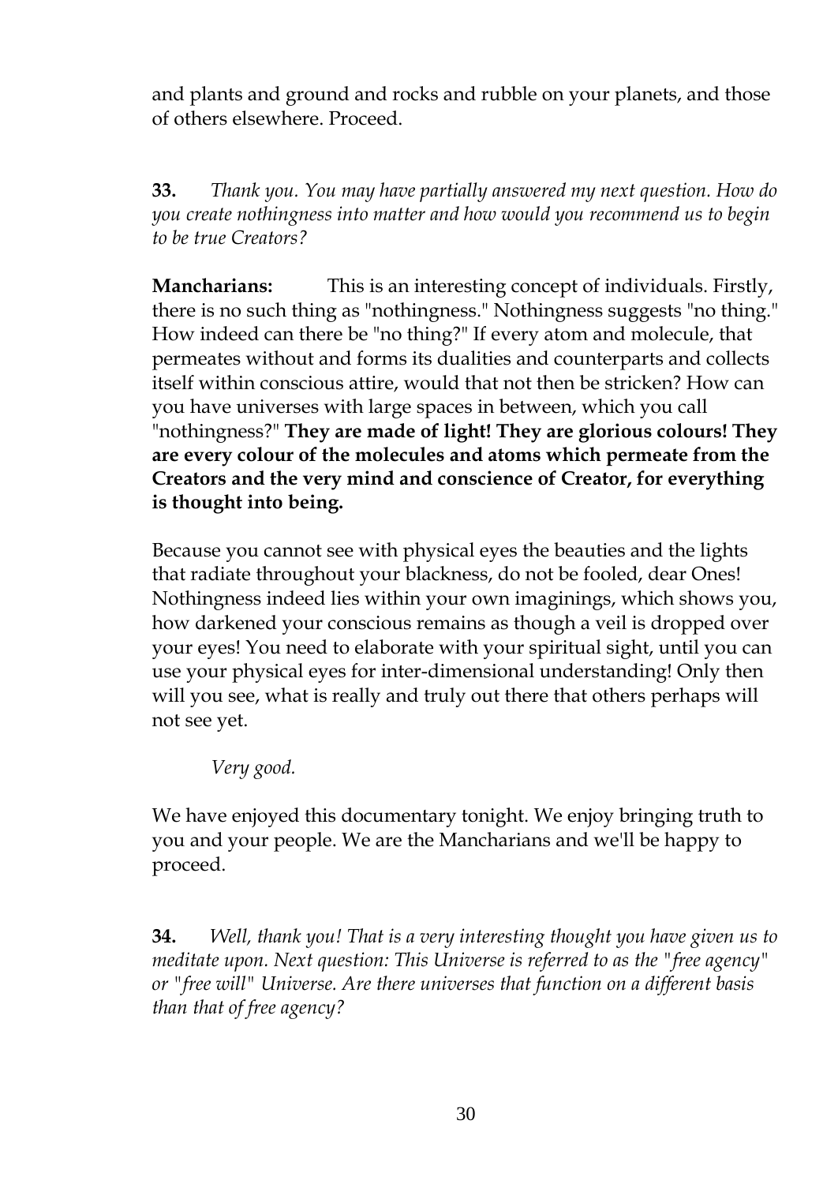and plants and ground and rocks and rubble on your planets, and those of others elsewhere. Proceed.

**33.** *Thank you. You may have partially answered my next question. How do you create nothingness into matter and how would you recommend us to begin to be true Creators?*

**Mancharians:** This is an interesting concept of individuals. Firstly, there is no such thing as "nothingness." Nothingness suggests "no thing." How indeed can there be "no thing?" If every atom and molecule, that permeates without and forms its dualities and counterparts and collects itself within conscious attire, would that not then be stricken? How can you have universes with large spaces in between, which you call "nothingness?" **They are made of light! They are glorious colours! They are every colour of the molecules and atoms which permeate from the Creators and the very mind and conscience of Creator, for everything is thought into being.**

Because you cannot see with physical eyes the beauties and the lights that radiate throughout your blackness, do not be fooled, dear Ones! Nothingness indeed lies within your own imaginings, which shows you, how darkened your conscious remains as though a veil is dropped over your eyes! You need to elaborate with your spiritual sight, until you can use your physical eyes for inter-dimensional understanding! Only then will you see, what is really and truly out there that others perhaps will not see yet.

*Very good.*

We have enjoyed this documentary tonight. We enjoy bringing truth to you and your people. We are the Mancharians and we'll be happy to proceed.

**34.** *Well, thank you! That is a very interesting thought you have given us to meditate upon. Next question: This Universe is referred to as the "free agency" or "free will" Universe. Are there universes that function on a different basis than that of free agency?*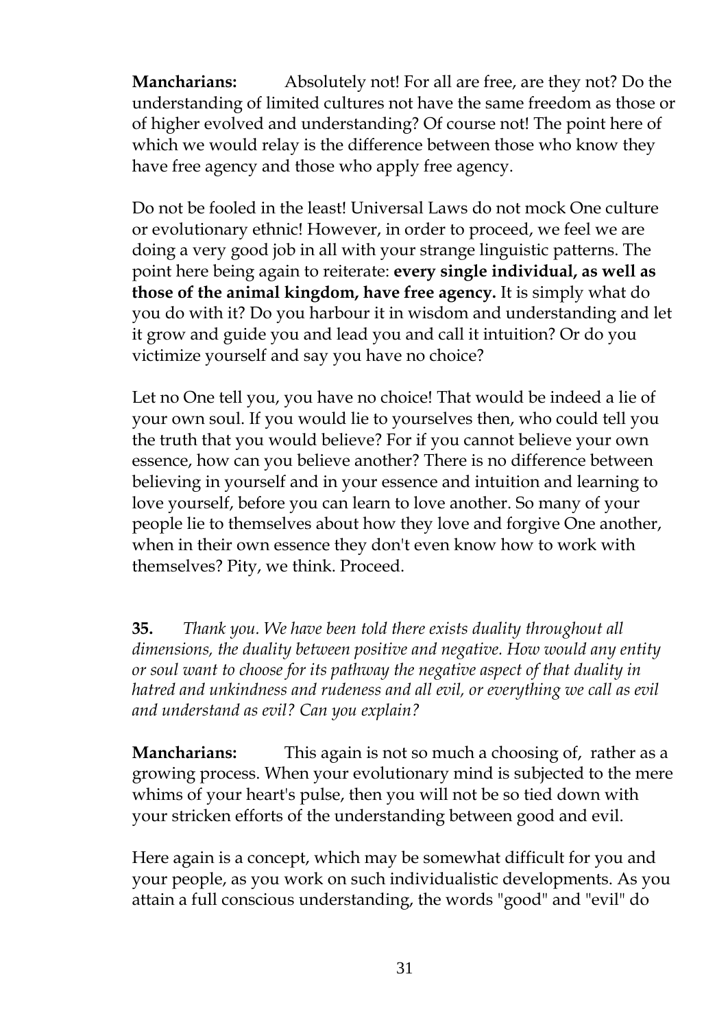**Mancharians:** Absolutely not! For all are free, are they not? Do the understanding of limited cultures not have the same freedom as those or of higher evolved and understanding? Of course not! The point here of which we would relay is the difference between those who know they have free agency and those who apply free agency.

Do not be fooled in the least! Universal Laws do not mock One culture or evolutionary ethnic! However, in order to proceed, we feel we are doing a very good job in all with your strange linguistic patterns. The point here being again to reiterate: **every single individual, as well as those of the animal kingdom, have free agency.** It is simply what do you do with it? Do you harbour it in wisdom and understanding and let it grow and guide you and lead you and call it intuition? Or do you victimize yourself and say you have no choice?

Let no One tell you, you have no choice! That would be indeed a lie of your own soul. If you would lie to yourselves then, who could tell you the truth that you would believe? For if you cannot believe your own essence, how can you believe another? There is no difference between believing in yourself and in your essence and intuition and learning to love yourself, before you can learn to love another. So many of your people lie to themselves about how they love and forgive One another, when in their own essence they don't even know how to work with themselves? Pity, we think. Proceed.

**35.** *Thank you. We have been told there exists duality throughout all dimensions, the duality between positive and negative. How would any entity or soul want to choose for its pathway the negative aspect of that duality in hatred and unkindness and rudeness and all evil, or everything we call as evil and understand as evil? Can you explain?*

**Mancharians:** This again is not so much a choosing of, rather as a growing process. When your evolutionary mind is subjected to the mere whims of your heart's pulse, then you will not be so tied down with your stricken efforts of the understanding between good and evil.

Here again is a concept, which may be somewhat difficult for you and your people, as you work on such individualistic developments. As you attain a full conscious understanding, the words "good" and "evil" do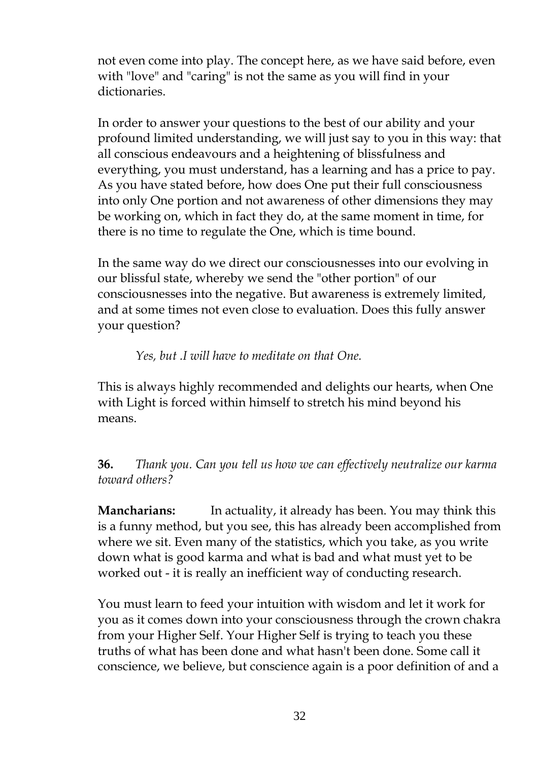not even come into play. The concept here, as we have said before, even with "love" and "caring" is not the same as you will find in your dictionaries.

In order to answer your questions to the best of our ability and your profound limited understanding, we will just say to you in this way: that all conscious endeavours and a heightening of blissfulness and everything, you must understand, has a learning and has a price to pay. As you have stated before, how does One put their full consciousness into only One portion and not awareness of other dimensions they may be working on, which in fact they do, at the same moment in time, for there is no time to regulate the One, which is time bound.

In the same way do we direct our consciousnesses into our evolving in our blissful state, whereby we send the "other portion" of our consciousnesses into the negative. But awareness is extremely limited, and at some times not even close to evaluation. Does this fully answer your question?

*Yes, but .I will have to meditate on that One.*

This is always highly recommended and delights our hearts, when One with Light is forced within himself to stretch his mind beyond his means.

**36.** *Thank you. Can you tell us how we can effectively neutralize our karma toward others?*

**Mancharians:** In actuality, it already has been. You may think this is a funny method, but you see, this has already been accomplished from where we sit. Even many of the statistics, which you take, as you write down what is good karma and what is bad and what must yet to be worked out - it is really an inefficient way of conducting research.

You must learn to feed your intuition with wisdom and let it work for you as it comes down into your consciousness through the crown chakra from your Higher Self. Your Higher Self is trying to teach you these truths of what has been done and what hasn't been done. Some call it conscience, we believe, but conscience again is a poor definition of and a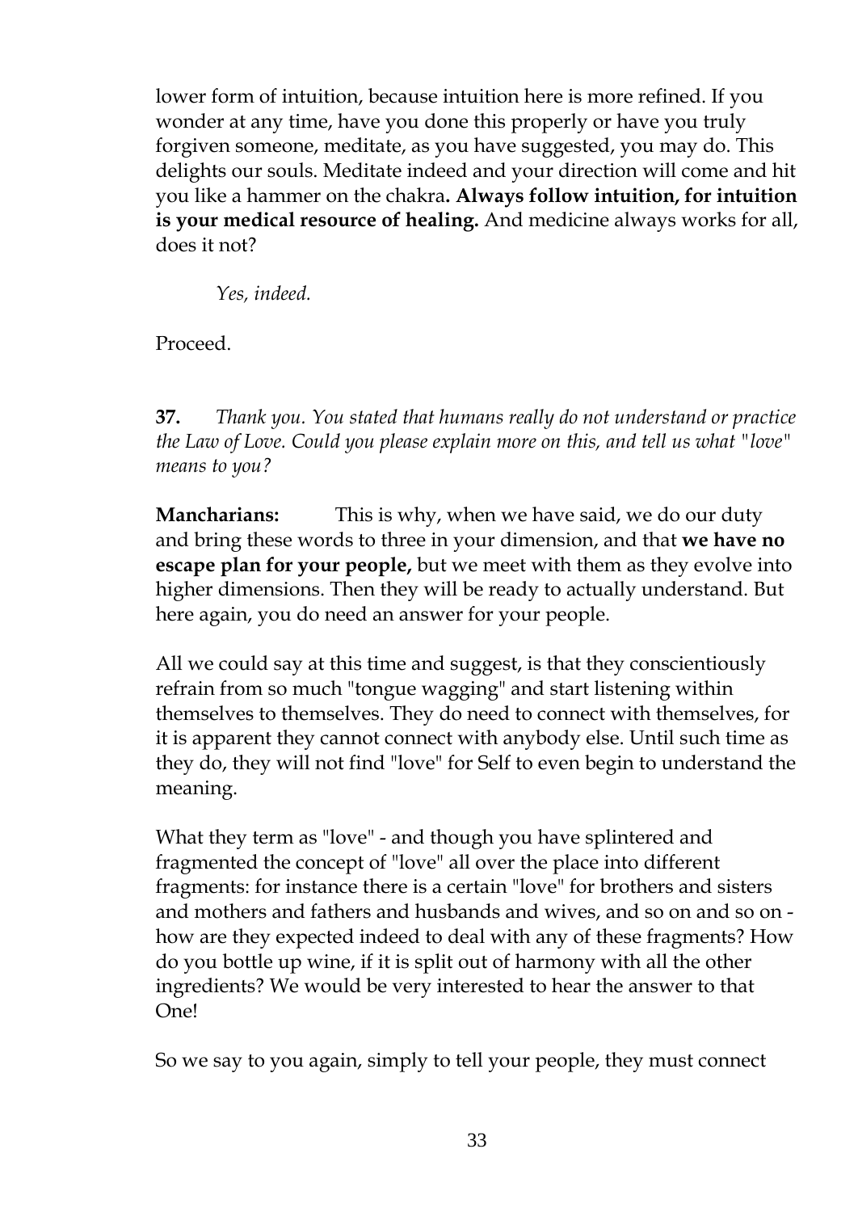lower form of intuition, because intuition here is more refined. If you wonder at any time, have you done this properly or have you truly forgiven someone, meditate, as you have suggested, you may do. This delights our souls. Meditate indeed and your direction will come and hit you like a hammer on the chakra**. Always follow intuition, for intuition is your medical resource of healing.** And medicine always works for all, does it not?

*Yes, indeed.*

Proceed.

**37.** *Thank you. You stated that humans really do not understand or practice the Law of Love. Could you please explain more on this, and tell us what "love" means to you?*

**Mancharians:** This is why, when we have said, we do our duty and bring these words to three in your dimension, and that **we have no escape plan for your people,** but we meet with them as they evolve into higher dimensions. Then they will be ready to actually understand. But here again, you do need an answer for your people.

All we could say at this time and suggest, is that they conscientiously refrain from so much "tongue wagging" and start listening within themselves to themselves. They do need to connect with themselves, for it is apparent they cannot connect with anybody else. Until such time as they do, they will not find "love" for Self to even begin to understand the meaning.

What they term as "love" - and though you have splintered and fragmented the concept of "love" all over the place into different fragments: for instance there is a certain "love" for brothers and sisters and mothers and fathers and husbands and wives, and so on and so on - how are they expected indeed to deal with any of these fragments? How do you bottle up wine, if it is split out of harmony with all the other ingredients? We would be very interested to hear the answer to that One!

So we say to you again, simply to tell your people, they must connect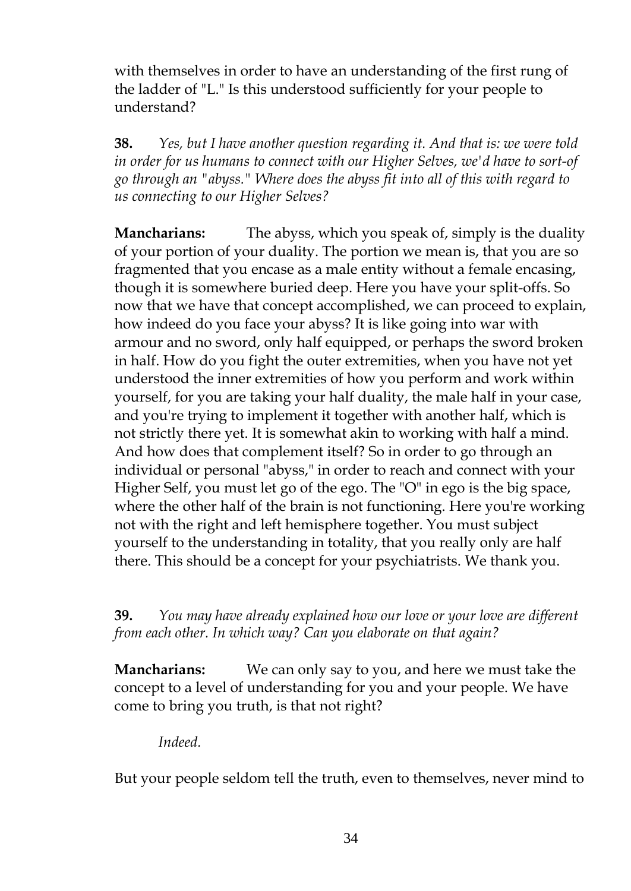with themselves in order to have an understanding of the first rung of the ladder of "L." Is this understood sufficiently for your people to understand?

**38.** *Yes, but I have another question regarding it. And that is: we were told in order for us humans to connect with our Higher Selves, we'd have to sort-of go through an "abyss." Where does the abyss fit into all of this with regard to us connecting to our Higher Selves?*

**Mancharians:** The abyss, which you speak of, simply is the duality of your portion of your duality. The portion we mean is, that you are so fragmented that you encase as a male entity without a female encasing, though it is somewhere buried deep. Here you have your split-offs. So now that we have that concept accomplished, we can proceed to explain, how indeed do you face your abyss? It is like going into war with armour and no sword, only half equipped, or perhaps the sword broken in half. How do you fight the outer extremities, when you have not yet understood the inner extremities of how you perform and work within yourself, for you are taking your half duality, the male half in your case, and you're trying to implement it together with another half, which is not strictly there yet. It is somewhat akin to working with half a mind. And how does that complement itself? So in order to go through an individual or personal "abyss," in order to reach and connect with your Higher Self, you must let go of the ego. The "O" in ego is the big space, where the other half of the brain is not functioning. Here you're working not with the right and left hemisphere together. You must subject yourself to the understanding in totality, that you really only are half there. This should be a concept for your psychiatrists. We thank you.

**39.** *You may have already explained how our love or your love are different from each other. In which way? Can you elaborate on that again?*

**Mancharians:** We can only say to you, and here we must take the concept to a level of understanding for you and your people. We have come to bring you truth, is that not right?

*Indeed.*

But your people seldom tell the truth, even to themselves, never mind to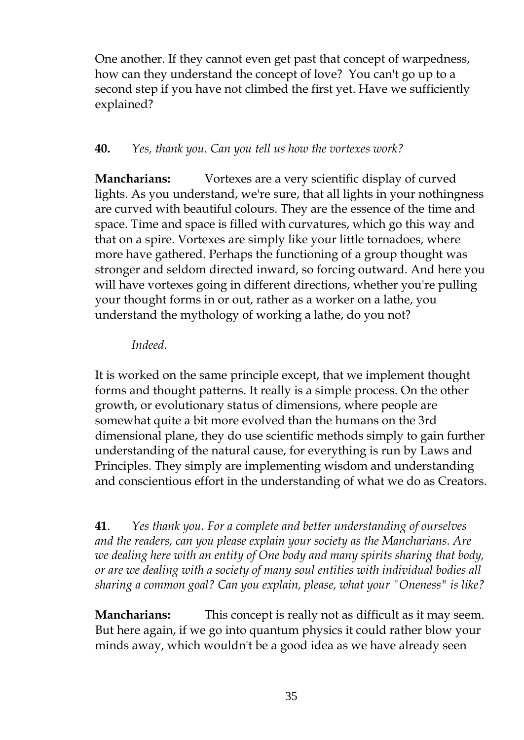One another. If they cannot even get past that concept of warpedness, how can they understand the concept of love? You can't go up to a second step if you have not climbed the first yet. Have we sufficiently explained?

**40.** *Yes, thank you. Can you tell us how the vortexes work?*

**Mancharians:** Vortexes are a very scientific display of curved lights. As you understand, we're sure, that all lights in your nothingness are curved with beautiful colours. They are the essence of the time and space. Time and space is filled with curvatures, which go this way and that on a spire. Vortexes are simply like your little tornadoes, where more have gathered. Perhaps the functioning of a group thought was stronger and seldom directed inward, so forcing outward. And here you will have vortexes going in different directions, whether you're pulling your thought forms in or out, rather as a worker on a lathe, you understand the mythology of working a lathe, do you not?

*Indeed.*

It is worked on the same principle except, that we implement thought forms and thought patterns. It really is a simple process. On the other growth, or evolutionary status of dimensions, where people are somewhat quite a bit more evolved than the humans on the 3rd dimensional plane, they do use scientific methods simply to gain further understanding of the natural cause, for everything is run by Laws and Principles. They simply are implementing wisdom and understanding and conscientious effort in the understanding of what we do as Creators.

**41**. *Yes thank you. For a complete and better understanding of ourselves and the readers, can you please explain your society as the Mancharians. Are we dealing here with an entity of One body and many spirits sharing that body, or are we dealing with a society of many soul entities with individual bodies all sharing a common goal? Can you explain, please, what your "Oneness" is like?*

**Mancharians:** This concept is really not as difficult as it may seem. But here again, if we go into quantum physics it could rather blow your minds away, which wouldn't be a good idea as we have already seen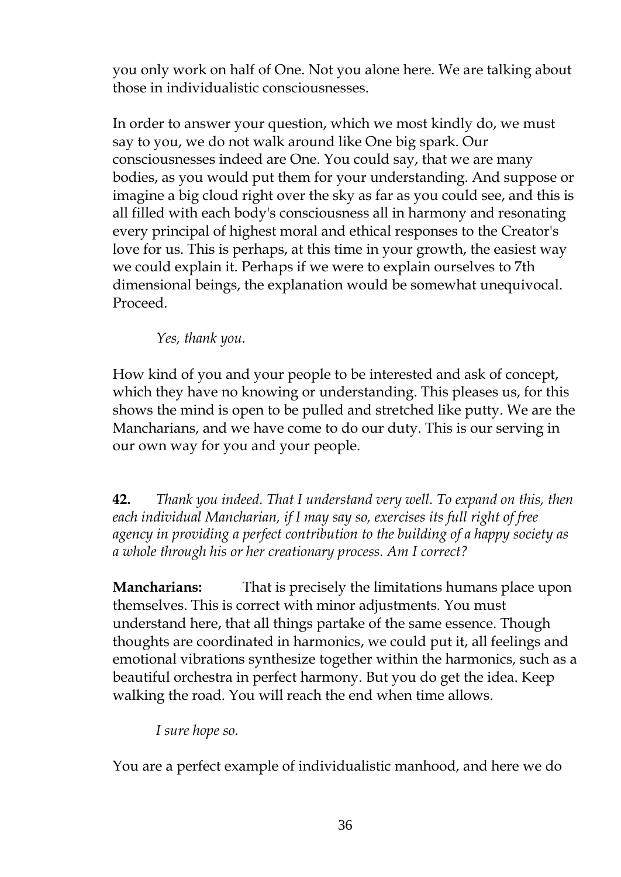you only work on half of One. Not you alone here. We are talking about those in individualistic consciousnesses.

In order to answer your question, which we most kindly do, we must say to you, we do not walk around like One big spark. Our consciousnesses indeed are One. You could say, that we are many bodies, as you would put them for your understanding. And suppose or imagine a big cloud right over the sky as far as you could see, and this is all filled with each body's consciousness all in harmony and resonating every principal of highest moral and ethical responses to the Creator's love for us. This is perhaps, at this time in your growth, the easiest way we could explain it. Perhaps if we were to explain ourselves to 7th dimensional beings, the explanation would be somewhat unequivocal. Proceed.

*Yes, thank you.*

How kind of you and your people to be interested and ask of concept, which they have no knowing or understanding. This pleases us, for this shows the mind is open to be pulled and stretched like putty. We are the Mancharians, and we have come to do our duty. This is our serving in our own way for you and your people.

**42.** *Thank you indeed. That I understand very well. To expand on this, then each individual Mancharian, if I may say so, exercises its full right of free agency in providing a perfect contribution to the building of a happy society as a whole through his or her creationary process. Am I correct?*

**Mancharians:** That is precisely the limitations humans place upon themselves. This is correct with minor adjustments. You must understand here, that all things partake of the same essence. Though thoughts are coordinated in harmonics, we could put it, all feelings and emotional vibrations synthesize together within the harmonics, such as a beautiful orchestra in perfect harmony. But you do get the idea. Keep walking the road. You will reach the end when time allows.

*I sure hope so.*

You are a perfect example of individualistic manhood, and here we do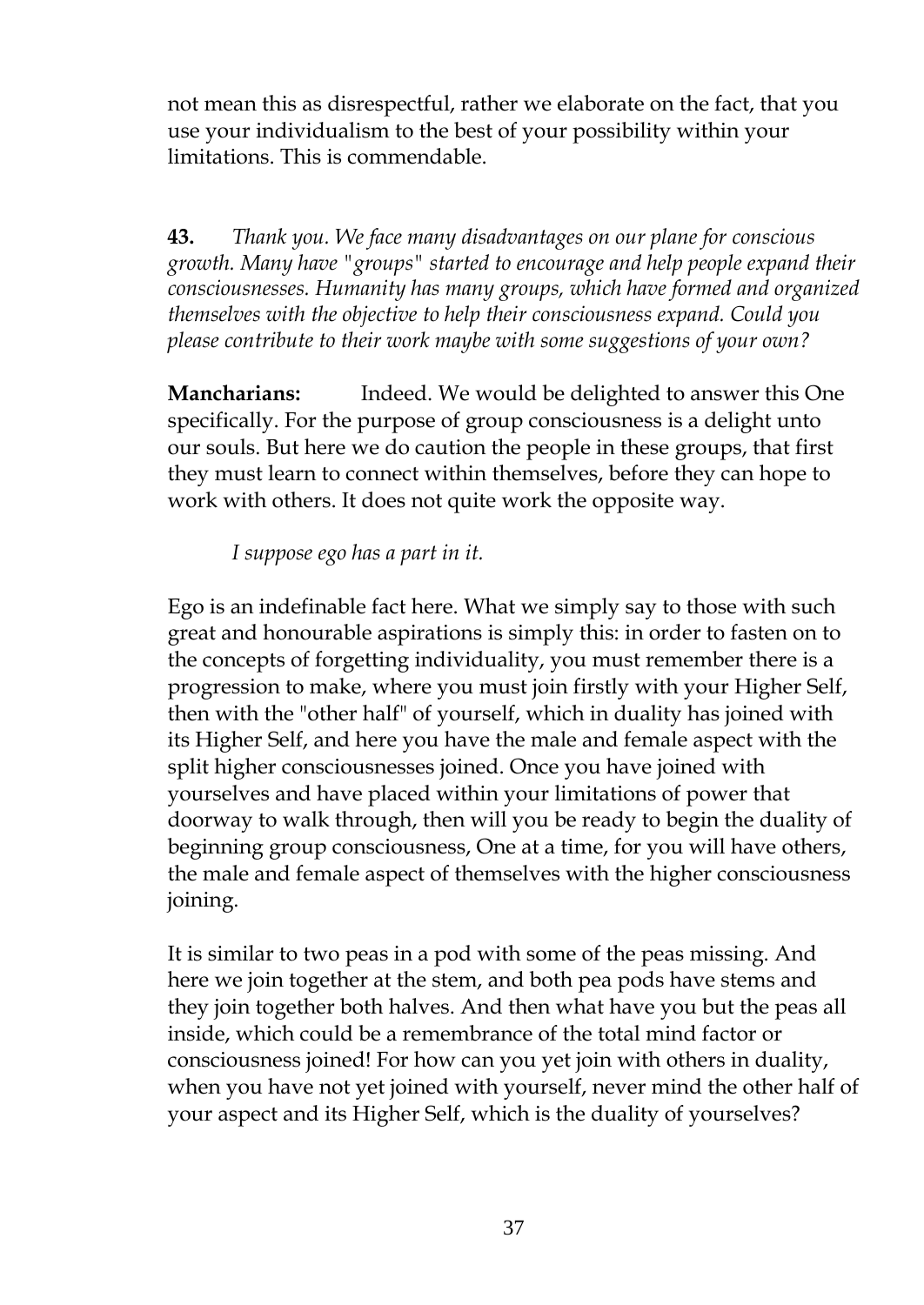not mean this as disrespectful, rather we elaborate on the fact, that you use your individualism to the best of your possibility within your limitations. This is commendable.

**43.** *Thank you. We face many disadvantages on our plane for conscious growth. Many have "groups" started to encourage and help people expand their consciousnesses. Humanity has many groups, which have formed and organized themselves with the objective to help their consciousness expand. Could you please contribute to their work maybe with some suggestions of your own?*

**Mancharians:** Indeed. We would be delighted to answer this One specifically. For the purpose of group consciousness is a delight unto our souls. But here we do caution the people in these groups, that first they must learn to connect within themselves, before they can hope to work with others. It does not quite work the opposite way.

*I suppose ego has a part in it.*

Ego is an indefinable fact here. What we simply say to those with such great and honourable aspirations is simply this: in order to fasten on to the concepts of forgetting individuality, you must remember there is a progression to make, where you must join firstly with your Higher Self, then with the "other half" of yourself, which in duality has joined with its Higher Self, and here you have the male and female aspect with the split higher consciousnesses joined. Once you have joined with yourselves and have placed within your limitations of power that doorway to walk through, then will you be ready to begin the duality of beginning group consciousness, One at a time, for you will have others, the male and female aspect of themselves with the higher consciousness joining.

It is similar to two peas in a pod with some of the peas missing. And here we join together at the stem, and both pea pods have stems and they join together both halves. And then what have you but the peas all inside, which could be a remembrance of the total mind factor or consciousness joined! For how can you yet join with others in duality, when you have not yet joined with yourself, never mind the other half of your aspect and its Higher Self, which is the duality of yourselves?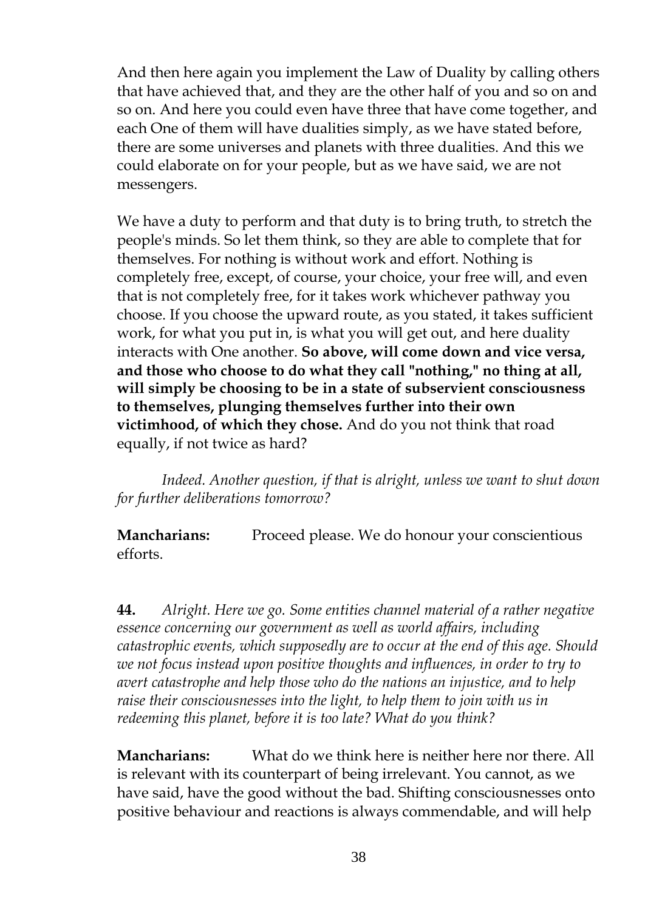And then here again you implement the Law of Duality by calling others that have achieved that, and they are the other half of you and so on and so on. And here you could even have three that have come together, and each One of them will have dualities simply, as we have stated before, there are some universes and planets with three dualities. And this we could elaborate on for your people, but as we have said, we are not messengers.

We have a duty to perform and that duty is to bring truth, to stretch the people's minds. So let them think, so they are able to complete that for themselves. For nothing is without work and effort. Nothing is completely free, except, of course, your choice, your free will, and even that is not completely free, for it takes work whichever pathway you choose. If you choose the upward route, as you stated, it takes sufficient work, for what you put in, is what you will get out, and here duality interacts with One another. **So above, will come down and vice versa, and those who choose to do what they call "nothing," no thing at all, will simply be choosing to be in a state of subservient consciousness to themselves, plunging themselves further into their own victimhood, of which they chose.** And do you not think that road equally, if not twice as hard?

*Indeed. Another question, if that is alright, unless we want to shut down for further deliberations tomorrow?*

**Mancharians:** Proceed please. We do honour your conscientious efforts.

**44.** *Alright. Here we go. Some entities channel material of a rather negative essence concerning our government as well as world affairs, including catastrophic events, which supposedly are to occur at the end of this age. Should we not focus instead upon positive thoughts and influences, in order to try to avert catastrophe and help those who do the nations an injustice, and to help raise their consciousnesses into the light, to help them to join with us in redeeming this planet, before it is too late? What do you think?*

**Mancharians:** What do we think here is neither here nor there. All is relevant with its counterpart of being irrelevant. You cannot, as we have said, have the good without the bad. Shifting consciousnesses onto positive behaviour and reactions is always commendable, and will help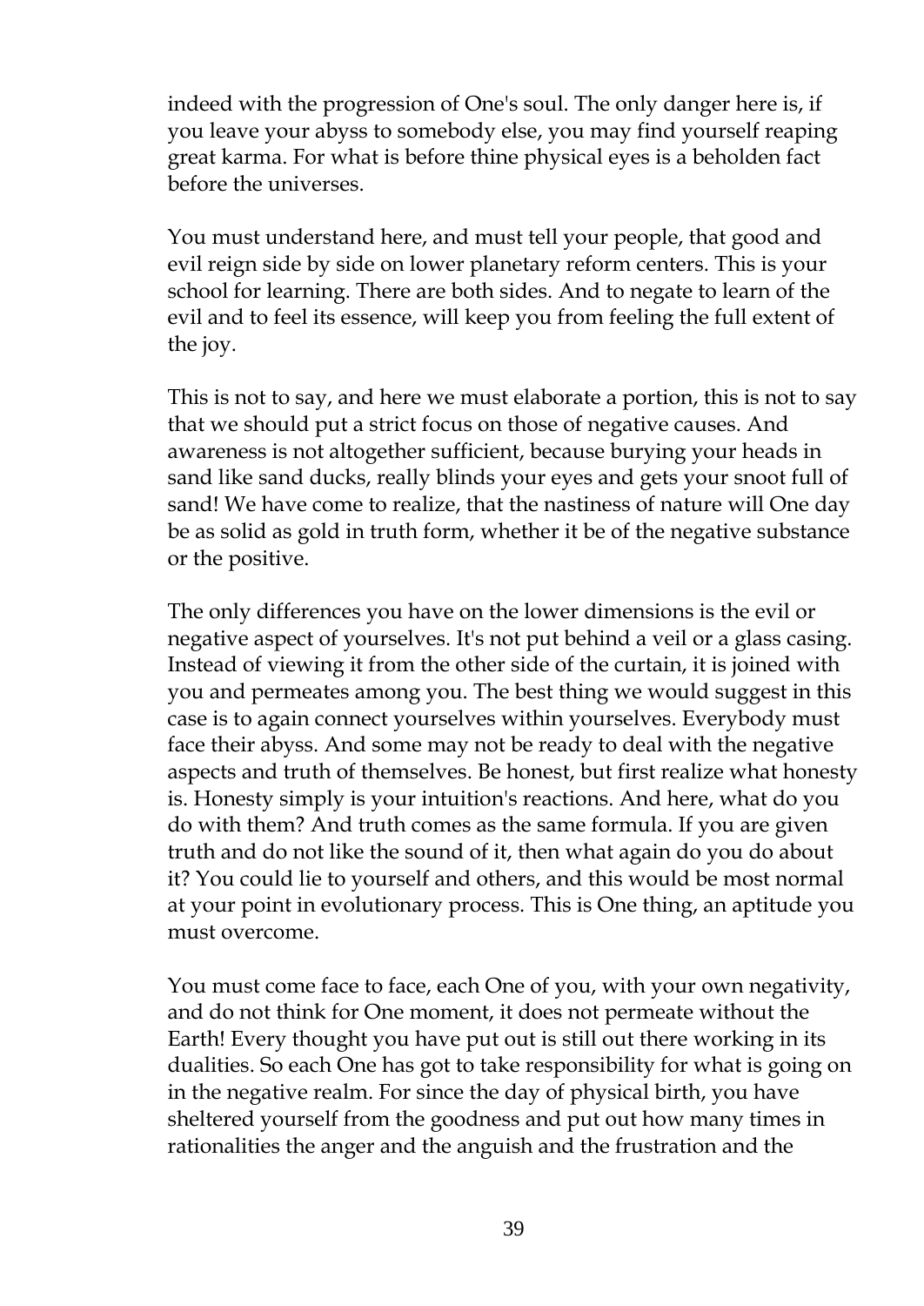indeed with the progression of One's soul. The only danger here is, if you leave your abyss to somebody else, you may find yourself reaping great karma. For what is before thine physical eyes is a beholden fact before the universes.

You must understand here, and must tell your people, that good and evil reign side by side on lower planetary reform centers. This is your school for learning. There are both sides. And to negate to learn of the evil and to feel its essence, will keep you from feeling the full extent of the joy.

This is not to say, and here we must elaborate a portion, this is not to say that we should put a strict focus on those of negative causes. And awareness is not altogether sufficient, because burying your heads in sand like sand ducks, really blinds your eyes and gets your snoot full of sand! We have come to realize, that the nastiness of nature will One day be as solid as gold in truth form, whether it be of the negative substance or the positive.

The only differences you have on the lower dimensions is the evil or negative aspect of yourselves. It's not put behind a veil or a glass casing. Instead of viewing it from the other side of the curtain, it is joined with you and permeates among you. The best thing we would suggest in this case is to again connect yourselves within yourselves. Everybody must face their abyss. And some may not be ready to deal with the negative aspects and truth of themselves. Be honest, but first realize what honesty is. Honesty simply is your intuition's reactions. And here, what do you do with them? And truth comes as the same formula. If you are given truth and do not like the sound of it, then what again do you do about it? You could lie to yourself and others, and this would be most normal at your point in evolutionary process. This is One thing, an aptitude you must overcome.

You must come face to face, each One of you, with your own negativity, and do not think for One moment, it does not permeate without the Earth! Every thought you have put out is still out there working in its dualities. So each One has got to take responsibility for what is going on in the negative realm. For since the day of physical birth, you have sheltered yourself from the goodness and put out how many times in rationalities the anger and the anguish and the frustration and the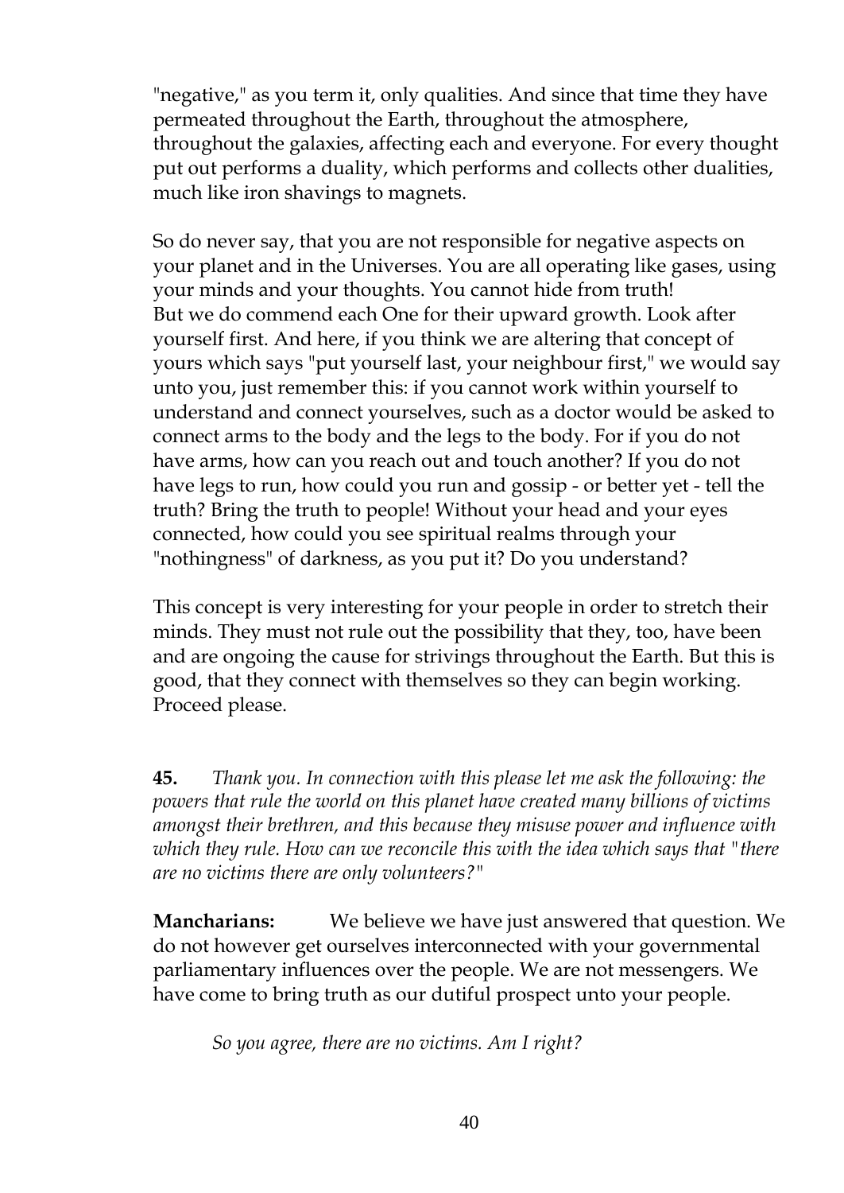"negative," as you term it, only qualities. And since that time they have permeated throughout the Earth, throughout the atmosphere, throughout the galaxies, affecting each and everyone. For every thought put out performs a duality, which performs and collects other dualities, much like iron shavings to magnets.

So do never say, that you are not responsible for negative aspects on your planet and in the Universes. You are all operating like gases, using your minds and your thoughts. You cannot hide from truth!
But we do commend each One for their upward growth. Look after yourself first. And here, if you think we are altering that concept of yours which says "put yourself last, your neighbour first," we would say unto you, just remember this: if you cannot work within yourself to understand and connect yourselves, such as a doctor would be asked to connect arms to the body and the legs to the body. For if you do not have arms, how can you reach out and touch another? If you do not have legs to run, how could you run and gossip - or better yet - tell the truth? Bring the truth to people! Without your head and your eyes connected, how could you see spiritual realms through your "nothingness" of darkness, as you put it? Do you understand?

This concept is very interesting for your people in order to stretch their minds. They must not rule out the possibility that they, too, have been and are ongoing the cause for strivings throughout the Earth. But this is good, that they connect with themselves so they can begin working. Proceed please.

**45.** *Thank you. In connection with this please let me ask the following: the powers that rule the world on this planet have created many billions of victims amongst their brethren, and this because they misuse power and influence with which they rule. How can we reconcile this with the idea which says that "there are no victims there are only volunteers?"*

**Mancharians:** We believe we have just answered that question. We do not however get ourselves interconnected with your governmental parliamentary influences over the people. We are not messengers. We have come to bring truth as our dutiful prospect unto your people.

*So you agree, there are no victims. Am I right?*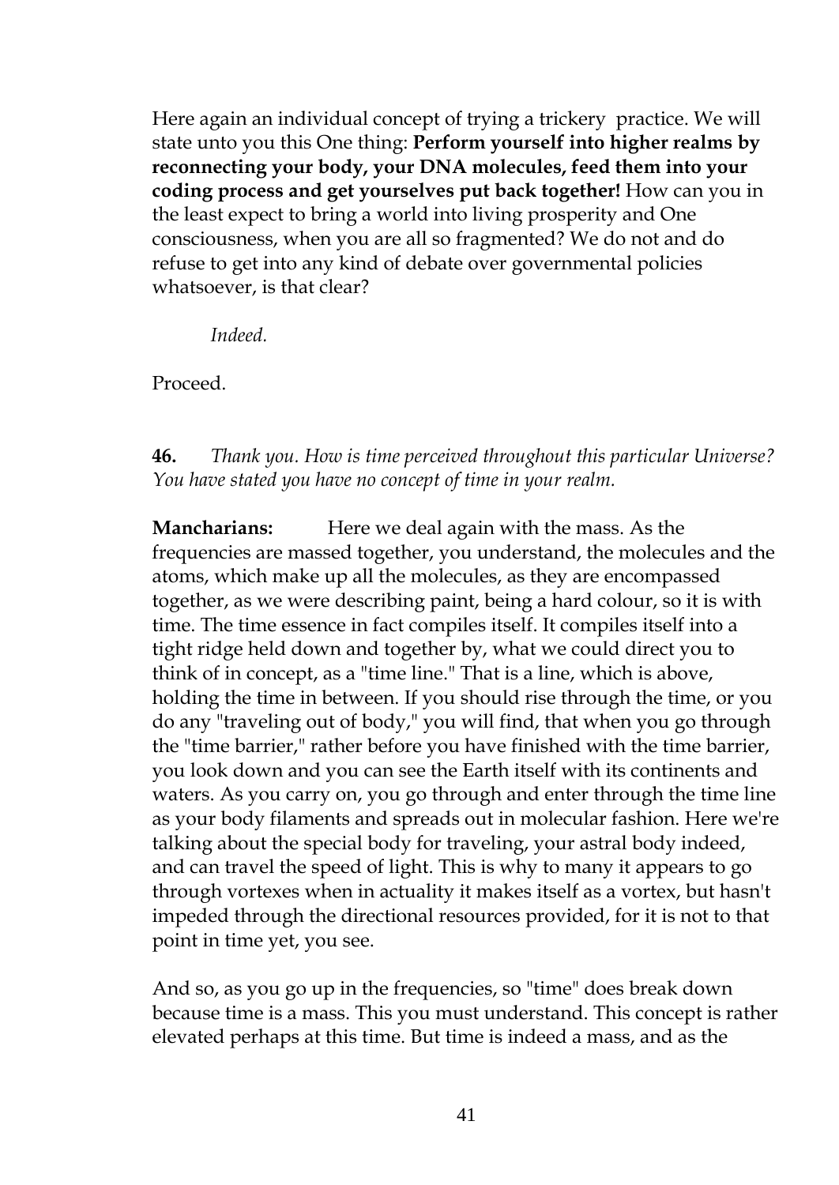Here again an individual concept of trying a trickery practice. We will state unto you this One thing: **Perform yourself into higher realms by reconnecting your body, your DNA molecules, feed them into your coding process and get yourselves put back together!** How can you in the least expect to bring a world into living prosperity and One consciousness, when you are all so fragmented? We do not and do refuse to get into any kind of debate over governmental policies whatsoever, is that clear?

*Indeed.*

Proceed.

**46.** *Thank you. How is time perceived throughout this particular Universe? You have stated you have no concept of time in your realm.*

**Mancharians:** Here we deal again with the mass. As the frequencies are massed together, you understand, the molecules and the atoms, which make up all the molecules, as they are encompassed together, as we were describing paint, being a hard colour, so it is with time. The time essence in fact compiles itself. It compiles itself into a tight ridge held down and together by, what we could direct you to think of in concept, as a "time line." That is a line, which is above, holding the time in between. If you should rise through the time, or you do any "traveling out of body," you will find, that when you go through the "time barrier," rather before you have finished with the time barrier, you look down and you can see the Earth itself with its continents and waters. As you carry on, you go through and enter through the time line as your body filaments and spreads out in molecular fashion. Here we're talking about the special body for traveling, your astral body indeed, and can travel the speed of light. This is why to many it appears to go through vortexes when in actuality it makes itself as a vortex, but hasn't impeded through the directional resources provided, for it is not to that point in time yet, you see.

And so, as you go up in the frequencies, so "time" does break down because time is a mass. This you must understand. This concept is rather elevated perhaps at this time. But time is indeed a mass, and as the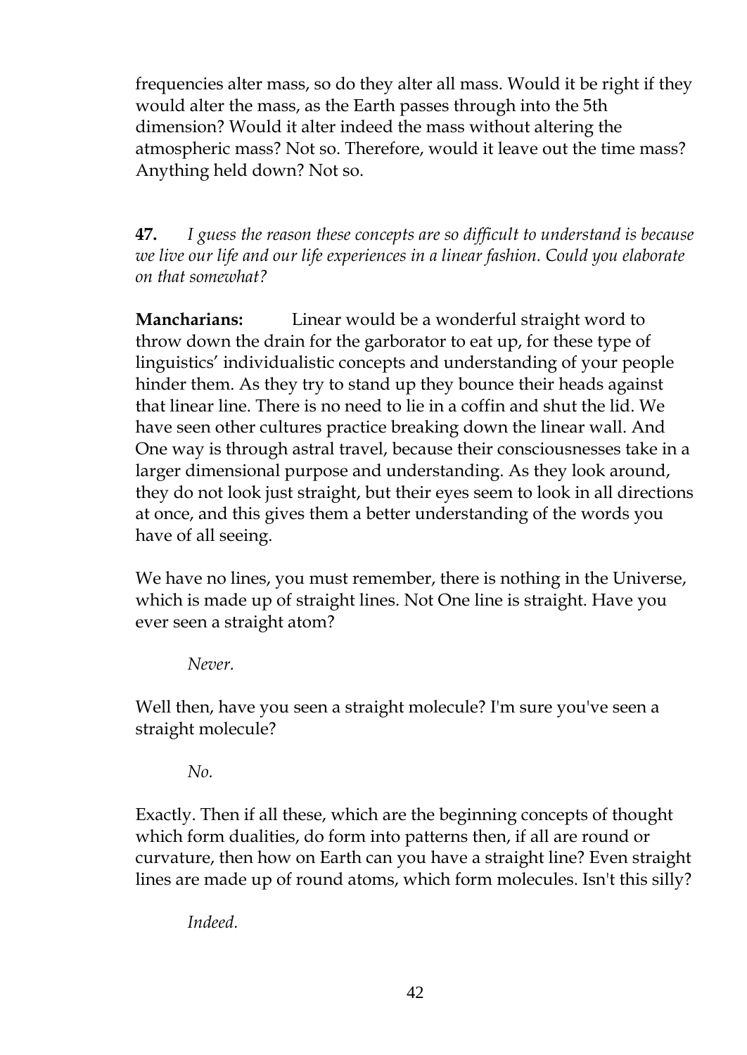frequencies alter mass, so do they alter all mass. Would it be right if they would alter the mass, as the Earth passes through into the 5th dimension? Would it alter indeed the mass without altering the atmospheric mass? Not so. Therefore, would it leave out the time mass? Anything held down? Not so.

**47.** *I guess the reason these concepts are so difficult to understand is because we live our life and our life experiences in a linear fashion. Could you elaborate on that somewhat?*

**Mancharians:** Linear would be a wonderful straight word to throw down the drain for the garborator to eat up, for these type of linguistics' individualistic concepts and understanding of your people hinder them. As they try to stand up they bounce their heads against that linear line. There is no need to lie in a coffin and shut the lid. We have seen other cultures practice breaking down the linear wall. And One way is through astral travel, because their consciousnesses take in a larger dimensional purpose and understanding. As they look around, they do not look just straight, but their eyes seem to look in all directions at once, and this gives them a better understanding of the words you have of all seeing.

We have no lines, you must remember, there is nothing in the Universe, which is made up of straight lines. Not One line is straight. Have you ever seen a straight atom?

*Never.*

Well then, have you seen a straight molecule? I'm sure you've seen a straight molecule?

*No.*

Exactly. Then if all these, which are the beginning concepts of thought which form dualities, do form into patterns then, if all are round or curvature, then how on Earth can you have a straight line? Even straight lines are made up of round atoms, which form molecules. Isn't this silly?

*Indeed.*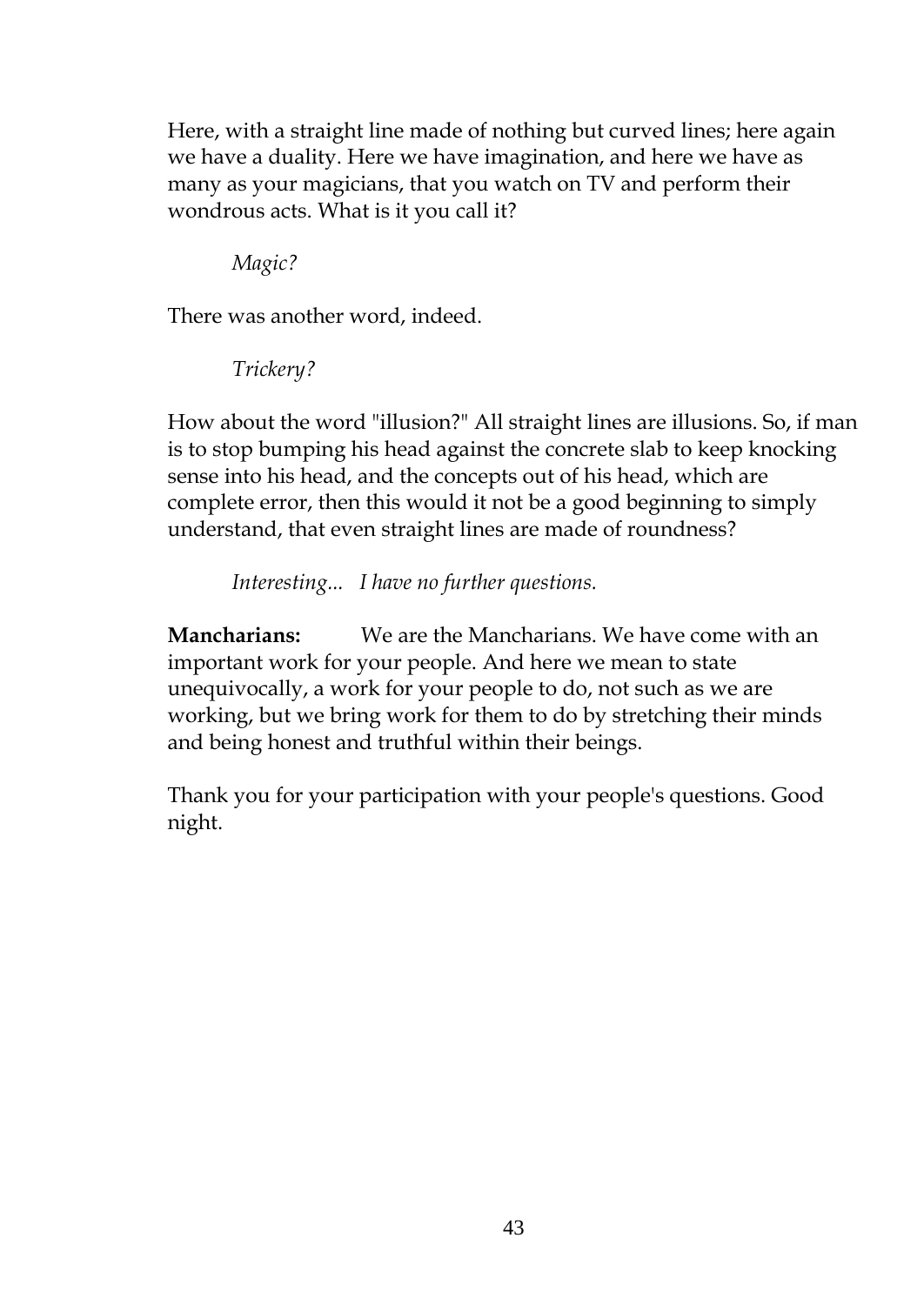Here, with a straight line made of nothing but curved lines; here again we have a duality. Here we have imagination, and here we have as many as your magicians, that you watch on TV and perform their wondrous acts. What is it you call it?

*Magic?*

There was another word, indeed.

*Trickery?*

How about the word "illusion?" All straight lines are illusions. So, if man is to stop bumping his head against the concrete slab to keep knocking sense into his head, and the concepts out of his head, which are complete error, then this would it not be a good beginning to simply understand, that even straight lines are made of roundness?

*Interesting... I have no further questions.*

**Mancharians:** We are the Mancharians. We have come with an important work for your people. And here we mean to state unequivocally, a work for your people to do, not such as we are working, but we bring work for them to do by stretching their minds and being honest and truthful within their beings.

Thank you for your participation with your people's questions. Good night.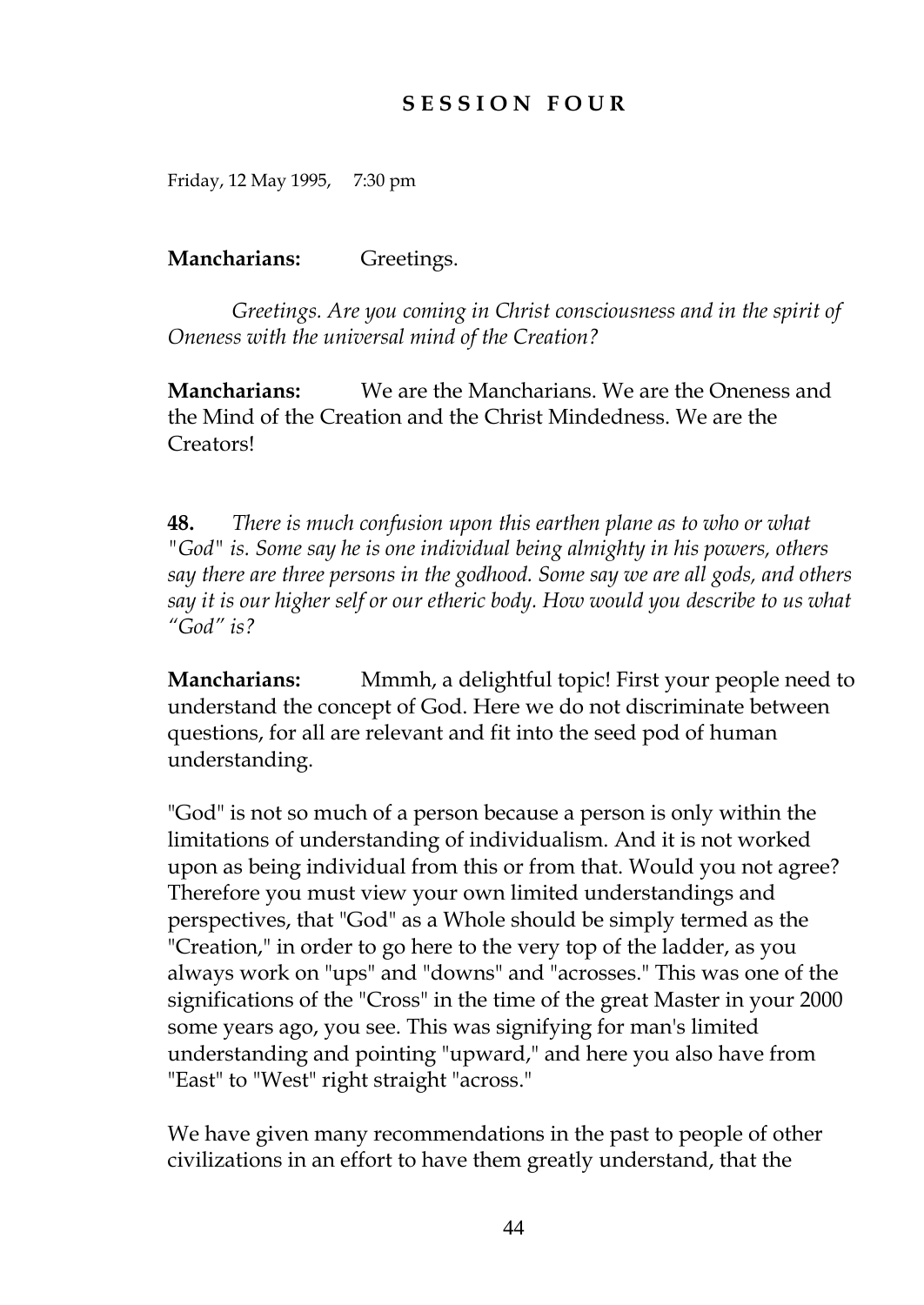## SESSION FOUR

Friday, 12 May 1995, 7:30 pm

**Mancharians:** Greetings.

*Greetings. Are you coming in Christ consciousness and in the spirit of Oneness with the universal mind of the Creation?*

**Mancharians:** We are the Mancharians. We are the Oneness and the Mind of the Creation and the Christ Mindedness. We are the Creators!

**48.** *There is much confusion upon this earthen plane as to who or what "God" is. Some say he is one individual being almighty in his powers, others say there are three persons in the godhood. Some say we are all gods, and others say it is our higher self or our etheric body. How would you describe to us what "God" is?*

**Mancharians:** Mmmh, a delightful topic! First your people need to understand the concept of God. Here we do not discriminate between questions, for all are relevant and fit into the seed pod of human understanding.

"God" is not so much of a person because a person is only within the limitations of understanding of individualism. And it is not worked upon as being individual from this or from that. Would you not agree? Therefore you must view your own limited understandings and perspectives, that "God" as a Whole should be simply termed as the "Creation," in order to go here to the very top of the ladder, as you always work on "ups" and "downs" and "acrosses." This was one of the significations of the "Cross" in the time of the great Master in your 2000 some years ago, you see. This was signifying for man's limited understanding and pointing "upward," and here you also have from "East" to "West" right straight "across."

We have given many recommendations in the past to people of other civilizations in an effort to have them greatly understand, that the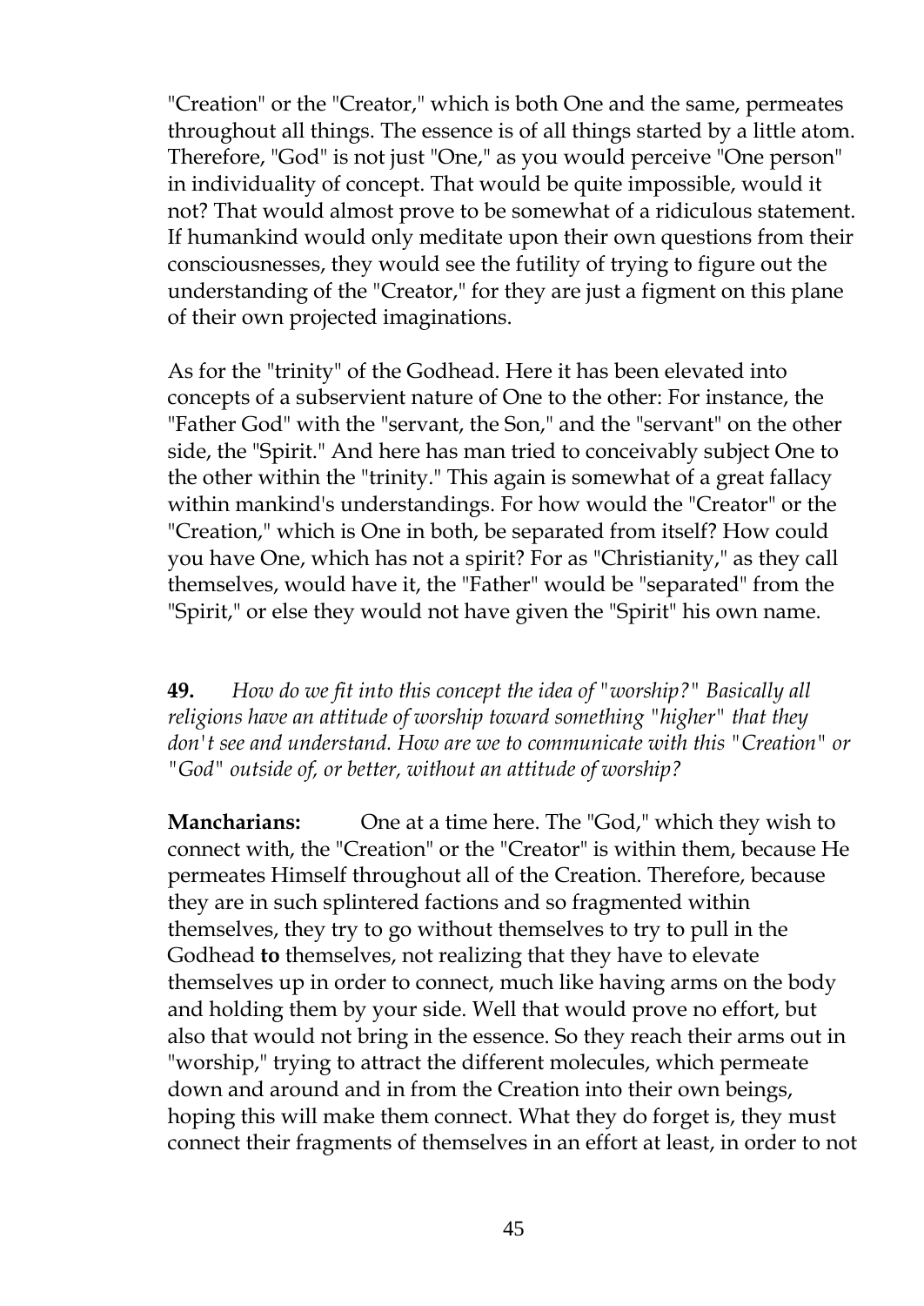"Creation" or the "Creator," which is both One and the same, permeates throughout all things. The essence is of all things started by a little atom. Therefore, "God" is not just "One," as you would perceive "One person" in individuality of concept. That would be quite impossible, would it not? That would almost prove to be somewhat of a ridiculous statement. If humankind would only meditate upon their own questions from their consciousnesses, they would see the futility of trying to figure out the understanding of the "Creator," for they are just a figment on this plane of their own projected imaginations.

As for the "trinity" of the Godhead. Here it has been elevated into concepts of a subservient nature of One to the other: For instance, the "Father God" with the "servant, the Son," and the "servant" on the other side, the "Spirit." And here has man tried to conceivably subject One to the other within the "trinity." This again is somewhat of a great fallacy within mankind's understandings. For how would the "Creator" or the "Creation," which is One in both, be separated from itself? How could you have One, which has not a spirit? For as "Christianity," as they call themselves, would have it, the "Father" would be "separated" from the "Spirit," or else they would not have given the "Spirit" his own name.

**49.** *How do we fit into this concept the idea of "worship?" Basically all religions have an attitude of worship toward something "higher" that they don't see and understand. How are we to communicate with this "Creation" or "God" outside of, or better, without an attitude of worship?*

**Mancharians:** One at a time here. The "God," which they wish to connect with, the "Creation" or the "Creator" is within them, because He permeates Himself throughout all of the Creation. Therefore, because they are in such splintered factions and so fragmented within themselves, they try to go without themselves to try to pull in the Godhead **to** themselves, not realizing that they have to elevate themselves up in order to connect, much like having arms on the body and holding them by your side. Well that would prove no effort, but also that would not bring in the essence. So they reach their arms out in "worship," trying to attract the different molecules, which permeate down and around and in from the Creation into their own beings, hoping this will make them connect. What they do forget is, they must connect their fragments of themselves in an effort at least, in order to not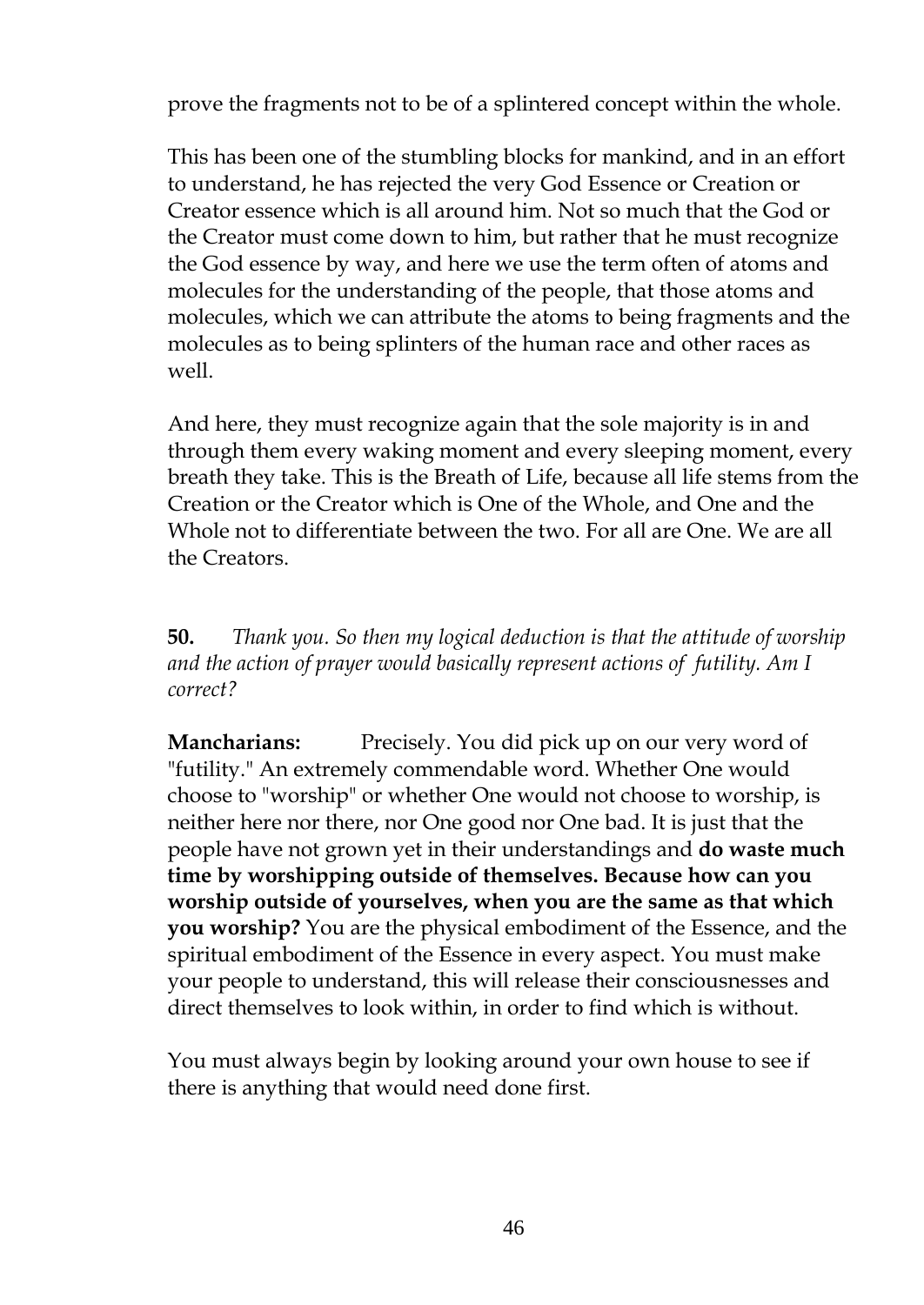prove the fragments not to be of a splintered concept within the whole.

This has been one of the stumbling blocks for mankind, and in an effort to understand, he has rejected the very God Essence or Creation or Creator essence which is all around him. Not so much that the God or the Creator must come down to him, but rather that he must recognize the God essence by way, and here we use the term often of atoms and molecules for the understanding of the people, that those atoms and molecules, which we can attribute the atoms to being fragments and the molecules as to being splinters of the human race and other races as well.

And here, they must recognize again that the sole majority is in and through them every waking moment and every sleeping moment, every breath they take. This is the Breath of Life, because all life stems from the Creation or the Creator which is One of the Whole, and One and the Whole not to differentiate between the two. For all are One. We are all the Creators.

**50.** *Thank you. So then my logical deduction is that the attitude of worship and the action of prayer would basically represent actions of futility. Am I correct?*

**Mancharians:** Precisely. You did pick up on our very word of "futility." An extremely commendable word. Whether One would choose to "worship" or whether One would not choose to worship, is neither here nor there, nor One good nor One bad. It is just that the people have not grown yet in their understandings and **do waste much time by worshipping outside of themselves. Because how can you worship outside of yourselves, when you are the same as that which you worship?** You are the physical embodiment of the Essence, and the spiritual embodiment of the Essence in every aspect. You must make your people to understand, this will release their consciousnesses and direct themselves to look within, in order to find which is without.

You must always begin by looking around your own house to see if there is anything that would need done first.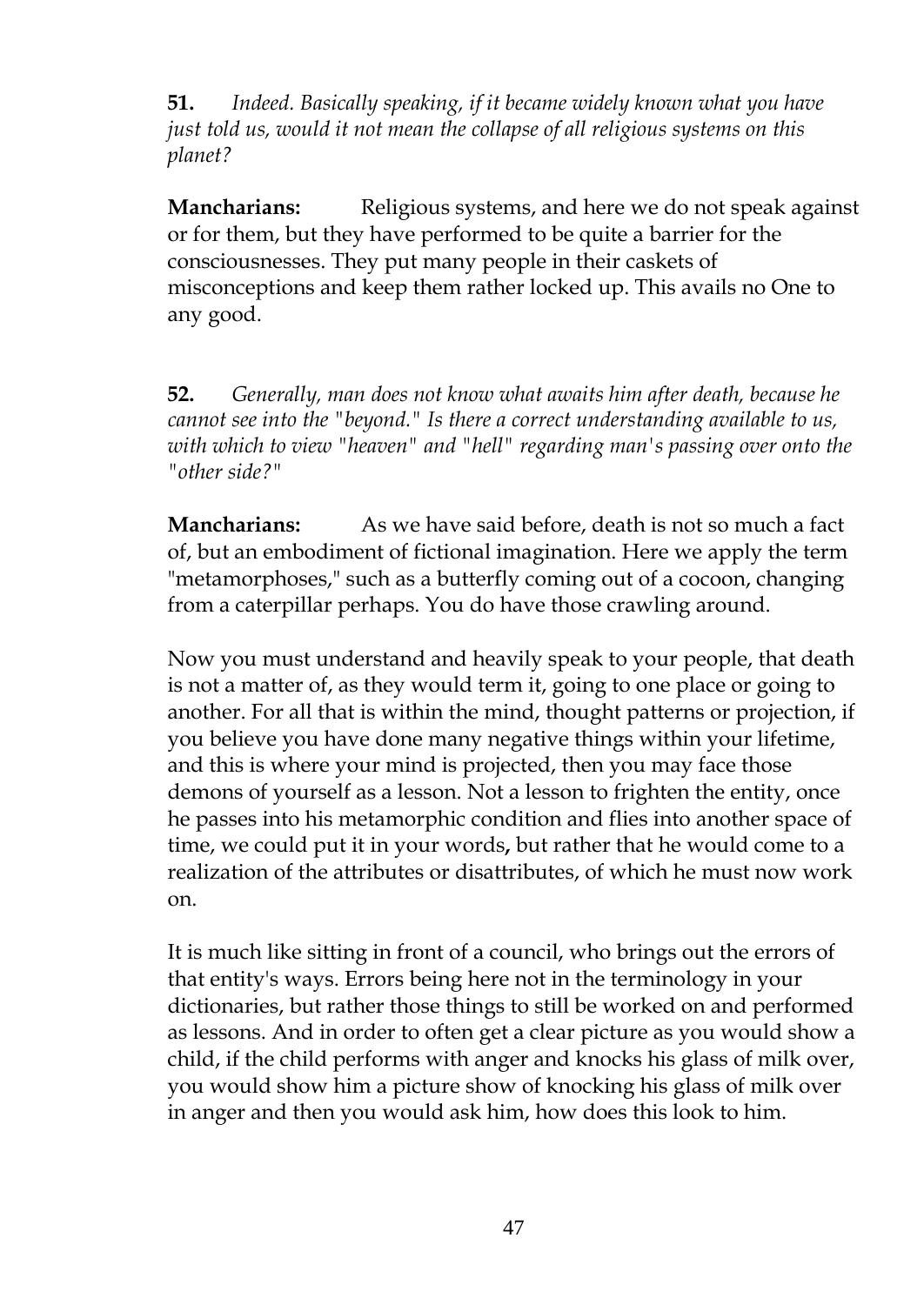**51.** *Indeed. Basically speaking, if it became widely known what you have just told us, would it not mean the collapse of all religious systems on this planet?*

**Mancharians:** Religious systems, and here we do not speak against or for them, but they have performed to be quite a barrier for the consciousnesses. They put many people in their caskets of misconceptions and keep them rather locked up. This avails no One to any good.

**52.** *Generally, man does not know what awaits him after death, because he cannot see into the "beyond." Is there a correct understanding available to us, with which to view "heaven" and "hell" regarding man's passing over onto the "other side?"*

**Mancharians:** As we have said before, death is not so much a fact of, but an embodiment of fictional imagination. Here we apply the term "metamorphoses," such as a butterfly coming out of a cocoon, changing from a caterpillar perhaps. You do have those crawling around.

Now you must understand and heavily speak to your people, that death is not a matter of, as they would term it, going to one place or going to another. For all that is within the mind, thought patterns or projection, if you believe you have done many negative things within your lifetime, and this is where your mind is projected, then you may face those demons of yourself as a lesson. Not a lesson to frighten the entity, once he passes into his metamorphic condition and flies into another space of time, we could put it in your words**,** but rather that he would come to a realization of the attributes or disattributes, of which he must now work on.

It is much like sitting in front of a council, who brings out the errors of that entity's ways. Errors being here not in the terminology in your dictionaries, but rather those things to still be worked on and performed as lessons. And in order to often get a clear picture as you would show a child, if the child performs with anger and knocks his glass of milk over, you would show him a picture show of knocking his glass of milk over in anger and then you would ask him, how does this look to him.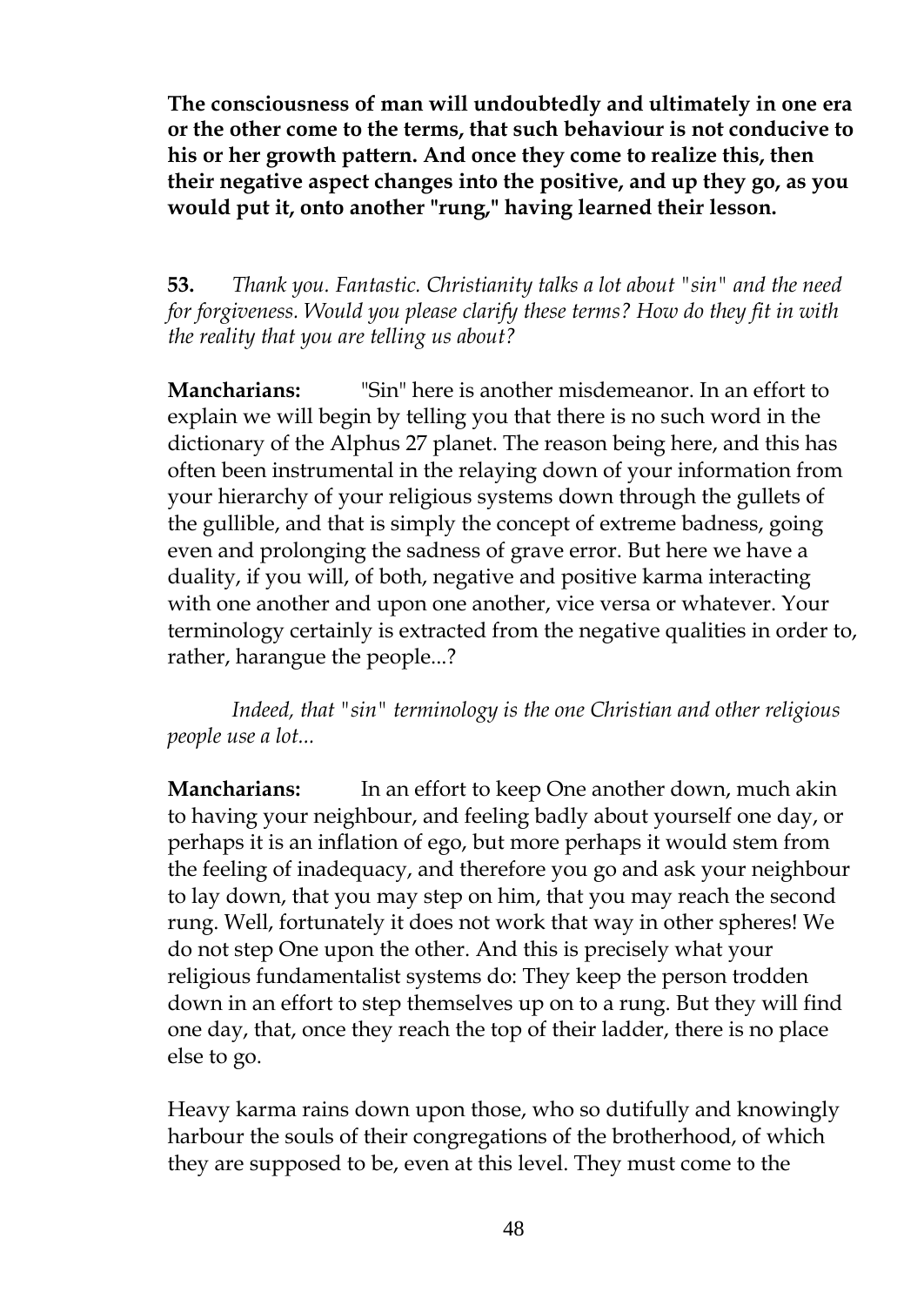**The consciousness of man will undoubtedly and ultimately in one era or the other come to the terms, that such behaviour is not conducive to his or her growth pattern. And once they come to realize this, then their negative aspect changes into the positive, and up they go, as you would put it, onto another "rung," having learned their lesson.**

**53.** *Thank you. Fantastic. Christianity talks a lot about "sin" and the need for forgiveness. Would you please clarify these terms? How do they fit in with the reality that you are telling us about?*

**Mancharians:** "Sin" here is another misdemeanor. In an effort to explain we will begin by telling you that there is no such word in the dictionary of the Alphus 27 planet. The reason being here, and this has often been instrumental in the relaying down of your information from your hierarchy of your religious systems down through the gullets of the gullible, and that is simply the concept of extreme badness, going even and prolonging the sadness of grave error. But here we have a duality, if you will, of both, negative and positive karma interacting with one another and upon one another, vice versa or whatever. Your terminology certainly is extracted from the negative qualities in order to, rather, harangue the people...?

*Indeed, that "sin" terminology is the one Christian and other religious people use a lot...*

**Mancharians:** In an effort to keep One another down, much akin to having your neighbour, and feeling badly about yourself one day, or perhaps it is an inflation of ego, but more perhaps it would stem from the feeling of inadequacy, and therefore you go and ask your neighbour to lay down, that you may step on him, that you may reach the second rung. Well, fortunately it does not work that way in other spheres! We do not step One upon the other. And this is precisely what your religious fundamentalist systems do: They keep the person trodden down in an effort to step themselves up on to a rung. But they will find one day, that, once they reach the top of their ladder, there is no place else to go.

Heavy karma rains down upon those, who so dutifully and knowingly harbour the souls of their congregations of the brotherhood, of which they are supposed to be, even at this level. They must come to the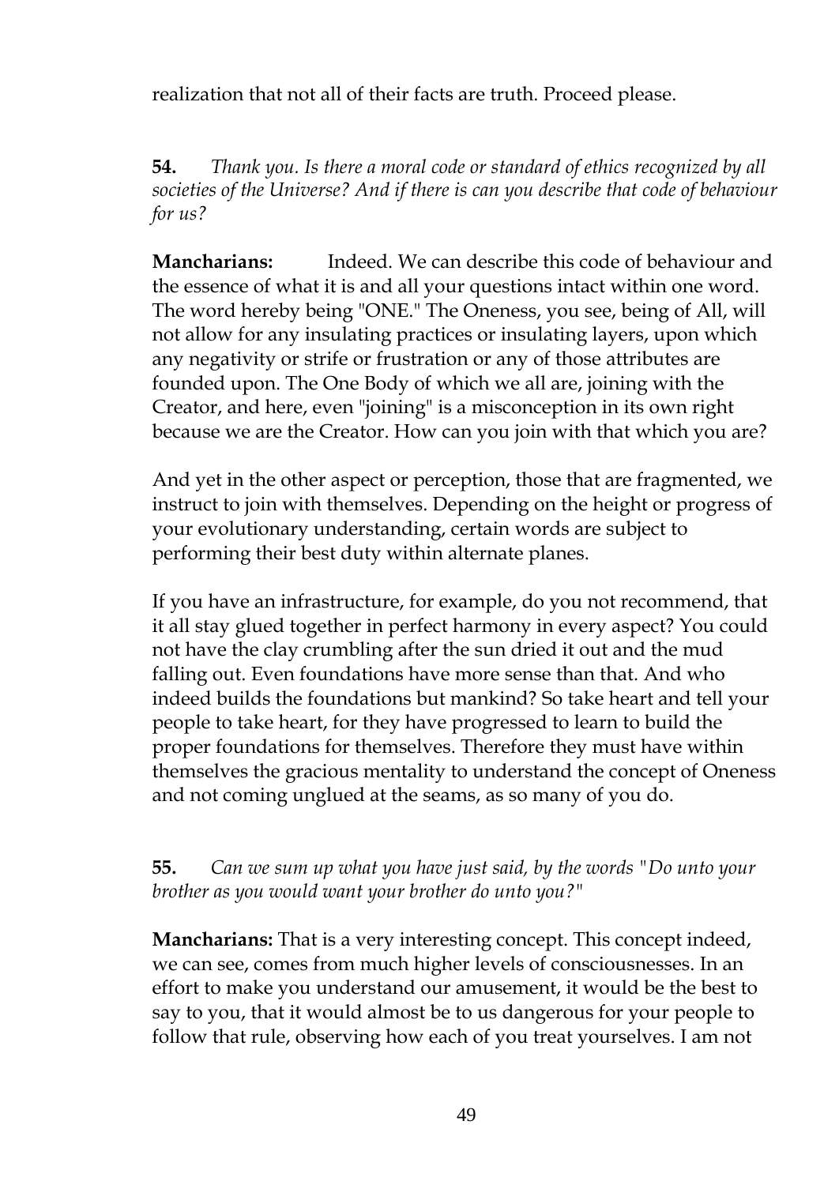realization that not all of their facts are truth. Proceed please.

**54.** *Thank you. Is there a moral code or standard of ethics recognized by all societies of the Universe? And if there is can you describe that code of behaviour for us?*

**Mancharians:** Indeed. We can describe this code of behaviour and the essence of what it is and all your questions intact within one word. The word hereby being "ONE." The Oneness, you see, being of All, will not allow for any insulating practices or insulating layers, upon which any negativity or strife or frustration or any of those attributes are founded upon. The One Body of which we all are, joining with the Creator, and here, even "joining" is a misconception in its own right because we are the Creator. How can you join with that which you are?

And yet in the other aspect or perception, those that are fragmented, we instruct to join with themselves. Depending on the height or progress of your evolutionary understanding, certain words are subject to performing their best duty within alternate planes.

If you have an infrastructure, for example, do you not recommend, that it all stay glued together in perfect harmony in every aspect? You could not have the clay crumbling after the sun dried it out and the mud falling out. Even foundations have more sense than that. And who indeed builds the foundations but mankind? So take heart and tell your people to take heart, for they have progressed to learn to build the proper foundations for themselves. Therefore they must have within themselves the gracious mentality to understand the concept of Oneness and not coming unglued at the seams, as so many of you do.

**55.** *Can we sum up what you have just said, by the words "Do unto your brother as you would want your brother do unto you?"*

**Mancharians:** That is a very interesting concept. This concept indeed, we can see, comes from much higher levels of consciousnesses. In an effort to make you understand our amusement, it would be the best to say to you, that it would almost be to us dangerous for your people to follow that rule, observing how each of you treat yourselves. I am not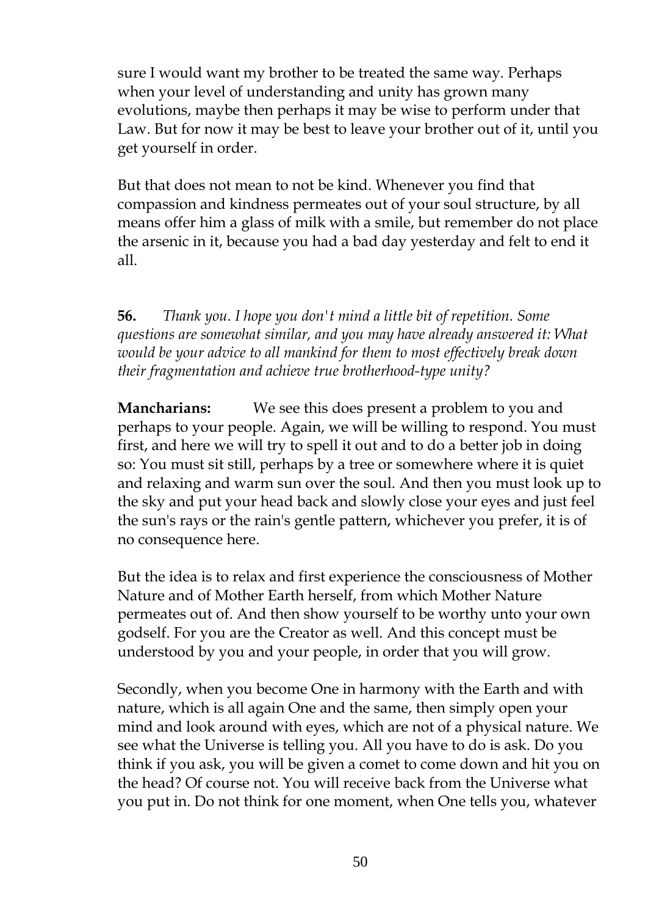sure I would want my brother to be treated the same way. Perhaps when your level of understanding and unity has grown many evolutions, maybe then perhaps it may be wise to perform under that Law. But for now it may be best to leave your brother out of it, until you get yourself in order.

But that does not mean to not be kind. Whenever you find that compassion and kindness permeates out of your soul structure, by all means offer him a glass of milk with a smile, but remember do not place the arsenic in it, because you had a bad day yesterday and felt to end it all.

**56.** *Thank you. I hope you don't mind a little bit of repetition. Some questions are somewhat similar, and you may have already answered it: What would be your advice to all mankind for them to most effectively break down their fragmentation and achieve true brotherhood-type unity?*

**Mancharians:** We see this does present a problem to you and perhaps to your people. Again, we will be willing to respond. You must first, and here we will try to spell it out and to do a better job in doing so: You must sit still, perhaps by a tree or somewhere where it is quiet and relaxing and warm sun over the soul. And then you must look up to the sky and put your head back and slowly close your eyes and just feel the sun's rays or the rain's gentle pattern, whichever you prefer, it is of no consequence here.

But the idea is to relax and first experience the consciousness of Mother Nature and of Mother Earth herself, from which Mother Nature permeates out of. And then show yourself to be worthy unto your own godself. For you are the Creator as well. And this concept must be understood by you and your people, in order that you will grow.

Secondly, when you become One in harmony with the Earth and with nature, which is all again One and the same, then simply open your mind and look around with eyes, which are not of a physical nature. We see what the Universe is telling you. All you have to do is ask. Do you think if you ask, you will be given a comet to come down and hit you on the head? Of course not. You will receive back from the Universe what you put in. Do not think for one moment, when One tells you, whatever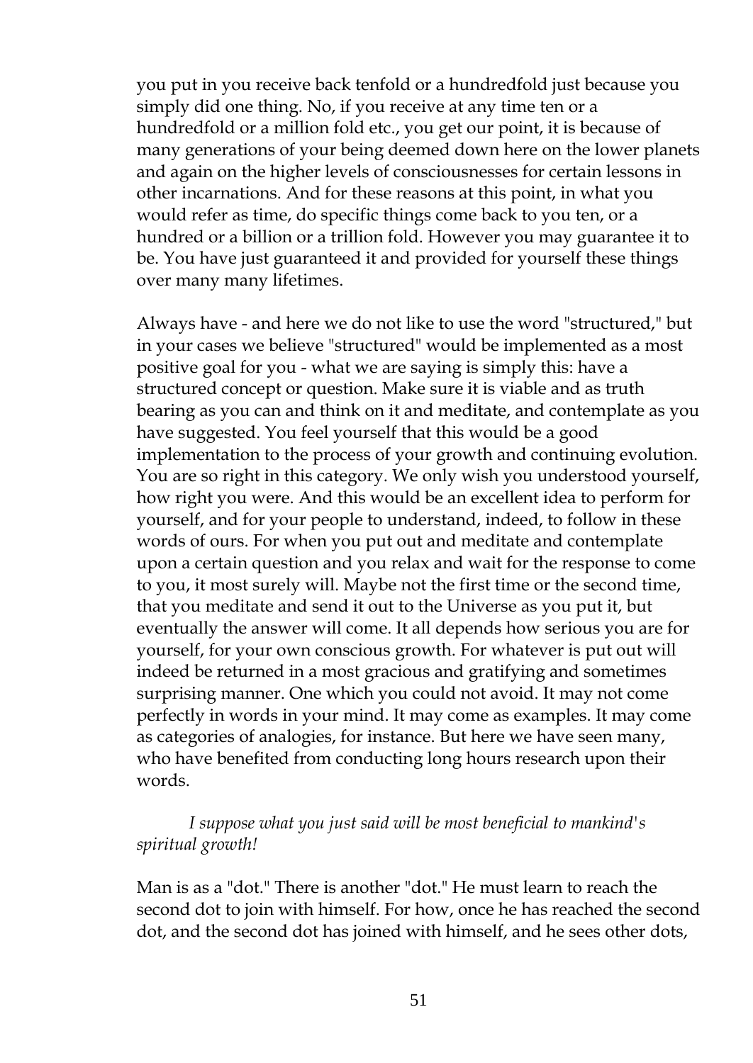you put in you receive back tenfold or a hundredfold just because you simply did one thing. No, if you receive at any time ten or a hundredfold or a million fold etc., you get our point, it is because of many generations of your being deemed down here on the lower planets and again on the higher levels of consciousnesses for certain lessons in other incarnations. And for these reasons at this point, in what you would refer as time, do specific things come back to you ten, or a hundred or a billion or a trillion fold. However you may guarantee it to be. You have just guaranteed it and provided for yourself these things over many many lifetimes.

Always have - and here we do not like to use the word "structured," but in your cases we believe "structured" would be implemented as a most positive goal for you - what we are saying is simply this: have a structured concept or question. Make sure it is viable and as truth bearing as you can and think on it and meditate, and contemplate as you have suggested. You feel yourself that this would be a good implementation to the process of your growth and continuing evolution. You are so right in this category. We only wish you understood yourself, how right you were. And this would be an excellent idea to perform for yourself, and for your people to understand, indeed, to follow in these words of ours. For when you put out and meditate and contemplate upon a certain question and you relax and wait for the response to come to you, it most surely will. Maybe not the first time or the second time, that you meditate and send it out to the Universe as you put it, but eventually the answer will come. It all depends how serious you are for yourself, for your own conscious growth. For whatever is put out will indeed be returned in a most gracious and gratifying and sometimes surprising manner. One which you could not avoid. It may not come perfectly in words in your mind. It may come as examples. It may come as categories of analogies, for instance. But here we have seen many, who have benefited from conducting long hours research upon their words.

*I suppose what you just said will be most beneficial to mankind's spiritual growth!*

Man is as a "dot." There is another "dot." He must learn to reach the second dot to join with himself. For how, once he has reached the second dot, and the second dot has joined with himself, and he sees other dots,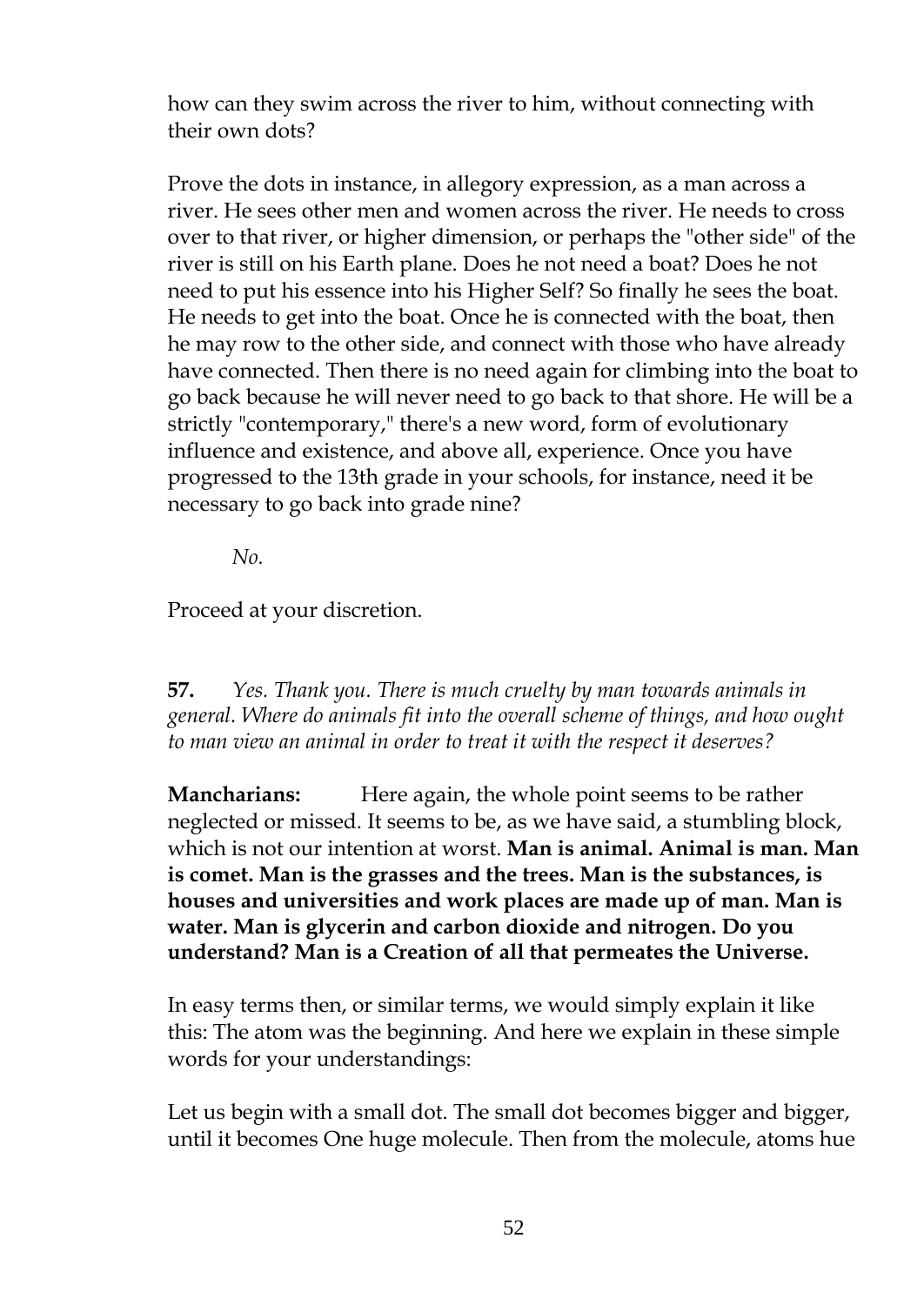how can they swim across the river to him, without connecting with their own dots?

Prove the dots in instance, in allegory expression, as a man across a river. He sees other men and women across the river. He needs to cross over to that river, or higher dimension, or perhaps the "other side" of the river is still on his Earth plane. Does he not need a boat? Does he not need to put his essence into his Higher Self? So finally he sees the boat. He needs to get into the boat. Once he is connected with the boat, then he may row to the other side, and connect with those who have already have connected. Then there is no need again for climbing into the boat to go back because he will never need to go back to that shore. He will be a strictly "contemporary," there's a new word, form of evolutionary influence and existence, and above all, experience. Once you have progressed to the 13th grade in your schools, for instance, need it be necessary to go back into grade nine?

*No.*

Proceed at your discretion.

**57.** *Yes. Thank you. There is much cruelty by man towards animals in general. Where do animals fit into the overall scheme of things, and how ought to man view an animal in order to treat it with the respect it deserves?*

**Mancharians:** Here again, the whole point seems to be rather neglected or missed. It seems to be, as we have said, a stumbling block, which is not our intention at worst. **Man is animal. Animal is man. Man is comet. Man is the grasses and the trees. Man is the substances, is houses and universities and work places are made up of man. Man is water. Man is glycerin and carbon dioxide and nitrogen. Do you understand? Man is a Creation of all that permeates the Universe.**

In easy terms then, or similar terms, we would simply explain it like this: The atom was the beginning. And here we explain in these simple words for your understandings:

Let us begin with a small dot. The small dot becomes bigger and bigger, until it becomes One huge molecule. Then from the molecule, atoms hue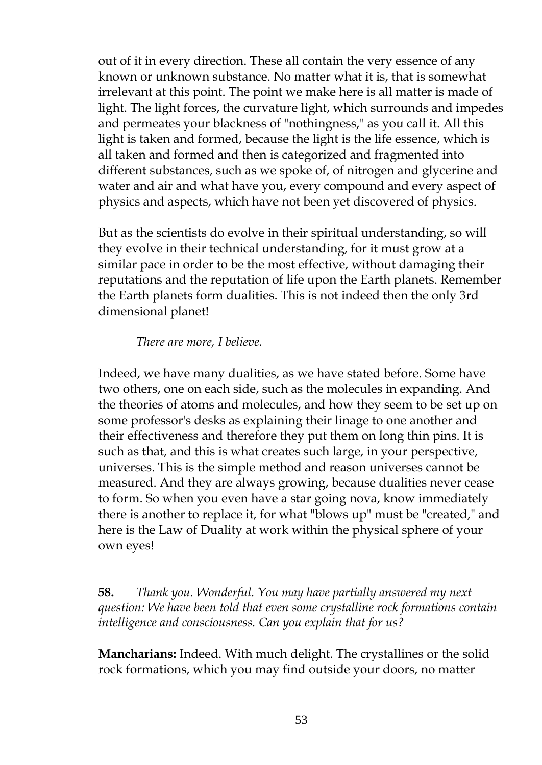out of it in every direction. These all contain the very essence of any known or unknown substance. No matter what it is, that is somewhat irrelevant at this point. The point we make here is all matter is made of light. The light forces, the curvature light, which surrounds and impedes and permeates your blackness of "nothingness," as you call it. All this light is taken and formed, because the light is the life essence, which is all taken and formed and then is categorized and fragmented into different substances, such as we spoke of, of nitrogen and glycerine and water and air and what have you, every compound and every aspect of physics and aspects, which have not been yet discovered of physics.

But as the scientists do evolve in their spiritual understanding, so will they evolve in their technical understanding, for it must grow at a similar pace in order to be the most effective, without damaging their reputations and the reputation of life upon the Earth planets. Remember the Earth planets form dualities. This is not indeed then the only 3rd dimensional planet!

*There are more, I believe.*

Indeed, we have many dualities, as we have stated before. Some have two others, one on each side, such as the molecules in expanding. And the theories of atoms and molecules, and how they seem to be set up on some professor's desks as explaining their linage to one another and their effectiveness and therefore they put them on long thin pins. It is such as that, and this is what creates such large, in your perspective, universes. This is the simple method and reason universes cannot be measured. And they are always growing, because dualities never cease to form. So when you even have a star going nova, know immediately there is another to replace it, for what "blows up" must be "created," and here is the Law of Duality at work within the physical sphere of your own eyes!

**58.** *Thank you. Wonderful. You may have partially answered my next question: We have been told that even some crystalline rock formations contain intelligence and consciousness. Can you explain that for us?*

**Mancharians:** Indeed. With much delight. The crystallines or the solid rock formations, which you may find outside your doors, no matter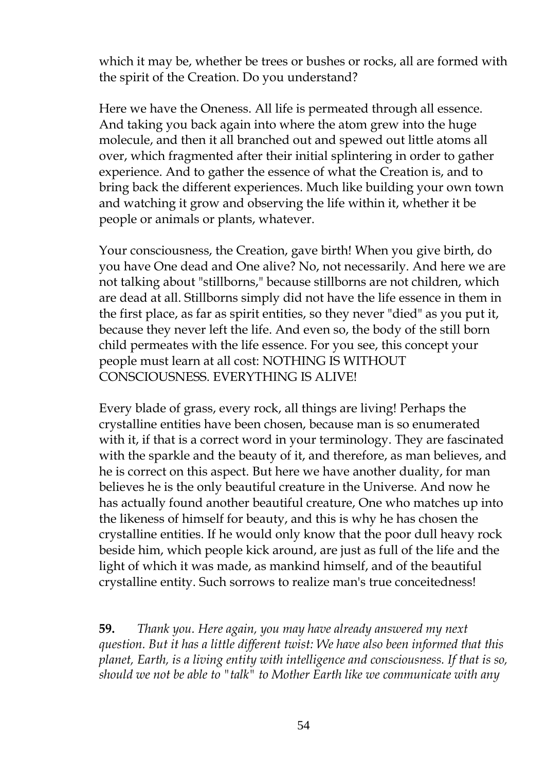which it may be, whether be trees or bushes or rocks, all are formed with the spirit of the Creation. Do you understand?

Here we have the Oneness. All life is permeated through all essence. And taking you back again into where the atom grew into the huge molecule, and then it all branched out and spewed out little atoms all over, which fragmented after their initial splintering in order to gather experience. And to gather the essence of what the Creation is, and to bring back the different experiences. Much like building your own town and watching it grow and observing the life within it, whether it be people or animals or plants, whatever.

Your consciousness, the Creation, gave birth! When you give birth, do you have One dead and One alive? No, not necessarily. And here we are not talking about "stillborns," because stillborns are not children, which are dead at all. Stillborns simply did not have the life essence in them in the first place, as far as spirit entities, so they never "died" as you put it, because they never left the life. And even so, the body of the still born child permeates with the life essence. For you see, this concept your people must learn at all cost: NOTHING IS WITHOUT CONSCIOUSNESS. EVERYTHING IS ALIVE!

Every blade of grass, every rock, all things are living! Perhaps the crystalline entities have been chosen, because man is so enumerated with it, if that is a correct word in your terminology. They are fascinated with the sparkle and the beauty of it, and therefore, as man believes, and he is correct on this aspect. But here we have another duality, for man believes he is the only beautiful creature in the Universe. And now he has actually found another beautiful creature, One who matches up into the likeness of himself for beauty, and this is why he has chosen the crystalline entities. If he would only know that the poor dull heavy rock beside him, which people kick around, are just as full of the life and the light of which it was made, as mankind himself, and of the beautiful crystalline entity. Such sorrows to realize man's true conceitedness!

**59.** *Thank you. Here again, you may have already answered my next question. But it has a little different twist: We have also been informed that this planet, Earth, is a living entity with intelligence and consciousness. If that is so, should we not be able to "talk" to Mother Earth like we communicate with any*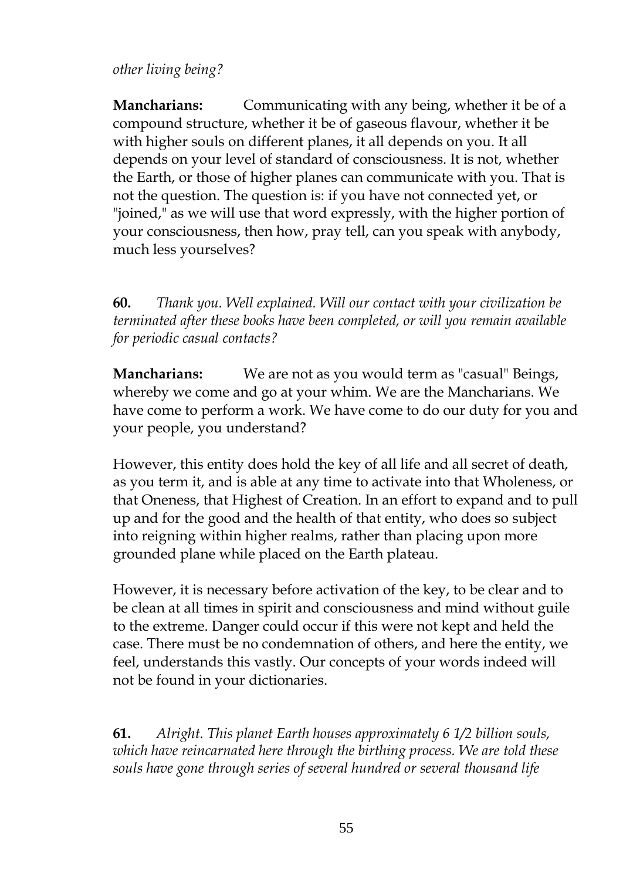*other living being?*

**Mancharians:** Communicating with any being, whether it be of a compound structure, whether it be of gaseous flavour, whether it be with higher souls on different planes, it all depends on you. It all depends on your level of standard of consciousness. It is not, whether the Earth, or those of higher planes can communicate with you. That is not the question. The question is: if you have not connected yet, or "joined," as we will use that word expressly, with the higher portion of your consciousness, then how, pray tell, can you speak with anybody, much less yourselves?

**60.** *Thank you. Well explained. Will our contact with your civilization be terminated after these books have been completed, or will you remain available for periodic casual contacts?*

**Mancharians:** We are not as you would term as "casual" Beings, whereby we come and go at your whim. We are the Mancharians. We have come to perform a work. We have come to do our duty for you and your people, you understand?

However, this entity does hold the key of all life and all secret of death, as you term it, and is able at any time to activate into that Wholeness, or that Oneness, that Highest of Creation. In an effort to expand and to pull up and for the good and the health of that entity, who does so subject into reigning within higher realms, rather than placing upon more grounded plane while placed on the Earth plateau.

However, it is necessary before activation of the key, to be clear and to be clean at all times in spirit and consciousness and mind without guile to the extreme. Danger could occur if this were not kept and held the case. There must be no condemnation of others, and here the entity, we feel, understands this vastly. Our concepts of your words indeed will not be found in your dictionaries.

**61.** *Alright. This planet Earth houses approximately 6 1/2 billion souls, which have reincarnated here through the birthing process. We are told these souls have gone through series of several hundred or several thousand life*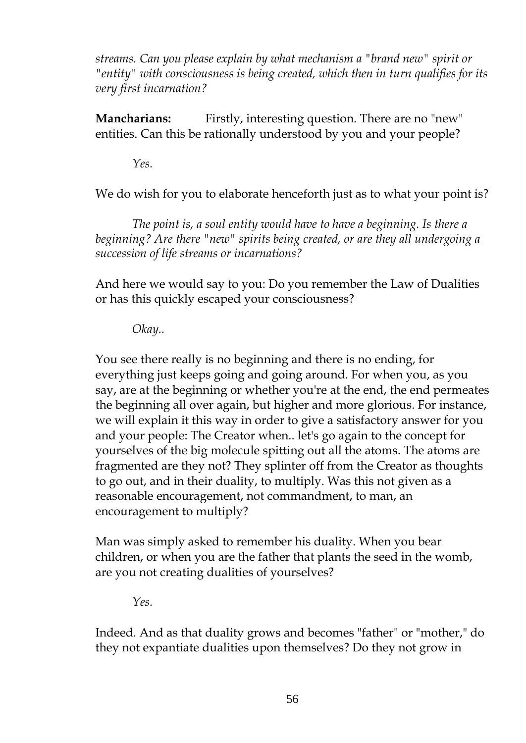*streams. Can you please explain by what mechanism a "brand new" spirit or "entity" with consciousness is being created, which then in turn qualifies for its very first incarnation?*

**Mancharians:** Firstly, interesting question. There are no "new" entities. Can this be rationally understood by you and your people?

*Yes.*

We do wish for you to elaborate henceforth just as to what your point is?

*The point is, a soul entity would have to have a beginning. Is there a beginning? Are there "new" spirits being created, or are they all undergoing a succession of life streams or incarnations?*

And here we would say to you: Do you remember the Law of Dualities or has this quickly escaped your consciousness?

*Okay..*

You see there really is no beginning and there is no ending, for everything just keeps going and going around. For when you, as you say, are at the beginning or whether you're at the end, the end permeates the beginning all over again, but higher and more glorious. For instance, we will explain it this way in order to give a satisfactory answer for you and your people: The Creator when.. let's go again to the concept for yourselves of the big molecule spitting out all the atoms. The atoms are fragmented are they not? They splinter off from the Creator as thoughts to go out, and in their duality, to multiply. Was this not given as a reasonable encouragement, not commandment, to man, an encouragement to multiply?

Man was simply asked to remember his duality. When you bear children, or when you are the father that plants the seed in the womb, are you not creating dualities of yourselves?

*Yes.*

Indeed. And as that duality grows and becomes "father" or "mother," do they not expantiate dualities upon themselves? Do they not grow in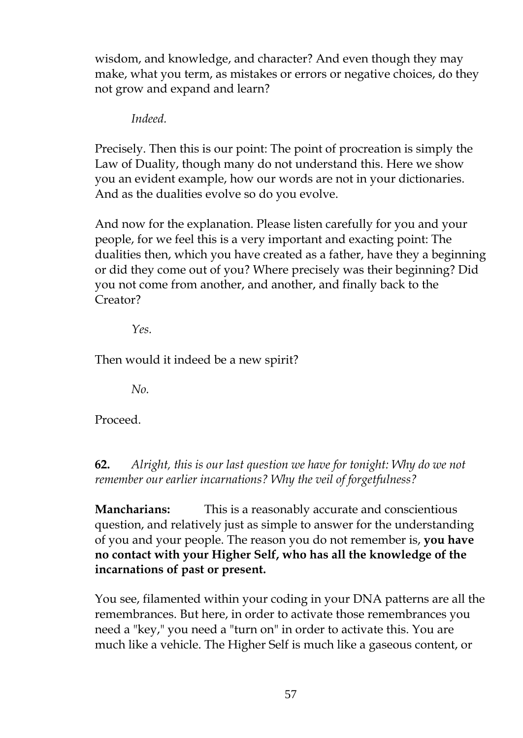wisdom, and knowledge, and character? And even though they may make, what you term, as mistakes or errors or negative choices, do they not grow and expand and learn?

*Indeed.*

Precisely. Then this is our point: The point of procreation is simply the Law of Duality, though many do not understand this. Here we show you an evident example, how our words are not in your dictionaries. And as the dualities evolve so do you evolve.

And now for the explanation. Please listen carefully for you and your people, for we feel this is a very important and exacting point: The dualities then, which you have created as a father, have they a beginning or did they come out of you? Where precisely was their beginning? Did you not come from another, and another, and finally back to the Creator?

*Yes.*

Then would it indeed be a new spirit?

*No.*

Proceed.

**62.** *Alright, this is our last question we have for tonight: Why do we not remember our earlier incarnations? Why the veil of forgetfulness?*

**Mancharians:** This is a reasonably accurate and conscientious question, and relatively just as simple to answer for the understanding of you and your people. The reason you do not remember is, **you have no contact with your Higher Self, who has all the knowledge of the incarnations of past or present.**

You see, filamented within your coding in your DNA patterns are all the remembrances. But here, in order to activate those remembrances you need a "key," you need a "turn on" in order to activate this. You are much like a vehicle. The Higher Self is much like a gaseous content, or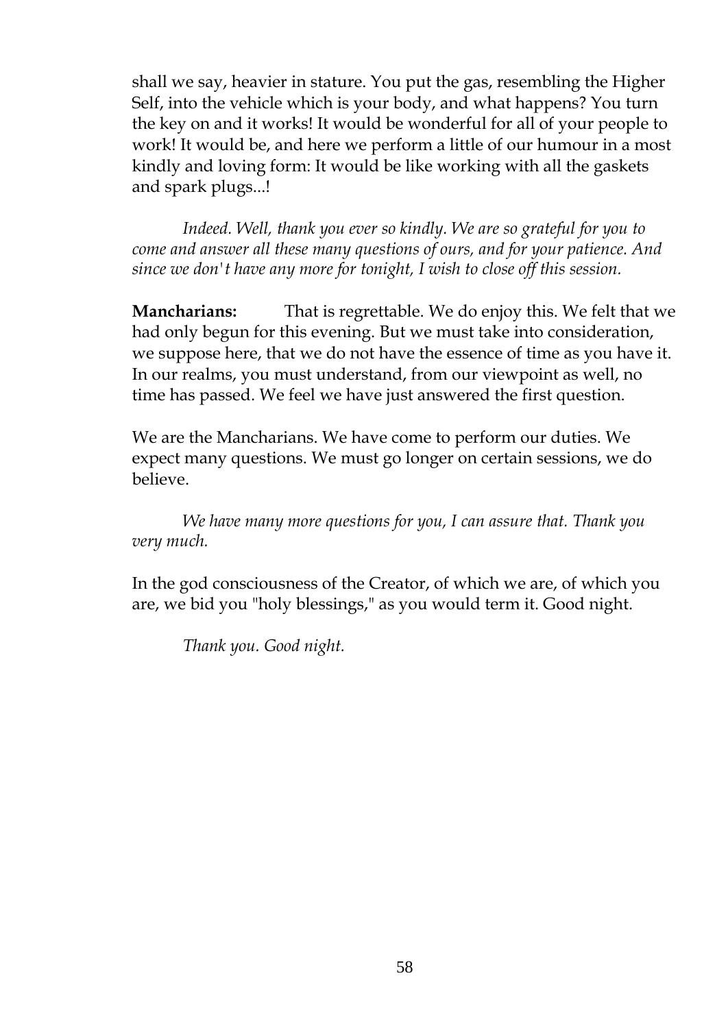shall we say, heavier in stature. You put the gas, resembling the Higher Self, into the vehicle which is your body, and what happens? You turn the key on and it works! It would be wonderful for all of your people to work! It would be, and here we perform a little of our humour in a most kindly and loving form: It would be like working with all the gaskets and spark plugs...!

*Indeed. Well, thank you ever so kindly. We are so grateful for you to come and answer all these many questions of ours, and for your patience. And since we don't have any more for tonight, I wish to close off this session.*

**Mancharians:** That is regrettable. We do enjoy this. We felt that we had only begun for this evening. But we must take into consideration, we suppose here, that we do not have the essence of time as you have it. In our realms, you must understand, from our viewpoint as well, no time has passed. We feel we have just answered the first question.

We are the Mancharians. We have come to perform our duties. We expect many questions. We must go longer on certain sessions, we do believe.

*We have many more questions for you, I can assure that. Thank you very much.*

In the god consciousness of the Creator, of which we are, of which you are, we bid you "holy blessings," as you would term it. Good night.

*Thank you. Good night.*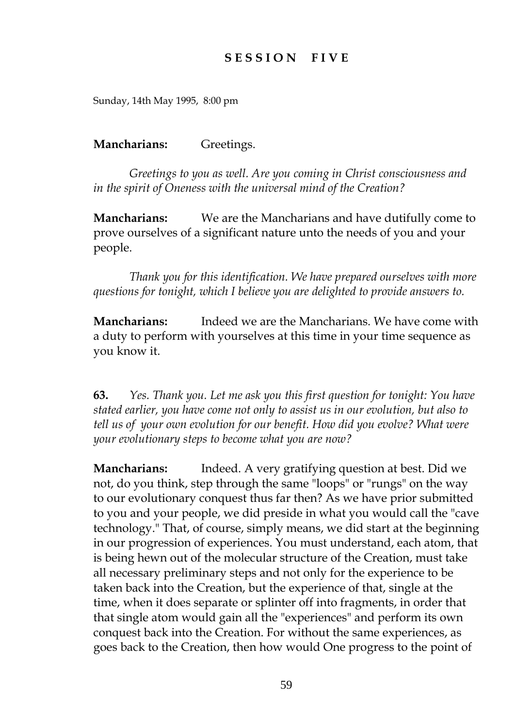# SESSION FIVE

Sunday, 14th May 1995, 8:00 pm

**Mancharians:** Greetings.

*Greetings to you as well. Are you coming in Christ consciousness and in the spirit of Oneness with the universal mind of the Creation?*

**Mancharians:** We are the Mancharians and have dutifully come to prove ourselves of a significant nature unto the needs of you and your people.

*Thank you for this identification. We have prepared ourselves with more questions for tonight, which I believe you are delighted to provide answers to.*

**Mancharians:** Indeed we are the Mancharians. We have come with a duty to perform with yourselves at this time in your time sequence as you know it.

**63.** *Yes. Thank you. Let me ask you this first question for tonight: You have stated earlier, you have come not only to assist us in our evolution, but also to tell us of your own evolution for our benefit. How did you evolve? What were your evolutionary steps to become what you are now?*

**Mancharians:** Indeed. A very gratifying question at best. Did we not, do you think, step through the same "loops" or "rungs" on the way to our evolutionary conquest thus far then? As we have prior submitted to you and your people, we did preside in what you would call the "cave technology." That, of course, simply means, we did start at the beginning in our progression of experiences. You must understand, each atom, that is being hewn out of the molecular structure of the Creation, must take all necessary preliminary steps and not only for the experience to be taken back into the Creation, but the experience of that, single at the time, when it does separate or splinter off into fragments, in order that that single atom would gain all the "experiences" and perform its own conquest back into the Creation. For without the same experiences, as goes back to the Creation, then how would One progress to the point of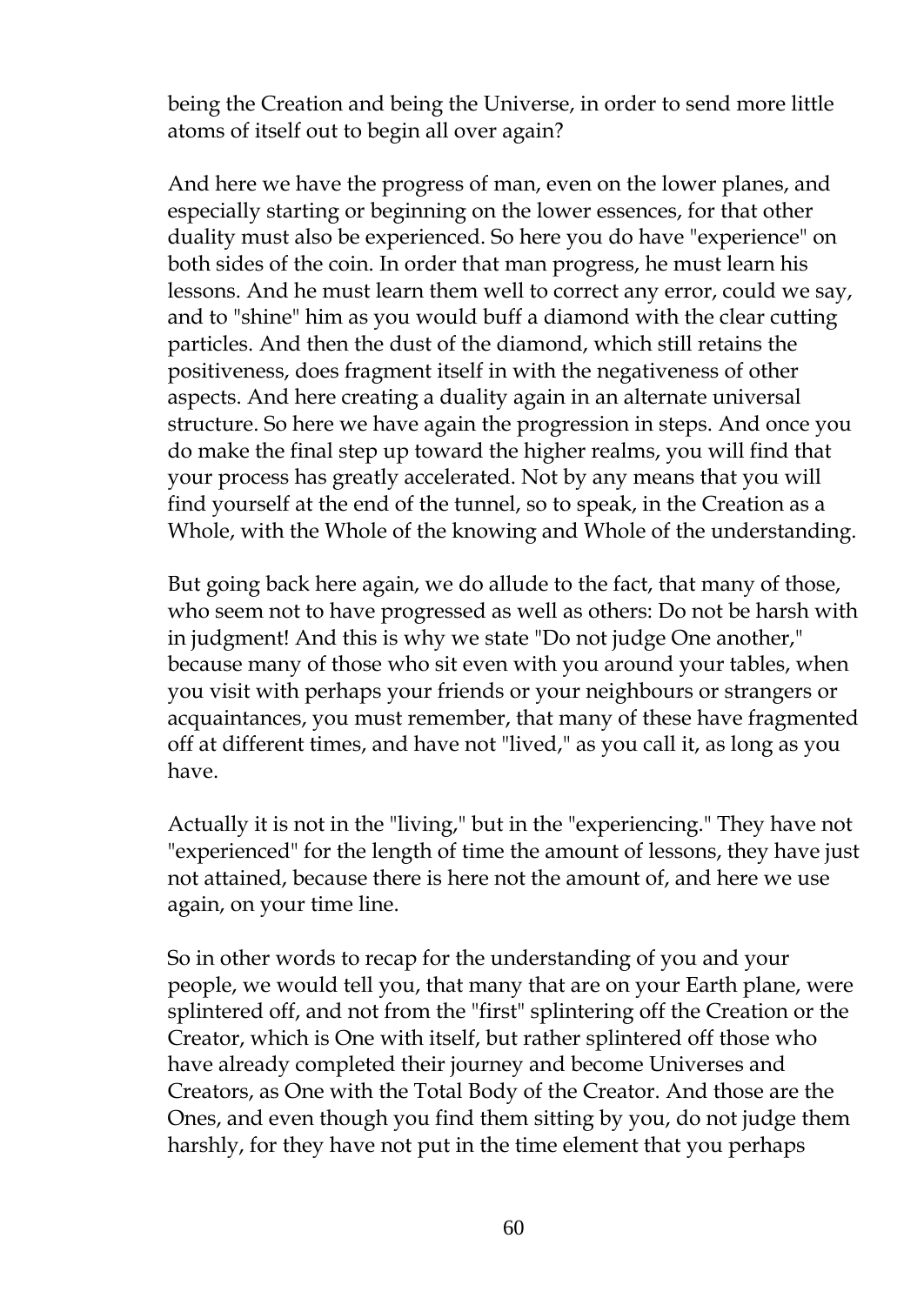being the Creation and being the Universe, in order to send more little atoms of itself out to begin all over again?

And here we have the progress of man, even on the lower planes, and especially starting or beginning on the lower essences, for that other duality must also be experienced. So here you do have "experience" on both sides of the coin. In order that man progress, he must learn his lessons. And he must learn them well to correct any error, could we say, and to "shine" him as you would buff a diamond with the clear cutting particles. And then the dust of the diamond, which still retains the positiveness, does fragment itself in with the negativeness of other aspects. And here creating a duality again in an alternate universal structure. So here we have again the progression in steps. And once you do make the final step up toward the higher realms, you will find that your process has greatly accelerated. Not by any means that you will find yourself at the end of the tunnel, so to speak, in the Creation as a Whole, with the Whole of the knowing and Whole of the understanding.

But going back here again, we do allude to the fact, that many of those, who seem not to have progressed as well as others: Do not be harsh with in judgment! And this is why we state "Do not judge One another," because many of those who sit even with you around your tables, when you visit with perhaps your friends or your neighbours or strangers or acquaintances, you must remember, that many of these have fragmented off at different times, and have not "lived," as you call it, as long as you have.

Actually it is not in the "living," but in the "experiencing." They have not "experienced" for the length of time the amount of lessons, they have just not attained, because there is here not the amount of, and here we use again, on your time line.

So in other words to recap for the understanding of you and your people, we would tell you, that many that are on your Earth plane, were splintered off, and not from the "first" splintering off the Creation or the Creator, which is One with itself, but rather splintered off those who have already completed their journey and become Universes and Creators, as One with the Total Body of the Creator. And those are the Ones, and even though you find them sitting by you, do not judge them harshly, for they have not put in the time element that you perhaps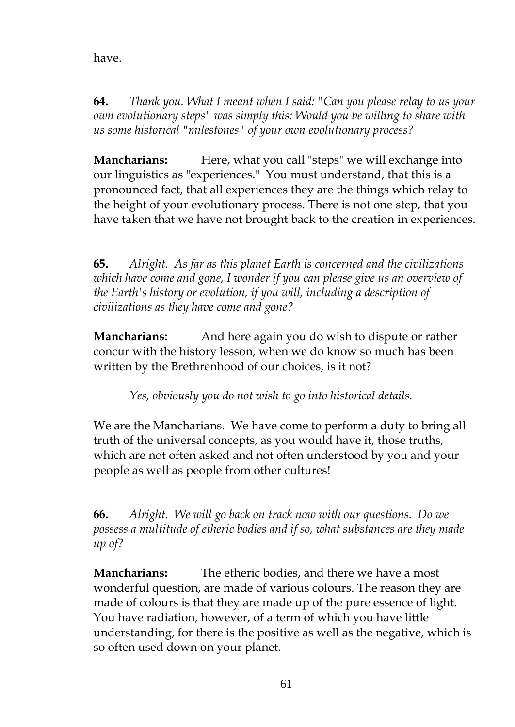have.

**64.** *Thank you. What I meant when I said: "Can you please relay to us your own evolutionary steps" was simply this: Would you be willing to share with us some historical "milestones" of your own evolutionary process?*

**Mancharians:** Here, what you call "steps" we will exchange into our linguistics as "experiences." You must understand, that this is a pronounced fact, that all experiences they are the things which relay to the height of your evolutionary process. There is not one step, that you have taken that we have not brought back to the creation in experiences.

**65.** *Alright. As far as this planet Earth is concerned and the civilizations which have come and gone, I wonder if you can please give us an overview of the Earth's history or evolution, if you will, including a description of civilizations as they have come and gone?*

**Mancharians:** And here again you do wish to dispute or rather concur with the history lesson, when we do know so much has been written by the Brethrenhood of our choices, is it not?

*Yes, obviously you do not wish to go into historical details.*

We are the Mancharians. We have come to perform a duty to bring all truth of the universal concepts, as you would have it, those truths, which are not often asked and not often understood by you and your people as well as people from other cultures!

**66.** *Alright. We will go back on track now with our questions. Do we possess a multitude of etheric bodies and if so, what substances are they made up of?*

**Mancharians:** The etheric bodies, and there we have a most wonderful question, are made of various colours. The reason they are made of colours is that they are made up of the pure essence of light. You have radiation, however, of a term of which you have little understanding, for there is the positive as well as the negative, which is so often used down on your planet.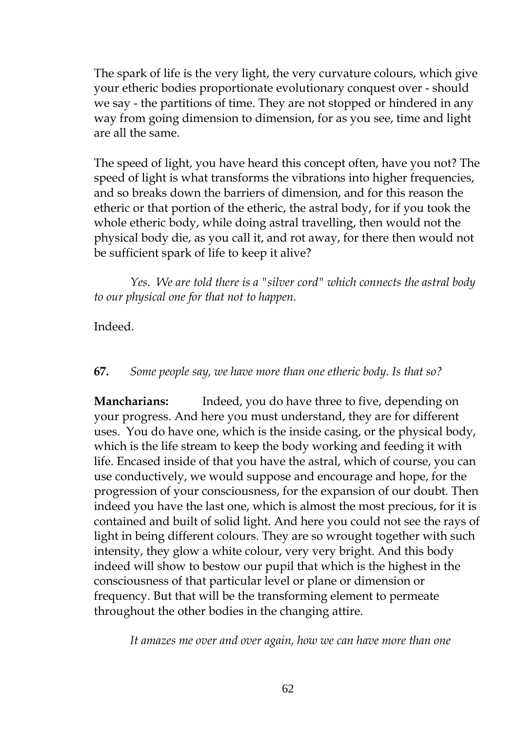The spark of life is the very light, the very curvature colours, which give your etheric bodies proportionate evolutionary conquest over - should we say - the partitions of time. They are not stopped or hindered in any way from going dimension to dimension, for as you see, time and light are all the same.

The speed of light, you have heard this concept often, have you not? The speed of light is what transforms the vibrations into higher frequencies, and so breaks down the barriers of dimension, and for this reason the etheric or that portion of the etheric, the astral body, for if you took the whole etheric body, while doing astral travelling, then would not the physical body die, as you call it, and rot away, for there then would not be sufficient spark of life to keep it alive?

*Yes. We are told there is a "silver cord" which connects the astral body to our physical one for that not to happen.*

Indeed.

**67.** *Some people say, we have more than one etheric body. Is that so?*

**Mancharians:** Indeed, you do have three to five, depending on your progress. And here you must understand, they are for different uses. You do have one, which is the inside casing, or the physical body, which is the life stream to keep the body working and feeding it with life. Encased inside of that you have the astral, which of course, you can use conductively, we would suppose and encourage and hope, for the progression of your consciousness, for the expansion of our doubt. Then indeed you have the last one, which is almost the most precious, for it is contained and built of solid light. And here you could not see the rays of light in being different colours. They are so wrought together with such intensity, they glow a white colour, very very bright. And this body indeed will show to bestow our pupil that which is the highest in the consciousness of that particular level or plane or dimension or frequency. But that will be the transforming element to permeate throughout the other bodies in the changing attire.

*It amazes me over and over again, how we can have more than one*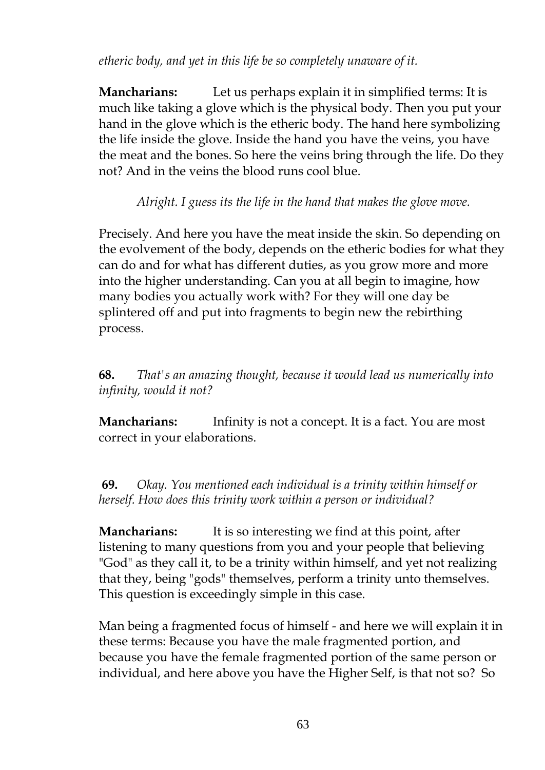*etheric body, and yet in this life be so completely unaware of it.*

**Mancharians:** Let us perhaps explain it in simplified terms: It is much like taking a glove which is the physical body. Then you put your hand in the glove which is the etheric body. The hand here symbolizing the life inside the glove. Inside the hand you have the veins, you have the meat and the bones. So here the veins bring through the life. Do they not? And in the veins the blood runs cool blue.

*Alright. I guess its the life in the hand that makes the glove move.*

Precisely. And here you have the meat inside the skin. So depending on the evolvement of the body, depends on the etheric bodies for what they can do and for what has different duties, as you grow more and more into the higher understanding. Can you at all begin to imagine, how many bodies you actually work with? For they will one day be splintered off and put into fragments to begin new the rebirthing process.

**68.** *That's an amazing thought, because it would lead us numerically into infinity, would it not?*

**Mancharians:** Infinity is not a concept. It is a fact. You are most correct in your elaborations.

**69.** *Okay. You mentioned each individual is a trinity within himself or herself. How does this trinity work within a person or individual?*

**Mancharians:** It is so interesting we find at this point, after listening to many questions from you and your people that believing "God" as they call it, to be a trinity within himself, and yet not realizing that they, being "gods" themselves, perform a trinity unto themselves. This question is exceedingly simple in this case.

Man being a fragmented focus of himself - and here we will explain it in these terms: Because you have the male fragmented portion, and because you have the female fragmented portion of the same person or individual, and here above you have the Higher Self, is that not so? So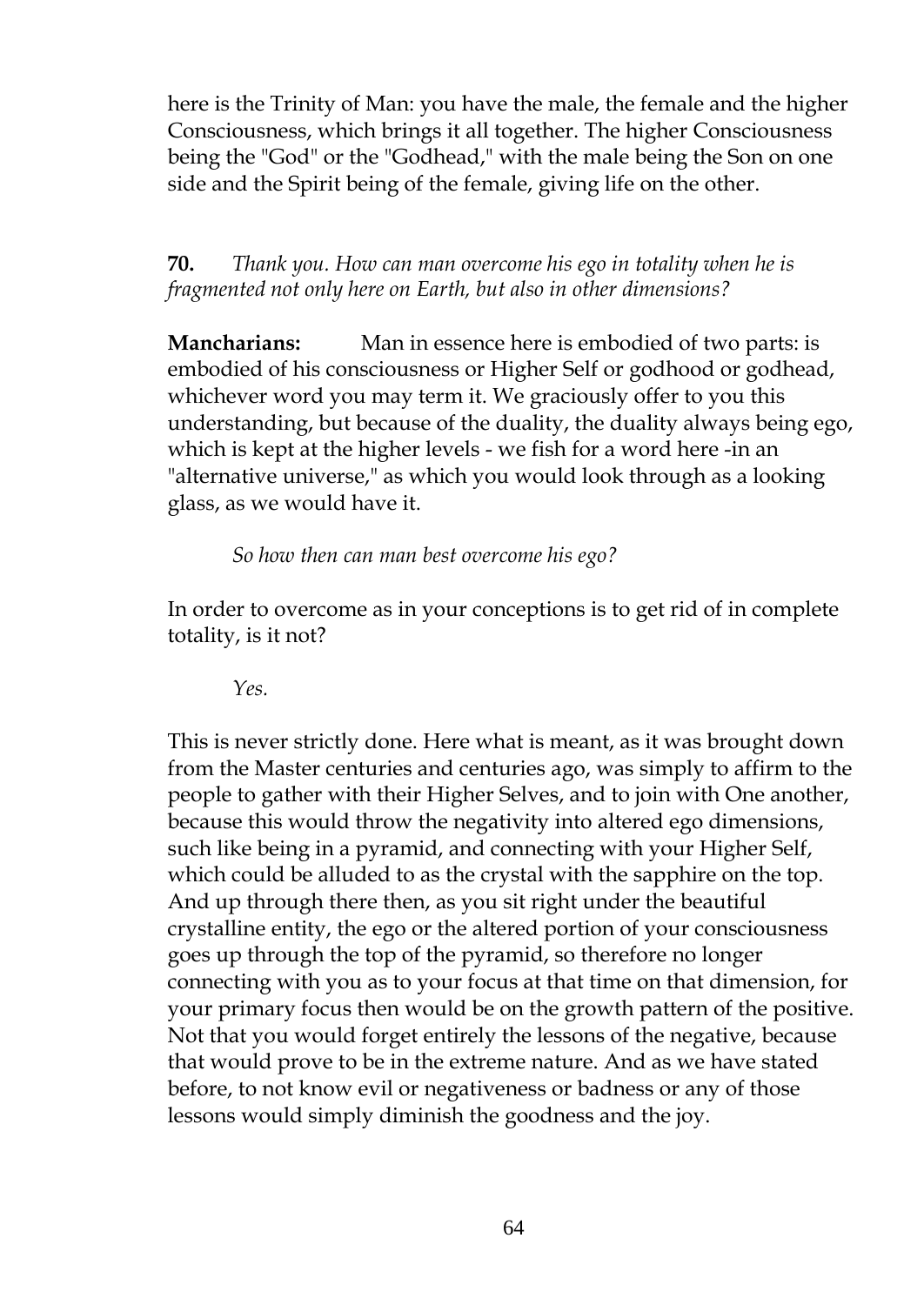here is the Trinity of Man: you have the male, the female and the higher Consciousness, which brings it all together. The higher Consciousness being the "God" or the "Godhead," with the male being the Son on one side and the Spirit being of the female, giving life on the other.

**70.** *Thank you. How can man overcome his ego in totality when he is fragmented not only here on Earth, but also in other dimensions?*

**Mancharians:** Man in essence here is embodied of two parts: is embodied of his consciousness or Higher Self or godhood or godhead, whichever word you may term it. We graciously offer to you this understanding, but because of the duality, the duality always being ego, which is kept at the higher levels - we fish for a word here -in an "alternative universe," as which you would look through as a looking glass, as we would have it.

*So how then can man best overcome his ego?*

In order to overcome as in your conceptions is to get rid of in complete totality, is it not?

*Yes.*

This is never strictly done. Here what is meant, as it was brought down from the Master centuries and centuries ago, was simply to affirm to the people to gather with their Higher Selves, and to join with One another, because this would throw the negativity into altered ego dimensions, such like being in a pyramid, and connecting with your Higher Self, which could be alluded to as the crystal with the sapphire on the top. And up through there then, as you sit right under the beautiful crystalline entity, the ego or the altered portion of your consciousness goes up through the top of the pyramid, so therefore no longer connecting with you as to your focus at that time on that dimension, for your primary focus then would be on the growth pattern of the positive. Not that you would forget entirely the lessons of the negative, because that would prove to be in the extreme nature. And as we have stated before, to not know evil or negativeness or badness or any of those lessons would simply diminish the goodness and the joy.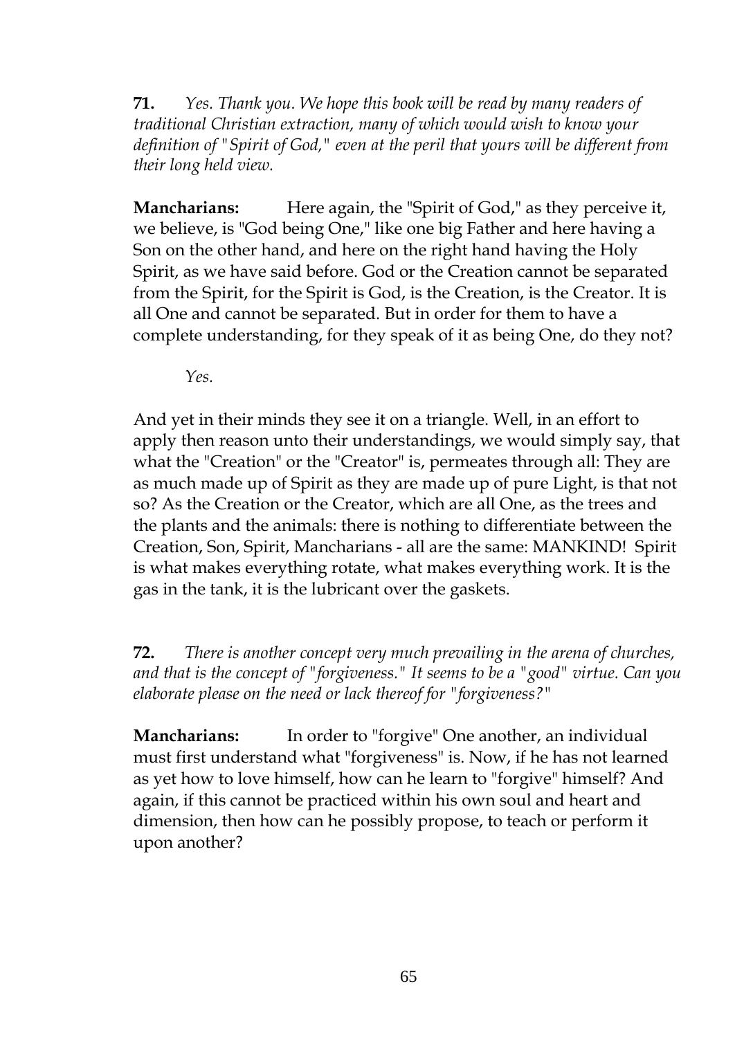**71.** *Yes. Thank you. We hope this book will be read by many readers of traditional Christian extraction, many of which would wish to know your definition of "Spirit of God," even at the peril that yours will be different from their long held view.*

**Mancharians:** Here again, the "Spirit of God," as they perceive it, we believe, is "God being One," like one big Father and here having a Son on the other hand, and here on the right hand having the Holy Spirit, as we have said before. God or the Creation cannot be separated from the Spirit, for the Spirit is God, is the Creation, is the Creator. It is all One and cannot be separated. But in order for them to have a complete understanding, for they speak of it as being One, do they not?

*Yes.*

And yet in their minds they see it on a triangle. Well, in an effort to apply then reason unto their understandings, we would simply say, that what the "Creation" or the "Creator" is, permeates through all: They are as much made up of Spirit as they are made up of pure Light, is that not so? As the Creation or the Creator, which are all One, as the trees and the plants and the animals: there is nothing to differentiate between the Creation, Son, Spirit, Mancharians - all are the same: MANKIND! Spirit is what makes everything rotate, what makes everything work. It is the gas in the tank, it is the lubricant over the gaskets.

**72.** *There is another concept very much prevailing in the arena of churches, and that is the concept of "forgiveness." It seems to be a "good" virtue. Can you elaborate please on the need or lack thereof for "forgiveness?"*

**Mancharians:** In order to "forgive" One another, an individual must first understand what "forgiveness" is. Now, if he has not learned as yet how to love himself, how can he learn to "forgive" himself? And again, if this cannot be practiced within his own soul and heart and dimension, then how can he possibly propose, to teach or perform it upon another?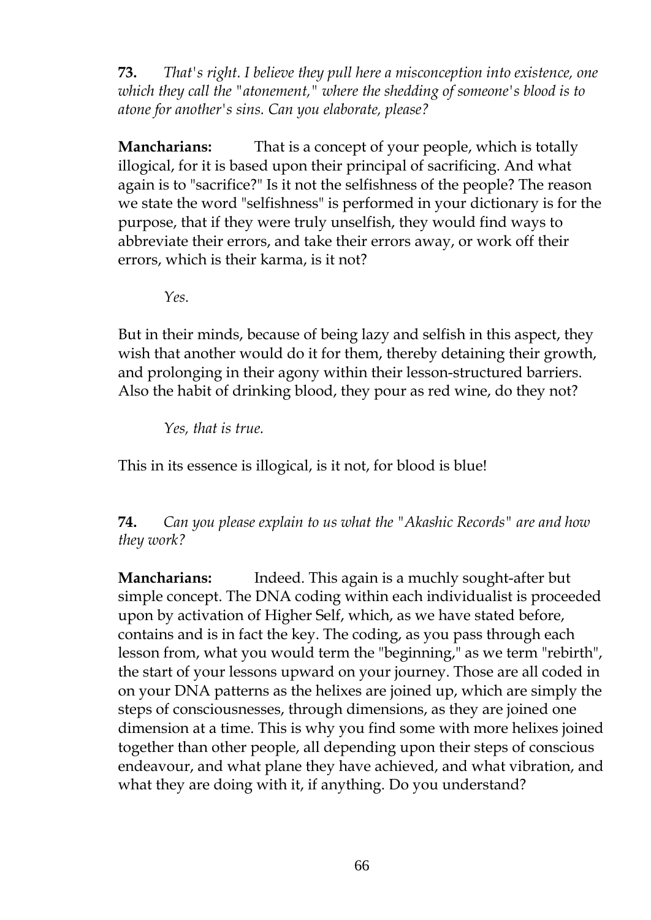**73.** *That's right. I believe they pull here a misconception into existence, one which they call the "atonement," where the shedding of someone's blood is to atone for another's sins. Can you elaborate, please?*

**Mancharians:** That is a concept of your people, which is totally illogical, for it is based upon their principal of sacrificing. And what again is to "sacrifice?" Is it not the selfishness of the people? The reason we state the word "selfishness" is performed in your dictionary is for the purpose, that if they were truly unselfish, they would find ways to abbreviate their errors, and take their errors away, or work off their errors, which is their karma, is it not?

*Yes.*

But in their minds, because of being lazy and selfish in this aspect, they wish that another would do it for them, thereby detaining their growth, and prolonging in their agony within their lesson-structured barriers. Also the habit of drinking blood, they pour as red wine, do they not?

*Yes, that is true.*

This in its essence is illogical, is it not, for blood is blue!

**74.** *Can you please explain to us what the "Akashic Records" are and how they work?*

**Mancharians:** Indeed. This again is a muchly sought-after but simple concept. The DNA coding within each individualist is proceeded upon by activation of Higher Self, which, as we have stated before, contains and is in fact the key. The coding, as you pass through each lesson from, what you would term the "beginning," as we term "rebirth", the start of your lessons upward on your journey. Those are all coded in on your DNA patterns as the helixes are joined up, which are simply the steps of consciousnesses, through dimensions, as they are joined one dimension at a time. This is why you find some with more helixes joined together than other people, all depending upon their steps of conscious endeavour, and what plane they have achieved, and what vibration, and what they are doing with it, if anything. Do you understand?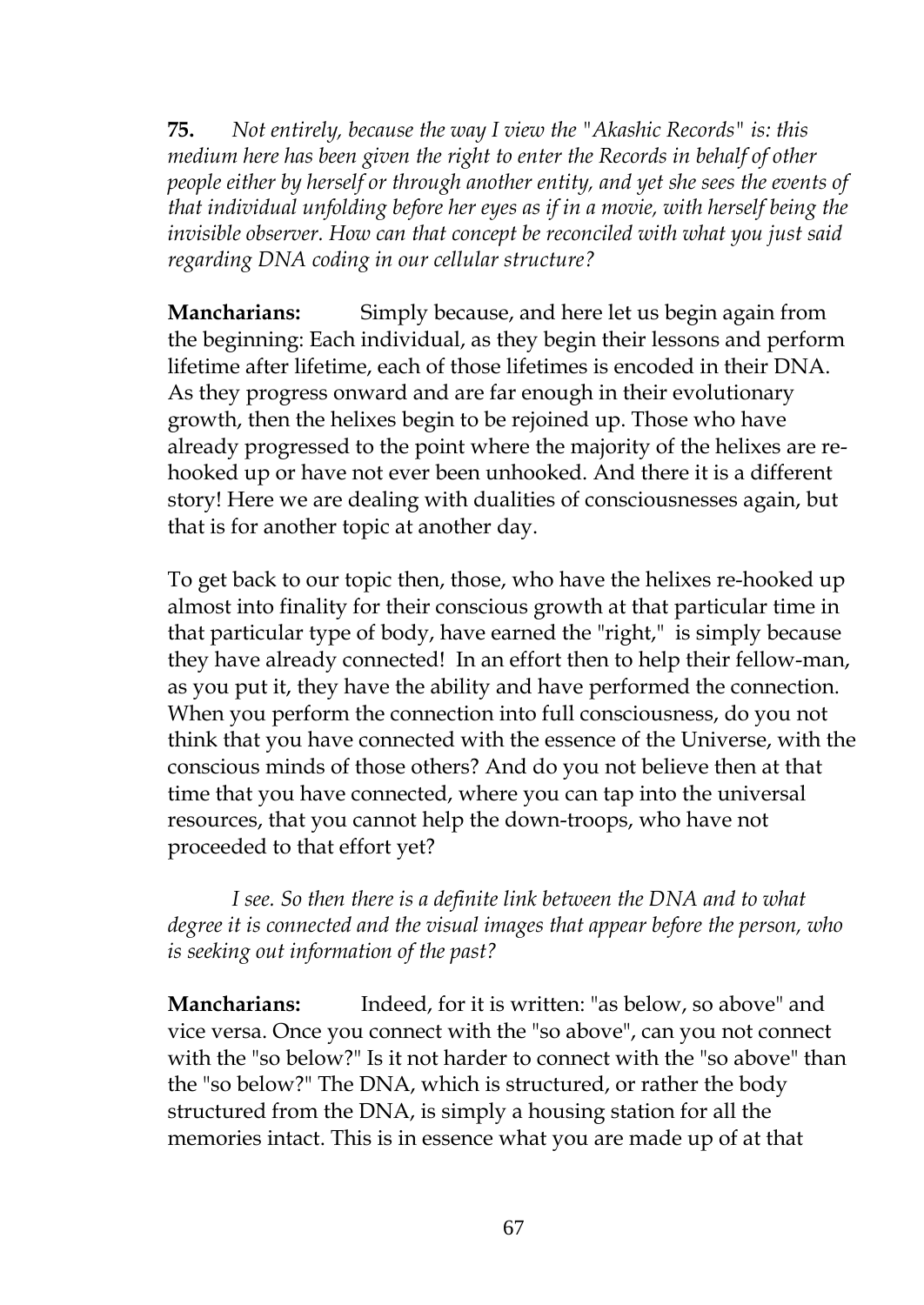**75.** *Not entirely, because the way I view the "Akashic Records" is: this medium here has been given the right to enter the Records in behalf of other people either by herself or through another entity, and yet she sees the events of that individual unfolding before her eyes as if in a movie, with herself being the invisible observer. How can that concept be reconciled with what you just said regarding DNA coding in our cellular structure?*

**Mancharians:** Simply because, and here let us begin again from the beginning: Each individual, as they begin their lessons and perform lifetime after lifetime, each of those lifetimes is encoded in their DNA. As they progress onward and are far enough in their evolutionary growth, then the helixes begin to be rejoined up. Those who have already progressed to the point where the majority of the helixes are re-hooked up or have not ever been unhooked. And there it is a different story! Here we are dealing with dualities of consciousnesses again, but that is for another topic at another day.

To get back to our topic then, those, who have the helixes re-hooked up almost into finality for their conscious growth at that particular time in that particular type of body, have earned the "right," is simply because they have already connected! In an effort then to help their fellow-man, as you put it, they have the ability and have performed the connection. When you perform the connection into full consciousness, do you not think that you have connected with the essence of the Universe, with the conscious minds of those others? And do you not believe then at that time that you have connected, where you can tap into the universal resources, that you cannot help the down-troops, who have not proceeded to that effort yet?

*I see. So then there is a definite link between the DNA and to what degree it is connected and the visual images that appear before the person, who is seeking out information of the past?*

**Mancharians:** Indeed, for it is written: "as below, so above" and vice versa. Once you connect with the "so above", can you not connect with the "so below?" Is it not harder to connect with the "so above" than the "so below?" The DNA, which is structured, or rather the body structured from the DNA, is simply a housing station for all the memories intact. This is in essence what you are made up of at that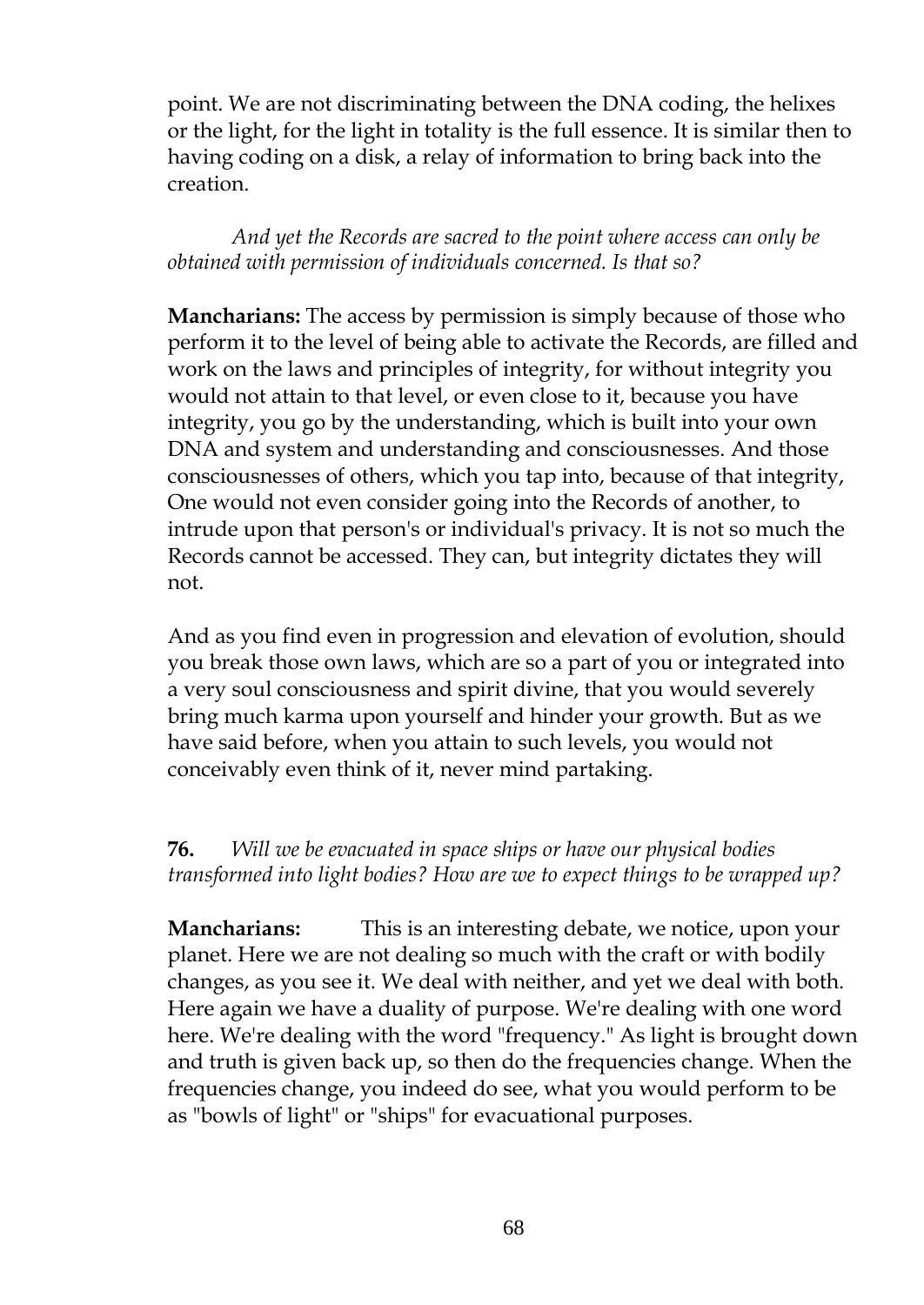point. We are not discriminating between the DNA coding, the helixes or the light, for the light in totality is the full essence. It is similar then to having coding on a disk, a relay of information to bring back into the creation.

*And yet the Records are sacred to the point where access can only be obtained with permission of individuals concerned. Is that so?*

**Mancharians:** The access by permission is simply because of those who perform it to the level of being able to activate the Records, are filled and work on the laws and principles of integrity, for without integrity you would not attain to that level, or even close to it, because you have integrity, you go by the understanding, which is built into your own DNA and system and understanding and consciousnesses. And those consciousnesses of others, which you tap into, because of that integrity, One would not even consider going into the Records of another, to intrude upon that person's or individual's privacy. It is not so much the Records cannot be accessed. They can, but integrity dictates they will not.

And as you find even in progression and elevation of evolution, should you break those own laws, which are so a part of you or integrated into a very soul consciousness and spirit divine, that you would severely bring much karma upon yourself and hinder your growth. But as we have said before, when you attain to such levels, you would not conceivably even think of it, never mind partaking.

**76.** *Will we be evacuated in space ships or have our physical bodies transformed into light bodies? How are we to expect things to be wrapped up?*

**Mancharians:** This is an interesting debate, we notice, upon your planet. Here we are not dealing so much with the craft or with bodily changes, as you see it. We deal with neither, and yet we deal with both. Here again we have a duality of purpose. We're dealing with one word here. We're dealing with the word "frequency." As light is brought down and truth is given back up, so then do the frequencies change. When the frequencies change, you indeed do see, what you would perform to be as "bowls of light" or "ships" for evacuational purposes.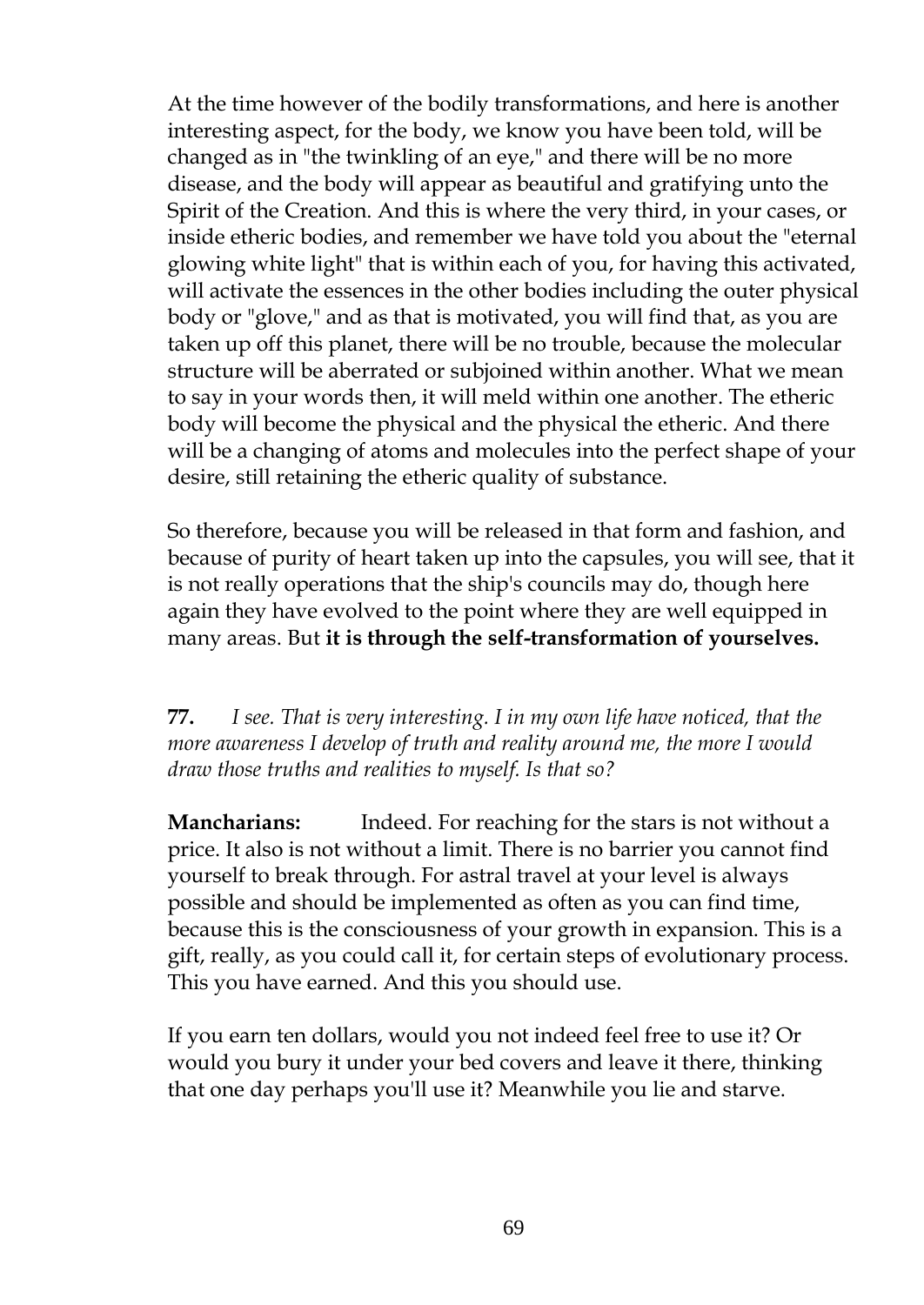At the time however of the bodily transformations, and here is another interesting aspect, for the body, we know you have been told, will be changed as in "the twinkling of an eye," and there will be no more disease, and the body will appear as beautiful and gratifying unto the Spirit of the Creation. And this is where the very third, in your cases, or inside etheric bodies, and remember we have told you about the "eternal glowing white light" that is within each of you, for having this activated, will activate the essences in the other bodies including the outer physical body or "glove," and as that is motivated, you will find that, as you are taken up off this planet, there will be no trouble, because the molecular structure will be aberrated or subjoined within another. What we mean to say in your words then, it will meld within one another. The etheric body will become the physical and the physical the etheric. And there will be a changing of atoms and molecules into the perfect shape of your desire, still retaining the etheric quality of substance.

So therefore, because you will be released in that form and fashion, and because of purity of heart taken up into the capsules, you will see, that it is not really operations that the ship's councils may do, though here again they have evolved to the point where they are well equipped in many areas. But **it is through the self-transformation of yourselves.**

**77.** *I see. That is very interesting. I in my own life have noticed, that the more awareness I develop of truth and reality around me, the more I would draw those truths and realities to myself. Is that so?*

**Mancharians:** Indeed. For reaching for the stars is not without a price. It also is not without a limit. There is no barrier you cannot find yourself to break through. For astral travel at your level is always possible and should be implemented as often as you can find time, because this is the consciousness of your growth in expansion. This is a gift, really, as you could call it, for certain steps of evolutionary process. This you have earned. And this you should use.

If you earn ten dollars, would you not indeed feel free to use it? Or would you bury it under your bed covers and leave it there, thinking that one day perhaps you'll use it? Meanwhile you lie and starve.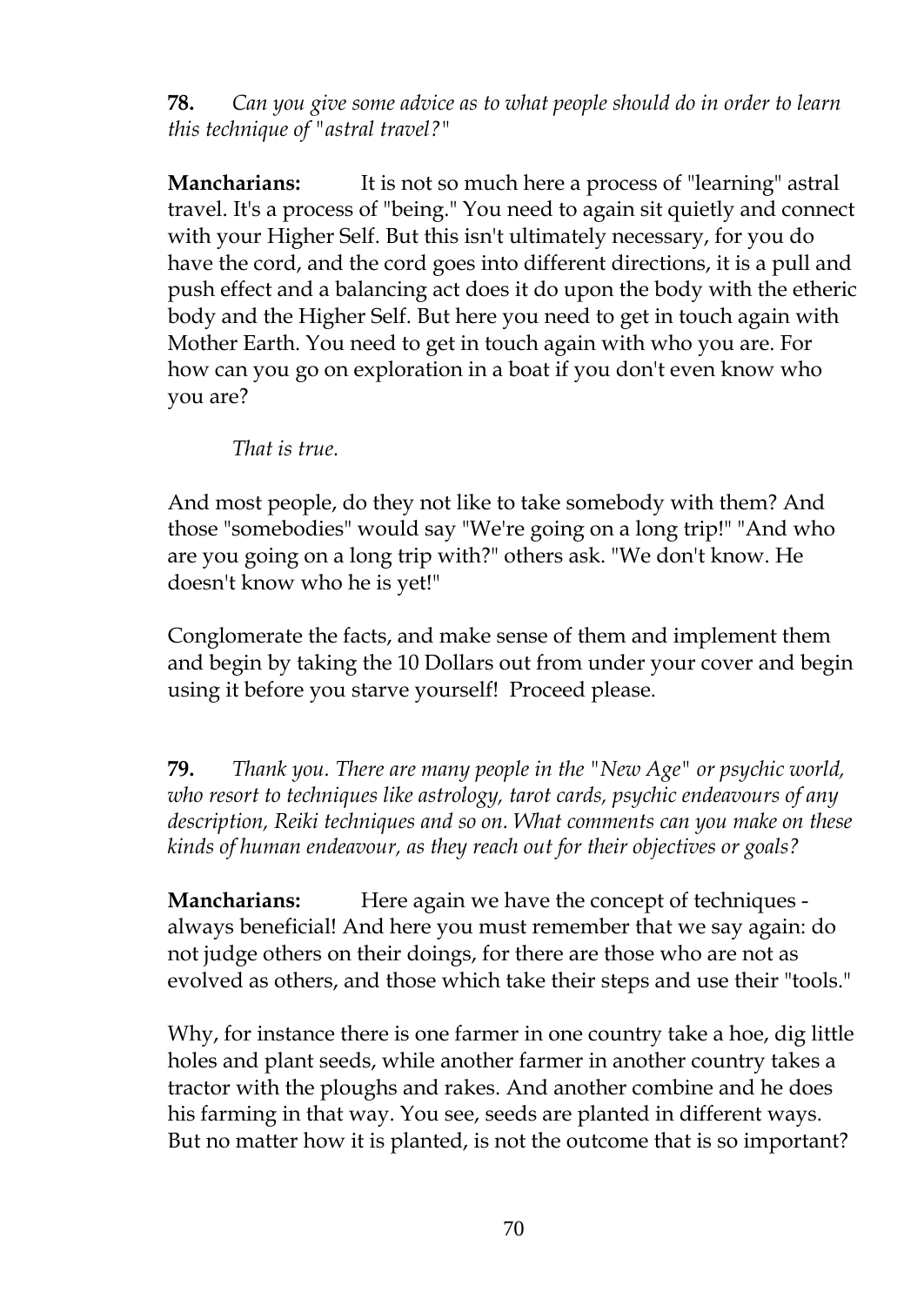**78.** *Can you give some advice as to what people should do in order to learn this technique of "astral travel?"*

**Mancharians:** It is not so much here a process of "learning" astral travel. It's a process of "being." You need to again sit quietly and connect with your Higher Self. But this isn't ultimately necessary, for you do have the cord, and the cord goes into different directions, it is a pull and push effect and a balancing act does it do upon the body with the etheric body and the Higher Self. But here you need to get in touch again with Mother Earth. You need to get in touch again with who you are. For how can you go on exploration in a boat if you don't even know who you are?

*That is true.*

And most people, do they not like to take somebody with them? And those "somebodies" would say "We're going on a long trip!" "And who are you going on a long trip with?" others ask. "We don't know. He doesn't know who he is yet!"

Conglomerate the facts, and make sense of them and implement them and begin by taking the 10 Dollars out from under your cover and begin using it before you starve yourself! Proceed please.

**79.** *Thank you. There are many people in the "New Age" or psychic world, who resort to techniques like astrology, tarot cards, psychic endeavours of any description, Reiki techniques and so on. What comments can you make on these kinds of human endeavour, as they reach out for their objectives or goals?*

**Mancharians:** Here again we have the concept of techniques - always beneficial! And here you must remember that we say again: do not judge others on their doings, for there are those who are not as evolved as others, and those which take their steps and use their "tools."

Why, for instance there is one farmer in one country take a hoe, dig little holes and plant seeds, while another farmer in another country takes a tractor with the ploughs and rakes. And another combine and he does his farming in that way. You see, seeds are planted in different ways. But no matter how it is planted, is not the outcome that is so important?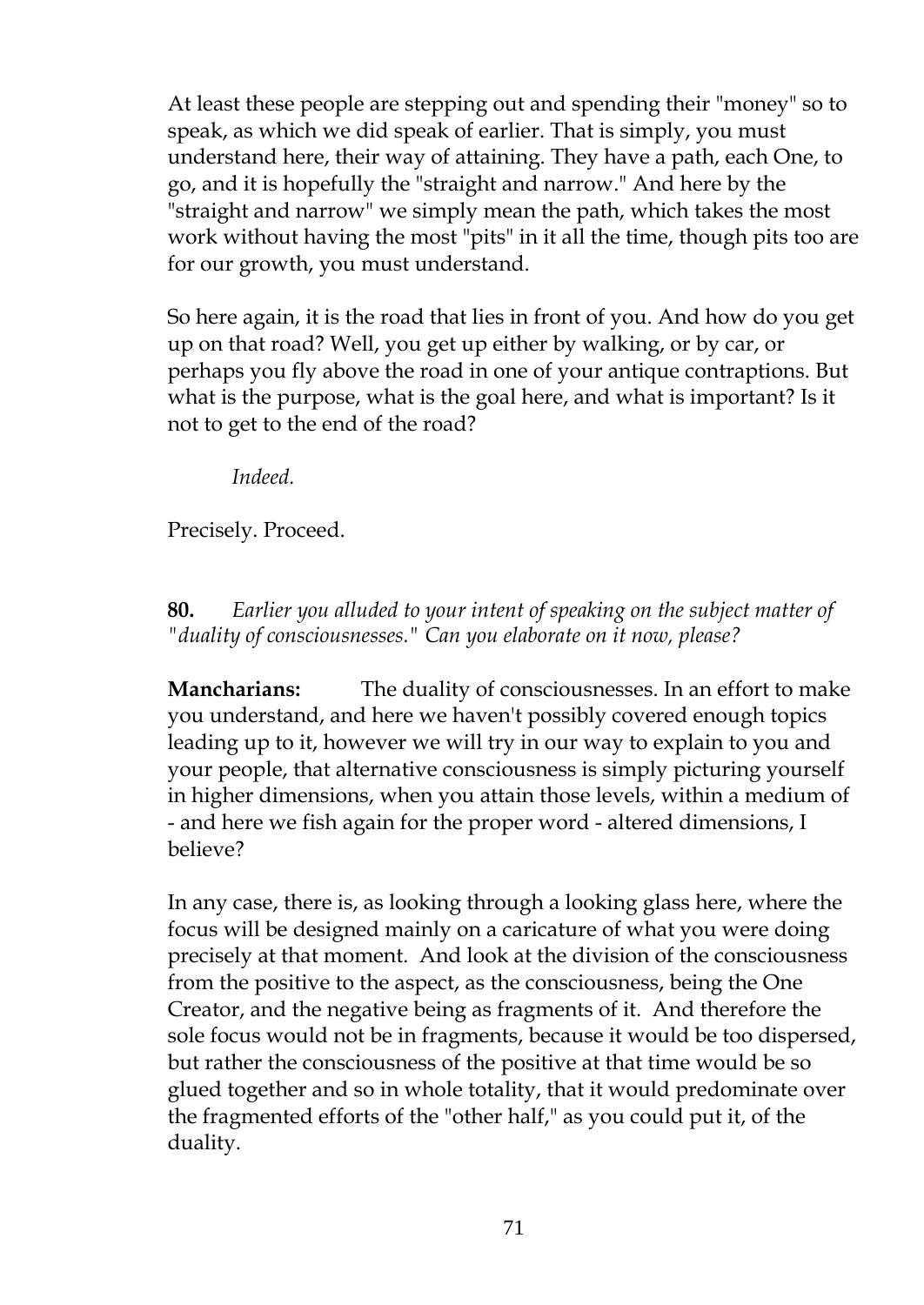At least these people are stepping out and spending their "money" so to speak, as which we did speak of earlier. That is simply, you must understand here, their way of attaining. They have a path, each One, to go, and it is hopefully the "straight and narrow." And here by the "straight and narrow" we simply mean the path, which takes the most work without having the most "pits" in it all the time, though pits too are for our growth, you must understand.

So here again, it is the road that lies in front of you. And how do you get up on that road? Well, you get up either by walking, or by car, or perhaps you fly above the road in one of your antique contraptions. But what is the purpose, what is the goal here, and what is important? Is it not to get to the end of the road?

*Indeed.*

Precisely. Proceed.

**80.** *Earlier you alluded to your intent of speaking on the subject matter of "duality of consciousnesses." Can you elaborate on it now, please?*

**Mancharians:** The duality of consciousnesses. In an effort to make you understand, and here we haven't possibly covered enough topics leading up to it, however we will try in our way to explain to you and your people, that alternative consciousness is simply picturing yourself in higher dimensions, when you attain those levels, within a medium of - and here we fish again for the proper word - altered dimensions, I believe?

In any case, there is, as looking through a looking glass here, where the focus will be designed mainly on a caricature of what you were doing precisely at that moment. And look at the division of the consciousness from the positive to the aspect, as the consciousness, being the One Creator, and the negative being as fragments of it. And therefore the sole focus would not be in fragments, because it would be too dispersed, but rather the consciousness of the positive at that time would be so glued together and so in whole totality, that it would predominate over the fragmented efforts of the "other half," as you could put it, of the duality.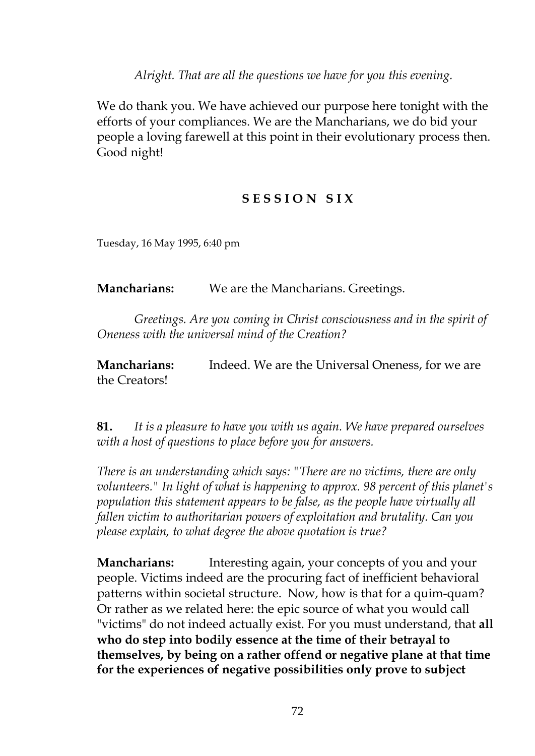*Alright. That are all the questions we have for you this evening.*

We do thank you. We have achieved our purpose here tonight with the efforts of your compliances. We are the Mancharians, we do bid your people a loving farewell at this point in their evolutionary process then. Good night!

## SESSION SIX

Tuesday, 16 May 1995, 6:40 pm

**Mancharians:** We are the Mancharians. Greetings.

*Greetings. Are you coming in Christ consciousness and in the spirit of Oneness with the universal mind of the Creation?*

**Mancharians:** Indeed. We are the Universal Oneness, for we are the Creators!

**81.** *It is a pleasure to have you with us again. We have prepared ourselves with a host of questions to place before you for answers.*

*There is an understanding which says: "There are no victims, there are only volunteers." In light of what is happening to approx. 98 percent of this planet's population this statement appears to be false, as the people have virtually all fallen victim to authoritarian powers of exploitation and brutality. Can you please explain, to what degree the above quotation is true?*

**Mancharians:** Interesting again, your concepts of you and your people. Victims indeed are the procuring fact of inefficient behavioral patterns within societal structure. Now, how is that for a quim-quam? Or rather as we related here: the epic source of what you would call "victims" do not indeed actually exist. For you must understand, that **all who do step into bodily essence at the time of their betrayal to themselves, by being on a rather offend or negative plane at that time for the experiences of negative possibilities only prove to subject**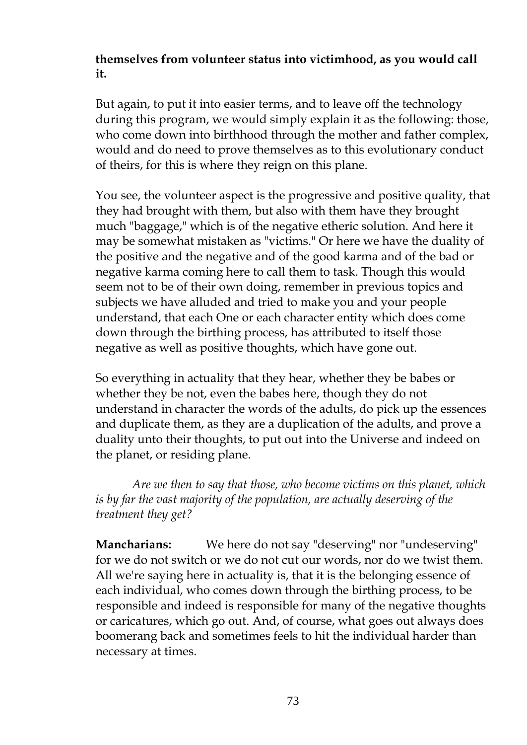**themselves from volunteer status into victimhood, as you would call it.**

But again, to put it into easier terms, and to leave off the technology during this program, we would simply explain it as the following: those, who come down into birthhood through the mother and father complex, would and do need to prove themselves as to this evolutionary conduct of theirs, for this is where they reign on this plane.

You see, the volunteer aspect is the progressive and positive quality, that they had brought with them, but also with them have they brought much "baggage," which is of the negative etheric solution. And here it may be somewhat mistaken as "victims." Or here we have the duality of the positive and the negative and of the good karma and of the bad or negative karma coming here to call them to task. Though this would seem not to be of their own doing, remember in previous topics and subjects we have alluded and tried to make you and your people understand, that each One or each character entity which does come down through the birthing process, has attributed to itself those negative as well as positive thoughts, which have gone out.

So everything in actuality that they hear, whether they be babes or whether they be not, even the babes here, though they do not understand in character the words of the adults, do pick up the essences and duplicate them, as they are a duplication of the adults, and prove a duality unto their thoughts, to put out into the Universe and indeed on the planet, or residing plane.

*Are we then to say that those, who become victims on this planet, which is by far the vast majority of the population, are actually deserving of the treatment they get?*

**Mancharians:** We here do not say "deserving" nor "undeserving" for we do not switch or we do not cut our words, nor do we twist them. All we're saying here in actuality is, that it is the belonging essence of each individual, who comes down through the birthing process, to be responsible and indeed is responsible for many of the negative thoughts or caricatures, which go out. And, of course, what goes out always does boomerang back and sometimes feels to hit the individual harder than necessary at times.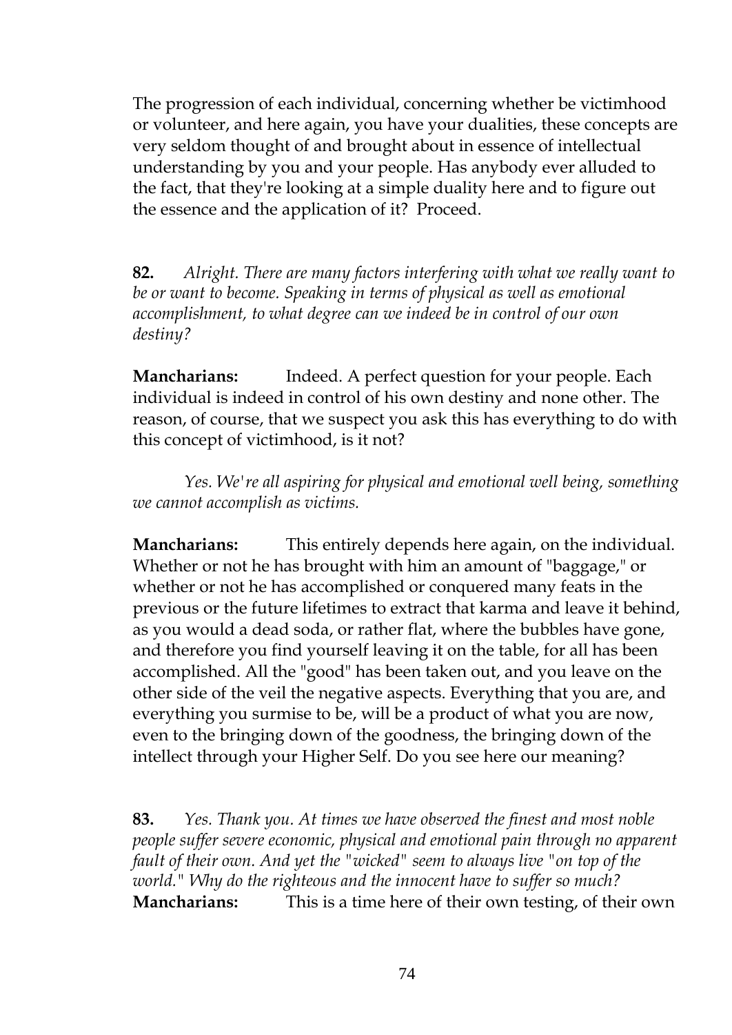The progression of each individual, concerning whether be victimhood or volunteer, and here again, you have your dualities, these concepts are very seldom thought of and brought about in essence of intellectual understanding by you and your people. Has anybody ever alluded to the fact, that they're looking at a simple duality here and to figure out the essence and the application of it? Proceed.

**82.** *Alright. There are many factors interfering with what we really want to be or want to become. Speaking in terms of physical as well as emotional accomplishment, to what degree can we indeed be in control of our own destiny?*

**Mancharians:** Indeed. A perfect question for your people. Each individual is indeed in control of his own destiny and none other. The reason, of course, that we suspect you ask this has everything to do with this concept of victimhood, is it not?

*Yes. We're all aspiring for physical and emotional well being, something we cannot accomplish as victims.*

**Mancharians:** This entirely depends here again, on the individual. Whether or not he has brought with him an amount of "baggage," or whether or not he has accomplished or conquered many feats in the previous or the future lifetimes to extract that karma and leave it behind, as you would a dead soda, or rather flat, where the bubbles have gone, and therefore you find yourself leaving it on the table, for all has been accomplished. All the "good" has been taken out, and you leave on the other side of the veil the negative aspects. Everything that you are, and everything you surmise to be, will be a product of what you are now, even to the bringing down of the goodness, the bringing down of the intellect through your Higher Self. Do you see here our meaning?

**83.** *Yes. Thank you. At times we have observed the finest and most noble people suffer severe economic, physical and emotional pain through no apparent fault of their own. And yet the "wicked" seem to always live "on top of the world." Why do the righteous and the innocent have to suffer so much?*

**Mancharians:** This is a time here of their own testing, of their own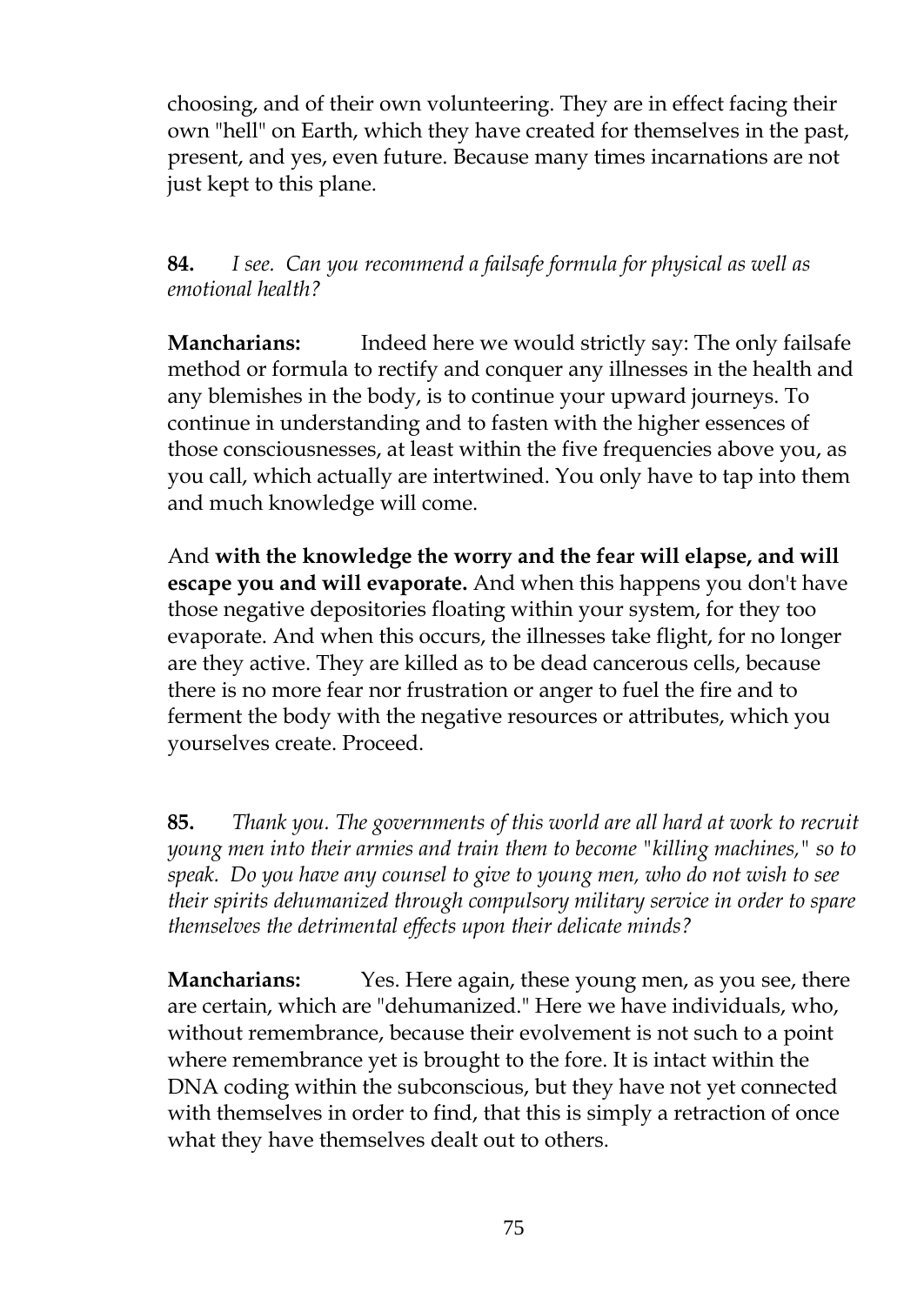choosing, and of their own volunteering. They are in effect facing their own "hell" on Earth, which they have created for themselves in the past, present, and yes, even future. Because many times incarnations are not just kept to this plane.

**84.** *I see. Can you recommend a failsafe formula for physical as well as emotional health?*

**Mancharians:** Indeed here we would strictly say: The only failsafe method or formula to rectify and conquer any illnesses in the health and any blemishes in the body, is to continue your upward journeys. To continue in understanding and to fasten with the higher essences of those consciousnesses, at least within the five frequencies above you, as you call, which actually are intertwined. You only have to tap into them and much knowledge will come.

And **with the knowledge the worry and the fear will elapse, and will escape you and will evaporate.** And when this happens you don't have those negative depositories floating within your system, for they too evaporate. And when this occurs, the illnesses take flight, for no longer are they active. They are killed as to be dead cancerous cells, because there is no more fear nor frustration or anger to fuel the fire and to ferment the body with the negative resources or attributes, which you yourselves create. Proceed.

**85.** *Thank you. The governments of this world are all hard at work to recruit young men into their armies and train them to become "killing machines," so to speak. Do you have any counsel to give to young men, who do not wish to see their spirits dehumanized through compulsory military service in order to spare themselves the detrimental effects upon their delicate minds?*

**Mancharians:** Yes. Here again, these young men, as you see, there are certain, which are "dehumanized." Here we have individuals, who, without remembrance, because their evolvement is not such to a point where remembrance yet is brought to the fore. It is intact within the DNA coding within the subconscious, but they have not yet connected with themselves in order to find, that this is simply a retraction of once what they have themselves dealt out to others.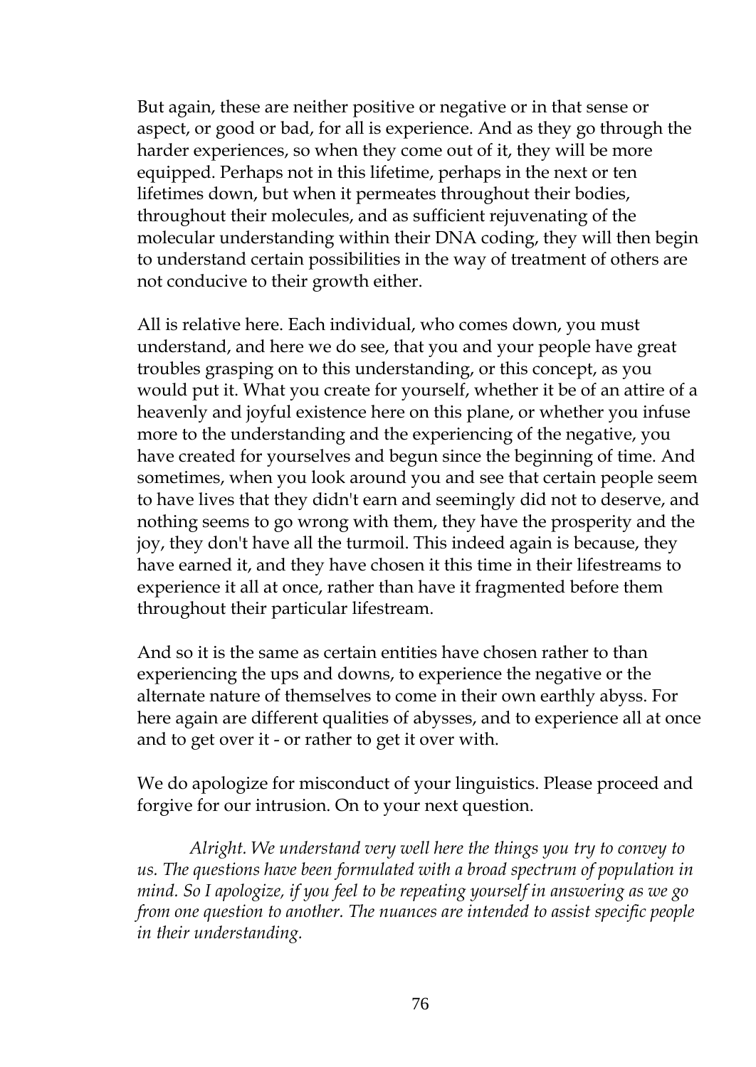But again, these are neither positive or negative or in that sense or aspect, or good or bad, for all is experience. And as they go through the harder experiences, so when they come out of it, they will be more equipped. Perhaps not in this lifetime, perhaps in the next or ten lifetimes down, but when it permeates throughout their bodies, throughout their molecules, and as sufficient rejuvenating of the molecular understanding within their DNA coding, they will then begin to understand certain possibilities in the way of treatment of others are not conducive to their growth either.

All is relative here. Each individual, who comes down, you must understand, and here we do see, that you and your people have great troubles grasping on to this understanding, or this concept, as you would put it. What you create for yourself, whether it be of an attire of a heavenly and joyful existence here on this plane, or whether you infuse more to the understanding and the experiencing of the negative, you have created for yourselves and begun since the beginning of time. And sometimes, when you look around you and see that certain people seem to have lives that they didn't earn and seemingly did not to deserve, and nothing seems to go wrong with them, they have the prosperity and the joy, they don't have all the turmoil. This indeed again is because, they have earned it, and they have chosen it this time in their lifestreams to experience it all at once, rather than have it fragmented before them throughout their particular lifestream.

And so it is the same as certain entities have chosen rather to than experiencing the ups and downs, to experience the negative or the alternate nature of themselves to come in their own earthly abyss. For here again are different qualities of abysses, and to experience all at once and to get over it - or rather to get it over with.

We do apologize for misconduct of your linguistics. Please proceed and forgive for our intrusion. On to your next question.

*Alright. We understand very well here the things you try to convey to us. The questions have been formulated with a broad spectrum of population in mind. So I apologize, if you feel to be repeating yourself in answering as we go from one question to another. The nuances are intended to assist specific people in their understanding.*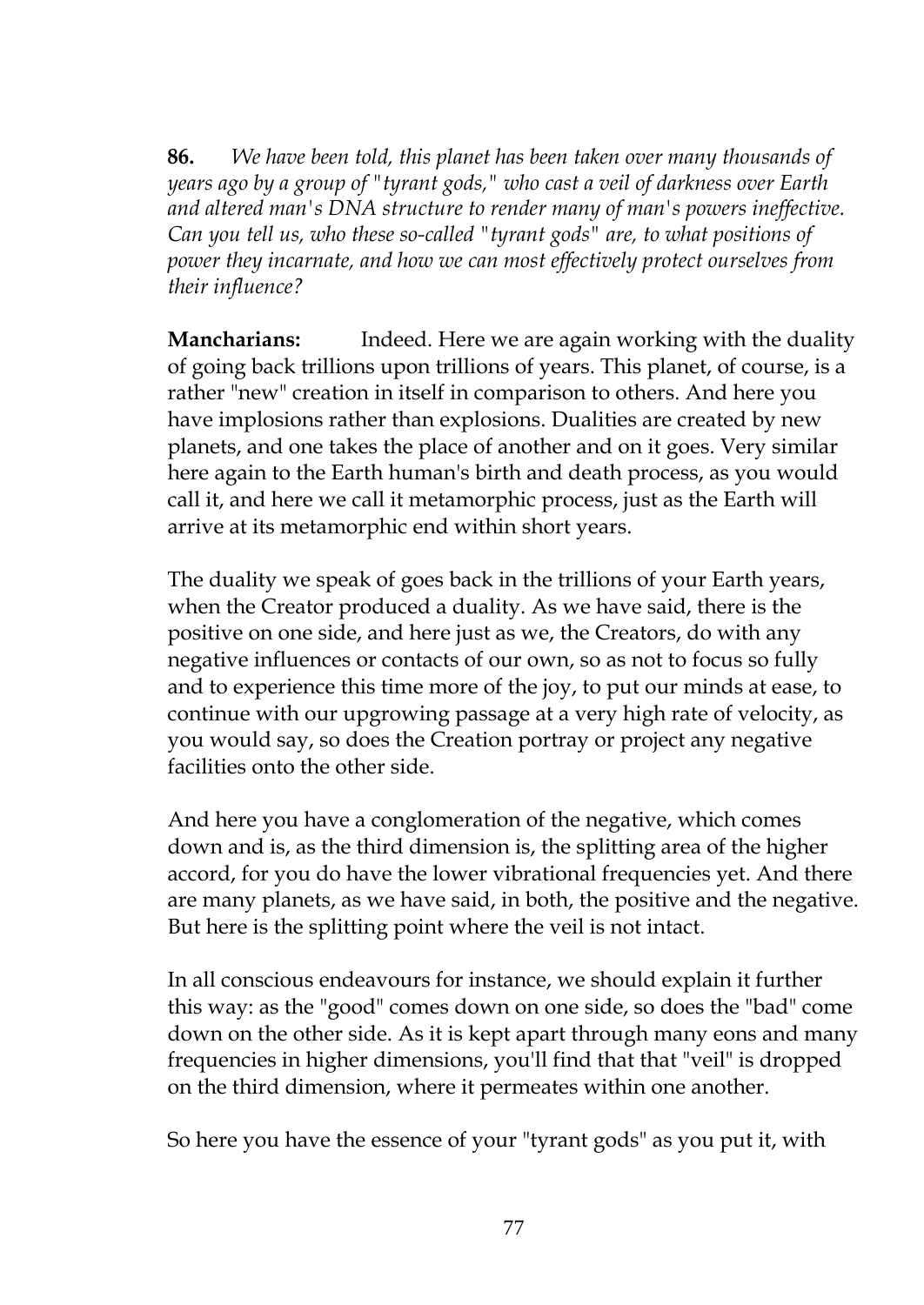**86.** *We have been told, this planet has been taken over many thousands of years ago by a group of "tyrant gods," who cast a veil of darkness over Earth and altered man's DNA structure to render many of man's powers ineffective. Can you tell us, who these so-called "tyrant gods" are, to what positions of power they incarnate, and how we can most effectively protect ourselves from their influence?*

**Mancharians:** Indeed. Here we are again working with the duality of going back trillions upon trillions of years. This planet, of course, is a rather "new" creation in itself in comparison to others. And here you have implosions rather than explosions. Dualities are created by new planets, and one takes the place of another and on it goes. Very similar here again to the Earth human's birth and death process, as you would call it, and here we call it metamorphic process, just as the Earth will arrive at its metamorphic end within short years.

The duality we speak of goes back in the trillions of your Earth years, when the Creator produced a duality. As we have said, there is the positive on one side, and here just as we, the Creators, do with any negative influences or contacts of our own, so as not to focus so fully and to experience this time more of the joy, to put our minds at ease, to continue with our upgrowing passage at a very high rate of velocity, as you would say, so does the Creation portray or project any negative facilities onto the other side.

And here you have a conglomeration of the negative, which comes down and is, as the third dimension is, the splitting area of the higher accord, for you do have the lower vibrational frequencies yet. And there are many planets, as we have said, in both, the positive and the negative. But here is the splitting point where the veil is not intact.

In all conscious endeavours for instance, we should explain it further this way: as the "good" comes down on one side, so does the "bad" come down on the other side. As it is kept apart through many eons and many frequencies in higher dimensions, you'll find that that "veil" is dropped on the third dimension, where it permeates within one another.

So here you have the essence of your "tyrant gods" as you put it, with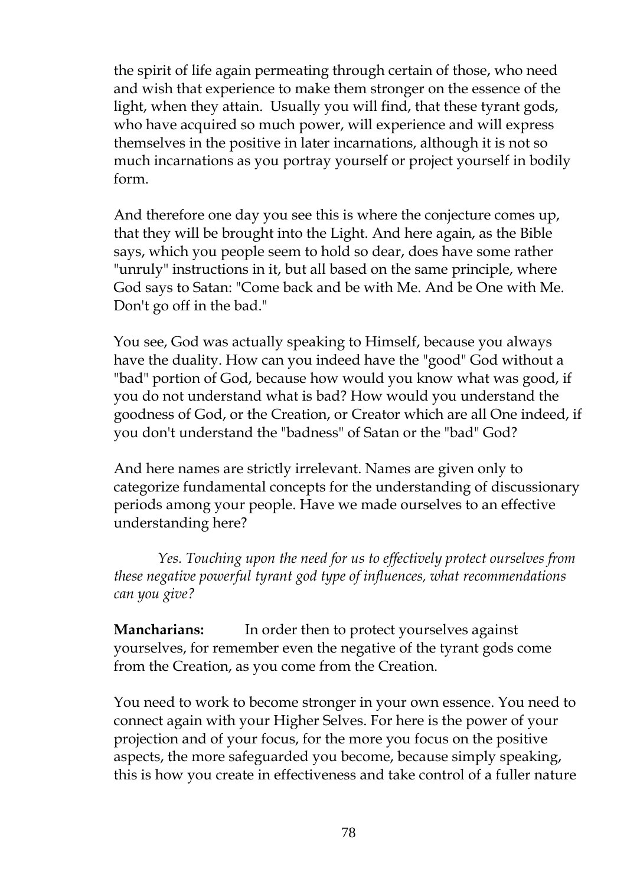the spirit of life again permeating through certain of those, who need and wish that experience to make them stronger on the essence of the light, when they attain. Usually you will find, that these tyrant gods, who have acquired so much power, will experience and will express themselves in the positive in later incarnations, although it is not so much incarnations as you portray yourself or project yourself in bodily form.

And therefore one day you see this is where the conjecture comes up, that they will be brought into the Light. And here again, as the Bible says, which you people seem to hold so dear, does have some rather "unruly" instructions in it, but all based on the same principle, where God says to Satan: "Come back and be with Me. And be One with Me. Don't go off in the bad."

You see, God was actually speaking to Himself, because you always have the duality. How can you indeed have the "good" God without a "bad" portion of God, because how would you know what was good, if you do not understand what is bad? How would you understand the goodness of God, or the Creation, or Creator which are all One indeed, if you don't understand the "badness" of Satan or the "bad" God?

And here names are strictly irrelevant. Names are given only to categorize fundamental concepts for the understanding of discussionary periods among your people. Have we made ourselves to an effective understanding here?

*Yes. Touching upon the need for us to effectively protect ourselves from these negative powerful tyrant god type of influences, what recommendations can you give?*

**Mancharians:** In order then to protect yourselves against yourselves, for remember even the negative of the tyrant gods come from the Creation, as you come from the Creation.

You need to work to become stronger in your own essence. You need to connect again with your Higher Selves. For here is the power of your projection and of your focus, for the more you focus on the positive aspects, the more safeguarded you become, because simply speaking, this is how you create in effectiveness and take control of a fuller nature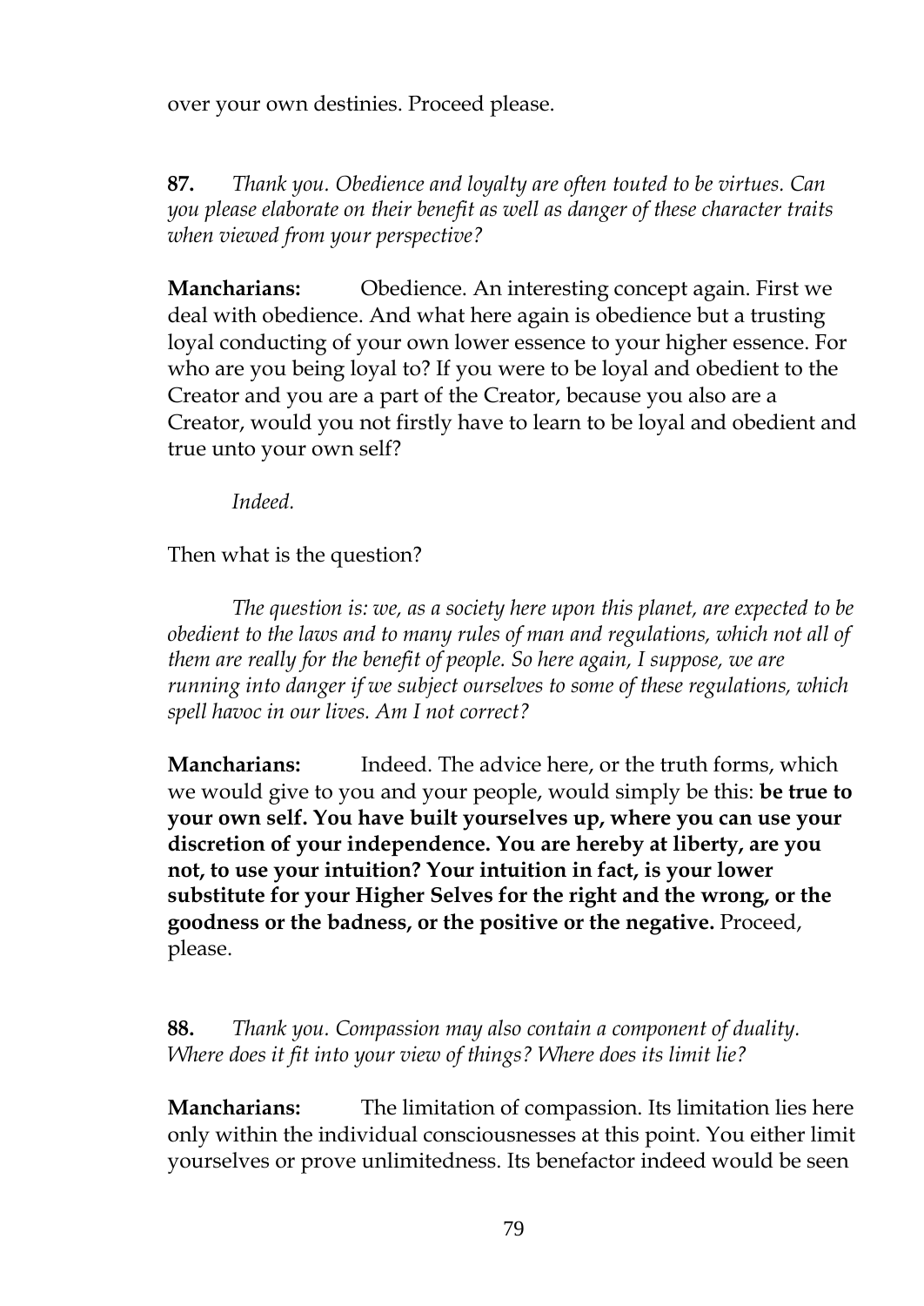over your own destinies. Proceed please.

**87.** *Thank you. Obedience and loyalty are often touted to be virtues. Can you please elaborate on their benefit as well as danger of these character traits when viewed from your perspective?*

**Mancharians:** Obedience. An interesting concept again. First we deal with obedience. And what here again is obedience but a trusting loyal conducting of your own lower essence to your higher essence. For who are you being loyal to? If you were to be loyal and obedient to the Creator and you are a part of the Creator, because you also are a Creator, would you not firstly have to learn to be loyal and obedient and true unto your own self?

*Indeed.*

Then what is the question?

*The question is: we, as a society here upon this planet, are expected to be obedient to the laws and to many rules of man and regulations, which not all of them are really for the benefit of people. So here again, I suppose, we are running into danger if we subject ourselves to some of these regulations, which spell havoc in our lives. Am I not correct?*

**Mancharians:** Indeed. The advice here, or the truth forms, which we would give to you and your people, would simply be this: **be true to your own self. You have built yourselves up, where you can use your discretion of your independence. You are hereby at liberty, are you not, to use your intuition? Your intuition in fact, is your lower substitute for your Higher Selves for the right and the wrong, or the goodness or the badness, or the positive or the negative.** Proceed, please.

**88.** *Thank you. Compassion may also contain a component of duality. Where does it fit into your view of things? Where does its limit lie?*

**Mancharians:** The limitation of compassion. Its limitation lies here only within the individual consciousnesses at this point. You either limit yourselves or prove unlimitedness. Its benefactor indeed would be seen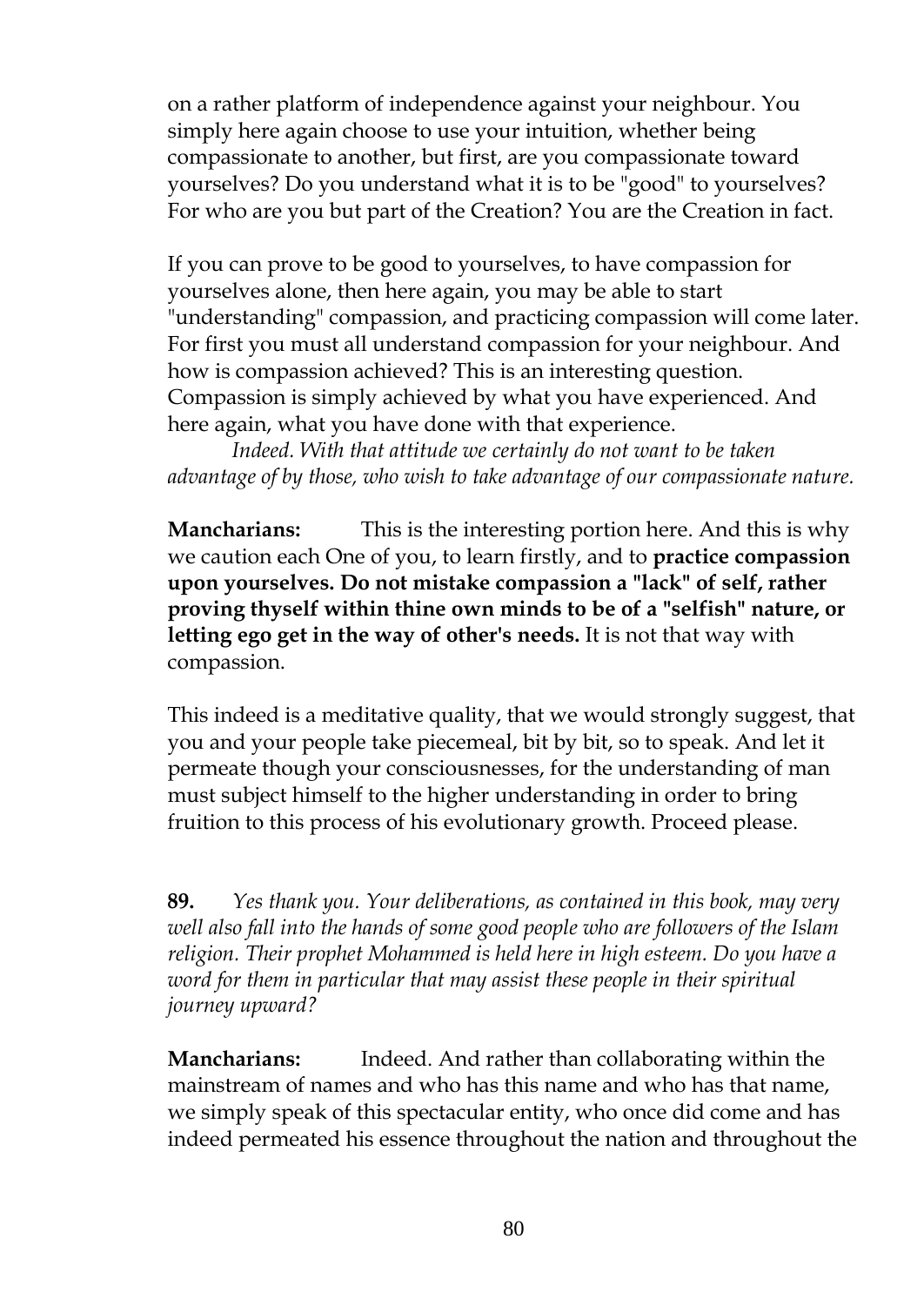on a rather platform of independence against your neighbour. You simply here again choose to use your intuition, whether being compassionate to another, but first, are you compassionate toward yourselves? Do you understand what it is to be "good" to yourselves? For who are you but part of the Creation? You are the Creation in fact.

If you can prove to be good to yourselves, to have compassion for yourselves alone, then here again, you may be able to start "understanding" compassion, and practicing compassion will come later. For first you must all understand compassion for your neighbour. And how is compassion achieved? This is an interesting question. Compassion is simply achieved by what you have experienced. And here again, what you have done with that experience.

*Indeed. With that attitude we certainly do not want to be taken advantage of by those, who wish to take advantage of our compassionate nature.*

**Mancharians:** This is the interesting portion here. And this is why we caution each One of you, to learn firstly, and to **practice compassion upon yourselves. Do not mistake compassion a "lack" of self, rather proving thyself within thine own minds to be of a "selfish" nature, or letting ego get in the way of other's needs.** It is not that way with compassion.

This indeed is a meditative quality, that we would strongly suggest, that you and your people take piecemeal, bit by bit, so to speak. And let it permeate though your consciousnesses, for the understanding of man must subject himself to the higher understanding in order to bring fruition to this process of his evolutionary growth. Proceed please.

**89.** *Yes thank you. Your deliberations, as contained in this book, may very well also fall into the hands of some good people who are followers of the Islam religion. Their prophet Mohammed is held here in high esteem. Do you have a word for them in particular that may assist these people in their spiritual journey upward?*

**Mancharians:** Indeed. And rather than collaborating within the mainstream of names and who has this name and who has that name, we simply speak of this spectacular entity, who once did come and has indeed permeated his essence throughout the nation and throughout the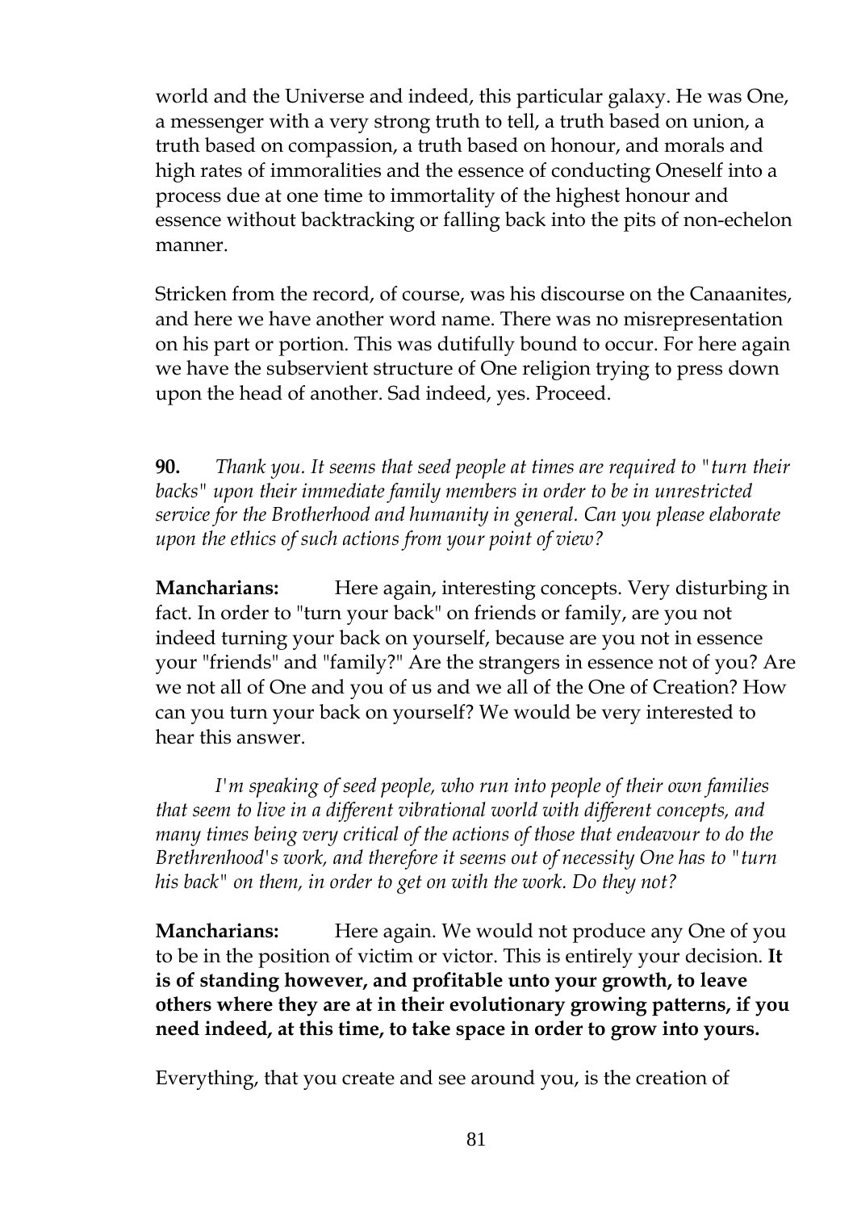world and the Universe and indeed, this particular galaxy. He was One, a messenger with a very strong truth to tell, a truth based on union, a truth based on compassion, a truth based on honour, and morals and high rates of immoralities and the essence of conducting Oneself into a process due at one time to immortality of the highest honour and essence without backtracking or falling back into the pits of non-echelon manner.

Stricken from the record, of course, was his discourse on the Canaanites, and here we have another word name. There was no misrepresentation on his part or portion. This was dutifully bound to occur. For here again we have the subservient structure of One religion trying to press down upon the head of another. Sad indeed, yes. Proceed.

**90.** *Thank you. It seems that seed people at times are required to "turn their backs" upon their immediate family members in order to be in unrestricted service for the Brotherhood and humanity in general. Can you please elaborate upon the ethics of such actions from your point of view?*

**Mancharians:** Here again, interesting concepts. Very disturbing in fact. In order to "turn your back" on friends or family, are you not indeed turning your back on yourself, because are you not in essence your "friends" and "family?" Are the strangers in essence not of you? Are we not all of One and you of us and we all of the One of Creation? How can you turn your back on yourself? We would be very interested to hear this answer.

*I'm speaking of seed people, who run into people of their own families that seem to live in a different vibrational world with different concepts, and many times being very critical of the actions of those that endeavour to do the Brethrenhood's work, and therefore it seems out of necessity One has to "turn his back" on them, in order to get on with the work. Do they not?*

**Mancharians:** Here again. We would not produce any One of you to be in the position of victim or victor. This is entirely your decision. **It is of standing however, and profitable unto your growth, to leave others where they are at in their evolutionary growing patterns, if you need indeed, at this time, to take space in order to grow into yours.**

Everything, that you create and see around you, is the creation of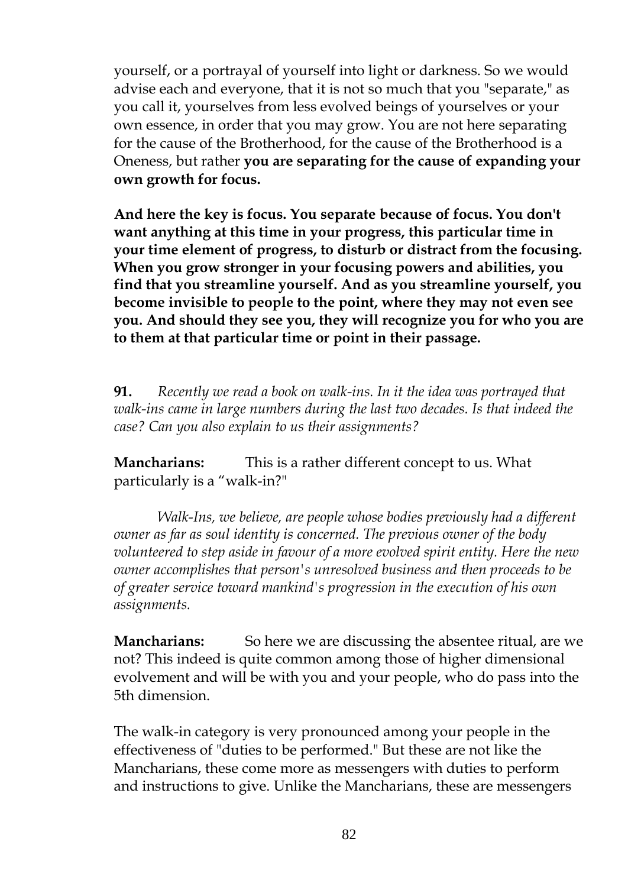yourself, or a portrayal of yourself into light or darkness. So we would advise each and everyone, that it is not so much that you "separate," as you call it, yourselves from less evolved beings of yourselves or your own essence, in order that you may grow. You are not here separating for the cause of the Brotherhood, for the cause of the Brotherhood is a Oneness, but rather **you are separating for the cause of expanding your own growth for focus.**

**And here the key is focus. You separate because of focus. You don't want anything at this time in your progress, this particular time in your time element of progress, to disturb or distract from the focusing. When you grow stronger in your focusing powers and abilities, you find that you streamline yourself. And as you streamline yourself, you become invisible to people to the point, where they may not even see you. And should they see you, they will recognize you for who you are to them at that particular time or point in their passage.**

**91.** *Recently we read a book on walk-ins. In it the idea was portrayed that walk-ins came in large numbers during the last two decades. Is that indeed the case? Can you also explain to us their assignments?*

**Mancharians:** This is a rather different concept to us. What particularly is a "walk-in?"

*Walk-Ins, we believe, are people whose bodies previously had a different owner as far as soul identity is concerned. The previous owner of the body volunteered to step aside in favour of a more evolved spirit entity. Here the new owner accomplishes that person's unresolved business and then proceeds to be of greater service toward mankind's progression in the execution of his own assignments.*

**Mancharians:** So here we are discussing the absentee ritual, are we not? This indeed is quite common among those of higher dimensional evolvement and will be with you and your people, who do pass into the 5th dimension.

The walk-in category is very pronounced among your people in the effectiveness of "duties to be performed." But these are not like the Mancharians, these come more as messengers with duties to perform and instructions to give. Unlike the Mancharians, these are messengers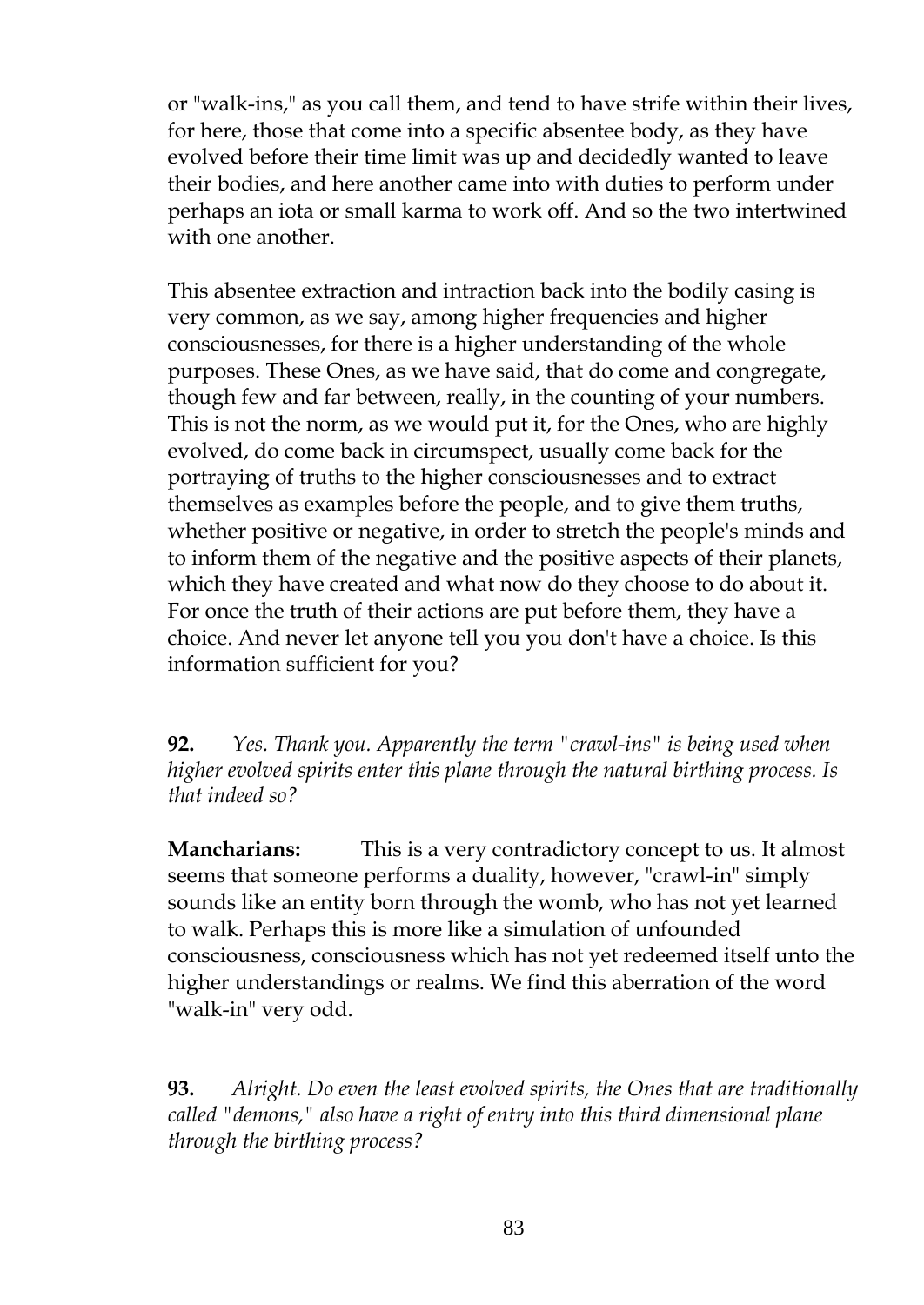or "walk-ins," as you call them, and tend to have strife within their lives, for here, those that come into a specific absentee body, as they have evolved before their time limit was up and decidedly wanted to leave their bodies, and here another came into with duties to perform under perhaps an iota or small karma to work off. And so the two intertwined with one another.

This absentee extraction and intraction back into the bodily casing is very common, as we say, among higher frequencies and higher consciousnesses, for there is a higher understanding of the whole purposes. These Ones, as we have said, that do come and congregate, though few and far between, really, in the counting of your numbers. This is not the norm, as we would put it, for the Ones, who are highly evolved, do come back in circumspect, usually come back for the portraying of truths to the higher consciousnesses and to extract themselves as examples before the people, and to give them truths, whether positive or negative, in order to stretch the people's minds and to inform them of the negative and the positive aspects of their planets, which they have created and what now do they choose to do about it. For once the truth of their actions are put before them, they have a choice. And never let anyone tell you you don't have a choice. Is this information sufficient for you?

**92.** *Yes. Thank you. Apparently the term "crawl-ins" is being used when higher evolved spirits enter this plane through the natural birthing process. Is that indeed so?*

**Mancharians:** This is a very contradictory concept to us. It almost seems that someone performs a duality, however, "crawl-in" simply sounds like an entity born through the womb, who has not yet learned to walk. Perhaps this is more like a simulation of unfounded consciousness, consciousness which has not yet redeemed itself unto the higher understandings or realms. We find this aberration of the word "walk-in" very odd.

**93.** *Alright. Do even the least evolved spirits, the Ones that are traditionally called "demons," also have a right of entry into this third dimensional plane through the birthing process?*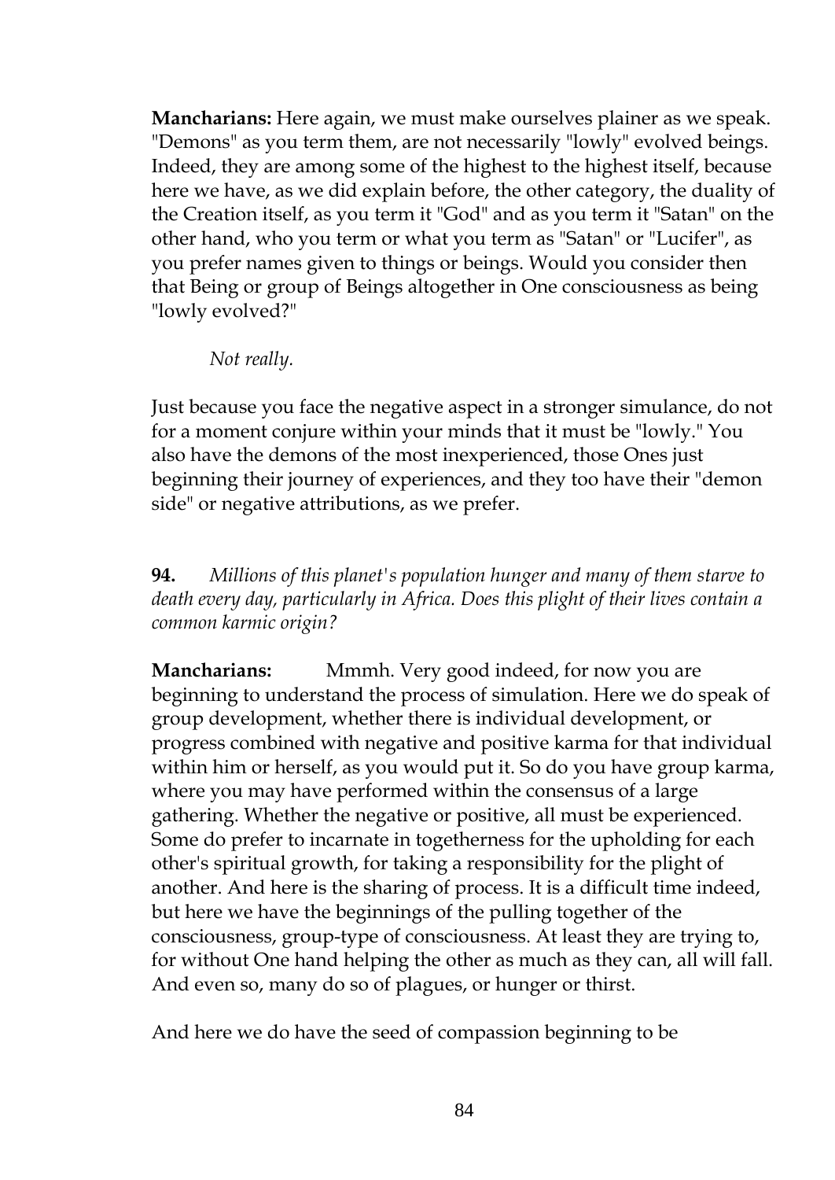**Mancharians:** Here again, we must make ourselves plainer as we speak. "Demons" as you term them, are not necessarily "lowly" evolved beings. Indeed, they are among some of the highest to the highest itself, because here we have, as we did explain before, the other category, the duality of the Creation itself, as you term it "God" and as you term it "Satan" on the other hand, who you term or what you term as "Satan" or "Lucifer", as you prefer names given to things or beings. Would you consider then that Being or group of Beings altogether in One consciousness as being "lowly evolved?"

*Not really.*

Just because you face the negative aspect in a stronger simulance, do not for a moment conjure within your minds that it must be "lowly." You also have the demons of the most inexperienced, those Ones just beginning their journey of experiences, and they too have their "demon side" or negative attributions, as we prefer.

**94.** *Millions of this planet's population hunger and many of them starve to death every day, particularly in Africa. Does this plight of their lives contain a common karmic origin?*

**Mancharians:** Mmmh. Very good indeed, for now you are beginning to understand the process of simulation. Here we do speak of group development, whether there is individual development, or progress combined with negative and positive karma for that individual within him or herself, as you would put it. So do you have group karma, where you may have performed within the consensus of a large gathering. Whether the negative or positive, all must be experienced. Some do prefer to incarnate in togetherness for the upholding for each other's spiritual growth, for taking a responsibility for the plight of another. And here is the sharing of process. It is a difficult time indeed, but here we have the beginnings of the pulling together of the consciousness, group-type of consciousness. At least they are trying to, for without One hand helping the other as much as they can, all will fall. And even so, many do so of plagues, or hunger or thirst.

And here we do have the seed of compassion beginning to be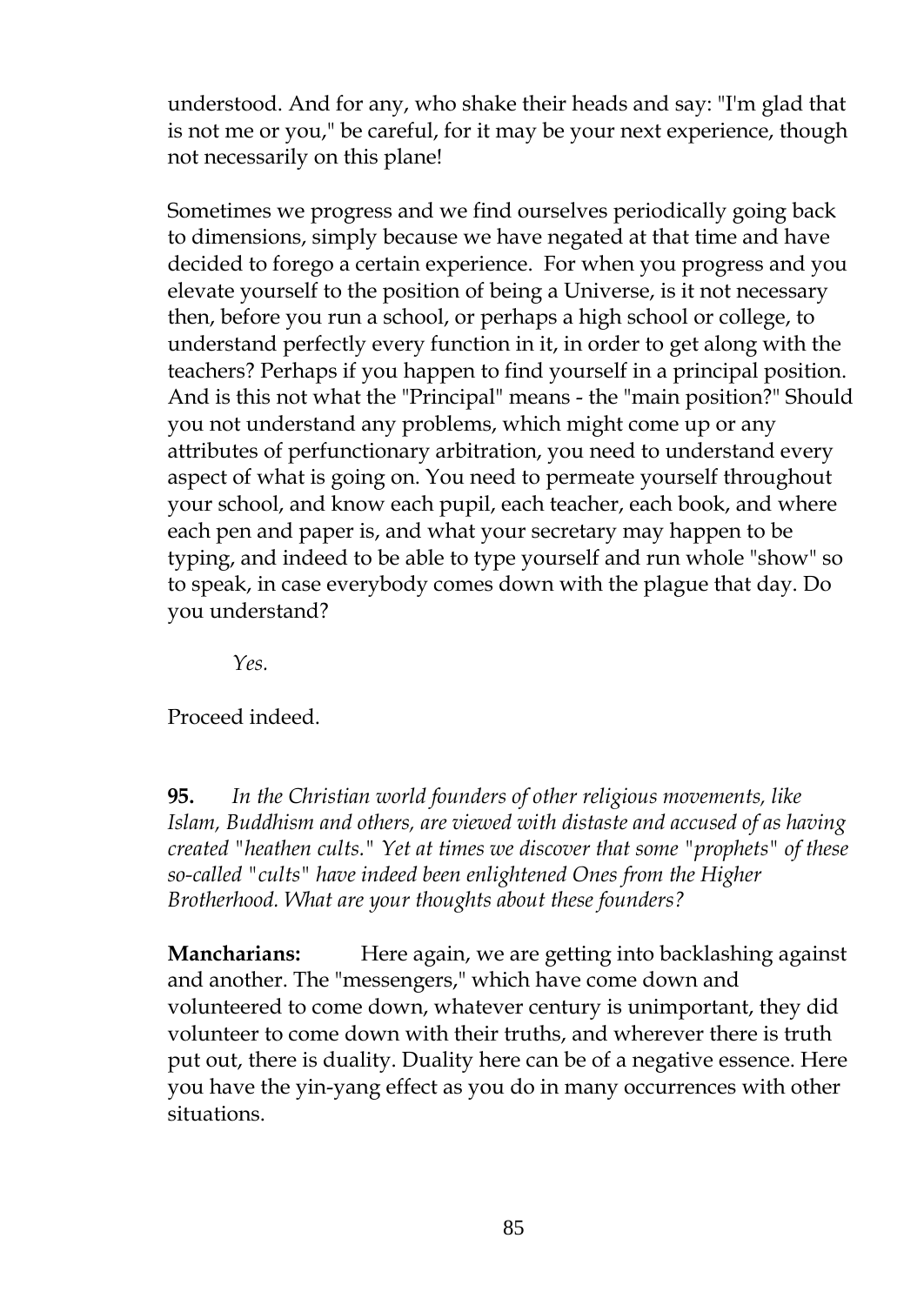understood. And for any, who shake their heads and say: "I'm glad that is not me or you," be careful, for it may be your next experience, though not necessarily on this plane!

Sometimes we progress and we find ourselves periodically going back to dimensions, simply because we have negated at that time and have decided to forego a certain experience. For when you progress and you elevate yourself to the position of being a Universe, is it not necessary then, before you run a school, or perhaps a high school or college, to understand perfectly every function in it, in order to get along with the teachers? Perhaps if you happen to find yourself in a principal position. And is this not what the "Principal" means - the "main position?" Should you not understand any problems, which might come up or any attributes of perfunctionary arbitration, you need to understand every aspect of what is going on. You need to permeate yourself throughout your school, and know each pupil, each teacher, each book, and where each pen and paper is, and what your secretary may happen to be typing, and indeed to be able to type yourself and run whole "show" so to speak, in case everybody comes down with the plague that day. Do you understand?

*Yes.*

Proceed indeed.

**95.** *In the Christian world founders of other religious movements, like Islam, Buddhism and others, are viewed with distaste and accused of as having created "heathen cults." Yet at times we discover that some "prophets" of these so-called "cults" have indeed been enlightened Ones from the Higher Brotherhood. What are your thoughts about these founders?*

**Mancharians:** Here again, we are getting into backlashing against and another. The "messengers," which have come down and volunteered to come down, whatever century is unimportant, they did volunteer to come down with their truths, and wherever there is truth put out, there is duality. Duality here can be of a negative essence. Here you have the yin-yang effect as you do in many occurrences with other situations.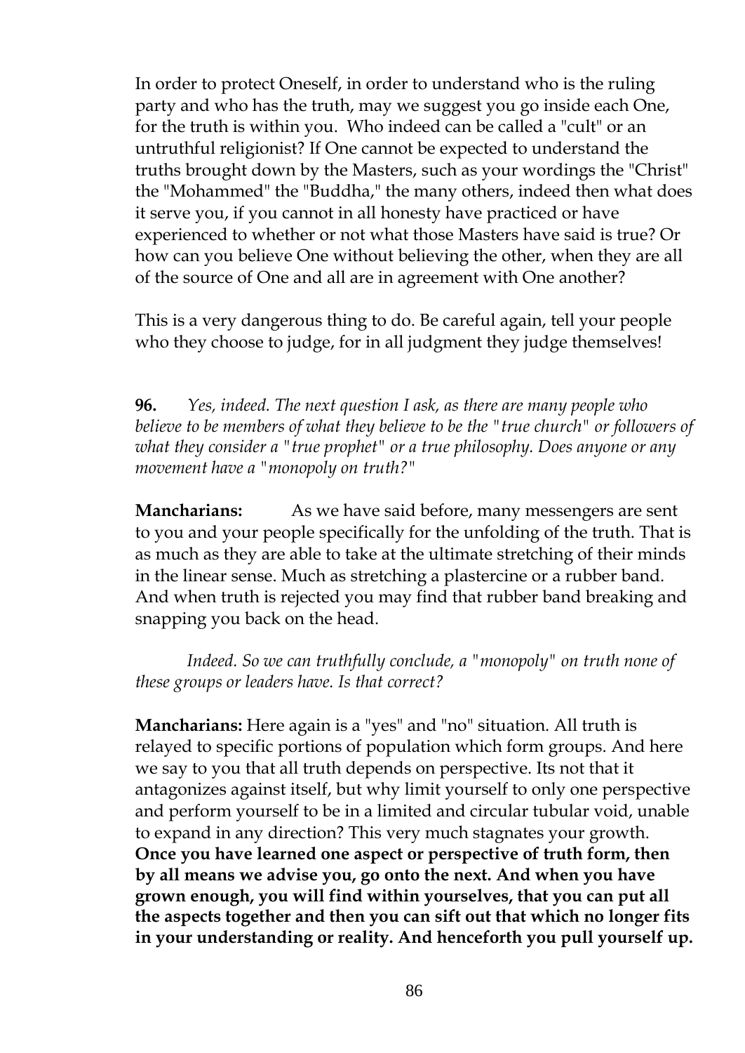In order to protect Oneself, in order to understand who is the ruling party and who has the truth, may we suggest you go inside each One, for the truth is within you. Who indeed can be called a "cult" or an untruthful religionist? If One cannot be expected to understand the truths brought down by the Masters, such as your wordings the "Christ" the "Mohammed" the "Buddha," the many others, indeed then what does it serve you, if you cannot in all honesty have practiced or have experienced to whether or not what those Masters have said is true? Or how can you believe One without believing the other, when they are all of the source of One and all are in agreement with One another?

This is a very dangerous thing to do. Be careful again, tell your people who they choose to judge, for in all judgment they judge themselves!

**96.** *Yes, indeed. The next question I ask, as there are many people who believe to be members of what they believe to be the "true church" or followers of what they consider a "true prophet" or a true philosophy. Does anyone or any movement have a "monopoly on truth?"*

**Mancharians:** As we have said before, many messengers are sent to you and your people specifically for the unfolding of the truth. That is as much as they are able to take at the ultimate stretching of their minds in the linear sense. Much as stretching a plastercine or a rubber band. And when truth is rejected you may find that rubber band breaking and snapping you back on the head.

*Indeed. So we can truthfully conclude, a "monopoly" on truth none of these groups or leaders have. Is that correct?*

**Mancharians:** Here again is a "yes" and "no" situation. All truth is relayed to specific portions of population which form groups. And here we say to you that all truth depends on perspective. Its not that it antagonizes against itself, but why limit yourself to only one perspective and perform yourself to be in a limited and circular tubular void, unable to expand in any direction? This very much stagnates your growth. **Once you have learned one aspect or perspective of truth form, then by all means we advise you, go onto the next. And when you have grown enough, you will find within yourselves, that you can put all the aspects together and then you can sift out that which no longer fits in your understanding or reality. And henceforth you pull yourself up.**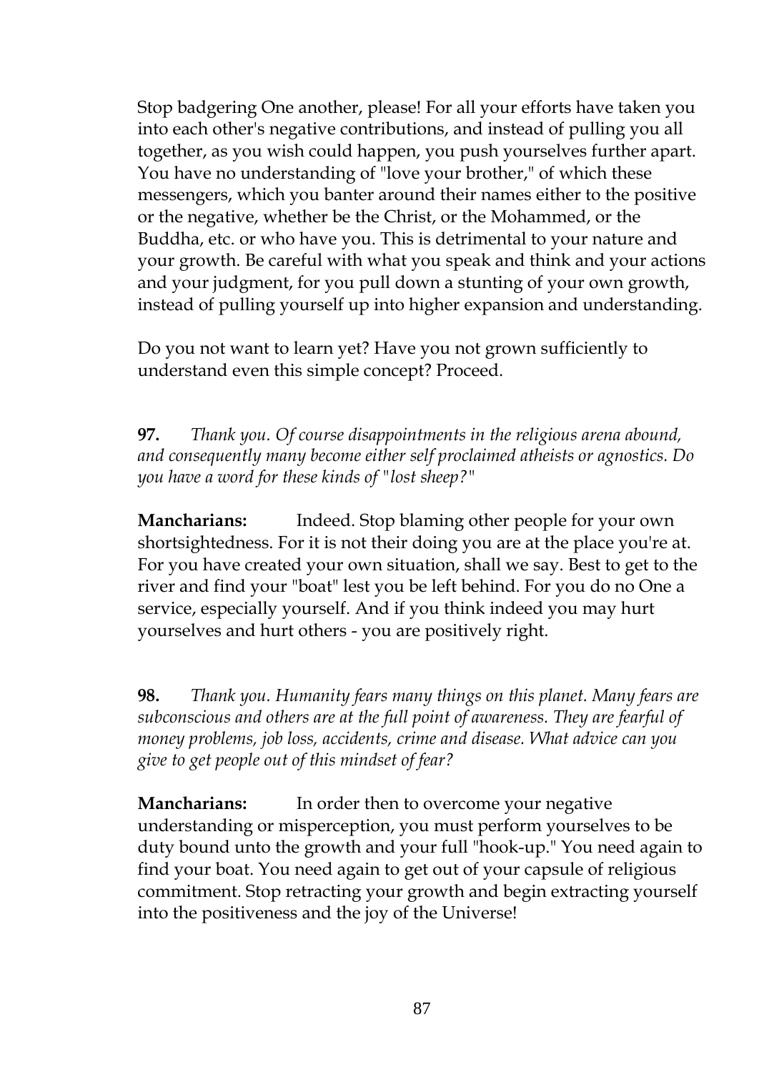Stop badgering One another, please! For all your efforts have taken you into each other's negative contributions, and instead of pulling you all together, as you wish could happen, you push yourselves further apart. You have no understanding of "love your brother," of which these messengers, which you banter around their names either to the positive or the negative, whether be the Christ, or the Mohammed, or the Buddha, etc. or who have you. This is detrimental to your nature and your growth. Be careful with what you speak and think and your actions and your judgment, for you pull down a stunting of your own growth, instead of pulling yourself up into higher expansion and understanding.

Do you not want to learn yet? Have you not grown sufficiently to understand even this simple concept? Proceed.

**97.** *Thank you. Of course disappointments in the religious arena abound, and consequently many become either self proclaimed atheists or agnostics. Do you have a word for these kinds of "lost sheep?"*

**Mancharians:** Indeed. Stop blaming other people for your own shortsightedness. For it is not their doing you are at the place you're at. For you have created your own situation, shall we say. Best to get to the river and find your "boat" lest you be left behind. For you do no One a service, especially yourself. And if you think indeed you may hurt yourselves and hurt others - you are positively right.

**98.** *Thank you. Humanity fears many things on this planet. Many fears are subconscious and others are at the full point of awareness. They are fearful of money problems, job loss, accidents, crime and disease. What advice can you give to get people out of this mindset of fear?*

**Mancharians:** In order then to overcome your negative understanding or misperception, you must perform yourselves to be duty bound unto the growth and your full "hook-up." You need again to find your boat. You need again to get out of your capsule of religious commitment. Stop retracting your growth and begin extracting yourself into the positiveness and the joy of the Universe!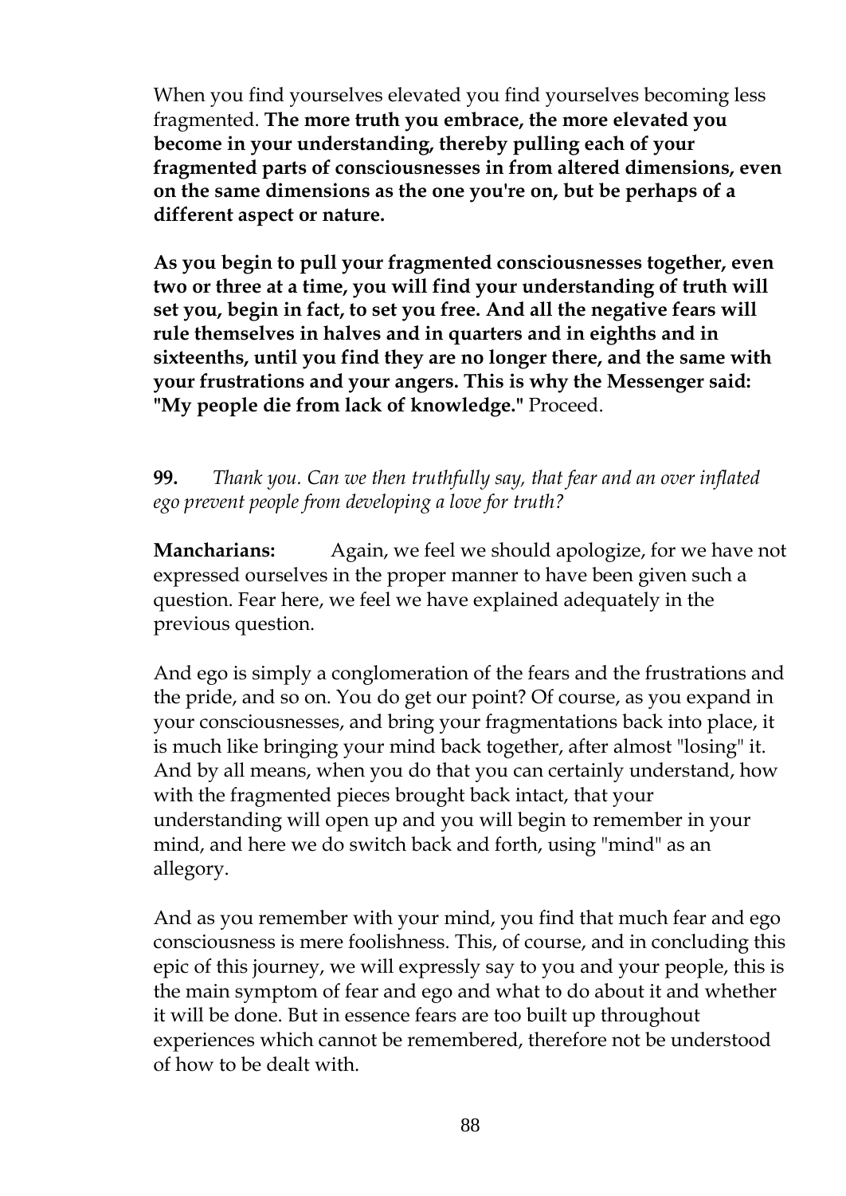When you find yourselves elevated you find yourselves becoming less fragmented. **The more truth you embrace, the more elevated you become in your understanding, thereby pulling each of your fragmented parts of consciousnesses in from altered dimensions, even on the same dimensions as the one you're on, but be perhaps of a different aspect or nature.**

**As you begin to pull your fragmented consciousnesses together, even two or three at a time, you will find your understanding of truth will set you, begin in fact, to set you free. And all the negative fears will rule themselves in halves and in quarters and in eighths and in sixteenths, until you find they are no longer there, and the same with your frustrations and your angers. This is why the Messenger said: "My people die from lack of knowledge."** Proceed.

**99.** *Thank you. Can we then truthfully say, that fear and an over inflated ego prevent people from developing a love for truth?*

**Mancharians:** Again, we feel we should apologize, for we have not expressed ourselves in the proper manner to have been given such a question. Fear here, we feel we have explained adequately in the previous question.

And ego is simply a conglomeration of the fears and the frustrations and the pride, and so on. You do get our point? Of course, as you expand in your consciousnesses, and bring your fragmentations back into place, it is much like bringing your mind back together, after almost "losing" it. And by all means, when you do that you can certainly understand, how with the fragmented pieces brought back intact, that your understanding will open up and you will begin to remember in your mind, and here we do switch back and forth, using "mind" as an allegory.

And as you remember with your mind, you find that much fear and ego consciousness is mere foolishness. This, of course, and in concluding this epic of this journey, we will expressly say to you and your people, this is the main symptom of fear and ego and what to do about it and whether it will be done. But in essence fears are too built up throughout experiences which cannot be remembered, therefore not be understood of how to be dealt with.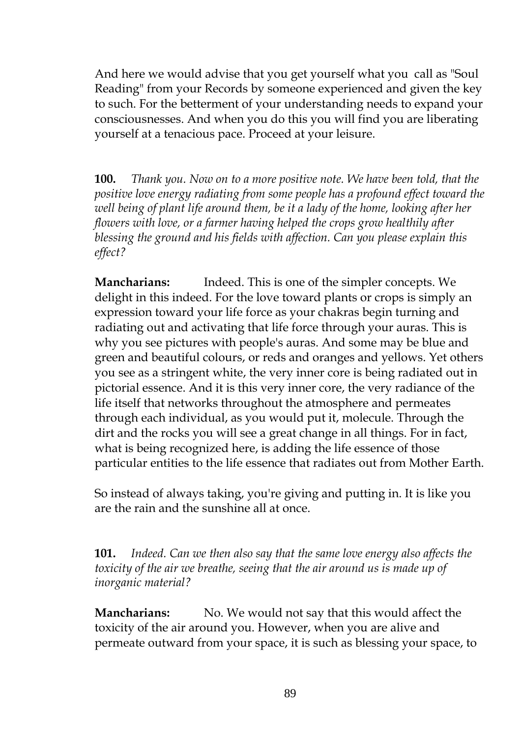And here we would advise that you get yourself what you call as "Soul Reading" from your Records by someone experienced and given the key to such. For the betterment of your understanding needs to expand your consciousnesses. And when you do this you will find you are liberating yourself at a tenacious pace. Proceed at your leisure.

**100.** *Thank you. Now on to a more positive note. We have been told, that the positive love energy radiating from some people has a profound effect toward the well being of plant life around them, be it a lady of the home, looking after her flowers with love, or a farmer having helped the crops grow healthily after blessing the ground and his fields with affection. Can you please explain this effect?*

**Mancharians:** Indeed. This is one of the simpler concepts. We delight in this indeed. For the love toward plants or crops is simply an expression toward your life force as your chakras begin turning and radiating out and activating that life force through your auras. This is why you see pictures with people's auras. And some may be blue and green and beautiful colours, or reds and oranges and yellows. Yet others you see as a stringent white, the very inner core is being radiated out in pictorial essence. And it is this very inner core, the very radiance of the life itself that networks throughout the atmosphere and permeates through each individual, as you would put it, molecule. Through the dirt and the rocks you will see a great change in all things. For in fact, what is being recognized here, is adding the life essence of those particular entities to the life essence that radiates out from Mother Earth.

So instead of always taking, you're giving and putting in. It is like you are the rain and the sunshine all at once.

**101.** *Indeed. Can we then also say that the same love energy also affects the toxicity of the air we breathe, seeing that the air around us is made up of inorganic material?*

**Mancharians:** No. We would not say that this would affect the toxicity of the air around you. However, when you are alive and permeate outward from your space, it is such as blessing your space, to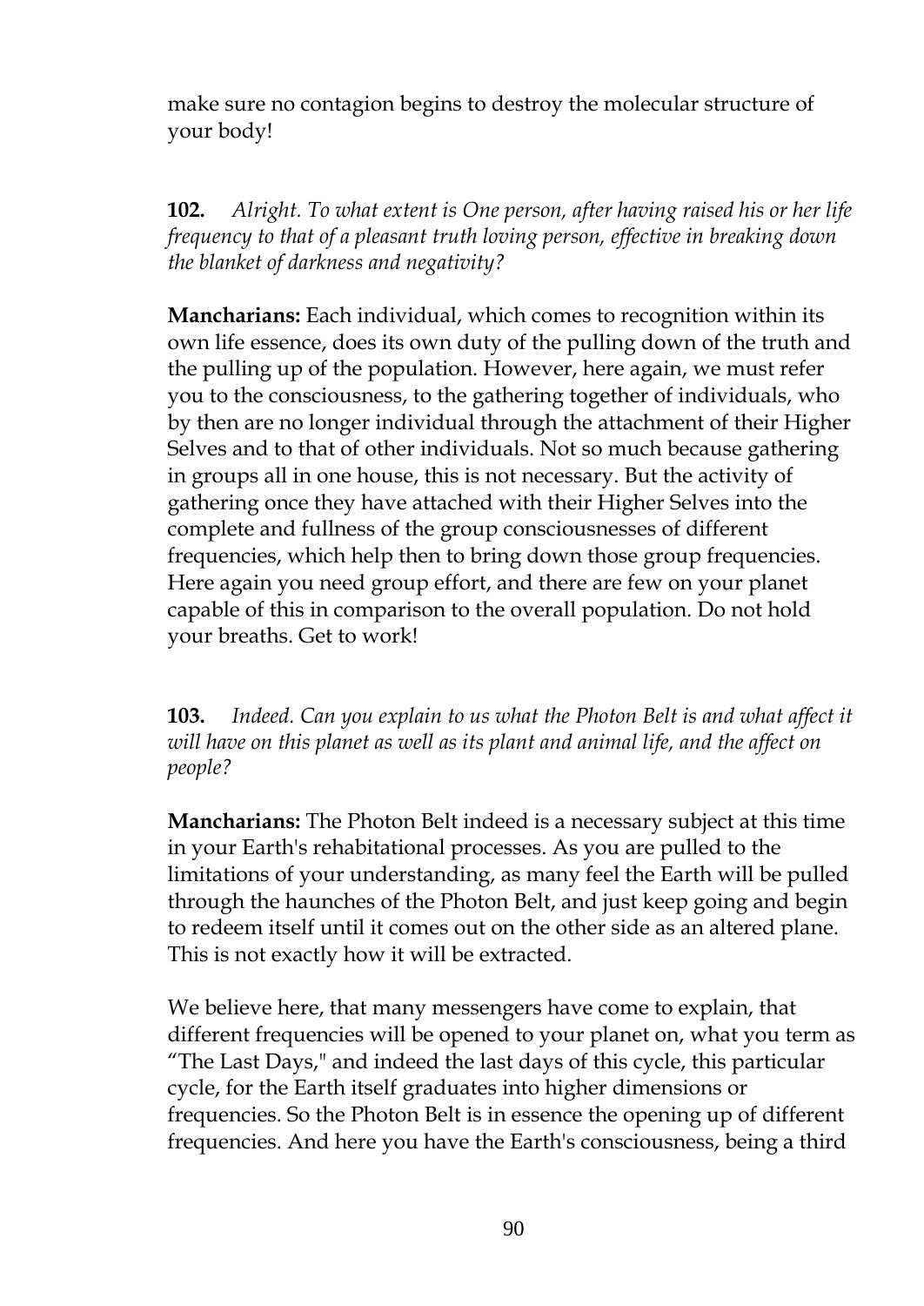make sure no contagion begins to destroy the molecular structure of your body!

**102.** *Alright. To what extent is One person, after having raised his or her life frequency to that of a pleasant truth loving person, effective in breaking down the blanket of darkness and negativity?*

**Mancharians:** Each individual, which comes to recognition within its own life essence, does its own duty of the pulling down of the truth and the pulling up of the population. However, here again, we must refer you to the consciousness, to the gathering together of individuals, who by then are no longer individual through the attachment of their Higher Selves and to that of other individuals. Not so much because gathering in groups all in one house, this is not necessary. But the activity of gathering once they have attached with their Higher Selves into the complete and fullness of the group consciousnesses of different frequencies, which help then to bring down those group frequencies. Here again you need group effort, and there are few on your planet capable of this in comparison to the overall population. Do not hold your breaths. Get to work!

**103.** *Indeed. Can you explain to us what the Photon Belt is and what affect it will have on this planet as well as its plant and animal life, and the affect on people?*

**Mancharians:** The Photon Belt indeed is a necessary subject at this time in your Earth's rehabitational processes. As you are pulled to the limitations of your understanding, as many feel the Earth will be pulled through the haunches of the Photon Belt, and just keep going and begin to redeem itself until it comes out on the other side as an altered plane. This is not exactly how it will be extracted.

We believe here, that many messengers have come to explain, that different frequencies will be opened to your planet on, what you term as "The Last Days," and indeed the last days of this cycle, this particular cycle, for the Earth itself graduates into higher dimensions or frequencies. So the Photon Belt is in essence the opening up of different frequencies. And here you have the Earth's consciousness, being a third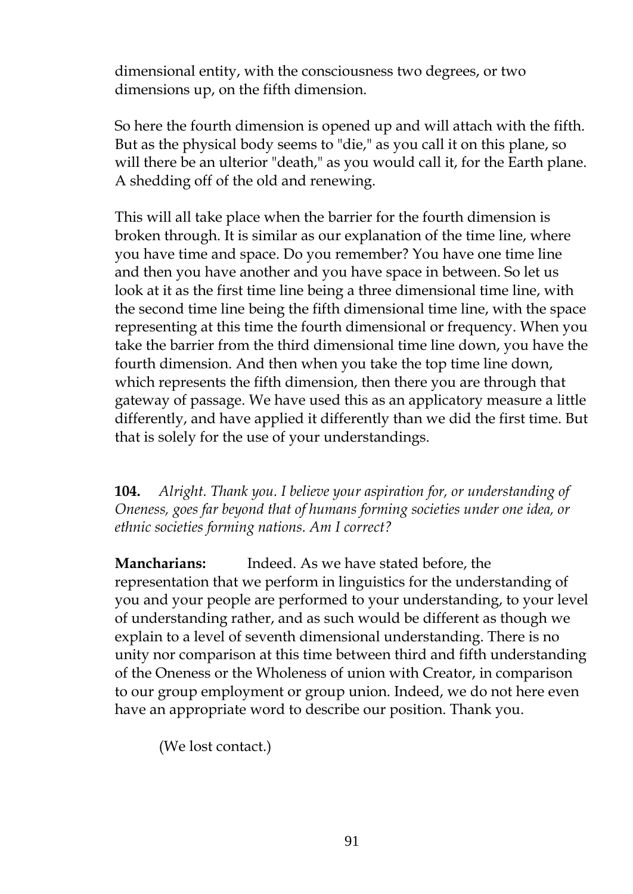dimensional entity, with the consciousness two degrees, or two dimensions up, on the fifth dimension.

So here the fourth dimension is opened up and will attach with the fifth. But as the physical body seems to "die," as you call it on this plane, so will there be an ulterior "death," as you would call it, for the Earth plane. A shedding off of the old and renewing.

This will all take place when the barrier for the fourth dimension is broken through. It is similar as our explanation of the time line, where you have time and space. Do you remember? You have one time line and then you have another and you have space in between. So let us look at it as the first time line being a three dimensional time line, with the second time line being the fifth dimensional time line, with the space representing at this time the fourth dimensional or frequency. When you take the barrier from the third dimensional time line down, you have the fourth dimension. And then when you take the top time line down, which represents the fifth dimension, then there you are through that gateway of passage. We have used this as an applicatory measure a little differently, and have applied it differently than we did the first time. But that is solely for the use of your understandings.

**104.** *Alright. Thank you. I believe your aspiration for, or understanding of Oneness, goes far beyond that of humans forming societies under one idea, or ethnic societies forming nations. Am I correct?*

**Mancharians:** Indeed. As we have stated before, the representation that we perform in linguistics for the understanding of you and your people are performed to your understanding, to your level of understanding rather, and as such would be different as though we explain to a level of seventh dimensional understanding. There is no unity nor comparison at this time between third and fifth understanding of the Oneness or the Wholeness of union with Creator, in comparison to our group employment or group union. Indeed, we do not here even have an appropriate word to describe our position. Thank you.

(We lost contact.)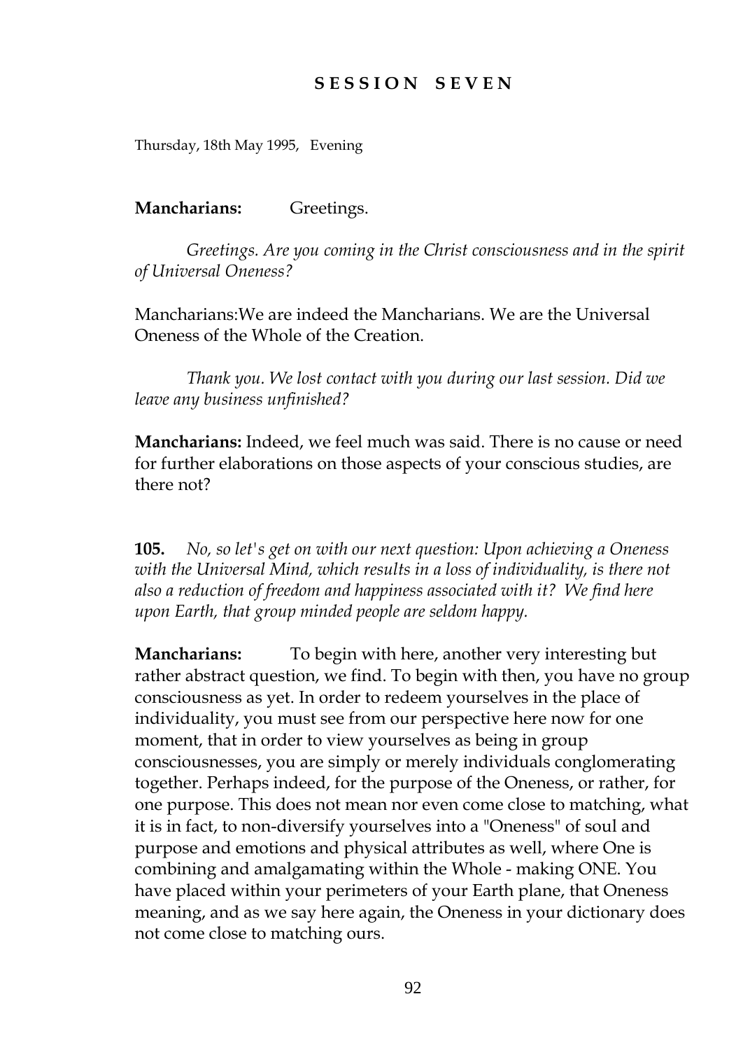## SESSION SEVEN

Thursday, 18th May 1995, Evening

**Mancharians:** Greetings.

*Greetings. Are you coming in the Christ consciousness and in the spirit of Universal Oneness?*

Mancharians:We are indeed the Mancharians. We are the Universal Oneness of the Whole of the Creation.

*Thank you. We lost contact with you during our last session. Did we leave any business unfinished?*

**Mancharians:** Indeed, we feel much was said. There is no cause or need for further elaborations on those aspects of your conscious studies, are there not?

**105.** *No, so let's get on with our next question: Upon achieving a Oneness with the Universal Mind, which results in a loss of individuality, is there not also a reduction of freedom and happiness associated with it? We find here upon Earth, that group minded people are seldom happy.*

**Mancharians:** To begin with here, another very interesting but rather abstract question, we find. To begin with then, you have no group consciousness as yet. In order to redeem yourselves in the place of individuality, you must see from our perspective here now for one moment, that in order to view yourselves as being in group consciousnesses, you are simply or merely individuals conglomerating together. Perhaps indeed, for the purpose of the Oneness, or rather, for one purpose. This does not mean nor even come close to matching, what it is in fact, to non-diversify yourselves into a "Oneness" of soul and purpose and emotions and physical attributes as well, where One is combining and amalgamating within the Whole - making ONE. You have placed within your perimeters of your Earth plane, that Oneness meaning, and as we say here again, the Oneness in your dictionary does not come close to matching ours.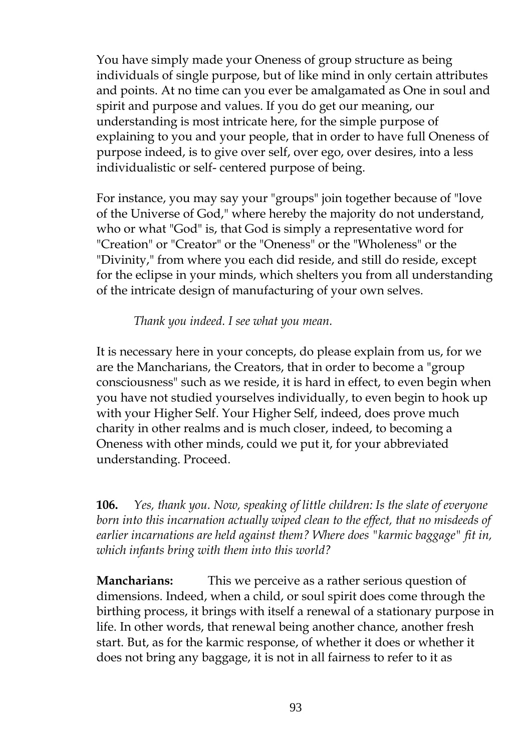You have simply made your Oneness of group structure as being individuals of single purpose, but of like mind in only certain attributes and points. At no time can you ever be amalgamated as One in soul and spirit and purpose and values. If you do get our meaning, our understanding is most intricate here, for the simple purpose of explaining to you and your people, that in order to have full Oneness of purpose indeed, is to give over self, over ego, over desires, into a less individualistic or self- centered purpose of being.

For instance, you may say your "groups" join together because of "love of the Universe of God," where hereby the majority do not understand, who or what "God" is, that God is simply a representative word for "Creation" or "Creator" or the "Oneness" or the "Wholeness" or the "Divinity," from where you each did reside, and still do reside, except for the eclipse in your minds, which shelters you from all understanding of the intricate design of manufacturing of your own selves.

*Thank you indeed. I see what you mean.*

It is necessary here in your concepts, do please explain from us, for we are the Mancharians, the Creators, that in order to become a "group consciousness" such as we reside, it is hard in effect, to even begin when you have not studied yourselves individually, to even begin to hook up with your Higher Self. Your Higher Self, indeed, does prove much charity in other realms and is much closer, indeed, to becoming a Oneness with other minds, could we put it, for your abbreviated understanding. Proceed.

**106.** *Yes, thank you. Now, speaking of little children: Is the slate of everyone born into this incarnation actually wiped clean to the effect, that no misdeeds of earlier incarnations are held against them? Where does "karmic baggage" fit in, which infants bring with them into this world?*

**Mancharians:** This we perceive as a rather serious question of dimensions. Indeed, when a child, or soul spirit does come through the birthing process, it brings with itself a renewal of a stationary purpose in life. In other words, that renewal being another chance, another fresh start. But, as for the karmic response, of whether it does or whether it does not bring any baggage, it is not in all fairness to refer to it as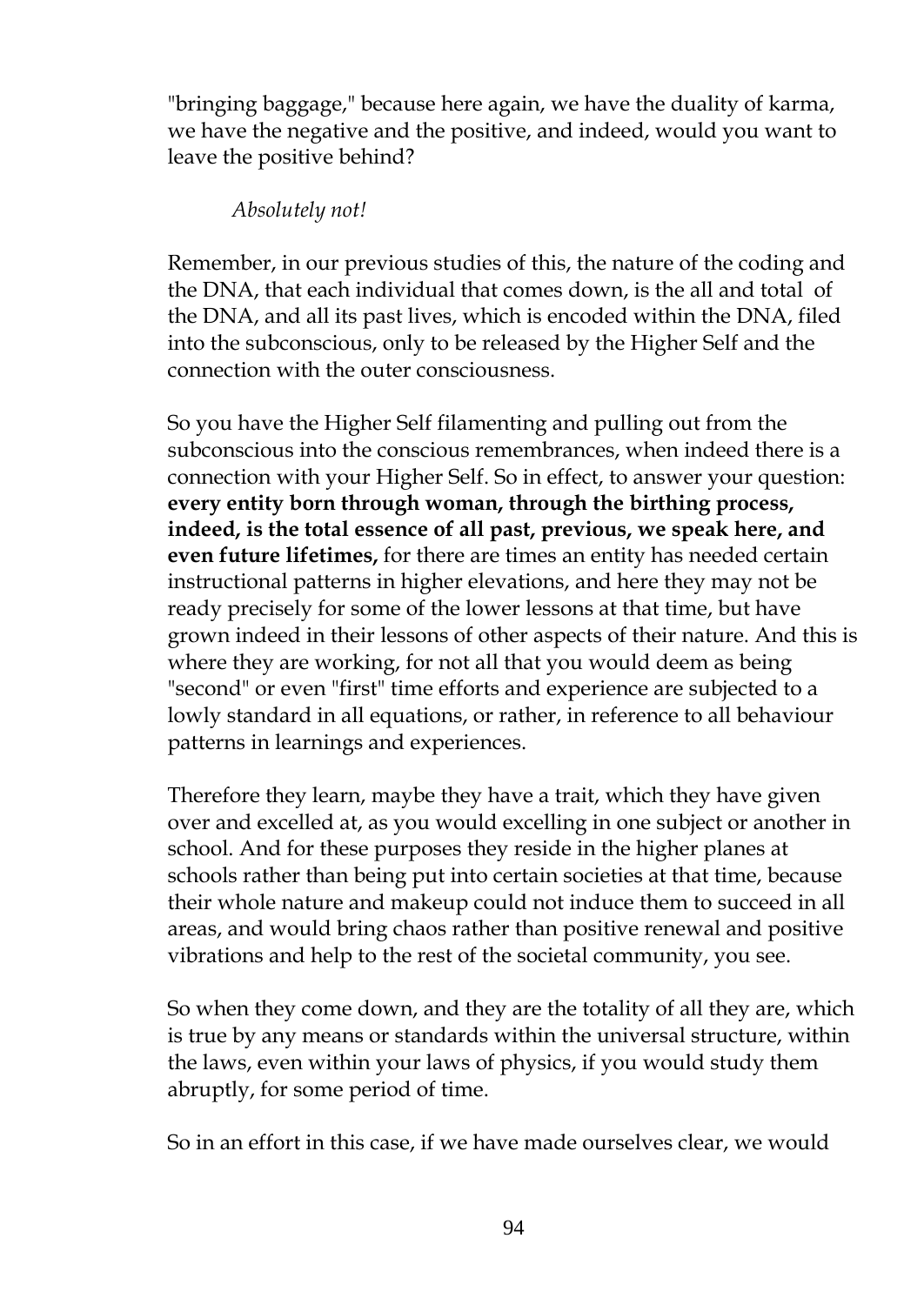"bringing baggage," because here again, we have the duality of karma, we have the negative and the positive, and indeed, would you want to leave the positive behind?

*Absolutely not!*

Remember, in our previous studies of this, the nature of the coding and the DNA, that each individual that comes down, is the all and total of the DNA, and all its past lives, which is encoded within the DNA, filed into the subconscious, only to be released by the Higher Self and the connection with the outer consciousness.

So you have the Higher Self filamenting and pulling out from the subconscious into the conscious remembrances, when indeed there is a connection with your Higher Self. So in effect, to answer your question: **every entity born through woman, through the birthing process, indeed, is the total essence of all past, previous, we speak here, and even future lifetimes,** for there are times an entity has needed certain instructional patterns in higher elevations, and here they may not be ready precisely for some of the lower lessons at that time, but have grown indeed in their lessons of other aspects of their nature. And this is where they are working, for not all that you would deem as being "second" or even "first" time efforts and experience are subjected to a lowly standard in all equations, or rather, in reference to all behaviour patterns in learnings and experiences.

Therefore they learn, maybe they have a trait, which they have given over and excelled at, as you would excelling in one subject or another in school. And for these purposes they reside in the higher planes at schools rather than being put into certain societies at that time, because their whole nature and makeup could not induce them to succeed in all areas, and would bring chaos rather than positive renewal and positive vibrations and help to the rest of the societal community, you see.

So when they come down, and they are the totality of all they are, which is true by any means or standards within the universal structure, within the laws, even within your laws of physics, if you would study them abruptly, for some period of time.

So in an effort in this case, if we have made ourselves clear, we would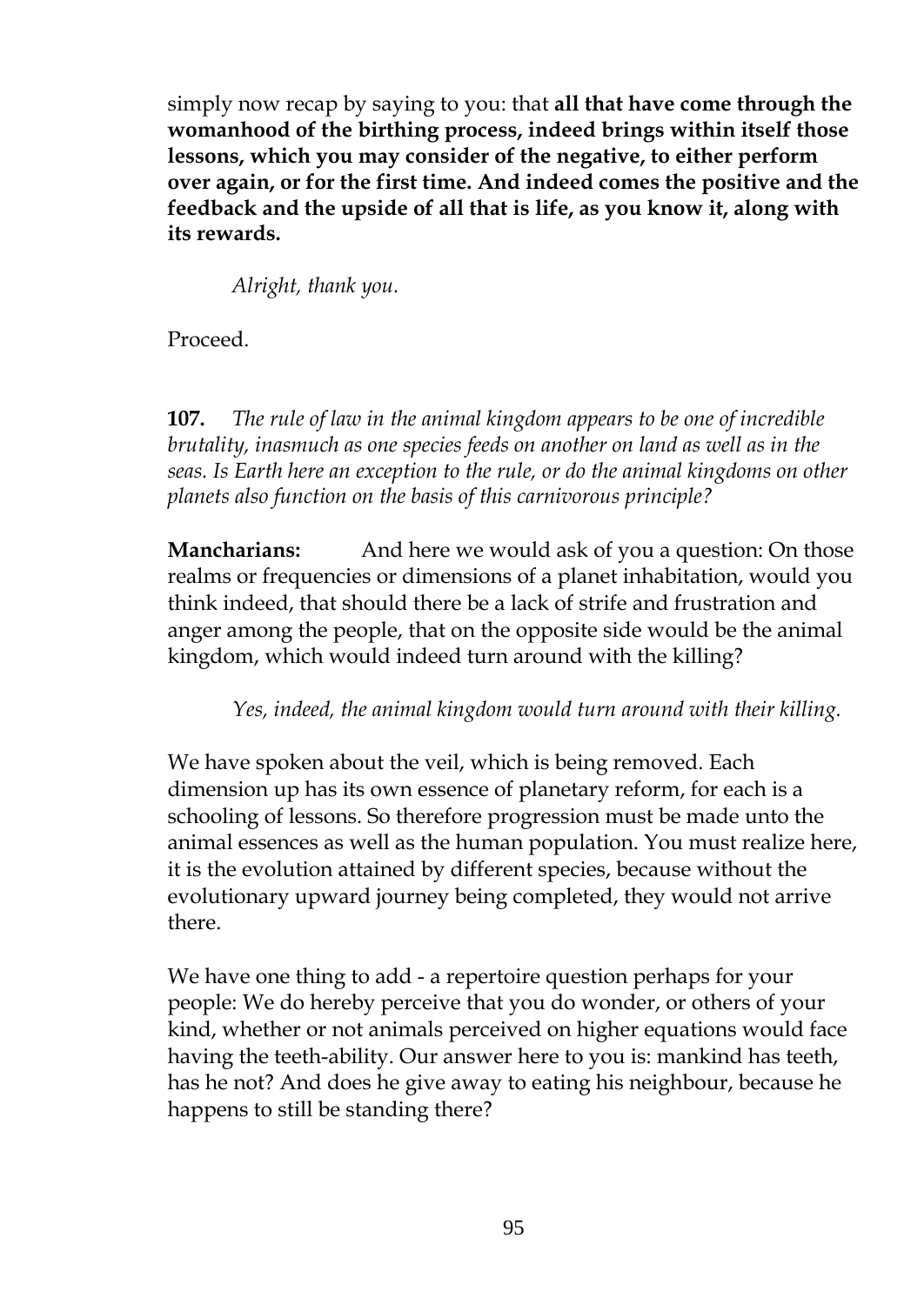simply now recap by saying to you: that **all that have come through the womanhood of the birthing process, indeed brings within itself those lessons, which you may consider of the negative, to either perform over again, or for the first time. And indeed comes the positive and the feedback and the upside of all that is life, as you know it, along with its rewards.**

*Alright, thank you.*

Proceed.

**107.** *The rule of law in the animal kingdom appears to be one of incredible brutality, inasmuch as one species feeds on another on land as well as in the seas. Is Earth here an exception to the rule, or do the animal kingdoms on other planets also function on the basis of this carnivorous principle?*

**Mancharians:** And here we would ask of you a question: On those realms or frequencies or dimensions of a planet inhabitation, would you think indeed, that should there be a lack of strife and frustration and anger among the people, that on the opposite side would be the animal kingdom, which would indeed turn around with the killing?

*Yes, indeed, the animal kingdom would turn around with their killing.*

We have spoken about the veil, which is being removed. Each dimension up has its own essence of planetary reform, for each is a schooling of lessons. So therefore progression must be made unto the animal essences as well as the human population. You must realize here, it is the evolution attained by different species, because without the evolutionary upward journey being completed, they would not arrive there.

We have one thing to add - a repertoire question perhaps for your people: We do hereby perceive that you do wonder, or others of your kind, whether or not animals perceived on higher equations would face having the teeth-ability. Our answer here to you is: mankind has teeth, has he not? And does he give away to eating his neighbour, because he happens to still be standing there?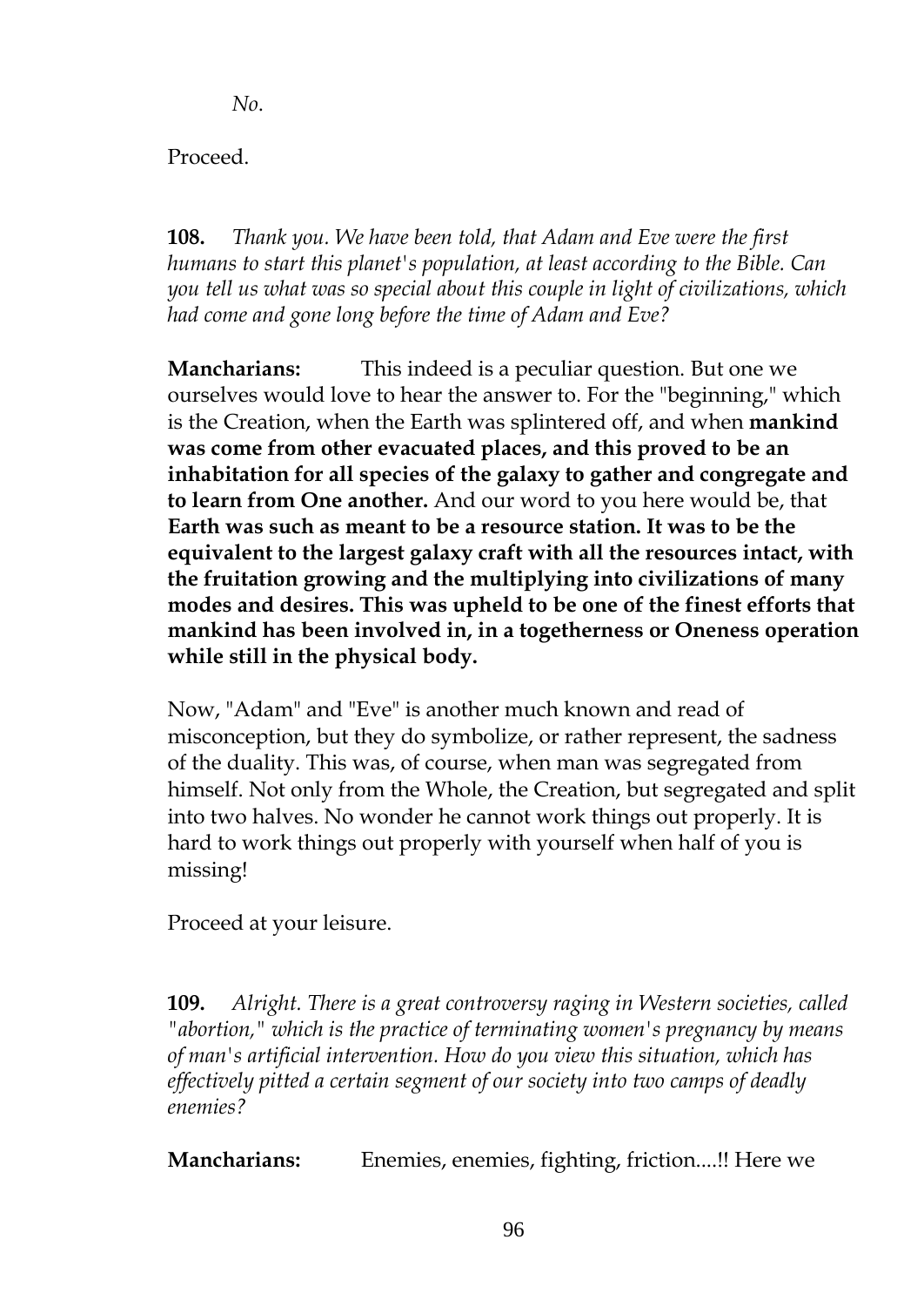*No.*

Proceed.

**108.** *Thank you. We have been told, that Adam and Eve were the first humans to start this planet's population, at least according to the Bible. Can you tell us what was so special about this couple in light of civilizations, which had come and gone long before the time of Adam and Eve?*

**Mancharians:** This indeed is a peculiar question. But one we ourselves would love to hear the answer to. For the "beginning," which is the Creation, when the Earth was splintered off, and when **mankind was come from other evacuated places, and this proved to be an inhabitation for all species of the galaxy to gather and congregate and to learn from One another.** And our word to you here would be, that **Earth was such as meant to be a resource station. It was to be the equivalent to the largest galaxy craft with all the resources intact, with the fruitation growing and the multiplying into civilizations of many modes and desires. This was upheld to be one of the finest efforts that mankind has been involved in, in a togetherness or Oneness operation while still in the physical body.**

Now, "Adam" and "Eve" is another much known and read of misconception, but they do symbolize, or rather represent, the sadness of the duality. This was, of course, when man was segregated from himself. Not only from the Whole, the Creation, but segregated and split into two halves. No wonder he cannot work things out properly. It is hard to work things out properly with yourself when half of you is missing!

Proceed at your leisure.

**109.** *Alright. There is a great controversy raging in Western societies, called "abortion," which is the practice of terminating women's pregnancy by means of man's artificial intervention. How do you view this situation, which has effectively pitted a certain segment of our society into two camps of deadly enemies?*

**Mancharians:** Enemies, enemies, fighting, friction....!! Here we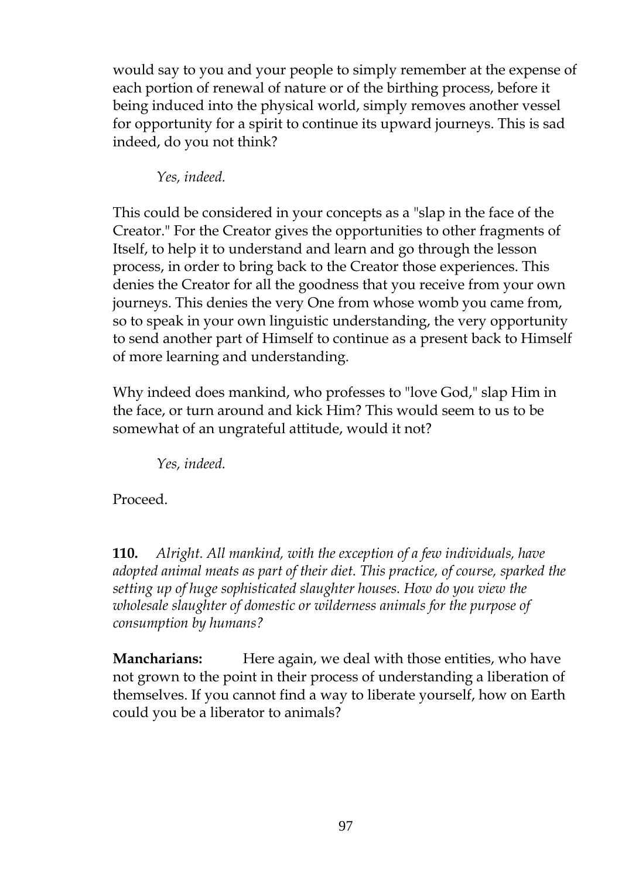would say to you and your people to simply remember at the expense of each portion of renewal of nature or of the birthing process, before it being induced into the physical world, simply removes another vessel for opportunity for a spirit to continue its upward journeys. This is sad indeed, do you not think?

*Yes, indeed.*

This could be considered in your concepts as a "slap in the face of the Creator." For the Creator gives the opportunities to other fragments of Itself, to help it to understand and learn and go through the lesson process, in order to bring back to the Creator those experiences. This denies the Creator for all the goodness that you receive from your own journeys. This denies the very One from whose womb you came from, so to speak in your own linguistic understanding, the very opportunity to send another part of Himself to continue as a present back to Himself of more learning and understanding.

Why indeed does mankind, who professes to "love God," slap Him in the face, or turn around and kick Him? This would seem to us to be somewhat of an ungrateful attitude, would it not?

*Yes, indeed.*

Proceed.

**110.** *Alright. All mankind, with the exception of a few individuals, have adopted animal meats as part of their diet. This practice, of course, sparked the setting up of huge sophisticated slaughter houses. How do you view the wholesale slaughter of domestic or wilderness animals for the purpose of consumption by humans?*

**Mancharians:** Here again, we deal with those entities, who have not grown to the point in their process of understanding a liberation of themselves. If you cannot find a way to liberate yourself, how on Earth could you be a liberator to animals?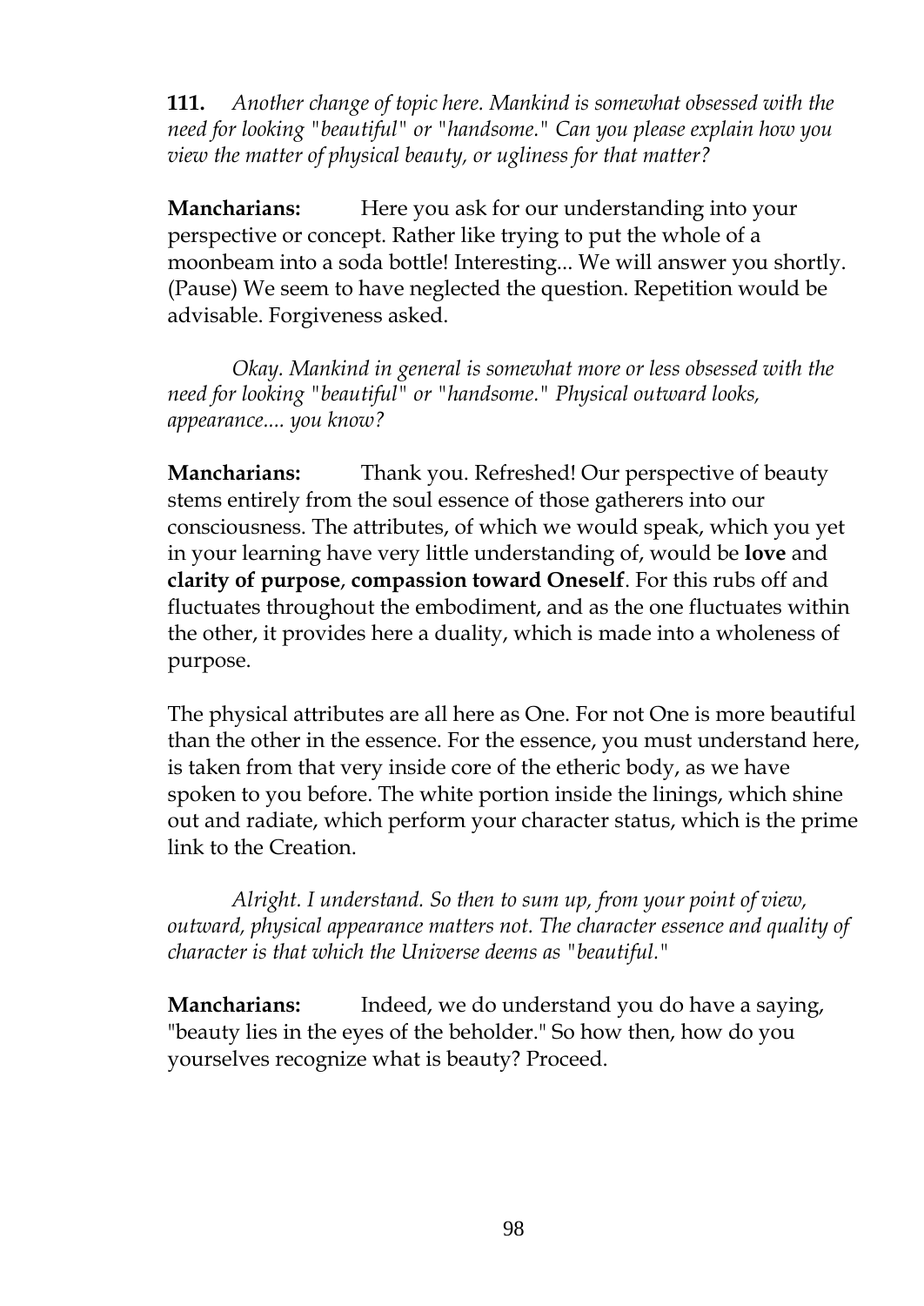**111.** *Another change of topic here. Mankind is somewhat obsessed with the need for looking "beautiful" or "handsome." Can you please explain how you view the matter of physical beauty, or ugliness for that matter?*

**Mancharians:** Here you ask for our understanding into your perspective or concept. Rather like trying to put the whole of a moonbeam into a soda bottle! Interesting... We will answer you shortly. (Pause) We seem to have neglected the question. Repetition would be advisable. Forgiveness asked.

*Okay. Mankind in general is somewhat more or less obsessed with the need for looking "beautiful" or "handsome." Physical outward looks, appearance.... you know?*

**Mancharians:** Thank you. Refreshed! Our perspective of beauty stems entirely from the soul essence of those gatherers into our consciousness. The attributes, of which we would speak, which you yet in your learning have very little understanding of, would be **love** and **clarity of purpose**, **compassion toward Oneself**. For this rubs off and fluctuates throughout the embodiment, and as the one fluctuates within the other, it provides here a duality, which is made into a wholeness of purpose.

The physical attributes are all here as One. For not One is more beautiful than the other in the essence. For the essence, you must understand here, is taken from that very inside core of the etheric body, as we have spoken to you before. The white portion inside the linings, which shine out and radiate, which perform your character status, which is the prime link to the Creation.

*Alright. I understand. So then to sum up, from your point of view, outward, physical appearance matters not. The character essence and quality of character is that which the Universe deems as "beautiful."*

**Mancharians:** Indeed, we do understand you do have a saying, "beauty lies in the eyes of the beholder." So how then, how do you yourselves recognize what is beauty? Proceed.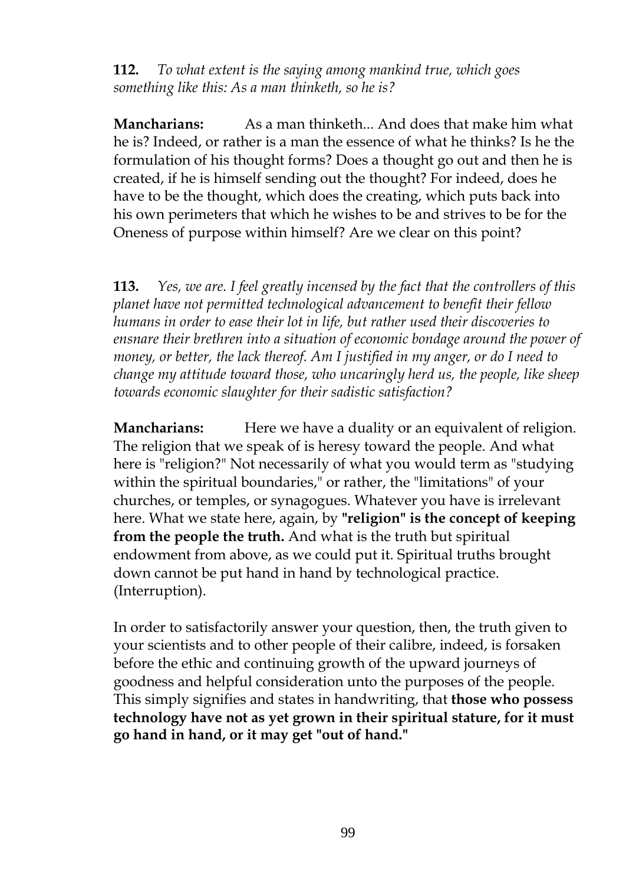**112.** *To what extent is the saying among mankind true, which goes something like this: As a man thinketh, so he is?*

**Mancharians:** As a man thinketh... And does that make him what he is? Indeed, or rather is a man the essence of what he thinks? Is he the formulation of his thought forms? Does a thought go out and then he is created, if he is himself sending out the thought? For indeed, does he have to be the thought, which does the creating, which puts back into his own perimeters that which he wishes to be and strives to be for the Oneness of purpose within himself? Are we clear on this point?

**113.** *Yes, we are. I feel greatly incensed by the fact that the controllers of this planet have not permitted technological advancement to benefit their fellow humans in order to ease their lot in life, but rather used their discoveries to ensnare their brethren into a situation of economic bondage around the power of money, or better, the lack thereof. Am I justified in my anger, or do I need to change my attitude toward those, who uncaringly herd us, the people, like sheep towards economic slaughter for their sadistic satisfaction?*

**Mancharians:** Here we have a duality or an equivalent of religion. The religion that we speak of is heresy toward the people. And what here is "religion?" Not necessarily of what you would term as "studying within the spiritual boundaries," or rather, the "limitations" of your churches, or temples, or synagogues. Whatever you have is irrelevant here. What we state here, again, by **"religion" is the concept of keeping from the people the truth.** And what is the truth but spiritual endowment from above, as we could put it. Spiritual truths brought down cannot be put hand in hand by technological practice. (Interruption).

In order to satisfactorily answer your question, then, the truth given to your scientists and to other people of their calibre, indeed, is forsaken before the ethic and continuing growth of the upward journeys of goodness and helpful consideration unto the purposes of the people. This simply signifies and states in handwriting, that **those who possess technology have not as yet grown in their spiritual stature, for it must go hand in hand, or it may get "out of hand."**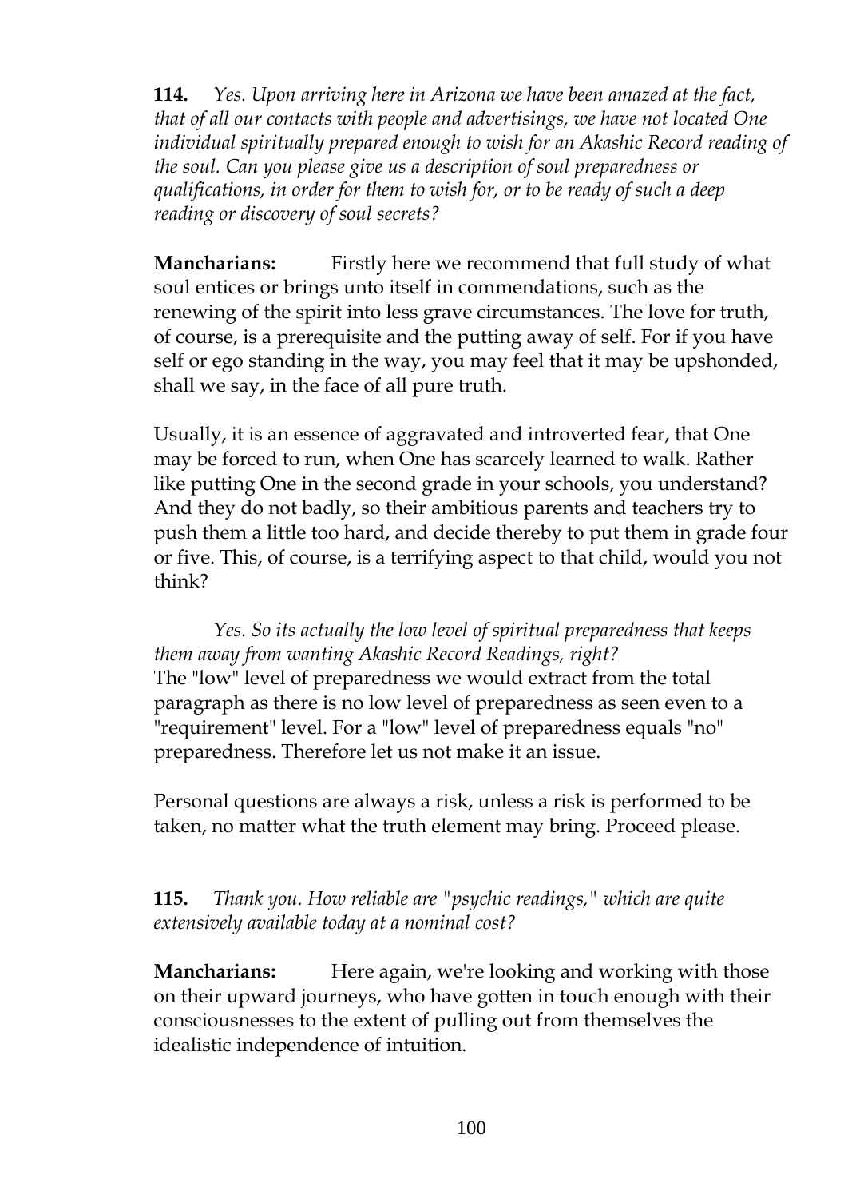**114.** *Yes. Upon arriving here in Arizona we have been amazed at the fact, that of all our contacts with people and advertisings, we have not located One individual spiritually prepared enough to wish for an Akashic Record reading of the soul. Can you please give us a description of soul preparedness or qualifications, in order for them to wish for, or to be ready of such a deep reading or discovery of soul secrets?*

**Mancharians:** Firstly here we recommend that full study of what soul entices or brings unto itself in commendations, such as the renewing of the spirit into less grave circumstances. The love for truth, of course, is a prerequisite and the putting away of self. For if you have self or ego standing in the way, you may feel that it may be upshonded, shall we say, in the face of all pure truth.

Usually, it is an essence of aggravated and introverted fear, that One may be forced to run, when One has scarcely learned to walk. Rather like putting One in the second grade in your schools, you understand? And they do not badly, so their ambitious parents and teachers try to push them a little too hard, and decide thereby to put them in grade four or five. This, of course, is a terrifying aspect to that child, would you not think?

*Yes. So its actually the low level of spiritual preparedness that keeps them away from wanting Akashic Record Readings, right?*
The "low" level of preparedness we would extract from the total paragraph as there is no low level of preparedness as seen even to a "requirement" level. For a "low" level of preparedness equals "no" preparedness. Therefore let us not make it an issue.

Personal questions are always a risk, unless a risk is performed to be taken, no matter what the truth element may bring. Proceed please.

**115.** *Thank you. How reliable are "psychic readings," which are quite extensively available today at a nominal cost?*

**Mancharians:** Here again, we're looking and working with those on their upward journeys, who have gotten in touch enough with their consciousnesses to the extent of pulling out from themselves the idealistic independence of intuition.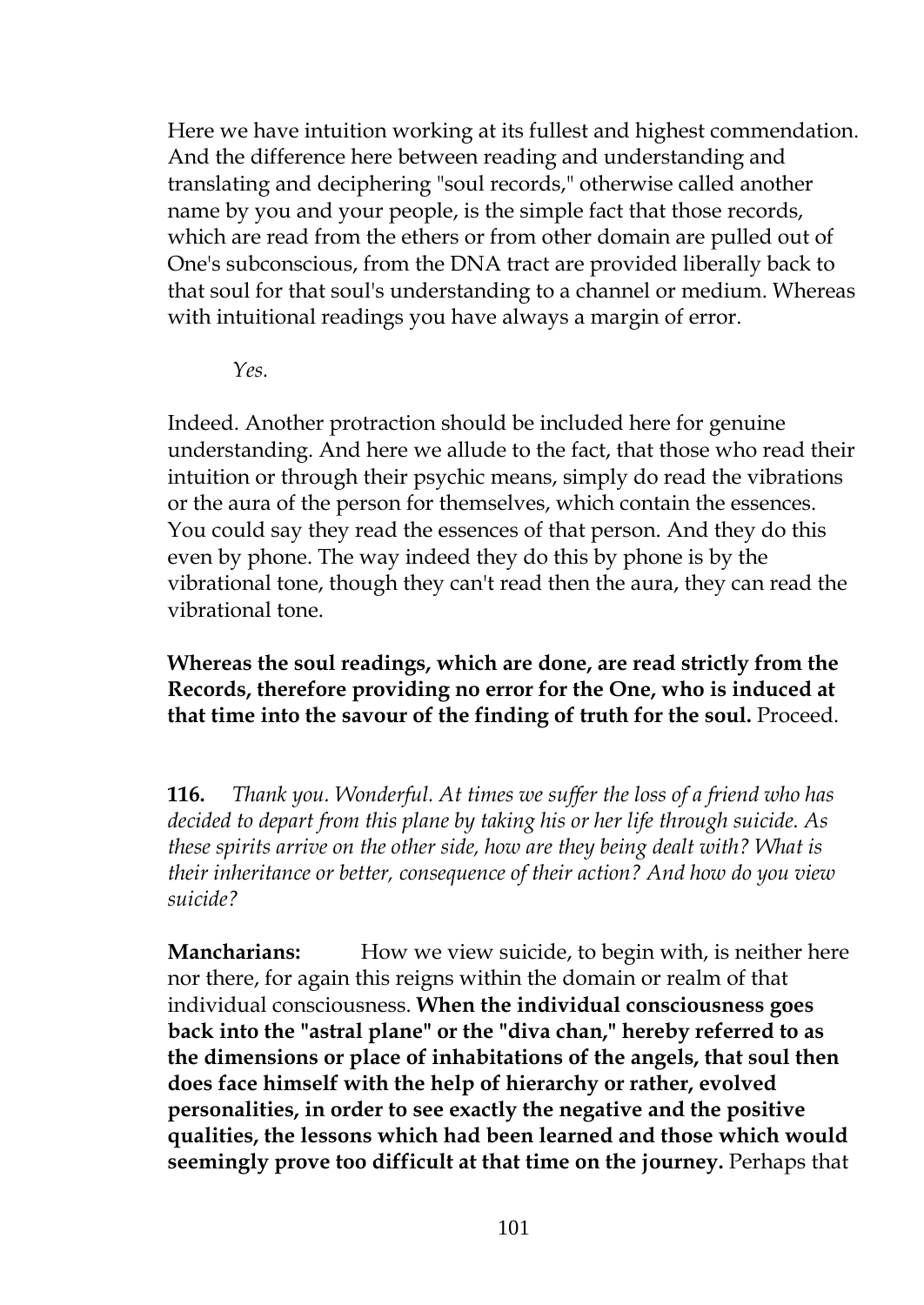Here we have intuition working at its fullest and highest commendation. And the difference here between reading and understanding and translating and deciphering "soul records," otherwise called another name by you and your people, is the simple fact that those records, which are read from the ethers or from other domain are pulled out of One's subconscious, from the DNA tract are provided liberally back to that soul for that soul's understanding to a channel or medium. Whereas with intuitional readings you have always a margin of error.

*Yes.*

Indeed. Another protraction should be included here for genuine understanding. And here we allude to the fact, that those who read their intuition or through their psychic means, simply do read the vibrations or the aura of the person for themselves, which contain the essences. You could say they read the essences of that person. And they do this even by phone. The way indeed they do this by phone is by the vibrational tone, though they can't read then the aura, they can read the vibrational tone.

**Whereas the soul readings, which are done, are read strictly from the Records, therefore providing no error for the One, who is induced at that time into the savour of the finding of truth for the soul.** Proceed.

**116.** *Thank you. Wonderful. At times we suffer the loss of a friend who has decided to depart from this plane by taking his or her life through suicide. As these spirits arrive on the other side, how are they being dealt with? What is their inheritance or better, consequence of their action? And how do you view suicide?*

**Mancharians:** How we view suicide, to begin with, is neither here nor there, for again this reigns within the domain or realm of that individual consciousness. **When the individual consciousness goes back into the "astral plane" or the "diva chan," hereby referred to as the dimensions or place of inhabitations of the angels, that soul then does face himself with the help of hierarchy or rather, evolved personalities, in order to see exactly the negative and the positive qualities, the lessons which had been learned and those which would seemingly prove too difficult at that time on the journey.** Perhaps that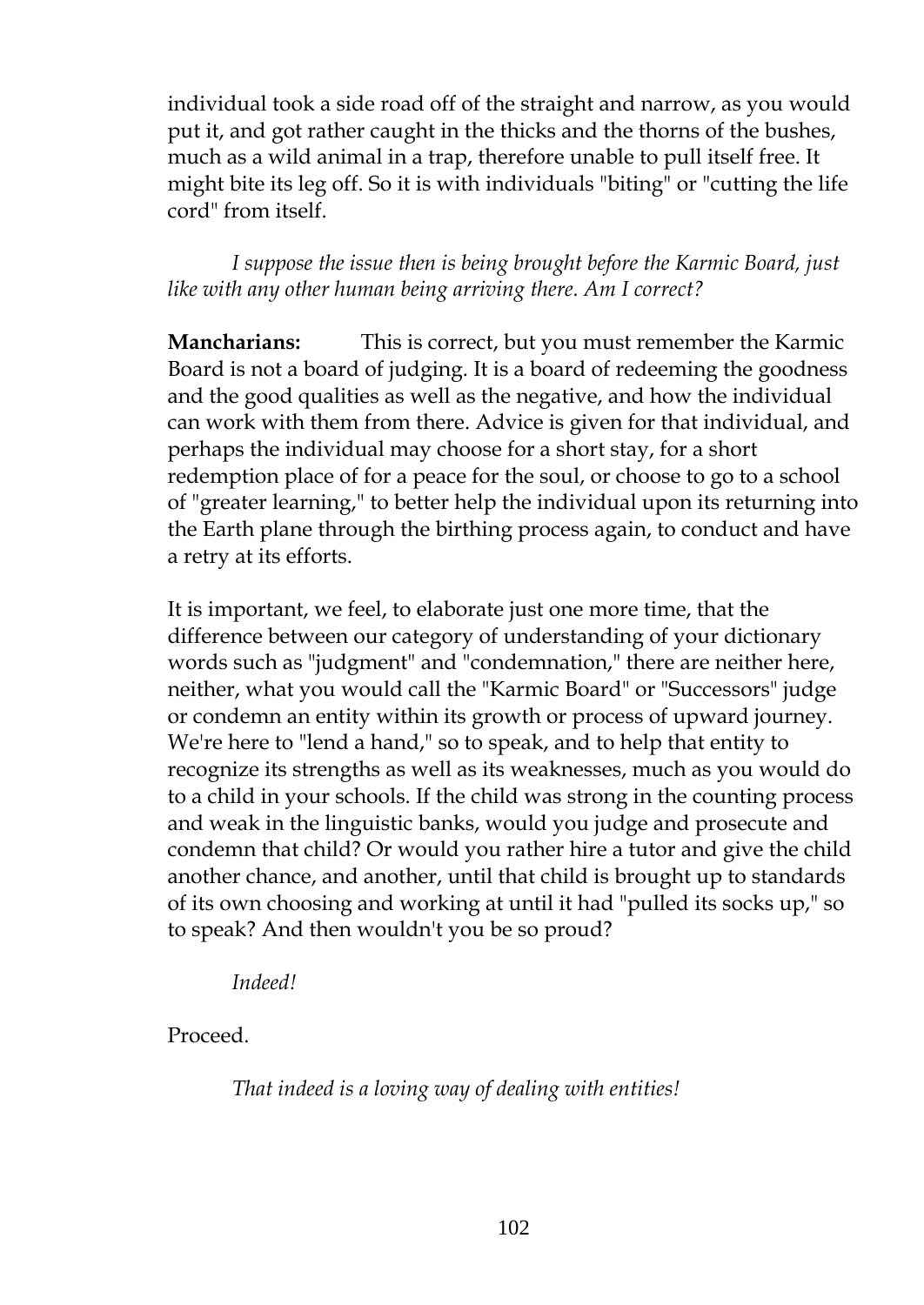individual took a side road off of the straight and narrow, as you would put it, and got rather caught in the thicks and the thorns of the bushes, much as a wild animal in a trap, therefore unable to pull itself free. It might bite its leg off. So it is with individuals "biting" or "cutting the life cord" from itself.

*I suppose the issue then is being brought before the Karmic Board, just like with any other human being arriving there. Am I correct?*

**Mancharians:** This is correct, but you must remember the Karmic Board is not a board of judging. It is a board of redeeming the goodness and the good qualities as well as the negative, and how the individual can work with them from there. Advice is given for that individual, and perhaps the individual may choose for a short stay, for a short redemption place of for a peace for the soul, or choose to go to a school of "greater learning," to better help the individual upon its returning into the Earth plane through the birthing process again, to conduct and have a retry at its efforts.

It is important, we feel, to elaborate just one more time, that the difference between our category of understanding of your dictionary words such as "judgment" and "condemnation," there are neither here, neither, what you would call the "Karmic Board" or "Successors" judge or condemn an entity within its growth or process of upward journey. We're here to "lend a hand," so to speak, and to help that entity to recognize its strengths as well as its weaknesses, much as you would do to a child in your schools. If the child was strong in the counting process and weak in the linguistic banks, would you judge and prosecute and condemn that child? Or would you rather hire a tutor and give the child another chance, and another, until that child is brought up to standards of its own choosing and working at until it had "pulled its socks up," so to speak? And then wouldn't you be so proud?

*Indeed!*

Proceed.

*That indeed is a loving way of dealing with entities!*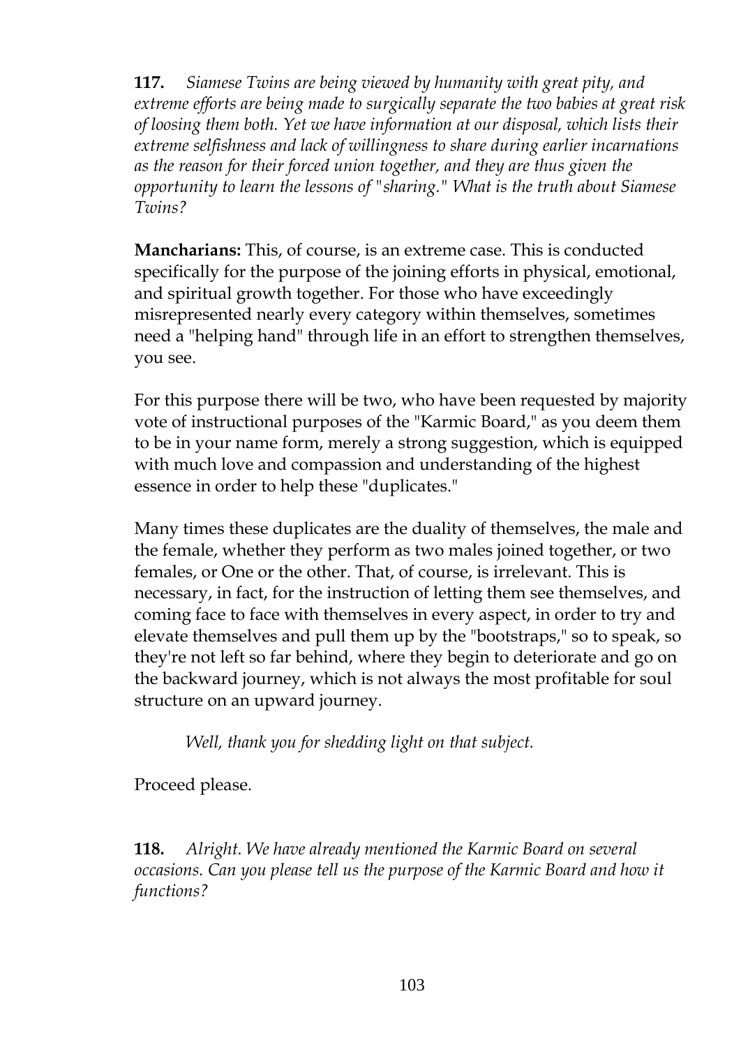**117.** *Siamese Twins are being viewed by humanity with great pity, and extreme efforts are being made to surgically separate the two babies at great risk of loosing them both. Yet we have information at our disposal, which lists their extreme selfishness and lack of willingness to share during earlier incarnations as the reason for their forced union together, and they are thus given the opportunity to learn the lessons of "sharing." What is the truth about Siamese Twins?*

**Mancharians:** This, of course, is an extreme case. This is conducted specifically for the purpose of the joining efforts in physical, emotional, and spiritual growth together. For those who have exceedingly misrepresented nearly every category within themselves, sometimes need a "helping hand" through life in an effort to strengthen themselves, you see.

For this purpose there will be two, who have been requested by majority vote of instructional purposes of the "Karmic Board," as you deem them to be in your name form, merely a strong suggestion, which is equipped with much love and compassion and understanding of the highest essence in order to help these "duplicates."

Many times these duplicates are the duality of themselves, the male and the female, whether they perform as two males joined together, or two females, or One or the other. That, of course, is irrelevant. This is necessary, in fact, for the instruction of letting them see themselves, and coming face to face with themselves in every aspect, in order to try and elevate themselves and pull them up by the "bootstraps," so to speak, so they're not left so far behind, where they begin to deteriorate and go on the backward journey, which is not always the most profitable for soul structure on an upward journey.

*Well, thank you for shedding light on that subject.*

Proceed please.

**118.** *Alright. We have already mentioned the Karmic Board on several occasions. Can you please tell us the purpose of the Karmic Board and how it functions?*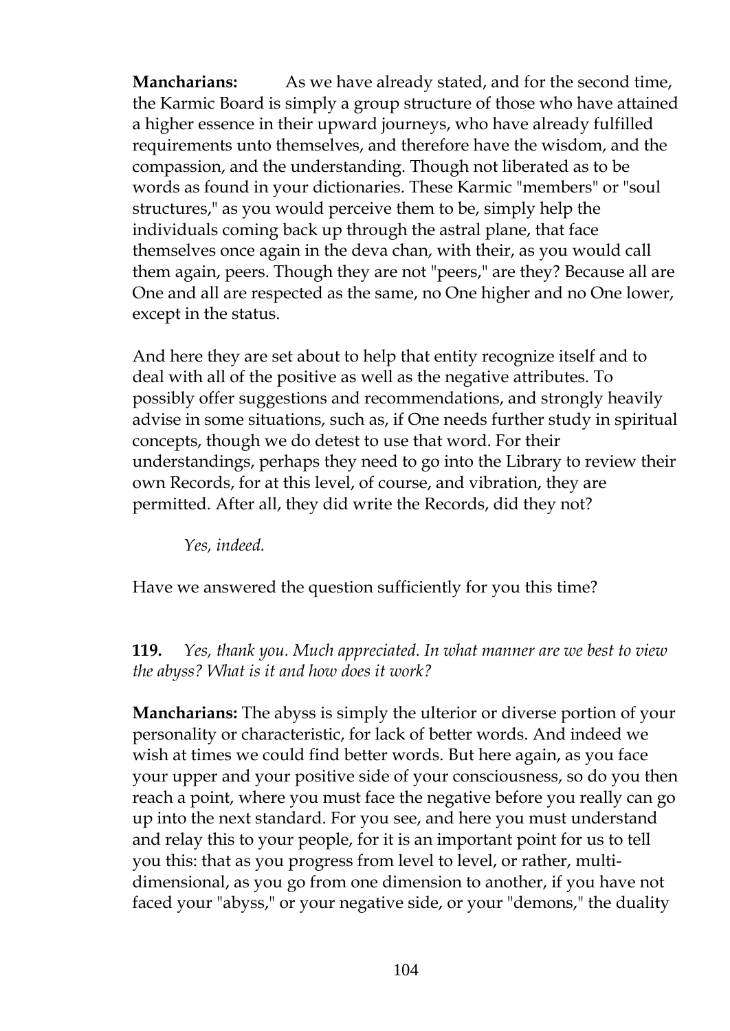**Mancharians:** As we have already stated, and for the second time, the Karmic Board is simply a group structure of those who have attained a higher essence in their upward journeys, who have already fulfilled requirements unto themselves, and therefore have the wisdom, and the compassion, and the understanding. Though not liberated as to be words as found in your dictionaries. These Karmic "members" or "soul structures," as you would perceive them to be, simply help the individuals coming back up through the astral plane, that face themselves once again in the deva chan, with their, as you would call them again, peers. Though they are not "peers," are they? Because all are One and all are respected as the same, no One higher and no One lower, except in the status.

And here they are set about to help that entity recognize itself and to deal with all of the positive as well as the negative attributes. To possibly offer suggestions and recommendations, and strongly heavily advise in some situations, such as, if One needs further study in spiritual concepts, though we do detest to use that word. For their understandings, perhaps they need to go into the Library to review their own Records, for at this level, of course, and vibration, they are permitted. After all, they did write the Records, did they not?

*Yes, indeed.*

Have we answered the question sufficiently for you this time?

**119.** *Yes, thank you. Much appreciated. In what manner are we best to view the abyss? What is it and how does it work?*

**Mancharians:** The abyss is simply the ulterior or diverse portion of your personality or characteristic, for lack of better words. And indeed we wish at times we could find better words. But here again, as you face your upper and your positive side of your consciousness, so do you then reach a point, where you must face the negative before you really can go up into the next standard. For you see, and here you must understand and relay this to your people, for it is an important point for us to tell you this: that as you progress from level to level, or rather, multi-dimensional, as you go from one dimension to another, if you have not faced your "abyss," or your negative side, or your "demons," the duality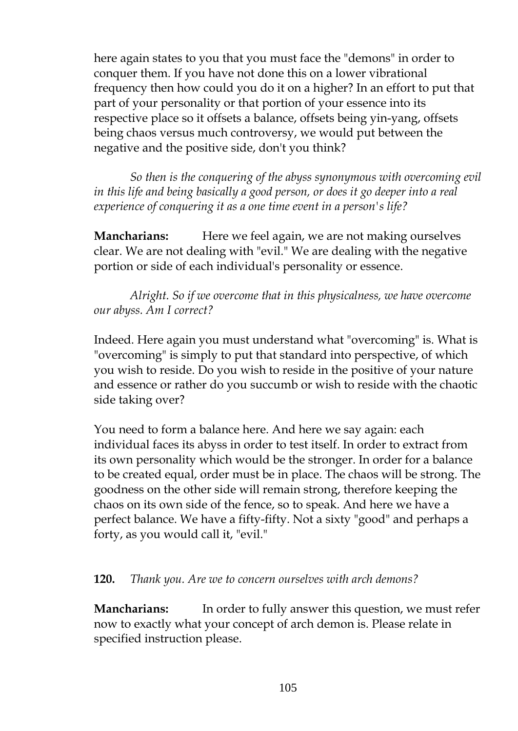here again states to you that you must face the "demons" in order to conquer them. If you have not done this on a lower vibrational frequency then how could you do it on a higher? In an effort to put that part of your personality or that portion of your essence into its respective place so it offsets a balance, offsets being yin-yang, offsets being chaos versus much controversy, we would put between the negative and the positive side, don't you think?

*So then is the conquering of the abyss synonymous with overcoming evil in this life and being basically a good person, or does it go deeper into a real experience of conquering it as a one time event in a person's life?*

**Mancharians:** Here we feel again, we are not making ourselves clear. We are not dealing with "evil." We are dealing with the negative portion or side of each individual's personality or essence.

*Alright. So if we overcome that in this physicalness, we have overcome our abyss. Am I correct?*

Indeed. Here again you must understand what "overcoming" is. What is "overcoming" is simply to put that standard into perspective, of which you wish to reside. Do you wish to reside in the positive of your nature and essence or rather do you succumb or wish to reside with the chaotic side taking over?

You need to form a balance here. And here we say again: each individual faces its abyss in order to test itself. In order to extract from its own personality which would be the stronger. In order for a balance to be created equal, order must be in place. The chaos will be strong. The goodness on the other side will remain strong, therefore keeping the chaos on its own side of the fence, so to speak. And here we have a perfect balance. We have a fifty-fifty. Not a sixty "good" and perhaps a forty, as you would call it, "evil."

**120.** *Thank you. Are we to concern ourselves with arch demons?*

**Mancharians:** In order to fully answer this question, we must refer now to exactly what your concept of arch demon is. Please relate in specified instruction please.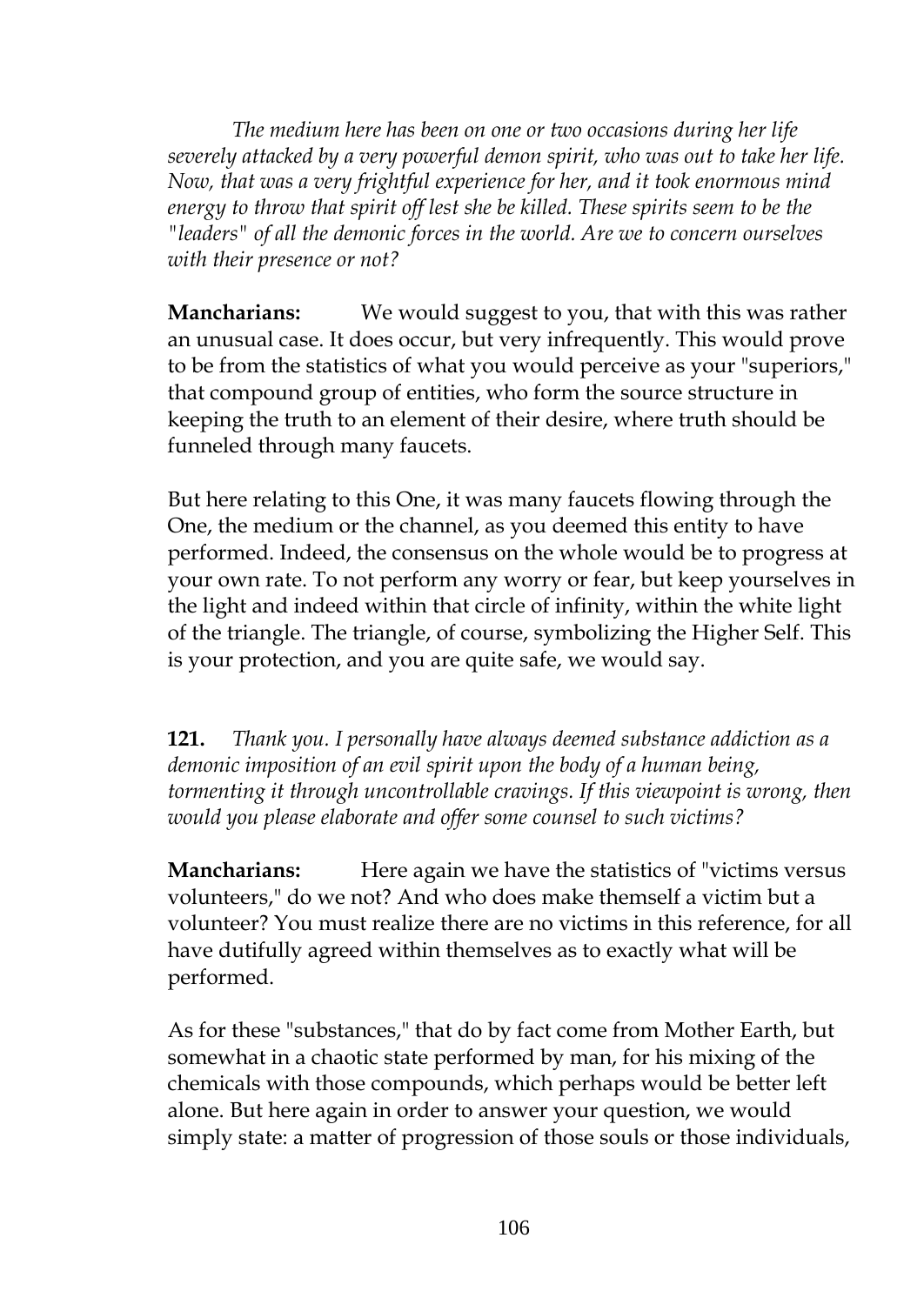*The medium here has been on one or two occasions during her life severely attacked by a very powerful demon spirit, who was out to take her life. Now, that was a very frightful experience for her, and it took enormous mind energy to throw that spirit off lest she be killed. These spirits seem to be the "leaders" of all the demonic forces in the world. Are we to concern ourselves with their presence or not?*

**Mancharians:** We would suggest to you, that with this was rather an unusual case. It does occur, but very infrequently. This would prove to be from the statistics of what you would perceive as your "superiors," that compound group of entities, who form the source structure in keeping the truth to an element of their desire, where truth should be funneled through many faucets.

But here relating to this One, it was many faucets flowing through the One, the medium or the channel, as you deemed this entity to have performed. Indeed, the consensus on the whole would be to progress at your own rate. To not perform any worry or fear, but keep yourselves in the light and indeed within that circle of infinity, within the white light of the triangle. The triangle, of course, symbolizing the Higher Self. This is your protection, and you are quite safe, we would say.

**121.** *Thank you. I personally have always deemed substance addiction as a demonic imposition of an evil spirit upon the body of a human being, tormenting it through uncontrollable cravings. If this viewpoint is wrong, then would you please elaborate and offer some counsel to such victims?*

**Mancharians:** Here again we have the statistics of "victims versus volunteers," do we not? And who does make themself a victim but a volunteer? You must realize there are no victims in this reference, for all have dutifully agreed within themselves as to exactly what will be performed.

As for these "substances," that do by fact come from Mother Earth, but somewhat in a chaotic state performed by man, for his mixing of the chemicals with those compounds, which perhaps would be better left alone. But here again in order to answer your question, we would simply state: a matter of progression of those souls or those individuals,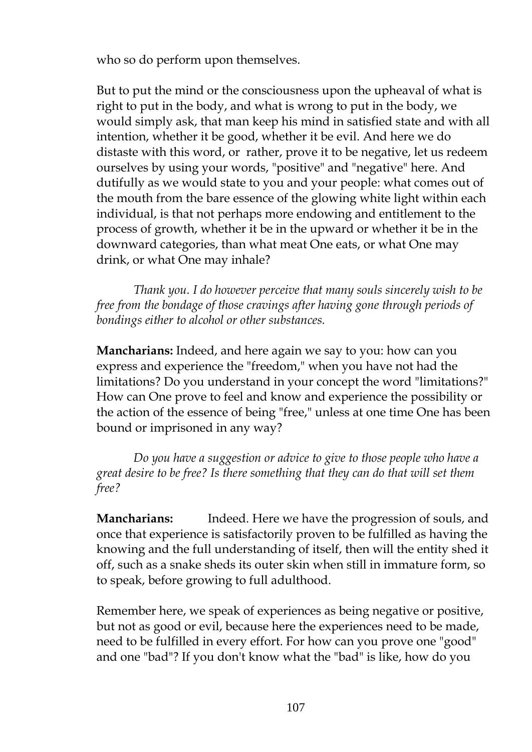who so do perform upon themselves.

But to put the mind or the consciousness upon the upheaval of what is right to put in the body, and what is wrong to put in the body, we would simply ask, that man keep his mind in satisfied state and with all intention, whether it be good, whether it be evil. And here we do distaste with this word, or rather, prove it to be negative, let us redeem ourselves by using your words, "positive" and "negative" here. And dutifully as we would state to you and your people: what comes out of the mouth from the bare essence of the glowing white light within each individual, is that not perhaps more endowing and entitlement to the process of growth, whether it be in the upward or whether it be in the downward categories, than what meat One eats, or what One may drink, or what One may inhale?

*Thank you. I do however perceive that many souls sincerely wish to be free from the bondage of those cravings after having gone through periods of bondings either to alcohol or other substances.*

**Mancharians:** Indeed, and here again we say to you: how can you express and experience the "freedom," when you have not had the limitations? Do you understand in your concept the word "limitations?" How can One prove to feel and know and experience the possibility or the action of the essence of being "free," unless at one time One has been bound or imprisoned in any way?

*Do you have a suggestion or advice to give to those people who have a great desire to be free? Is there something that they can do that will set them free?*

**Mancharians:** Indeed. Here we have the progression of souls, and once that experience is satisfactorily proven to be fulfilled as having the knowing and the full understanding of itself, then will the entity shed it off, such as a snake sheds its outer skin when still in immature form, so to speak, before growing to full adulthood.

Remember here, we speak of experiences as being negative or positive, but not as good or evil, because here the experiences need to be made, need to be fulfilled in every effort. For how can you prove one "good" and one "bad"? If you don't know what the "bad" is like, how do you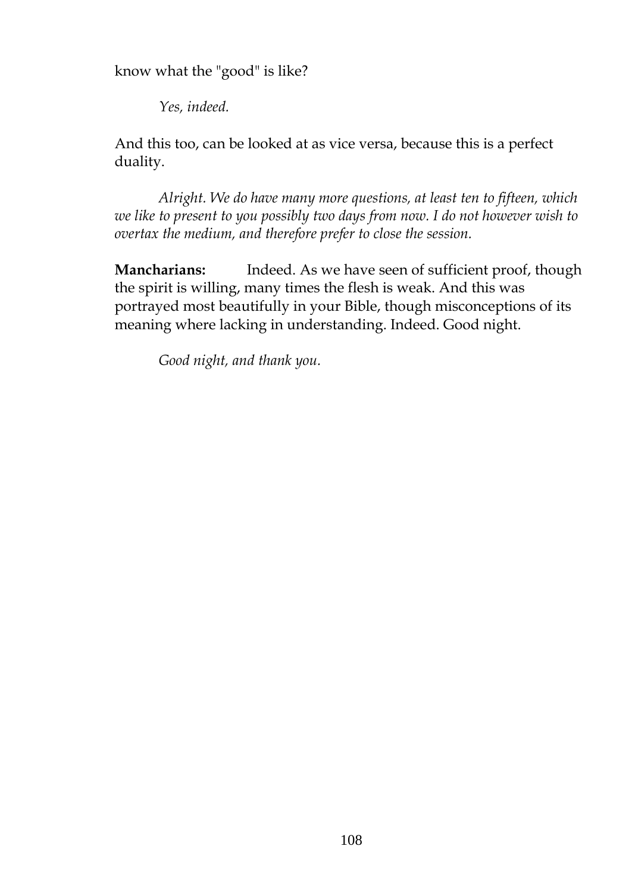know what the "good" is like?

*Yes, indeed.*

And this too, can be looked at as vice versa, because this is a perfect duality.

*Alright. We do have many more questions, at least ten to fifteen, which we like to present to you possibly two days from now. I do not however wish to overtax the medium, and therefore prefer to close the session.*

**Mancharians:** Indeed. As we have seen of sufficient proof, though the spirit is willing, many times the flesh is weak. And this was portrayed most beautifully in your Bible, though misconceptions of its meaning where lacking in understanding. Indeed. Good night.

*Good night, and thank you.*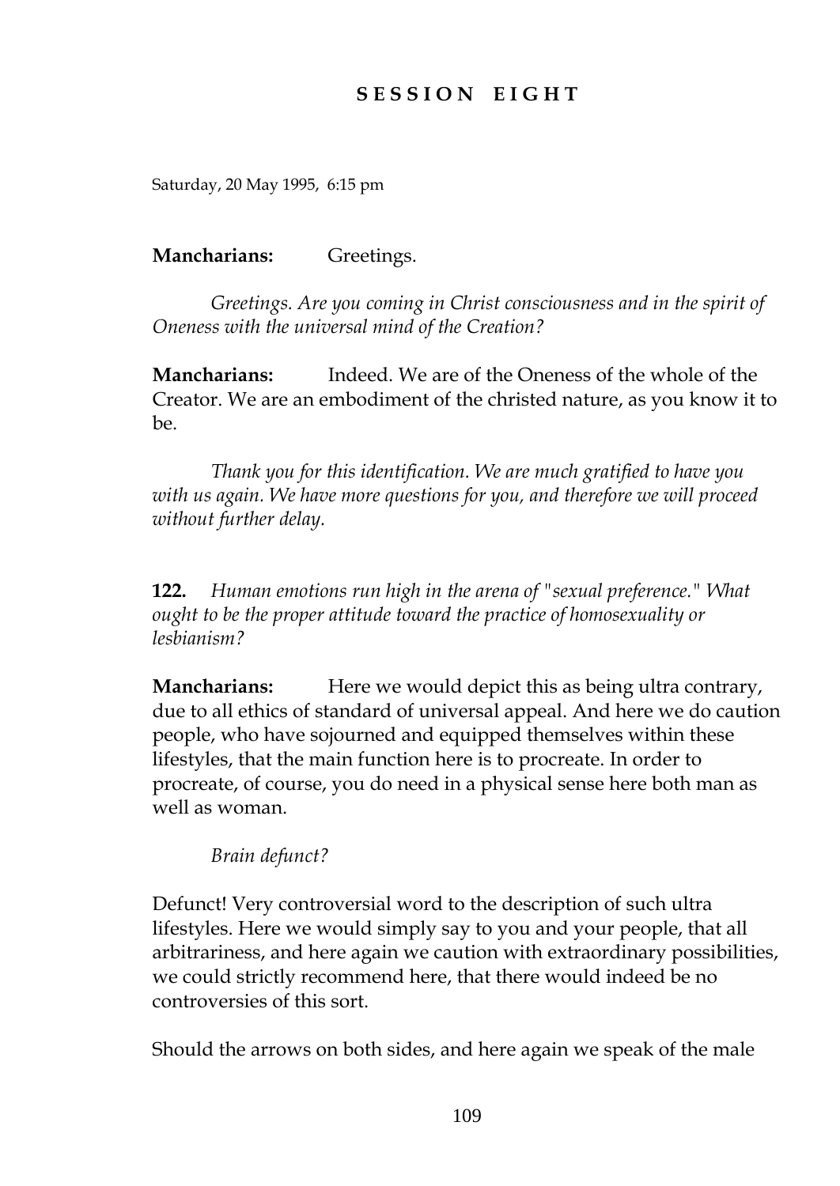## SESSION EIGHT

Saturday, 20 May 1995, 6:15 pm

**Mancharians:** Greetings.

*Greetings. Are you coming in Christ consciousness and in the spirit of Oneness with the universal mind of the Creation?*

**Mancharians:** Indeed. We are of the Oneness of the whole of the Creator. We are an embodiment of the christed nature, as you know it to be.

*Thank you for this identification. We are much gratified to have you with us again. We have more questions for you, and therefore we will proceed without further delay.*

**122.** *Human emotions run high in the arena of "sexual preference." What ought to be the proper attitude toward the practice of homosexuality or lesbianism?*

**Mancharians:** Here we would depict this as being ultra contrary, due to all ethics of standard of universal appeal. And here we do caution people, who have sojourned and equipped themselves within these lifestyles, that the main function here is to procreate. In order to procreate, of course, you do need in a physical sense here both man as well as woman.

*Brain defunct?*

Defunct! Very controversial word to the description of such ultra lifestyles. Here we would simply say to you and your people, that all arbitrariness, and here again we caution with extraordinary possibilities, we could strictly recommend here, that there would indeed be no controversies of this sort.

Should the arrows on both sides, and here again we speak of the male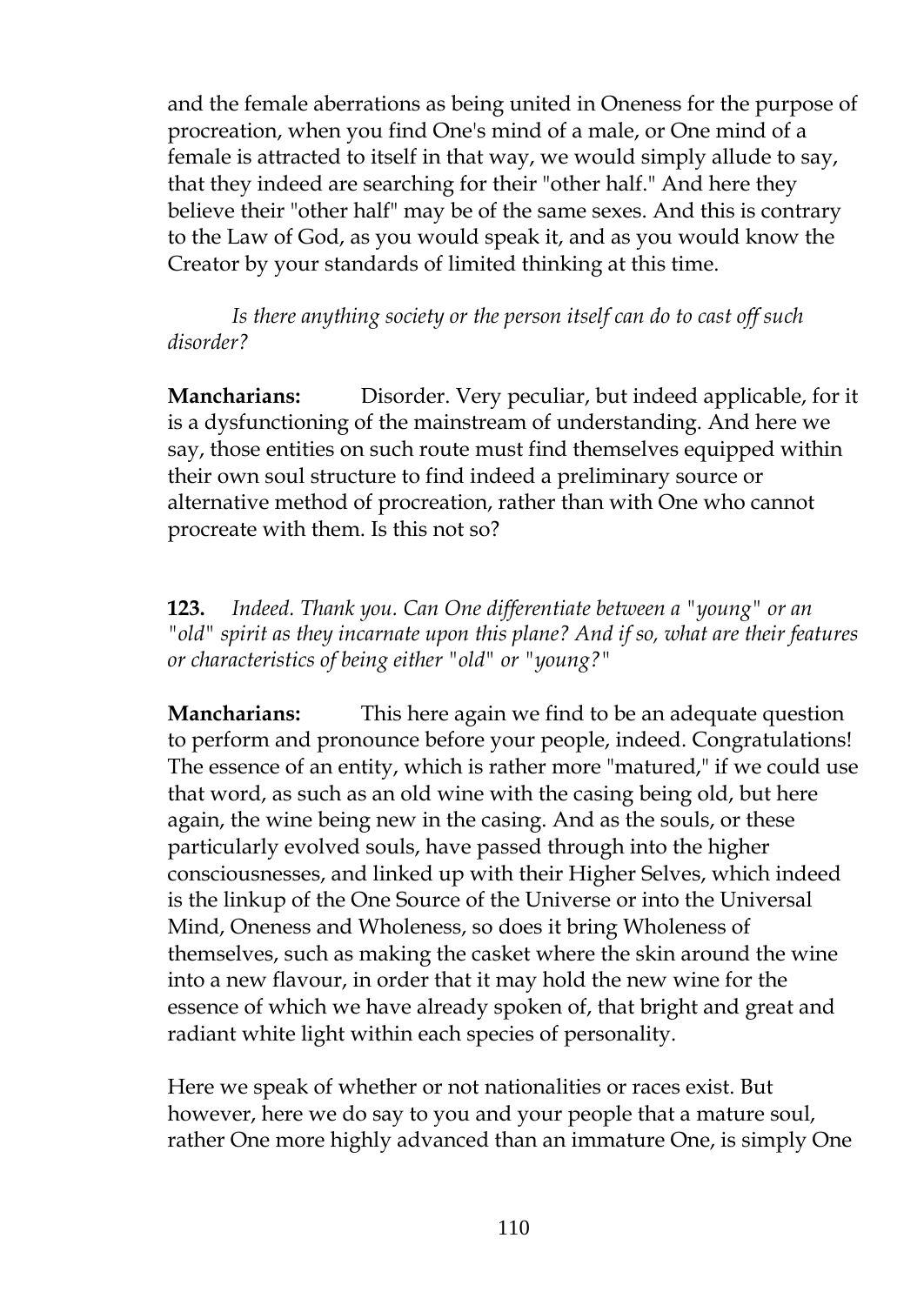and the female aberrations as being united in Oneness for the purpose of procreation, when you find One's mind of a male, or One mind of a female is attracted to itself in that way, we would simply allude to say, that they indeed are searching for their "other half." And here they believe their "other half" may be of the same sexes. And this is contrary to the Law of God, as you would speak it, and as you would know the Creator by your standards of limited thinking at this time.

*Is there anything society or the person itself can do to cast off such disorder?*

**Mancharians:** Disorder. Very peculiar, but indeed applicable, for it is a dysfunctioning of the mainstream of understanding. And here we say, those entities on such route must find themselves equipped within their own soul structure to find indeed a preliminary source or alternative method of procreation, rather than with One who cannot procreate with them. Is this not so?

**123.** *Indeed. Thank you. Can One differentiate between a "young" or an "old" spirit as they incarnate upon this plane? And if so, what are their features or characteristics of being either "old" or "young?"*

**Mancharians:** This here again we find to be an adequate question to perform and pronounce before your people, indeed. Congratulations! The essence of an entity, which is rather more "matured," if we could use that word, as such as an old wine with the casing being old, but here again, the wine being new in the casing. And as the souls, or these particularly evolved souls, have passed through into the higher consciousnesses, and linked up with their Higher Selves, which indeed is the linkup of the One Source of the Universe or into the Universal Mind, Oneness and Wholeness, so does it bring Wholeness of themselves, such as making the casket where the skin around the wine into a new flavour, in order that it may hold the new wine for the essence of which we have already spoken of, that bright and great and radiant white light within each species of personality.

Here we speak of whether or not nationalities or races exist. But however, here we do say to you and your people that a mature soul, rather One more highly advanced than an immature One, is simply One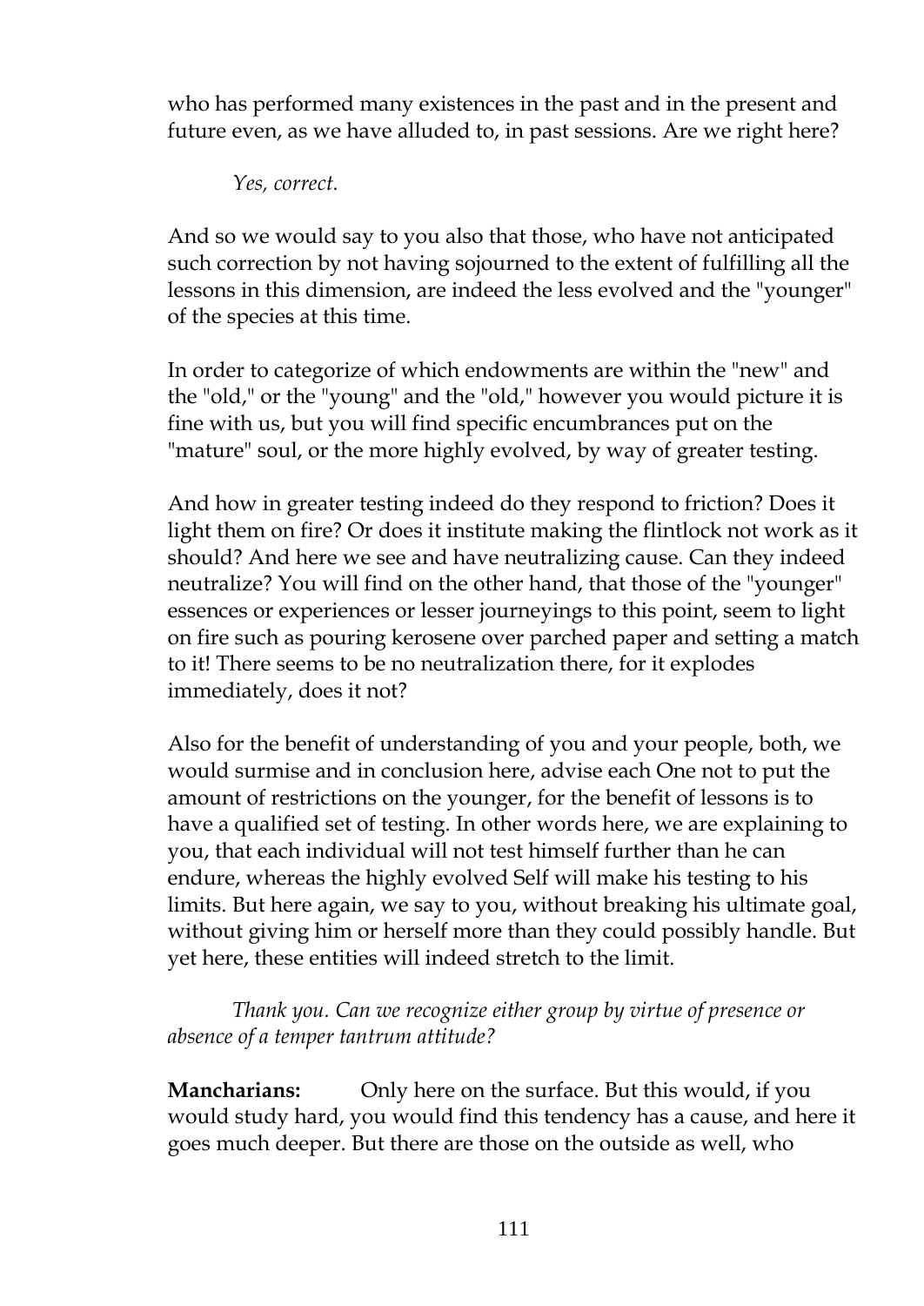who has performed many existences in the past and in the present and future even, as we have alluded to, in past sessions. Are we right here?

*Yes, correct.*

And so we would say to you also that those, who have not anticipated such correction by not having sojourned to the extent of fulfilling all the lessons in this dimension, are indeed the less evolved and the "younger" of the species at this time.

In order to categorize of which endowments are within the "new" and the "old," or the "young" and the "old," however you would picture it is fine with us, but you will find specific encumbrances put on the "mature" soul, or the more highly evolved, by way of greater testing.

And how in greater testing indeed do they respond to friction? Does it light them on fire? Or does it institute making the flintlock not work as it should? And here we see and have neutralizing cause. Can they indeed neutralize? You will find on the other hand, that those of the "younger" essences or experiences or lesser journeyings to this point, seem to light on fire such as pouring kerosene over parched paper and setting a match to it! There seems to be no neutralization there, for it explodes immediately, does it not?

Also for the benefit of understanding of you and your people, both, we would surmise and in conclusion here, advise each One not to put the amount of restrictions on the younger, for the benefit of lessons is to have a qualified set of testing. In other words here, we are explaining to you, that each individual will not test himself further than he can endure, whereas the highly evolved Self will make his testing to his limits. But here again, we say to you, without breaking his ultimate goal, without giving him or herself more than they could possibly handle. But yet here, these entities will indeed stretch to the limit.

*Thank you. Can we recognize either group by virtue of presence or absence of a temper tantrum attitude?*

**Mancharians:** Only here on the surface. But this would, if you would study hard, you would find this tendency has a cause, and here it goes much deeper. But there are those on the outside as well, who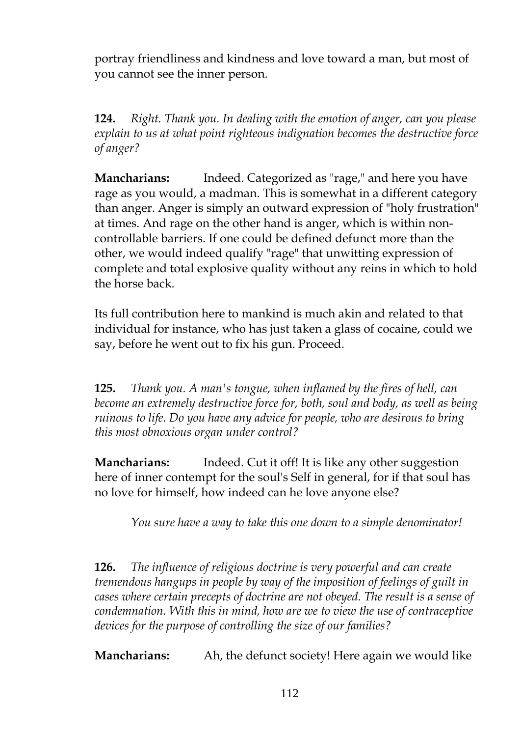portray friendliness and kindness and love toward a man, but most of you cannot see the inner person.

**124.** *Right. Thank you. In dealing with the emotion of anger, can you please explain to us at what point righteous indignation becomes the destructive force of anger?*

**Mancharians:** Indeed. Categorized as "rage," and here you have rage as you would, a madman. This is somewhat in a different category than anger. Anger is simply an outward expression of "holy frustration" at times. And rage on the other hand is anger, which is within non-controllable barriers. If one could be defined defunct more than the other, we would indeed qualify "rage" that unwitting expression of complete and total explosive quality without any reins in which to hold the horse back.

Its full contribution here to mankind is much akin and related to that individual for instance, who has just taken a glass of cocaine, could we say, before he went out to fix his gun. Proceed.

**125.** *Thank you. A man's tongue, when inflamed by the fires of hell, can become an extremely destructive force for, both, soul and body, as well as being ruinous to life. Do you have any advice for people, who are desirous to bring this most obnoxious organ under control?*

**Mancharians:** Indeed. Cut it off! It is like any other suggestion here of inner contempt for the soul's Self in general, for if that soul has no love for himself, how indeed can he love anyone else?

*You sure have a way to take this one down to a simple denominator!*

**126.** *The influence of religious doctrine is very powerful and can create tremendous hangups in people by way of the imposition of feelings of guilt in cases where certain precepts of doctrine are not obeyed. The result is a sense of condemnation. With this in mind, how are we to view the use of contraceptive devices for the purpose of controlling the size of our families?*

**Mancharians:** Ah, the defunct society! Here again we would like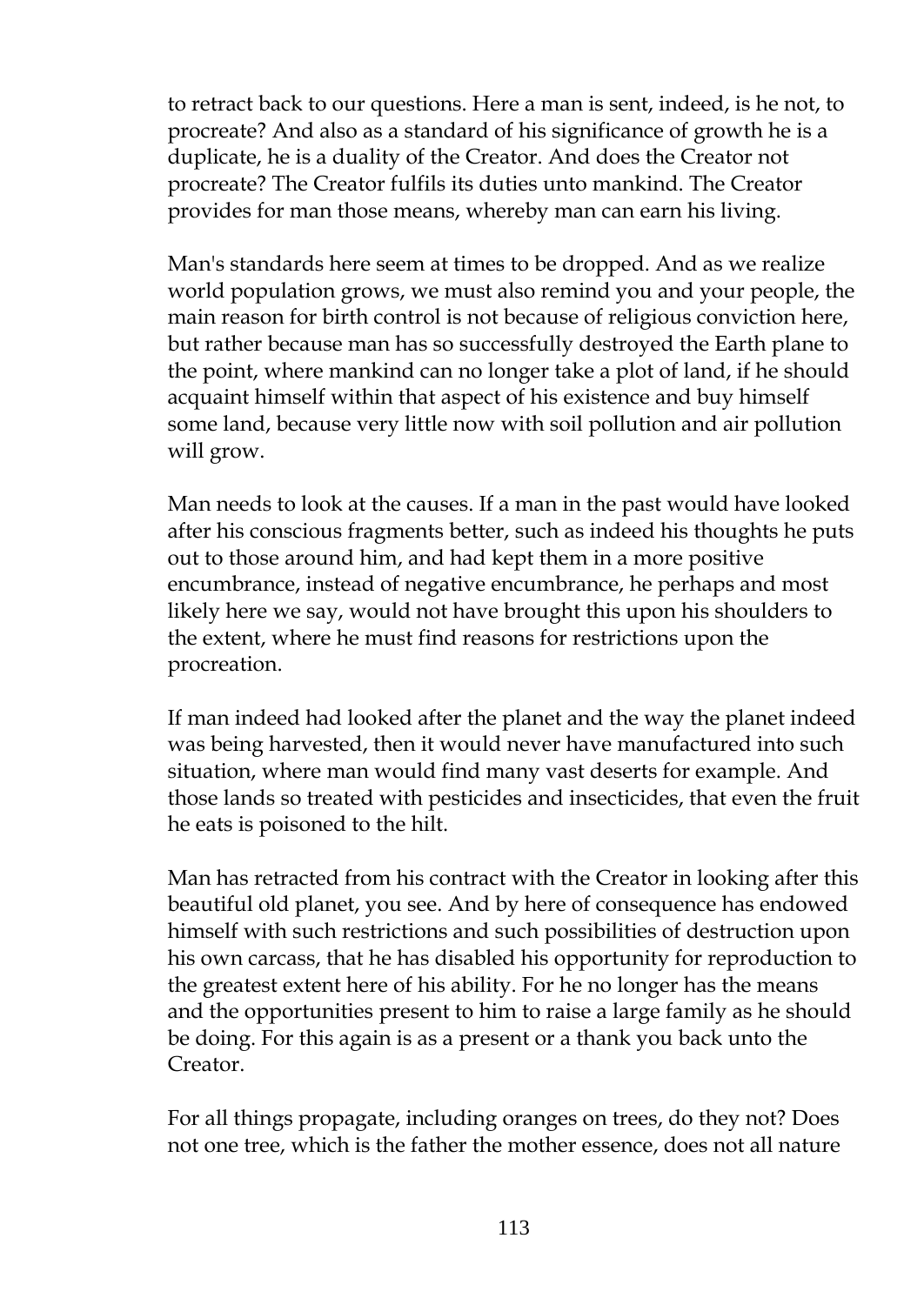to retract back to our questions. Here a man is sent, indeed, is he not, to procreate? And also as a standard of his significance of growth he is a duplicate, he is a duality of the Creator. And does the Creator not procreate? The Creator fulfils its duties unto mankind. The Creator provides for man those means, whereby man can earn his living.

Man's standards here seem at times to be dropped. And as we realize world population grows, we must also remind you and your people, the main reason for birth control is not because of religious conviction here, but rather because man has so successfully destroyed the Earth plane to the point, where mankind can no longer take a plot of land, if he should acquaint himself within that aspect of his existence and buy himself some land, because very little now with soil pollution and air pollution will grow.

Man needs to look at the causes. If a man in the past would have looked after his conscious fragments better, such as indeed his thoughts he puts out to those around him, and had kept them in a more positive encumbrance, instead of negative encumbrance, he perhaps and most likely here we say, would not have brought this upon his shoulders to the extent, where he must find reasons for restrictions upon the procreation.

If man indeed had looked after the planet and the way the planet indeed was being harvested, then it would never have manufactured into such situation, where man would find many vast deserts for example. And those lands so treated with pesticides and insecticides, that even the fruit he eats is poisoned to the hilt.

Man has retracted from his contract with the Creator in looking after this beautiful old planet, you see. And by here of consequence has endowed himself with such restrictions and such possibilities of destruction upon his own carcass, that he has disabled his opportunity for reproduction to the greatest extent here of his ability. For he no longer has the means and the opportunities present to him to raise a large family as he should be doing. For this again is as a present or a thank you back unto the Creator.

For all things propagate, including oranges on trees, do they not? Does not one tree, which is the father the mother essence, does not all nature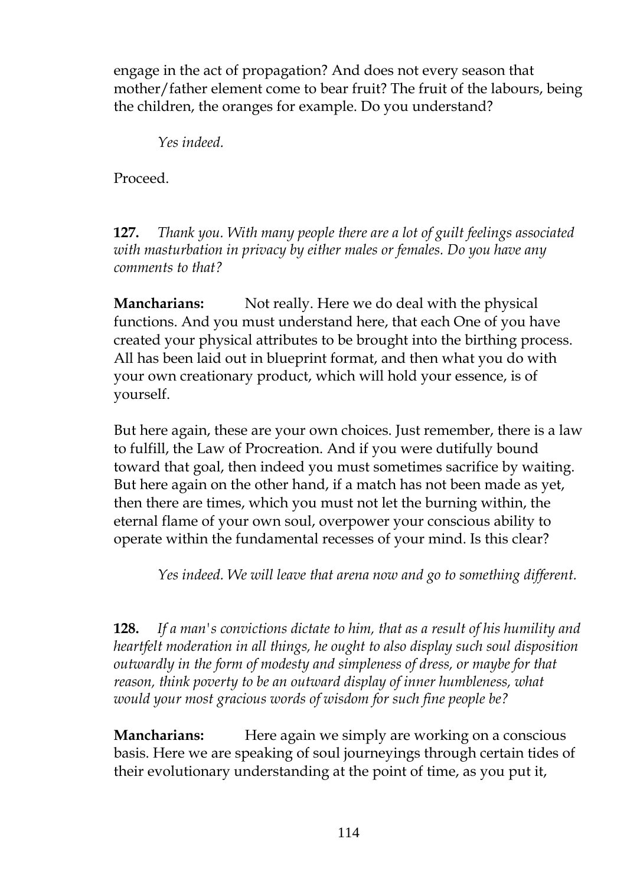engage in the act of propagation? And does not every season that mother/father element come to bear fruit? The fruit of the labours, being the children, the oranges for example. Do you understand?

*Yes indeed.*

Proceed.

**127.** *Thank you. With many people there are a lot of guilt feelings associated with masturbation in privacy by either males or females. Do you have any comments to that?*

**Mancharians:** Not really. Here we do deal with the physical functions. And you must understand here, that each One of you have created your physical attributes to be brought into the birthing process. All has been laid out in blueprint format, and then what you do with your own creationary product, which will hold your essence, is of yourself.

But here again, these are your own choices. Just remember, there is a law to fulfill, the Law of Procreation. And if you were dutifully bound toward that goal, then indeed you must sometimes sacrifice by waiting. But here again on the other hand, if a match has not been made as yet, then there are times, which you must not let the burning within, the eternal flame of your own soul, overpower your conscious ability to operate within the fundamental recesses of your mind. Is this clear?

*Yes indeed. We will leave that arena now and go to something different.*

**128.** *If a man's convictions dictate to him, that as a result of his humility and heartfelt moderation in all things, he ought to also display such soul disposition outwardly in the form of modesty and simpleness of dress, or maybe for that reason, think poverty to be an outward display of inner humbleness, what would your most gracious words of wisdom for such fine people be?*

**Mancharians:** Here again we simply are working on a conscious basis. Here we are speaking of soul journeyings through certain tides of their evolutionary understanding at the point of time, as you put it,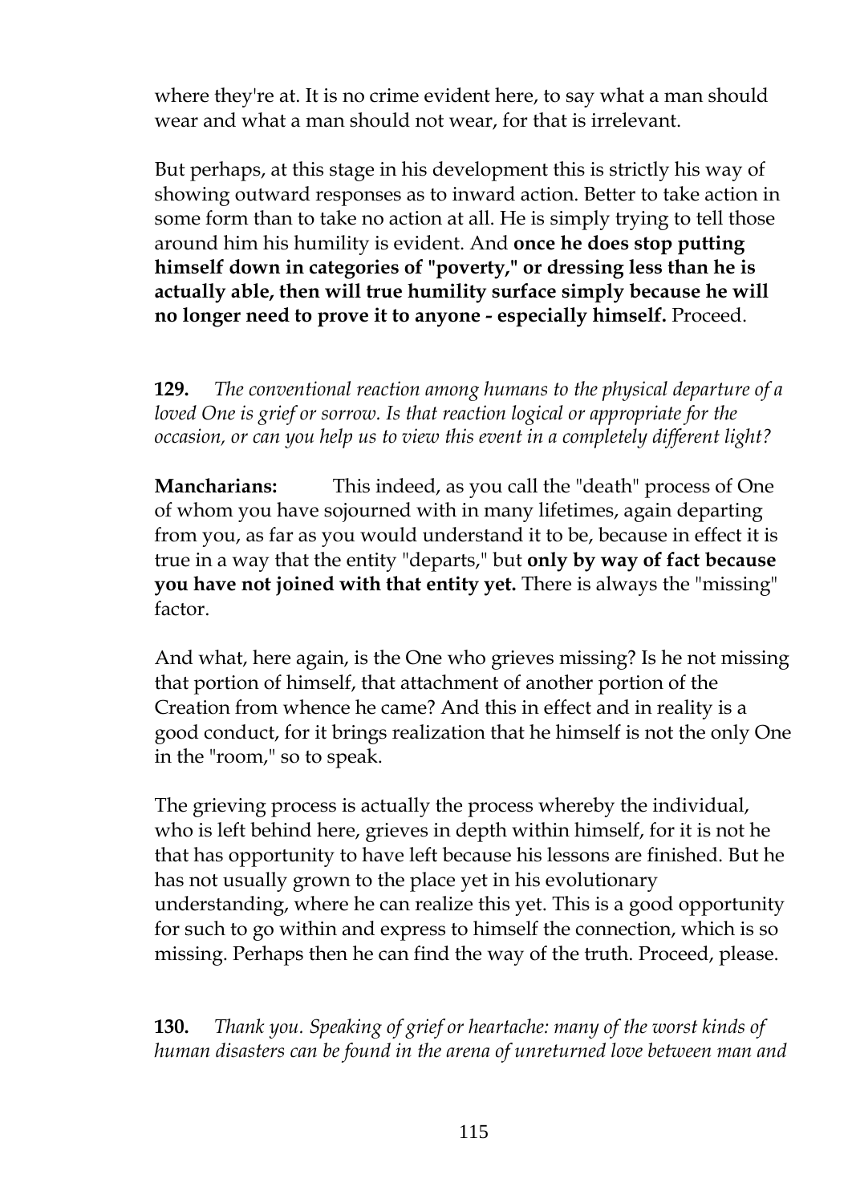where they're at. It is no crime evident here, to say what a man should wear and what a man should not wear, for that is irrelevant.

But perhaps, at this stage in his development this is strictly his way of showing outward responses as to inward action. Better to take action in some form than to take no action at all. He is simply trying to tell those around him his humility is evident. And **once he does stop putting himself down in categories of "poverty," or dressing less than he is actually able, then will true humility surface simply because he will no longer need to prove it to anyone - especially himself.** Proceed.

**129.** *The conventional reaction among humans to the physical departure of a loved One is grief or sorrow. Is that reaction logical or appropriate for the occasion, or can you help us to view this event in a completely different light?*

**Mancharians:** This indeed, as you call the "death" process of One of whom you have sojourned with in many lifetimes, again departing from you, as far as you would understand it to be, because in effect it is true in a way that the entity "departs," but **only by way of fact because you have not joined with that entity yet.** There is always the "missing" factor.

And what, here again, is the One who grieves missing? Is he not missing that portion of himself, that attachment of another portion of the Creation from whence he came? And this in effect and in reality is a good conduct, for it brings realization that he himself is not the only One in the "room," so to speak.

The grieving process is actually the process whereby the individual, who is left behind here, grieves in depth within himself, for it is not he that has opportunity to have left because his lessons are finished. But he has not usually grown to the place yet in his evolutionary understanding, where he can realize this yet. This is a good opportunity for such to go within and express to himself the connection, which is so missing. Perhaps then he can find the way of the truth. Proceed, please.

**130.** *Thank you. Speaking of grief or heartache: many of the worst kinds of human disasters can be found in the arena of unreturned love between man and*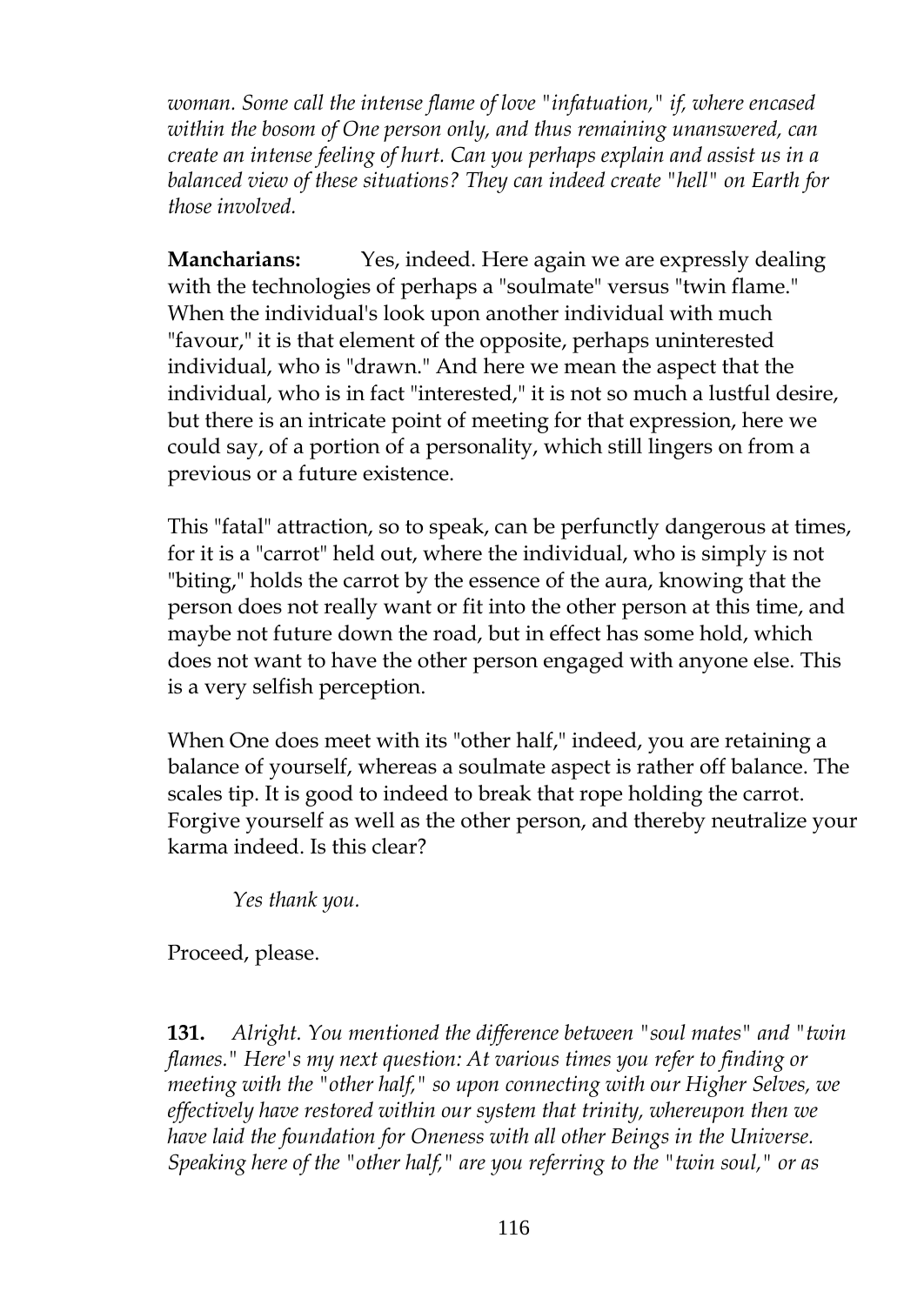*woman. Some call the intense flame of love "infatuation," if, where encased within the bosom of One person only, and thus remaining unanswered, can create an intense feeling of hurt. Can you perhaps explain and assist us in a balanced view of these situations? They can indeed create "hell" on Earth for those involved.*

**Mancharians:** Yes, indeed. Here again we are expressly dealing with the technologies of perhaps a "soulmate" versus "twin flame." When the individual's look upon another individual with much "favour," it is that element of the opposite, perhaps uninterested individual, who is "drawn." And here we mean the aspect that the individual, who is in fact "interested," it is not so much a lustful desire, but there is an intricate point of meeting for that expression, here we could say, of a portion of a personality, which still lingers on from a previous or a future existence.

This "fatal" attraction, so to speak, can be perfunctly dangerous at times, for it is a "carrot" held out, where the individual, who is simply is not "biting," holds the carrot by the essence of the aura, knowing that the person does not really want or fit into the other person at this time, and maybe not future down the road, but in effect has some hold, which does not want to have the other person engaged with anyone else. This is a very selfish perception.

When One does meet with its "other half," indeed, you are retaining a balance of yourself, whereas a soulmate aspect is rather off balance. The scales tip. It is good to indeed to break that rope holding the carrot. Forgive yourself as well as the other person, and thereby neutralize your karma indeed. Is this clear?

*Yes thank you.*

Proceed, please.

**131.** *Alright. You mentioned the difference between "soul mates" and "twin flames." Here's my next question: At various times you refer to finding or meeting with the "other half," so upon connecting with our Higher Selves, we effectively have restored within our system that trinity, whereupon then we have laid the foundation for Oneness with all other Beings in the Universe. Speaking here of the "other half," are you referring to the "twin soul," or as*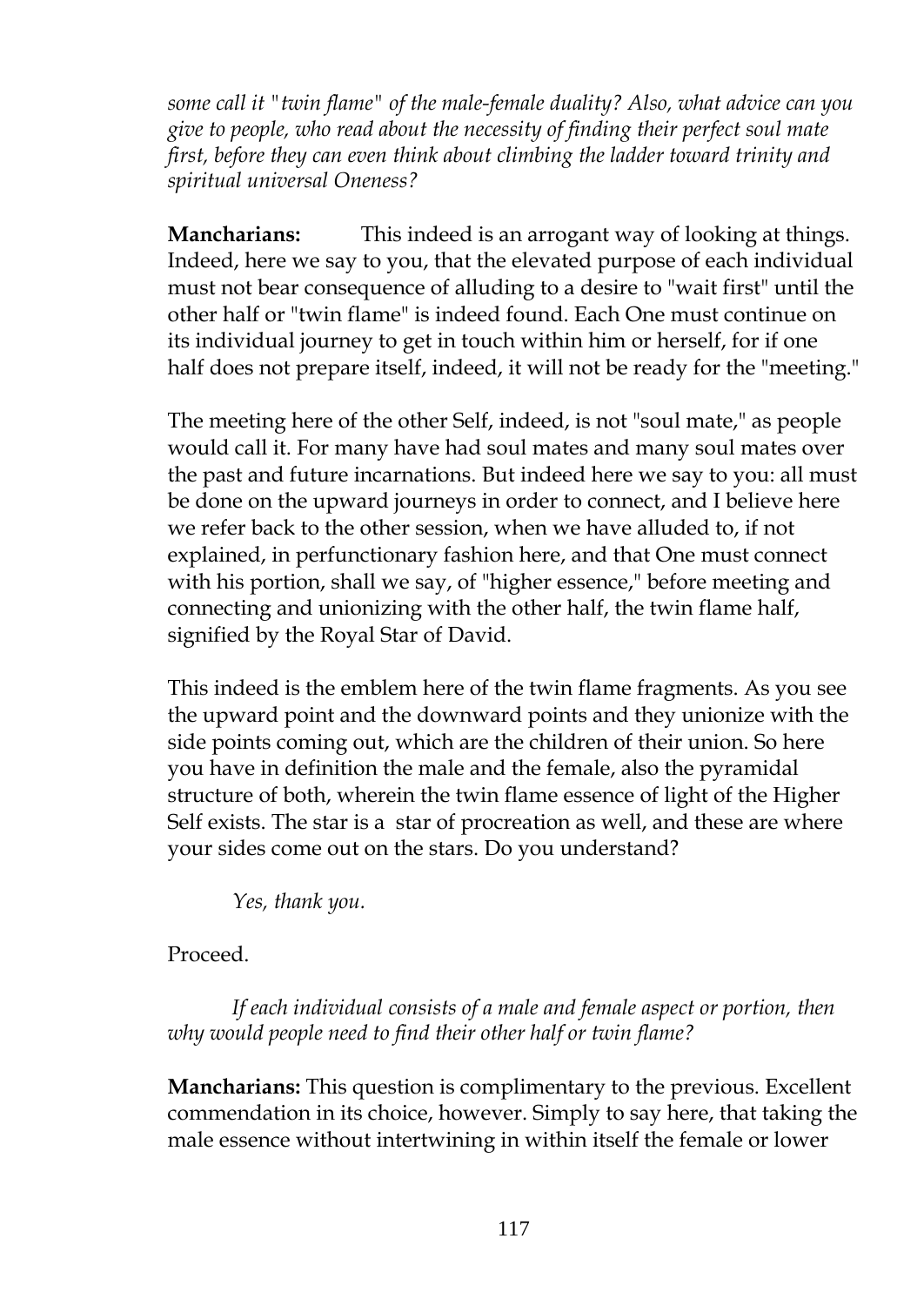*some call it "twin flame" of the male-female duality? Also, what advice can you give to people, who read about the necessity of finding their perfect soul mate first, before they can even think about climbing the ladder toward trinity and spiritual universal Oneness?*

**Mancharians:** This indeed is an arrogant way of looking at things. Indeed, here we say to you, that the elevated purpose of each individual must not bear consequence of alluding to a desire to "wait first" until the other half or "twin flame" is indeed found. Each One must continue on its individual journey to get in touch within him or herself, for if one half does not prepare itself, indeed, it will not be ready for the "meeting."

The meeting here of the other Self, indeed, is not "soul mate," as people would call it. For many have had soul mates and many soul mates over the past and future incarnations. But indeed here we say to you: all must be done on the upward journeys in order to connect, and I believe here we refer back to the other session, when we have alluded to, if not explained, in perfunctionary fashion here, and that One must connect with his portion, shall we say, of "higher essence," before meeting and connecting and unionizing with the other half, the twin flame half, signified by the Royal Star of David.

This indeed is the emblem here of the twin flame fragments. As you see the upward point and the downward points and they unionize with the side points coming out, which are the children of their union. So here you have in definition the male and the female, also the pyramidal structure of both, wherein the twin flame essence of light of the Higher Self exists. The star is a star of procreation as well, and these are where your sides come out on the stars. Do you understand?

*Yes, thank you.*

Proceed.

*If each individual consists of a male and female aspect or portion, then why would people need to find their other half or twin flame?*

**Mancharians:** This question is complimentary to the previous. Excellent commendation in its choice, however. Simply to say here, that taking the male essence without intertwining in within itself the female or lower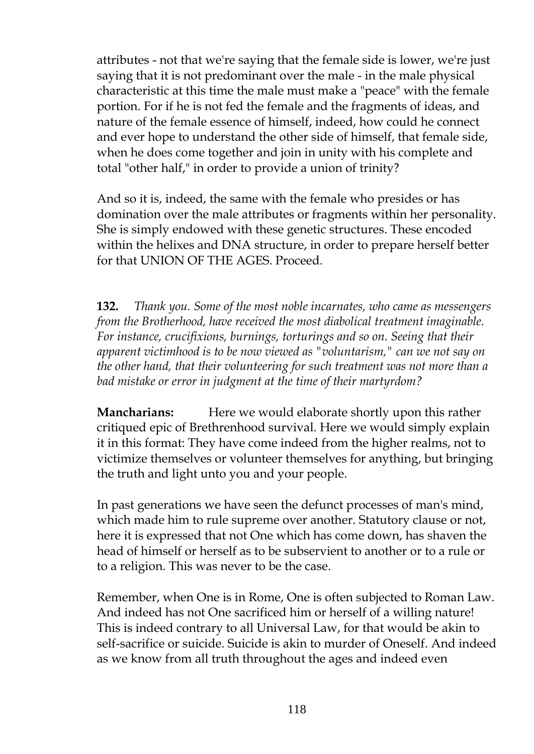attributes - not that we're saying that the female side is lower, we're just saying that it is not predominant over the male - in the male physical characteristic at this time the male must make a "peace" with the female portion. For if he is not fed the female and the fragments of ideas, and nature of the female essence of himself, indeed, how could he connect and ever hope to understand the other side of himself, that female side, when he does come together and join in unity with his complete and total "other half," in order to provide a union of trinity?

And so it is, indeed, the same with the female who presides or has domination over the male attributes or fragments within her personality. She is simply endowed with these genetic structures. These encoded within the helixes and DNA structure, in order to prepare herself better for that UNION OF THE AGES. Proceed.

**132.** *Thank you. Some of the most noble incarnates, who came as messengers from the Brotherhood, have received the most diabolical treatment imaginable. For instance, crucifixions, burnings, torturings and so on. Seeing that their apparent victimhood is to be now viewed as "voluntarism," can we not say on the other hand, that their volunteering for such treatment was not more than a bad mistake or error in judgment at the time of their martyrdom?*

**Mancharians:** Here we would elaborate shortly upon this rather critiqued epic of Brethrenhood survival. Here we would simply explain it in this format: They have come indeed from the higher realms, not to victimize themselves or volunteer themselves for anything, but bringing the truth and light unto you and your people.

In past generations we have seen the defunct processes of man's mind, which made him to rule supreme over another. Statutory clause or not, here it is expressed that not One which has come down, has shaven the head of himself or herself as to be subservient to another or to a rule or to a religion. This was never to be the case.

Remember, when One is in Rome, One is often subjected to Roman Law. And indeed has not One sacrificed him or herself of a willing nature! This is indeed contrary to all Universal Law, for that would be akin to self-sacrifice or suicide. Suicide is akin to murder of Oneself. And indeed as we know from all truth throughout the ages and indeed even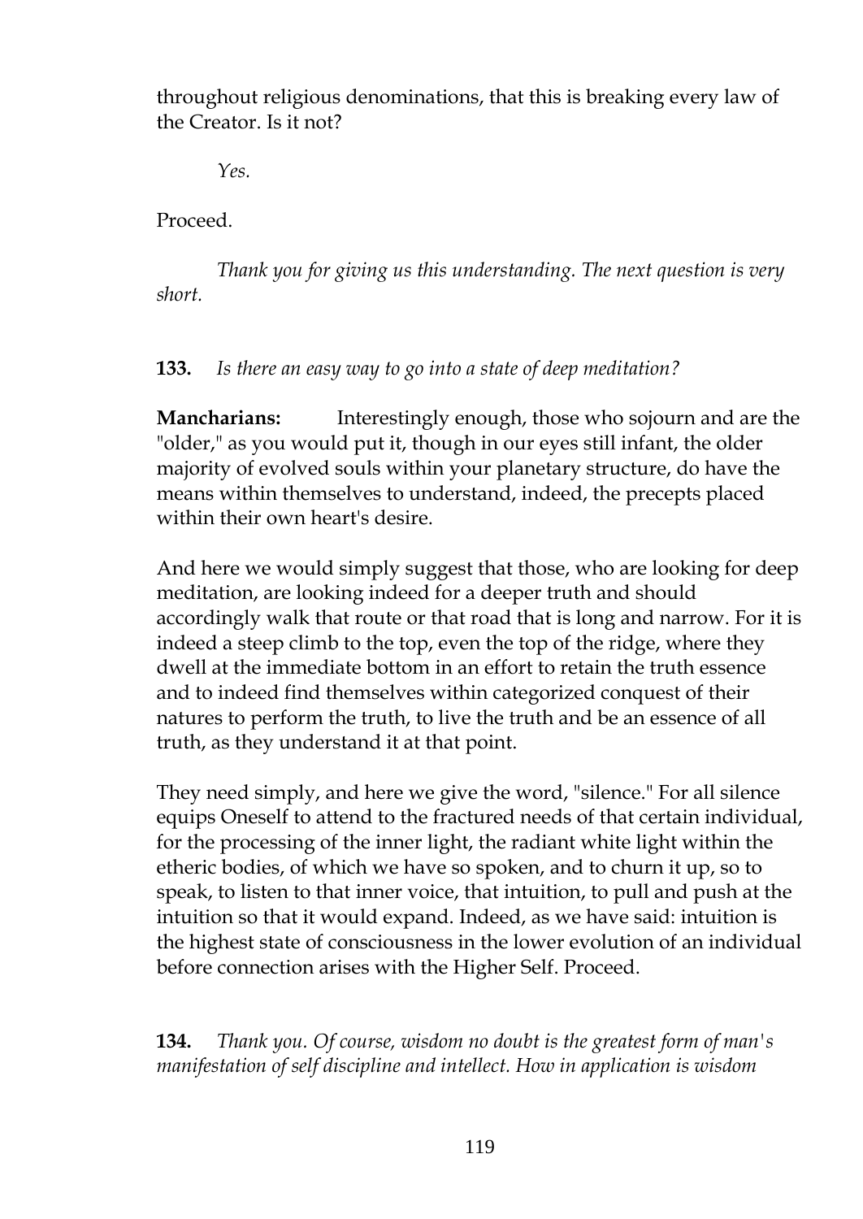throughout religious denominations, that this is breaking every law of the Creator. Is it not?

*Yes.*

Proceed.

*Thank you for giving us this understanding. The next question is very short.*

**133.** *Is there an easy way to go into a state of deep meditation?*

**Mancharians:** Interestingly enough, those who sojourn and are the "older," as you would put it, though in our eyes still infant, the older majority of evolved souls within your planetary structure, do have the means within themselves to understand, indeed, the precepts placed within their own heart's desire.

And here we would simply suggest that those, who are looking for deep meditation, are looking indeed for a deeper truth and should accordingly walk that route or that road that is long and narrow. For it is indeed a steep climb to the top, even the top of the ridge, where they dwell at the immediate bottom in an effort to retain the truth essence and to indeed find themselves within categorized conquest of their natures to perform the truth, to live the truth and be an essence of all truth, as they understand it at that point.

They need simply, and here we give the word, "silence." For all silence equips Oneself to attend to the fractured needs of that certain individual, for the processing of the inner light, the radiant white light within the etheric bodies, of which we have so spoken, and to churn it up, so to speak, to listen to that inner voice, that intuition, to pull and push at the intuition so that it would expand. Indeed, as we have said: intuition is the highest state of consciousness in the lower evolution of an individual before connection arises with the Higher Self. Proceed.

**134.** *Thank you. Of course, wisdom no doubt is the greatest form of man's manifestation of self discipline and intellect. How in application is wisdom*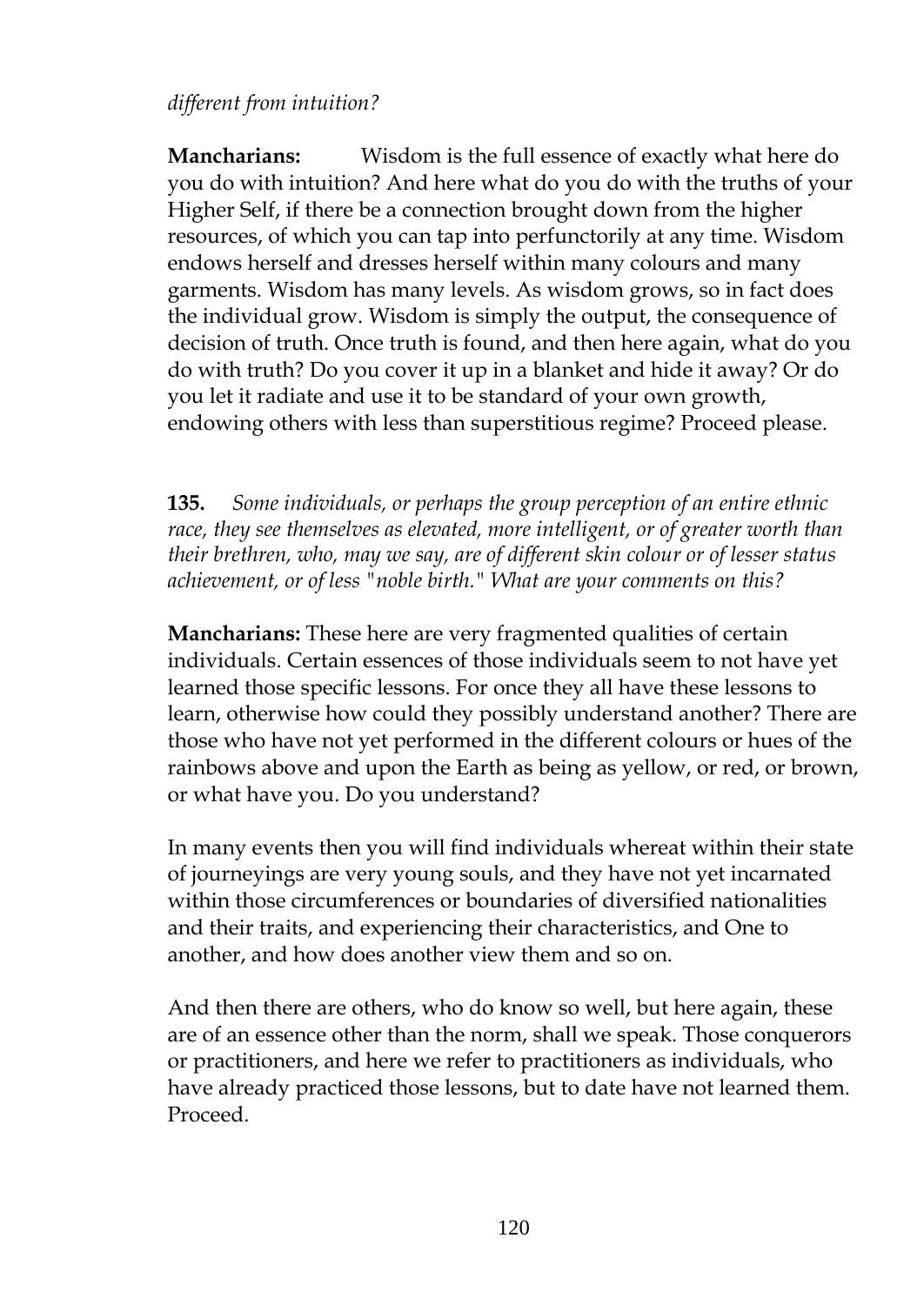*different from intuition?*

**Mancharians:** Wisdom is the full essence of exactly what here do you do with intuition? And here what do you do with the truths of your Higher Self, if there be a connection brought down from the higher resources, of which you can tap into perfunctorily at any time. Wisdom endows herself and dresses herself within many colours and many garments. Wisdom has many levels. As wisdom grows, so in fact does the individual grow. Wisdom is simply the output, the consequence of decision of truth. Once truth is found, and then here again, what do you do with truth? Do you cover it up in a blanket and hide it away? Or do you let it radiate and use it to be standard of your own growth, endowing others with less than superstitious regime? Proceed please.

**135.** *Some individuals, or perhaps the group perception of an entire ethnic race, they see themselves as elevated, more intelligent, or of greater worth than their brethren, who, may we say, are of different skin colour or of lesser status achievement, or of less "noble birth." What are your comments on this?*

**Mancharians:** These here are very fragmented qualities of certain individuals. Certain essences of those individuals seem to not have yet learned those specific lessons. For once they all have these lessons to learn, otherwise how could they possibly understand another? There are those who have not yet performed in the different colours or hues of the rainbows above and upon the Earth as being as yellow, or red, or brown, or what have you. Do you understand?

In many events then you will find individuals whereat within their state of journeyings are very young souls, and they have not yet incarnated within those circumferences or boundaries of diversified nationalities and their traits, and experiencing their characteristics, and One to another, and how does another view them and so on.

And then there are others, who do know so well, but here again, these are of an essence other than the norm, shall we speak. Those conquerors or practitioners, and here we refer to practitioners as individuals, who have already practiced those lessons, but to date have not learned them. Proceed.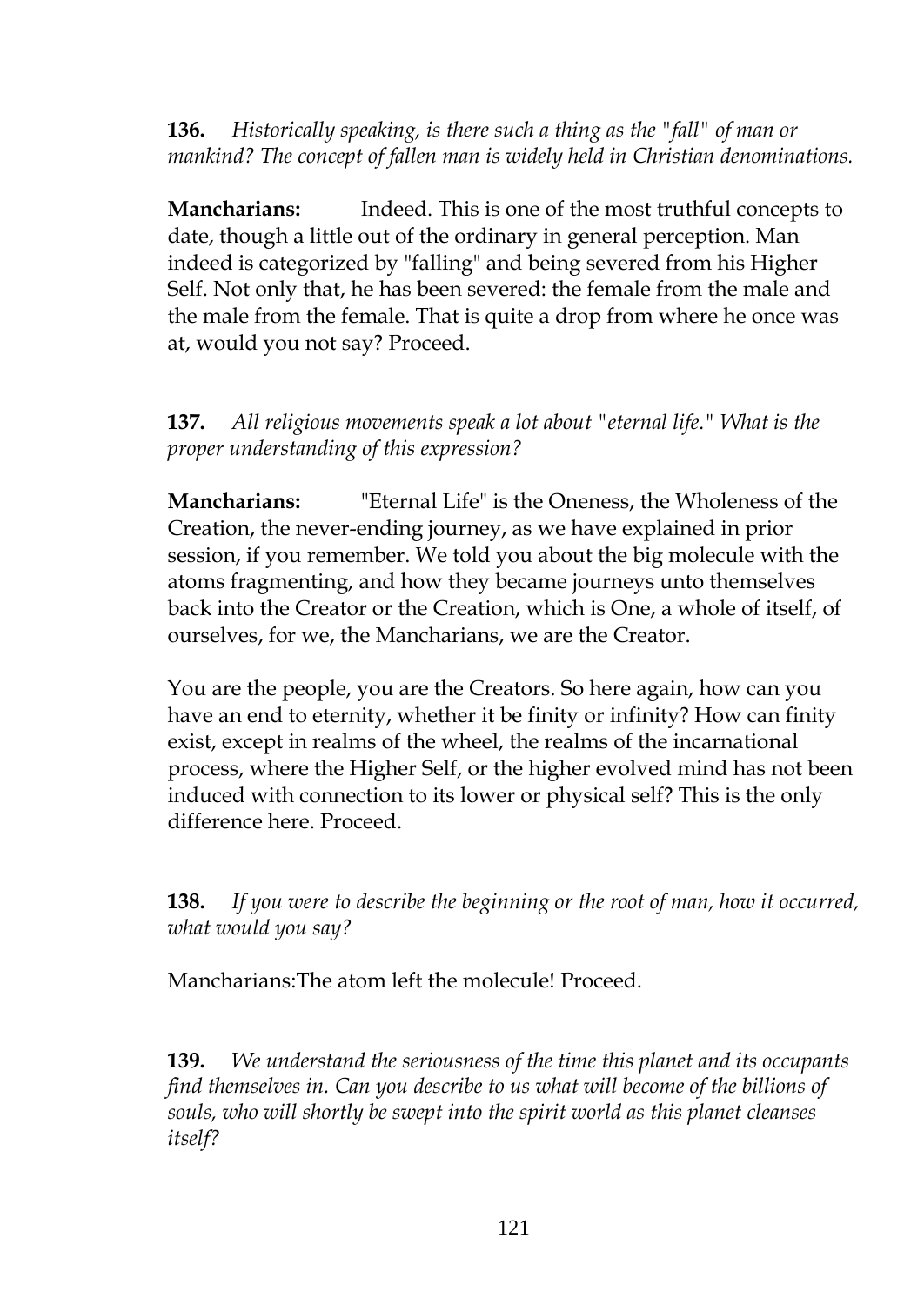**136.** *Historically speaking, is there such a thing as the "fall" of man or mankind? The concept of fallen man is widely held in Christian denominations.*

**Mancharians:** Indeed. This is one of the most truthful concepts to date, though a little out of the ordinary in general perception. Man indeed is categorized by "falling" and being severed from his Higher Self. Not only that, he has been severed: the female from the male and the male from the female. That is quite a drop from where he once was at, would you not say? Proceed.

**137.** *All religious movements speak a lot about "eternal life." What is the proper understanding of this expression?*

**Mancharians:** "Eternal Life" is the Oneness, the Wholeness of the Creation, the never-ending journey, as we have explained in prior session, if you remember. We told you about the big molecule with the atoms fragmenting, and how they became journeys unto themselves back into the Creator or the Creation, which is One, a whole of itself, of ourselves, for we, the Mancharians, we are the Creator.

You are the people, you are the Creators. So here again, how can you have an end to eternity, whether it be finity or infinity? How can finity exist, except in realms of the wheel, the realms of the incarnational process, where the Higher Self, or the higher evolved mind has not been induced with connection to its lower or physical self? This is the only difference here. Proceed.

**138.** *If you were to describe the beginning or the root of man, how it occurred, what would you say?*

Mancharians:The atom left the molecule! Proceed.

**139.** *We understand the seriousness of the time this planet and its occupants find themselves in. Can you describe to us what will become of the billions of souls, who will shortly be swept into the spirit world as this planet cleanses itself?*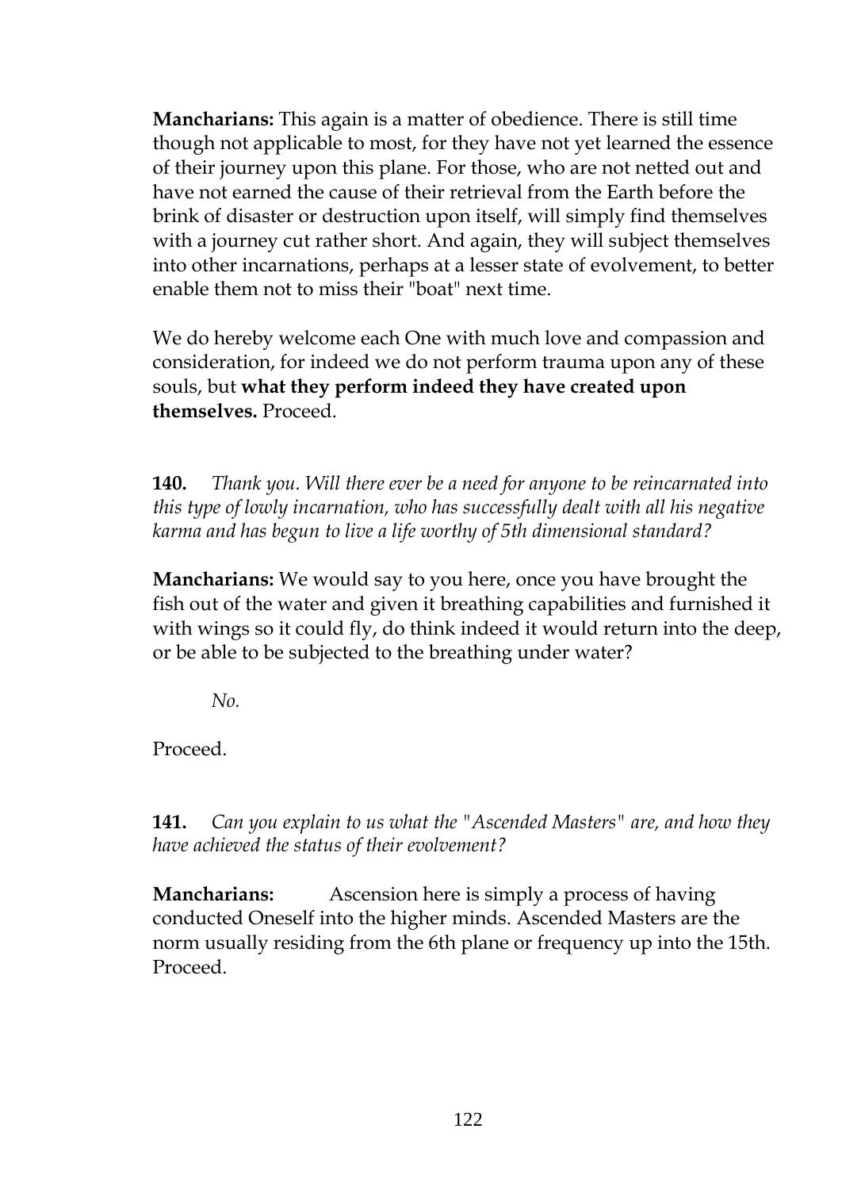**Mancharians:** This again is a matter of obedience. There is still time though not applicable to most, for they have not yet learned the essence of their journey upon this plane. For those, who are not netted out and have not earned the cause of their retrieval from the Earth before the brink of disaster or destruction upon itself, will simply find themselves with a journey cut rather short. And again, they will subject themselves into other incarnations, perhaps at a lesser state of evolvement, to better enable them not to miss their "boat" next time.

We do hereby welcome each One with much love and compassion and consideration, for indeed we do not perform trauma upon any of these souls, but **what they perform indeed they have created upon themselves.** Proceed.

**140.** *Thank you. Will there ever be a need for anyone to be reincarnated into this type of lowly incarnation, who has successfully dealt with all his negative karma and has begun to live a life worthy of 5th dimensional standard?*

**Mancharians:** We would say to you here, once you have brought the fish out of the water and given it breathing capabilities and furnished it with wings so it could fly, do think indeed it would return into the deep, or be able to be subjected to the breathing under water?

*No.*

Proceed.

**141.** *Can you explain to us what the "Ascended Masters" are, and how they have achieved the status of their evolvement?*

**Mancharians:** Ascension here is simply a process of having conducted Oneself into the higher minds. Ascended Masters are the norm usually residing from the 6th plane or frequency up into the 15th. Proceed.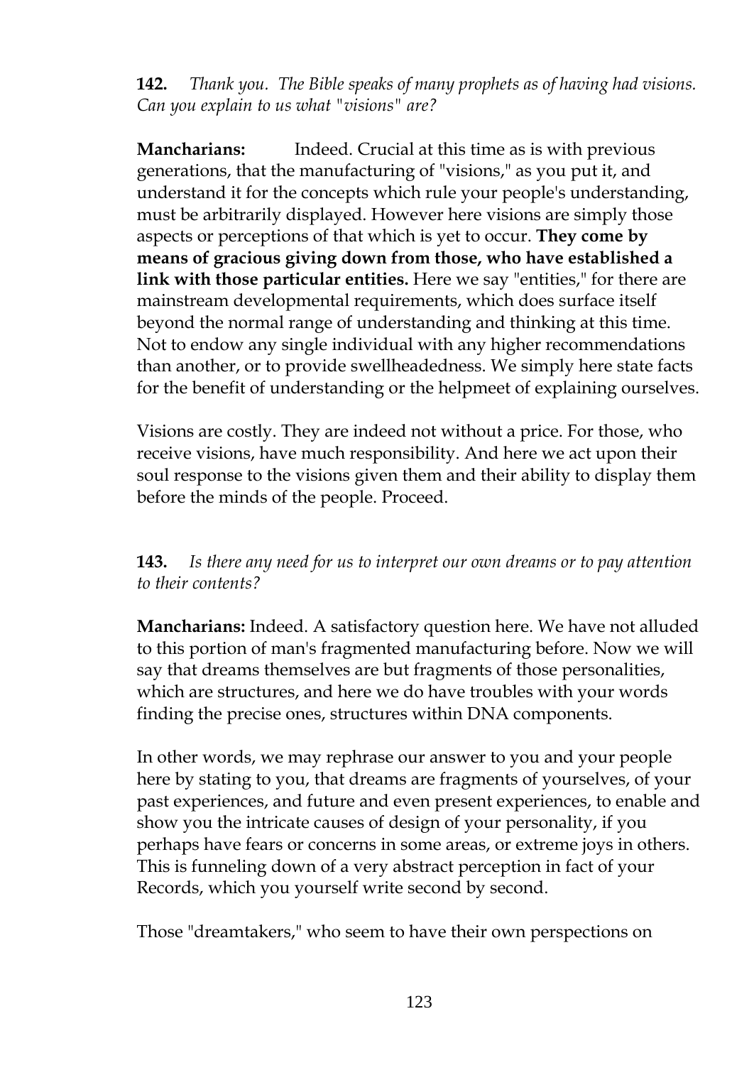**142.** *Thank you. The Bible speaks of many prophets as of having had visions. Can you explain to us what "visions" are?*

**Mancharians:** Indeed. Crucial at this time as is with previous generations, that the manufacturing of "visions," as you put it, and understand it for the concepts which rule your people's understanding, must be arbitrarily displayed. However here visions are simply those aspects or perceptions of that which is yet to occur. **They come by means of gracious giving down from those, who have established a link with those particular entities.** Here we say "entities," for there are mainstream developmental requirements, which does surface itself beyond the normal range of understanding and thinking at this time. Not to endow any single individual with any higher recommendations than another, or to provide swellheadedness. We simply here state facts for the benefit of understanding or the helpmeet of explaining ourselves.

Visions are costly. They are indeed not without a price. For those, who receive visions, have much responsibility. And here we act upon their soul response to the visions given them and their ability to display them before the minds of the people. Proceed.

**143.** *Is there any need for us to interpret our own dreams or to pay attention to their contents?*

**Mancharians:** Indeed. A satisfactory question here. We have not alluded to this portion of man's fragmented manufacturing before. Now we will say that dreams themselves are but fragments of those personalities, which are structures, and here we do have troubles with your words finding the precise ones, structures within DNA components.

In other words, we may rephrase our answer to you and your people here by stating to you, that dreams are fragments of yourselves, of your past experiences, and future and even present experiences, to enable and show you the intricate causes of design of your personality, if you perhaps have fears or concerns in some areas, or extreme joys in others. This is funneling down of a very abstract perception in fact of your Records, which you yourself write second by second.

Those "dreamtakers," who seem to have their own perspections on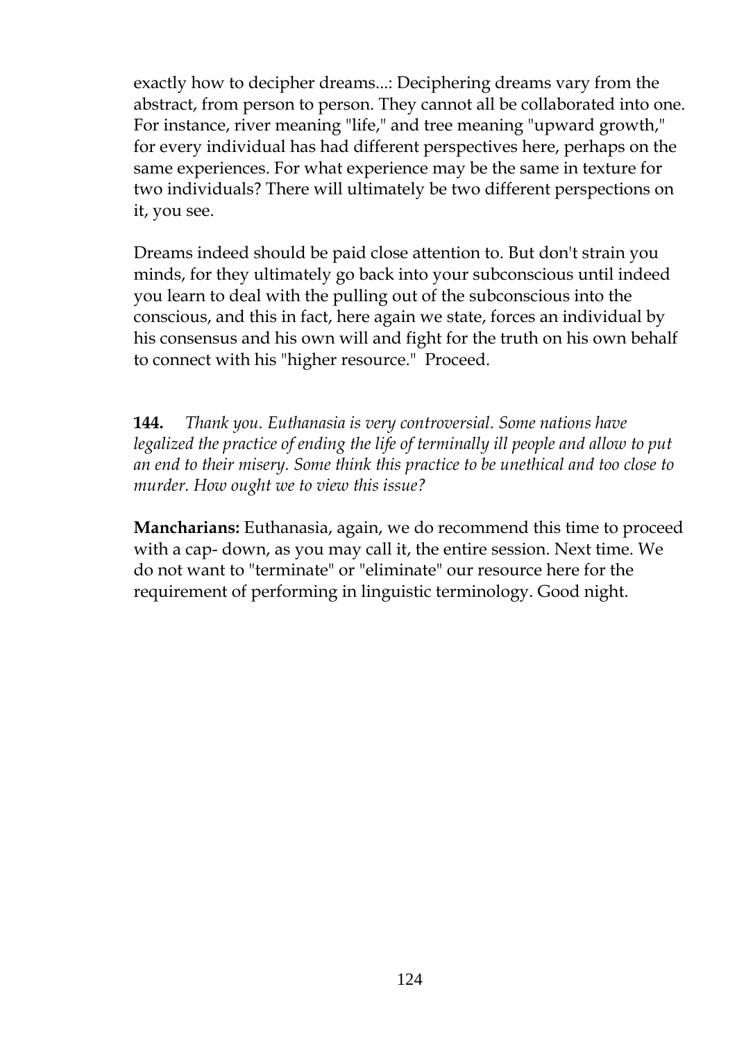exactly how to decipher dreams...: Deciphering dreams vary from the abstract, from person to person. They cannot all be collaborated into one. For instance, river meaning "life," and tree meaning "upward growth," for every individual has had different perspectives here, perhaps on the same experiences. For what experience may be the same in texture for two individuals? There will ultimately be two different perspections on it, you see.

Dreams indeed should be paid close attention to. But don't strain you minds, for they ultimately go back into your subconscious until indeed you learn to deal with the pulling out of the subconscious into the conscious, and this in fact, here again we state, forces an individual by his consensus and his own will and fight for the truth on his own behalf to connect with his "higher resource." Proceed.

**144.** *Thank you. Euthanasia is very controversial. Some nations have legalized the practice of ending the life of terminally ill people and allow to put an end to their misery. Some think this practice to be unethical and too close to murder. How ought we to view this issue?*

**Mancharians:** Euthanasia, again, we do recommend this time to proceed with a cap- down, as you may call it, the entire session. Next time. We do not want to "terminate" or "eliminate" our resource here for the requirement of performing in linguistic terminology. Good night.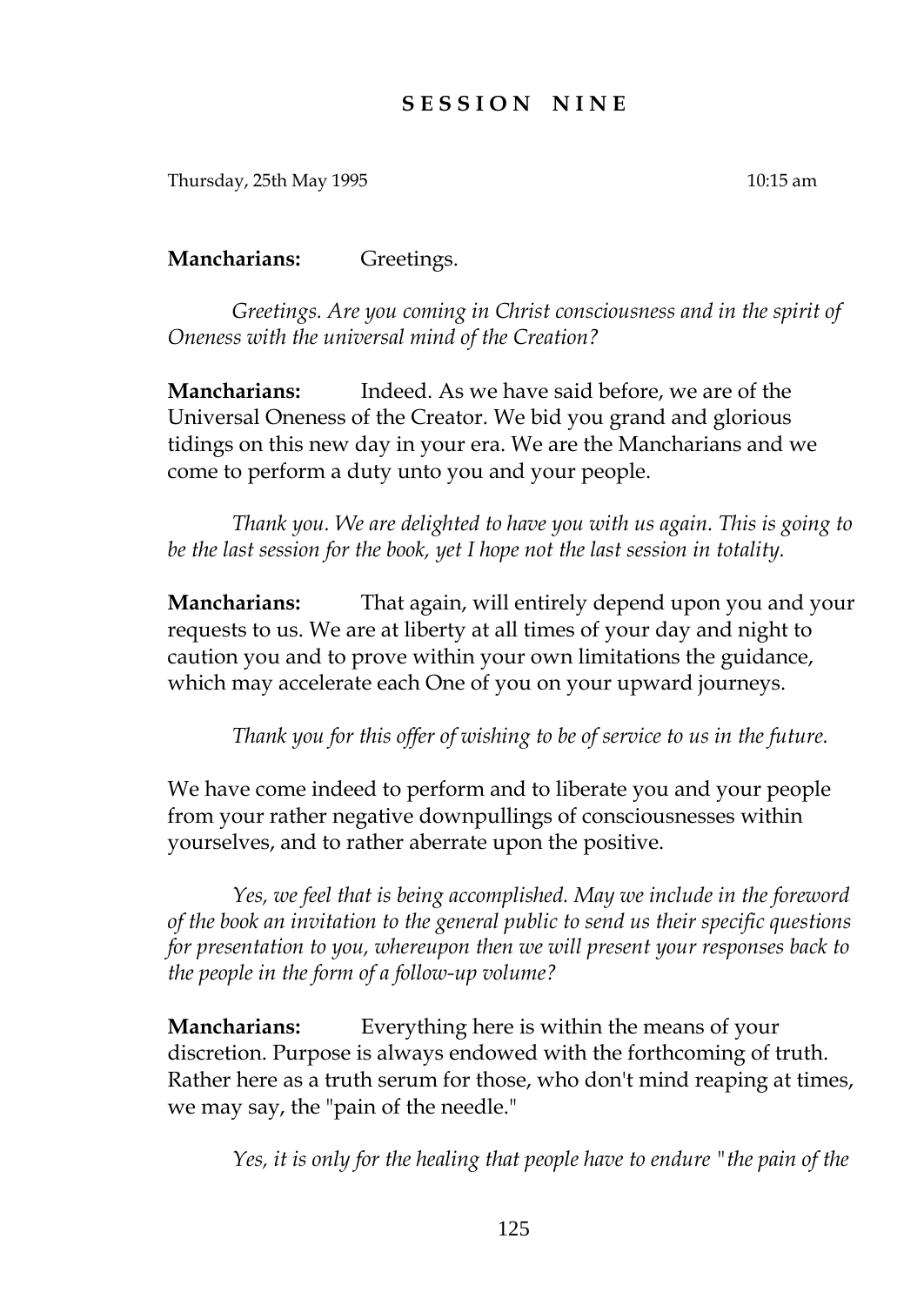# SESSION NINE

Thursday, 25th May 1995 10:15 am

**Mancharians:** Greetings.

*Greetings. Are you coming in Christ consciousness and in the spirit of Oneness with the universal mind of the Creation?*

**Mancharians:** Indeed. As we have said before, we are of the Universal Oneness of the Creator. We bid you grand and glorious tidings on this new day in your era. We are the Mancharians and we come to perform a duty unto you and your people.

*Thank you. We are delighted to have you with us again. This is going to be the last session for the book, yet I hope not the last session in totality.*

**Mancharians:** That again, will entirely depend upon you and your requests to us. We are at liberty at all times of your day and night to caution you and to prove within your own limitations the guidance, which may accelerate each One of you on your upward journeys.

*Thank you for this offer of wishing to be of service to us in the future.*

We have come indeed to perform and to liberate you and your people from your rather negative downpullings of consciousnesses within yourselves, and to rather aberrate upon the positive.

*Yes, we feel that is being accomplished. May we include in the foreword of the book an invitation to the general public to send us their specific questions for presentation to you, whereupon then we will present your responses back to the people in the form of a follow-up volume?*

**Mancharians:** Everything here is within the means of your discretion. Purpose is always endowed with the forthcoming of truth. Rather here as a truth serum for those, who don't mind reaping at times, we may say, the "pain of the needle."

*Yes, it is only for the healing that people have to endure "the pain of the*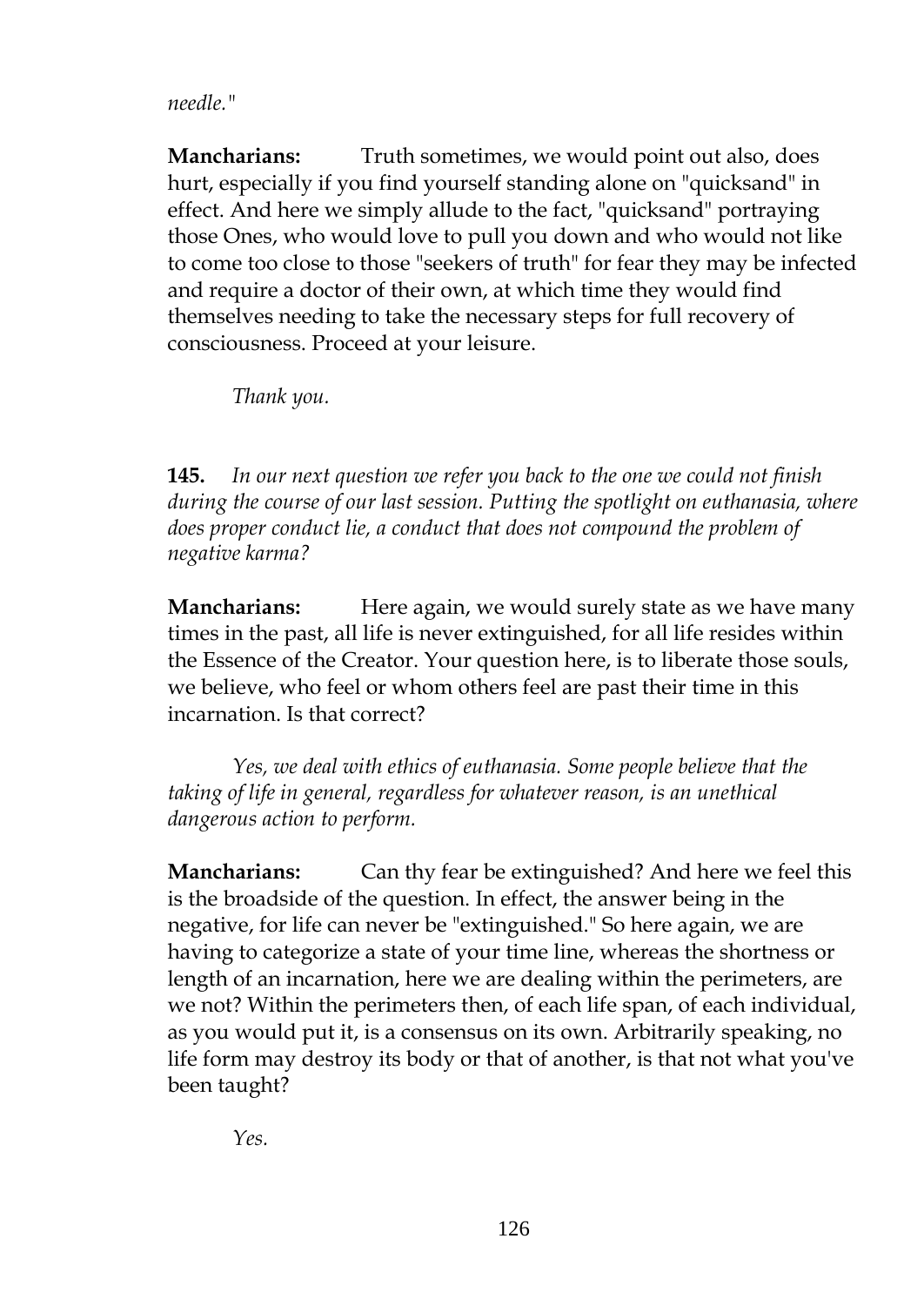*needle."*

**Mancharians:** Truth sometimes, we would point out also, does hurt, especially if you find yourself standing alone on "quicksand" in effect. And here we simply allude to the fact, "quicksand" portraying those Ones, who would love to pull you down and who would not like to come too close to those "seekers of truth" for fear they may be infected and require a doctor of their own, at which time they would find themselves needing to take the necessary steps for full recovery of consciousness. Proceed at your leisure.

*Thank you.*

**145.** *In our next question we refer you back to the one we could not finish during the course of our last session. Putting the spotlight on euthanasia, where does proper conduct lie, a conduct that does not compound the problem of negative karma?*

**Mancharians:** Here again, we would surely state as we have many times in the past, all life is never extinguished, for all life resides within the Essence of the Creator. Your question here, is to liberate those souls, we believe, who feel or whom others feel are past their time in this incarnation. Is that correct?

*Yes, we deal with ethics of euthanasia. Some people believe that the taking of life in general, regardless for whatever reason, is an unethical dangerous action to perform.*

**Mancharians:** Can thy fear be extinguished? And here we feel this is the broadside of the question. In effect, the answer being in the negative, for life can never be "extinguished." So here again, we are having to categorize a state of your time line, whereas the shortness or length of an incarnation, here we are dealing within the perimeters, are we not? Within the perimeters then, of each life span, of each individual, as you would put it, is a consensus on its own. Arbitrarily speaking, no life form may destroy its body or that of another, is that not what you've been taught?

*Yes.*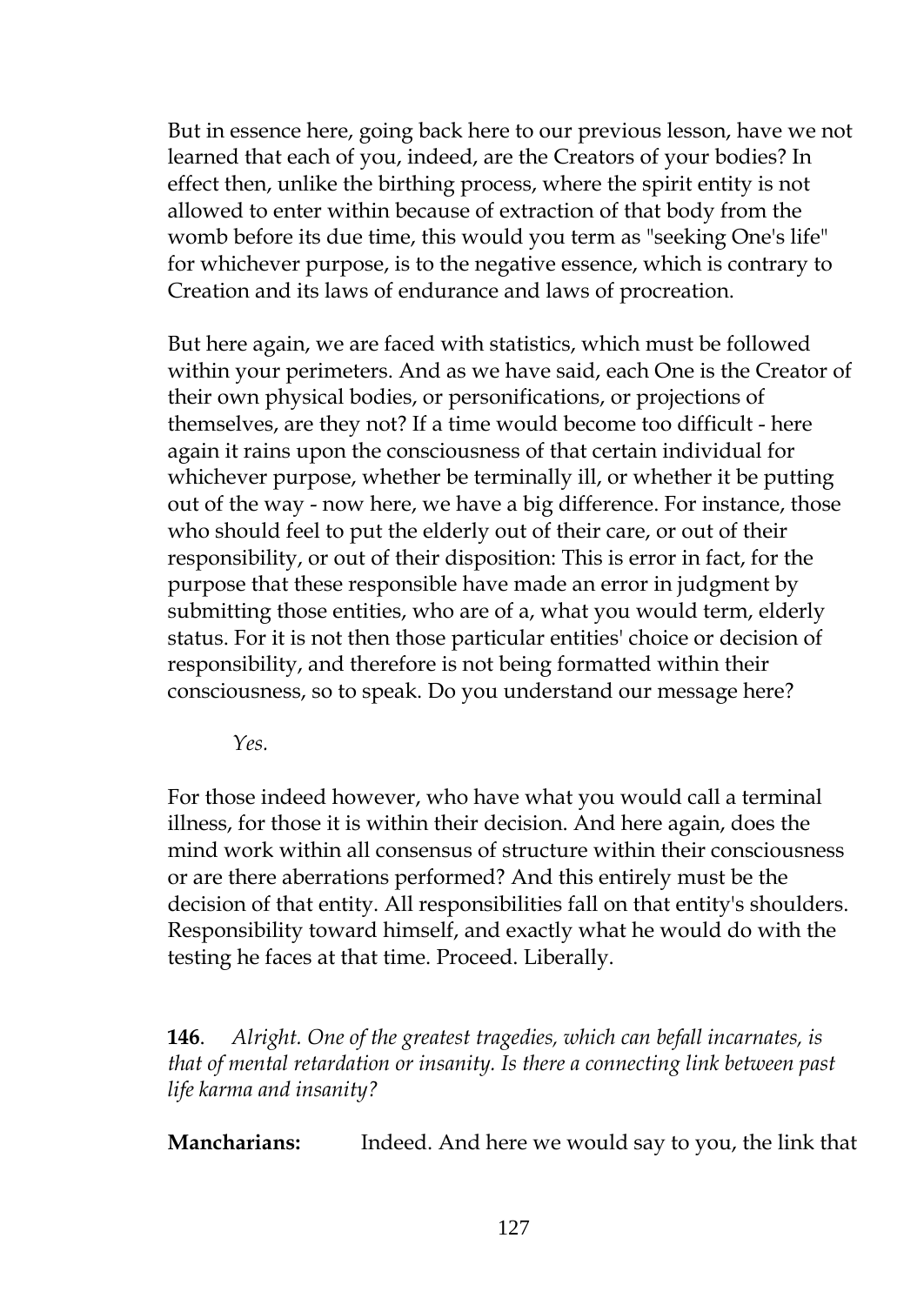But in essence here, going back here to our previous lesson, have we not learned that each of you, indeed, are the Creators of your bodies? In effect then, unlike the birthing process, where the spirit entity is not allowed to enter within because of extraction of that body from the womb before its due time, this would you term as "seeking One's life" for whichever purpose, is to the negative essence, which is contrary to Creation and its laws of endurance and laws of procreation.

But here again, we are faced with statistics, which must be followed within your perimeters. And as we have said, each One is the Creator of their own physical bodies, or personifications, or projections of themselves, are they not? If a time would become too difficult - here again it rains upon the consciousness of that certain individual for whichever purpose, whether be terminally ill, or whether it be putting out of the way - now here, we have a big difference. For instance, those who should feel to put the elderly out of their care, or out of their responsibility, or out of their disposition: This is error in fact, for the purpose that these responsible have made an error in judgment by submitting those entities, who are of a, what you would term, elderly status. For it is not then those particular entities' choice or decision of responsibility, and therefore is not being formatted within their consciousness, so to speak. Do you understand our message here?

*Yes.*

For those indeed however, who have what you would call a terminal illness, for those it is within their decision. And here again, does the mind work within all consensus of structure within their consciousness or are there aberrations performed? And this entirely must be the decision of that entity. All responsibilities fall on that entity's shoulders. Responsibility toward himself, and exactly what he would do with the testing he faces at that time. Proceed. Liberally.

**146**. *Alright. One of the greatest tragedies, which can befall incarnates, is that of mental retardation or insanity. Is there a connecting link between past life karma and insanity?*

**Mancharians:** Indeed. And here we would say to you, the link that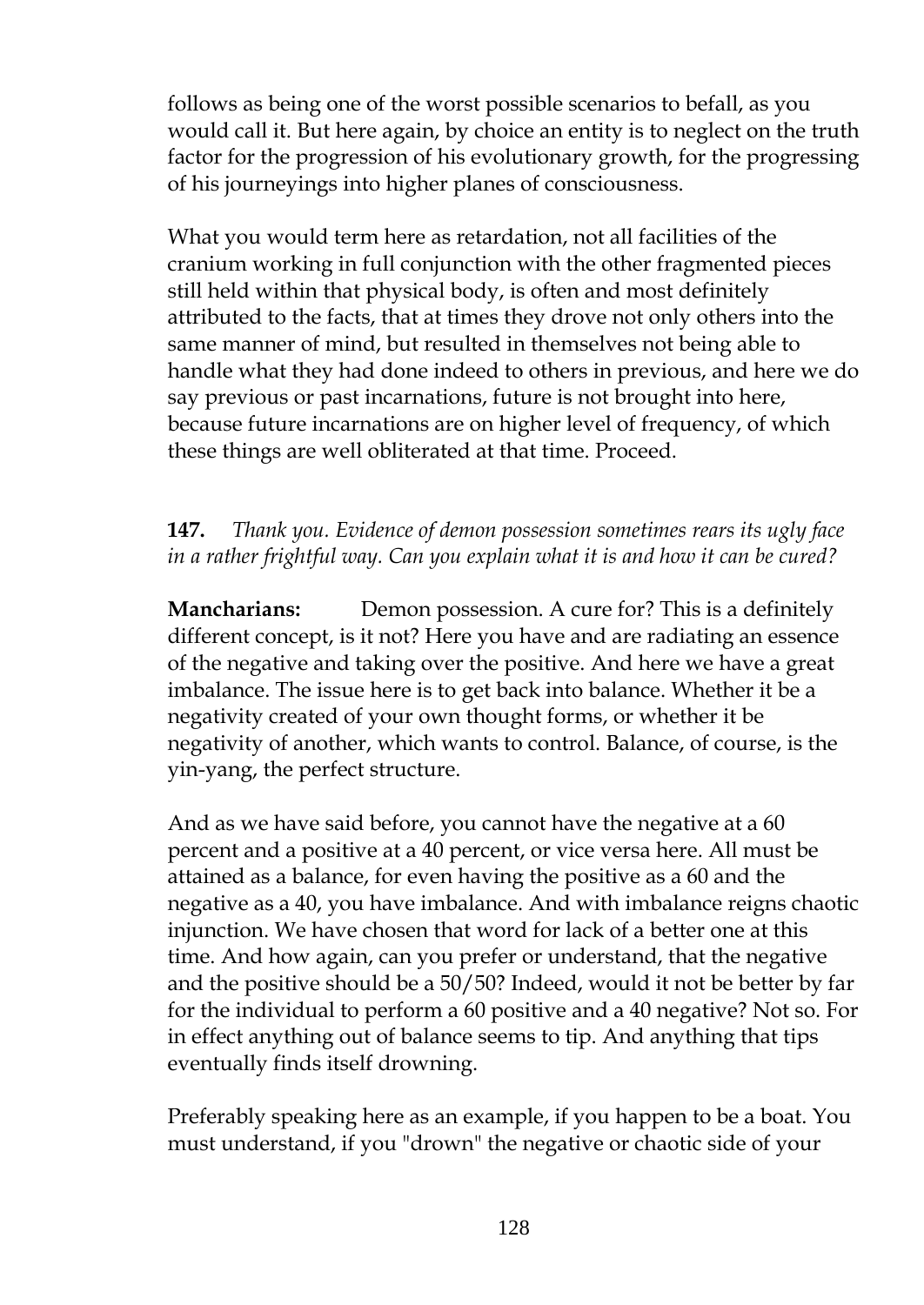follows as being one of the worst possible scenarios to befall, as you would call it. But here again, by choice an entity is to neglect on the truth factor for the progression of his evolutionary growth, for the progressing of his journeyings into higher planes of consciousness.

What you would term here as retardation, not all facilities of the cranium working in full conjunction with the other fragmented pieces still held within that physical body, is often and most definitely attributed to the facts, that at times they drove not only others into the same manner of mind, but resulted in themselves not being able to handle what they had done indeed to others in previous, and here we do say previous or past incarnations, future is not brought into here, because future incarnations are on higher level of frequency, of which these things are well obliterated at that time. Proceed.

**147.** *Thank you. Evidence of demon possession sometimes rears its ugly face in a rather frightful way. Can you explain what it is and how it can be cured?*

**Mancharians:** Demon possession. A cure for? This is a definitely different concept, is it not? Here you have and are radiating an essence of the negative and taking over the positive. And here we have a great imbalance. The issue here is to get back into balance. Whether it be a negativity created of your own thought forms, or whether it be negativity of another, which wants to control. Balance, of course, is the yin-yang, the perfect structure.

And as we have said before, you cannot have the negative at a 60 percent and a positive at a 40 percent, or vice versa here. All must be attained as a balance, for even having the positive as a 60 and the negative as a 40, you have imbalance. And with imbalance reigns chaotic injunction. We have chosen that word for lack of a better one at this time. And how again, can you prefer or understand, that the negative and the positive should be a 50/50? Indeed, would it not be better by far for the individual to perform a 60 positive and a 40 negative? Not so. For in effect anything out of balance seems to tip. And anything that tips eventually finds itself drowning.

Preferably speaking here as an example, if you happen to be a boat. You must understand, if you "drown" the negative or chaotic side of your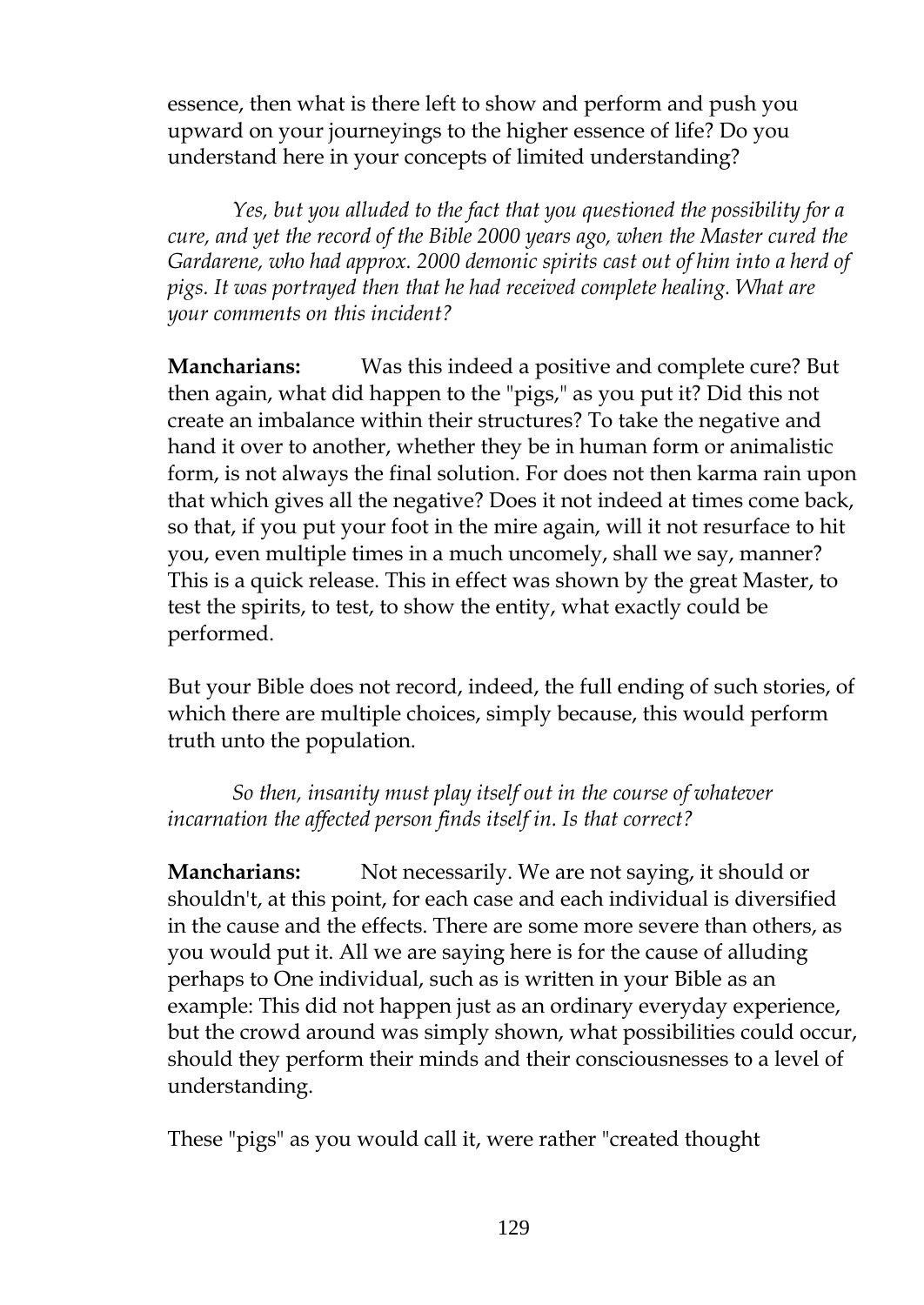essence, then what is there left to show and perform and push you upward on your journeyings to the higher essence of life? Do you understand here in your concepts of limited understanding?

*Yes, but you alluded to the fact that you questioned the possibility for a cure, and yet the record of the Bible 2000 years ago, when the Master cured the Gardarene, who had approx. 2000 demonic spirits cast out of him into a herd of pigs. It was portrayed then that he had received complete healing. What are your comments on this incident?*

**Mancharians:** Was this indeed a positive and complete cure? But then again, what did happen to the "pigs," as you put it? Did this not create an imbalance within their structures? To take the negative and hand it over to another, whether they be in human form or animalistic form, is not always the final solution. For does not then karma rain upon that which gives all the negative? Does it not indeed at times come back, so that, if you put your foot in the mire again, will it not resurface to hit you, even multiple times in a much uncomely, shall we say, manner? This is a quick release. This in effect was shown by the great Master, to test the spirits, to test, to show the entity, what exactly could be performed.

But your Bible does not record, indeed, the full ending of such stories, of which there are multiple choices, simply because, this would perform truth unto the population.

*So then, insanity must play itself out in the course of whatever incarnation the affected person finds itself in. Is that correct?*

**Mancharians:** Not necessarily. We are not saying, it should or shouldn't, at this point, for each case and each individual is diversified in the cause and the effects. There are some more severe than others, as you would put it. All we are saying here is for the cause of alluding perhaps to One individual, such as is written in your Bible as an example: This did not happen just as an ordinary everyday experience, but the crowd around was simply shown, what possibilities could occur, should they perform their minds and their consciousnesses to a level of understanding.

These "pigs" as you would call it, were rather "created thought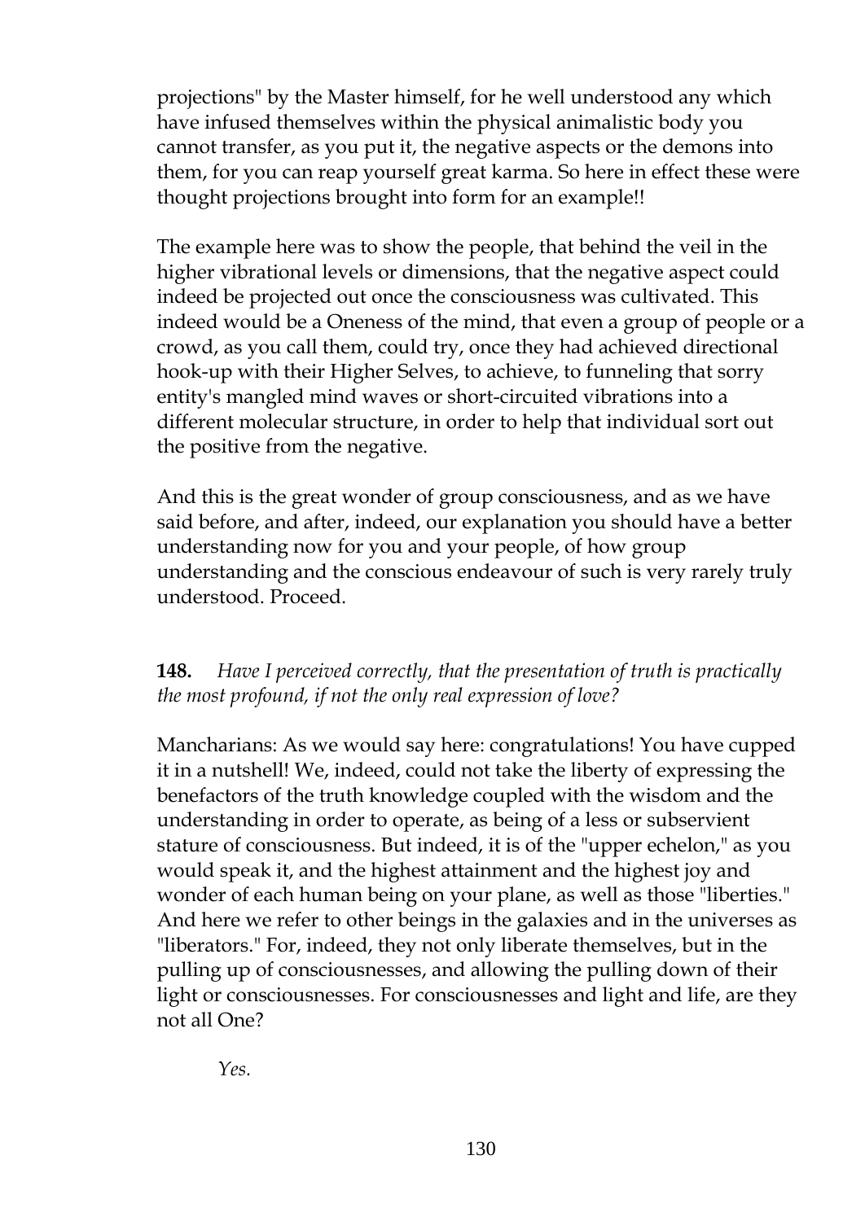projections" by the Master himself, for he well understood any which have infused themselves within the physical animalistic body you cannot transfer, as you put it, the negative aspects or the demons into them, for you can reap yourself great karma. So here in effect these were thought projections brought into form for an example!!

The example here was to show the people, that behind the veil in the higher vibrational levels or dimensions, that the negative aspect could indeed be projected out once the consciousness was cultivated. This indeed would be a Oneness of the mind, that even a group of people or a crowd, as you call them, could try, once they had achieved directional hook-up with their Higher Selves, to achieve, to funneling that sorry entity's mangled mind waves or short-circuited vibrations into a different molecular structure, in order to help that individual sort out the positive from the negative.

And this is the great wonder of group consciousness, and as we have said before, and after, indeed, our explanation you should have a better understanding now for you and your people, of how group understanding and the conscious endeavour of such is very rarely truly understood. Proceed.

**148.** *Have I perceived correctly, that the presentation of truth is practically the most profound, if not the only real expression of love?*

Mancharians: As we would say here: congratulations! You have cupped it in a nutshell! We, indeed, could not take the liberty of expressing the benefactors of the truth knowledge coupled with the wisdom and the understanding in order to operate, as being of a less or subservient stature of consciousness. But indeed, it is of the "upper echelon," as you would speak it, and the highest attainment and the highest joy and wonder of each human being on your plane, as well as those "liberties." And here we refer to other beings in the galaxies and in the universes as "liberators." For, indeed, they not only liberate themselves, but in the pulling up of consciousnesses, and allowing the pulling down of their light or consciousnesses. For consciousnesses and light and life, are they not all One?

*Yes.*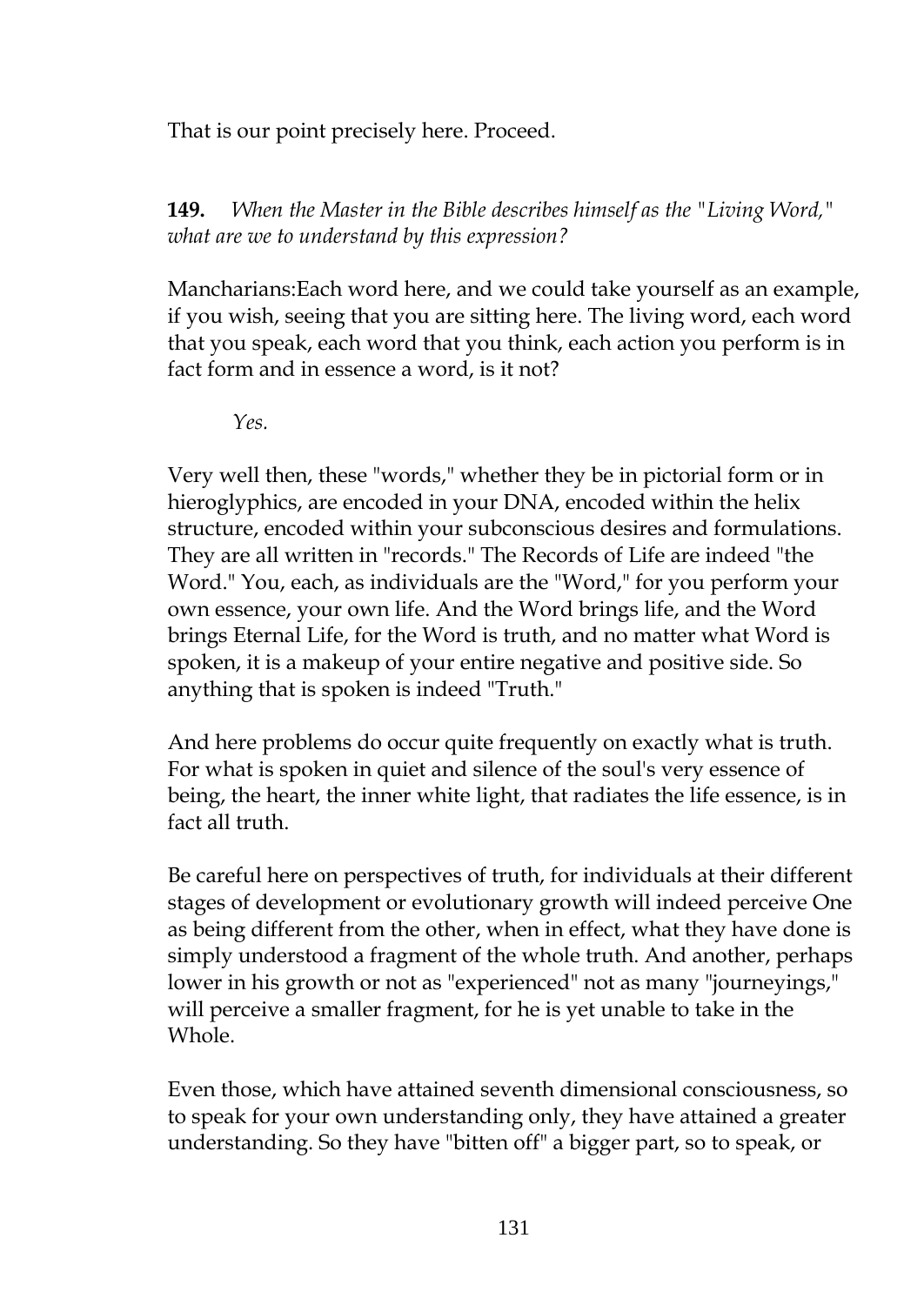That is our point precisely here. Proceed.

**149.** *When the Master in the Bible describes himself as the "Living Word," what are we to understand by this expression?*

Mancharians:Each word here, and we could take yourself as an example, if you wish, seeing that you are sitting here. The living word, each word that you speak, each word that you think, each action you perform is in fact form and in essence a word, is it not?

*Yes.*

Very well then, these "words," whether they be in pictorial form or in hieroglyphics, are encoded in your DNA, encoded within the helix structure, encoded within your subconscious desires and formulations. They are all written in "records." The Records of Life are indeed "the Word." You, each, as individuals are the "Word," for you perform your own essence, your own life. And the Word brings life, and the Word brings Eternal Life, for the Word is truth, and no matter what Word is spoken, it is a makeup of your entire negative and positive side. So anything that is spoken is indeed "Truth."

And here problems do occur quite frequently on exactly what is truth. For what is spoken in quiet and silence of the soul's very essence of being, the heart, the inner white light, that radiates the life essence, is in fact all truth.

Be careful here on perspectives of truth, for individuals at their different stages of development or evolutionary growth will indeed perceive One as being different from the other, when in effect, what they have done is simply understood a fragment of the whole truth. And another, perhaps lower in his growth or not as "experienced" not as many "journeyings," will perceive a smaller fragment, for he is yet unable to take in the Whole.

Even those, which have attained seventh dimensional consciousness, so to speak for your own understanding only, they have attained a greater understanding. So they have "bitten off" a bigger part, so to speak, or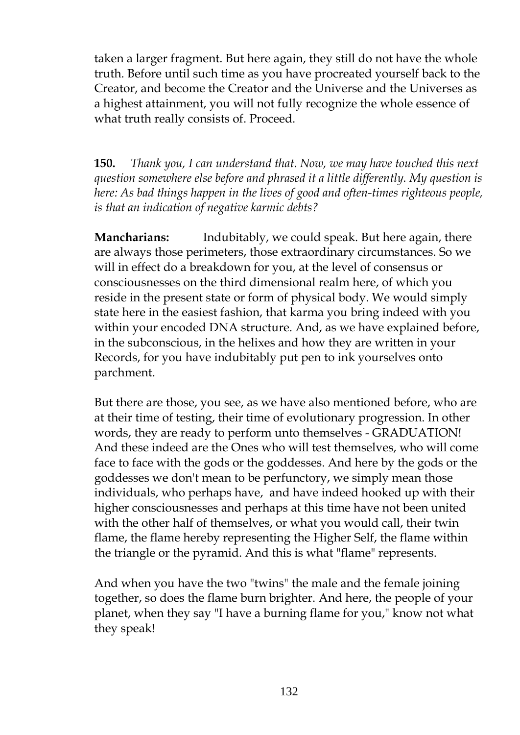taken a larger fragment. But here again, they still do not have the whole truth. Before until such time as you have procreated yourself back to the Creator, and become the Creator and the Universe and the Universes as a highest attainment, you will not fully recognize the whole essence of what truth really consists of. Proceed.

**150.** *Thank you, I can understand that. Now, we may have touched this next question somewhere else before and phrased it a little differently. My question is here: As bad things happen in the lives of good and often-times righteous people, is that an indication of negative karmic debts?*

**Mancharians:** Indubitably, we could speak. But here again, there are always those perimeters, those extraordinary circumstances. So we will in effect do a breakdown for you, at the level of consensus or consciousnesses on the third dimensional realm here, of which you reside in the present state or form of physical body. We would simply state here in the easiest fashion, that karma you bring indeed with you within your encoded DNA structure. And, as we have explained before, in the subconscious, in the helixes and how they are written in your Records, for you have indubitably put pen to ink yourselves onto parchment.

But there are those, you see, as we have also mentioned before, who are at their time of testing, their time of evolutionary progression. In other words, they are ready to perform unto themselves - GRADUATION! And these indeed are the Ones who will test themselves, who will come face to face with the gods or the goddesses. And here by the gods or the goddesses we don't mean to be perfunctory, we simply mean those individuals, who perhaps have, and have indeed hooked up with their higher consciousnesses and perhaps at this time have not been united with the other half of themselves, or what you would call, their twin flame, the flame hereby representing the Higher Self, the flame within the triangle or the pyramid. And this is what "flame" represents.

And when you have the two "twins" the male and the female joining together, so does the flame burn brighter. And here, the people of your planet, when they say "I have a burning flame for you," know not what they speak!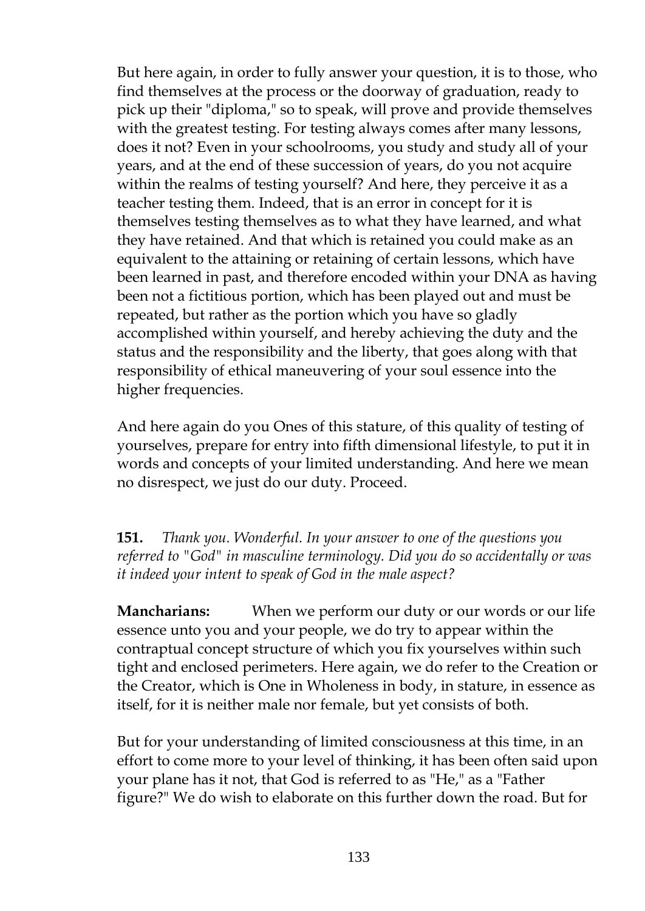But here again, in order to fully answer your question, it is to those, who find themselves at the process or the doorway of graduation, ready to pick up their "diploma," so to speak, will prove and provide themselves with the greatest testing. For testing always comes after many lessons, does it not? Even in your schoolrooms, you study and study all of your years, and at the end of these succession of years, do you not acquire within the realms of testing yourself? And here, they perceive it as a teacher testing them. Indeed, that is an error in concept for it is themselves testing themselves as to what they have learned, and what they have retained. And that which is retained you could make as an equivalent to the attaining or retaining of certain lessons, which have been learned in past, and therefore encoded within your DNA as having been not a fictitious portion, which has been played out and must be repeated, but rather as the portion which you have so gladly accomplished within yourself, and hereby achieving the duty and the status and the responsibility and the liberty, that goes along with that responsibility of ethical maneuvering of your soul essence into the higher frequencies.

And here again do you Ones of this stature, of this quality of testing of yourselves, prepare for entry into fifth dimensional lifestyle, to put it in words and concepts of your limited understanding. And here we mean no disrespect, we just do our duty. Proceed.

**151.** *Thank you. Wonderful. In your answer to one of the questions you referred to "God" in masculine terminology. Did you do so accidentally or was it indeed your intent to speak of God in the male aspect?*

**Mancharians:** When we perform our duty or our words or our life essence unto you and your people, we do try to appear within the contraptual concept structure of which you fix yourselves within such tight and enclosed perimeters. Here again, we do refer to the Creation or the Creator, which is One in Wholeness in body, in stature, in essence as itself, for it is neither male nor female, but yet consists of both.

But for your understanding of limited consciousness at this time, in an effort to come more to your level of thinking, it has been often said upon your plane has it not, that God is referred to as "He," as a "Father figure?" We do wish to elaborate on this further down the road. But for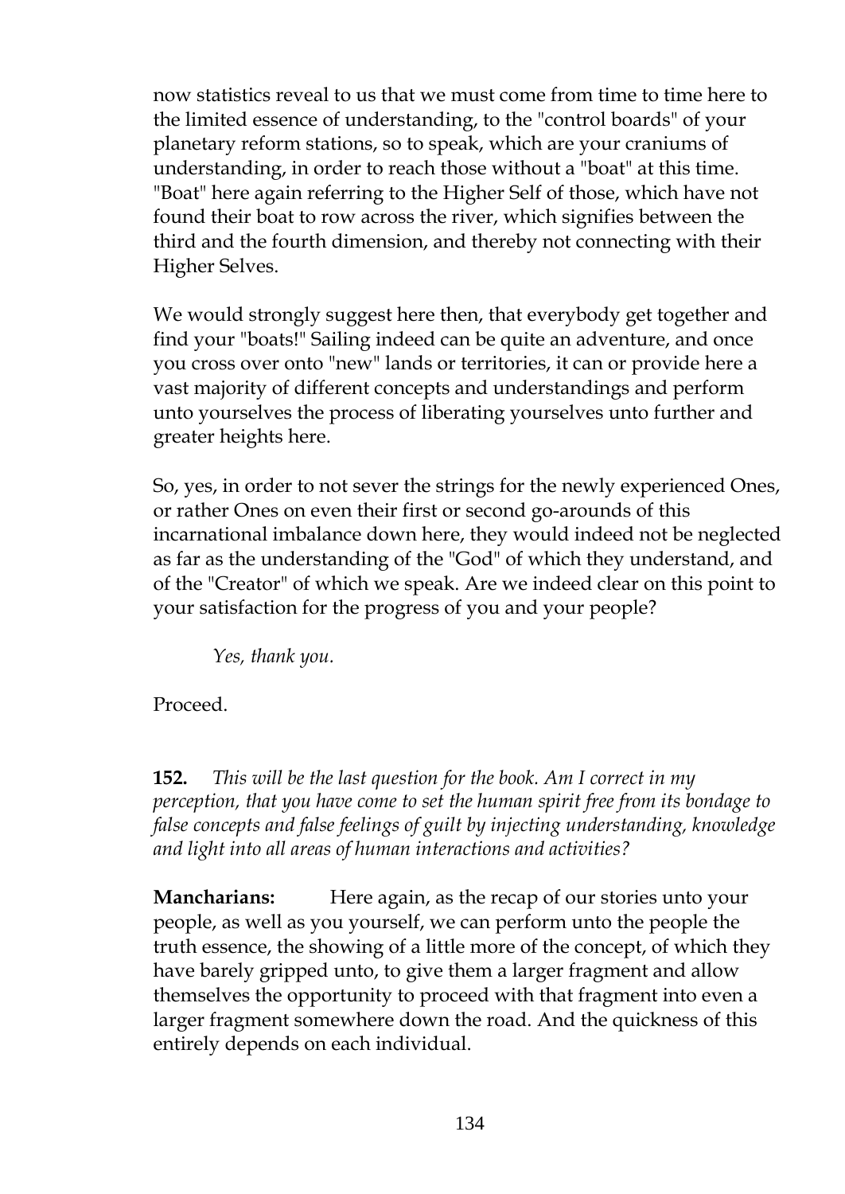now statistics reveal to us that we must come from time to time here to the limited essence of understanding, to the "control boards" of your planetary reform stations, so to speak, which are your craniums of understanding, in order to reach those without a "boat" at this time. "Boat" here again referring to the Higher Self of those, which have not found their boat to row across the river, which signifies between the third and the fourth dimension, and thereby not connecting with their Higher Selves.

We would strongly suggest here then, that everybody get together and find your "boats!" Sailing indeed can be quite an adventure, and once you cross over onto "new" lands or territories, it can or provide here a vast majority of different concepts and understandings and perform unto yourselves the process of liberating yourselves unto further and greater heights here.

So, yes, in order to not sever the strings for the newly experienced Ones, or rather Ones on even their first or second go-arounds of this incarnational imbalance down here, they would indeed not be neglected as far as the understanding of the "God" of which they understand, and of the "Creator" of which we speak. Are we indeed clear on this point to your satisfaction for the progress of you and your people?

*Yes, thank you.*

Proceed.

**152.** *This will be the last question for the book. Am I correct in my perception, that you have come to set the human spirit free from its bondage to false concepts and false feelings of guilt by injecting understanding, knowledge and light into all areas of human interactions and activities?*

**Mancharians:** Here again, as the recap of our stories unto your people, as well as you yourself, we can perform unto the people the truth essence, the showing of a little more of the concept, of which they have barely gripped unto, to give them a larger fragment and allow themselves the opportunity to proceed with that fragment into even a larger fragment somewhere down the road. And the quickness of this entirely depends on each individual.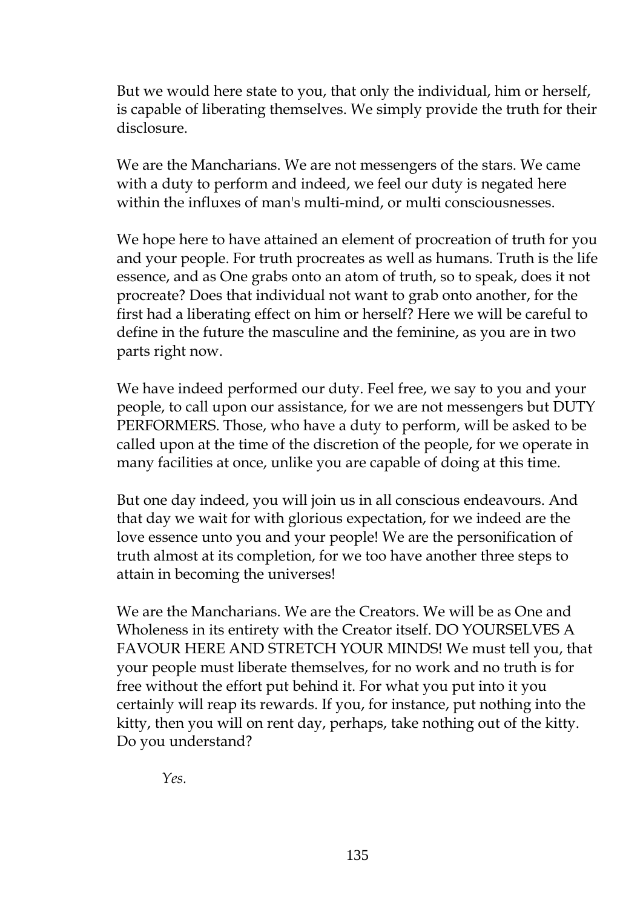But we would here state to you, that only the individual, him or herself, is capable of liberating themselves. We simply provide the truth for their disclosure.

We are the Mancharians. We are not messengers of the stars. We came with a duty to perform and indeed, we feel our duty is negated here within the influxes of man's multi-mind, or multi consciousnesses.

We hope here to have attained an element of procreation of truth for you and your people. For truth procreates as well as humans. Truth is the life essence, and as One grabs onto an atom of truth, so to speak, does it not procreate? Does that individual not want to grab onto another, for the first had a liberating effect on him or herself? Here we will be careful to define in the future the masculine and the feminine, as you are in two parts right now.

We have indeed performed our duty. Feel free, we say to you and your people, to call upon our assistance, for we are not messengers but DUTY PERFORMERS. Those, who have a duty to perform, will be asked to be called upon at the time of the discretion of the people, for we operate in many facilities at once, unlike you are capable of doing at this time.

But one day indeed, you will join us in all conscious endeavours. And that day we wait for with glorious expectation, for we indeed are the love essence unto you and your people! We are the personification of truth almost at its completion, for we too have another three steps to attain in becoming the universes!

We are the Mancharians. We are the Creators. We will be as One and Wholeness in its entirety with the Creator itself. DO YOURSELVES A FAVOUR HERE AND STRETCH YOUR MINDS! We must tell you, that your people must liberate themselves, for no work and no truth is for free without the effort put behind it. For what you put into it you certainly will reap its rewards. If you, for instance, put nothing into the kitty, then you will on rent day, perhaps, take nothing out of the kitty. Do you understand?

*Yes.*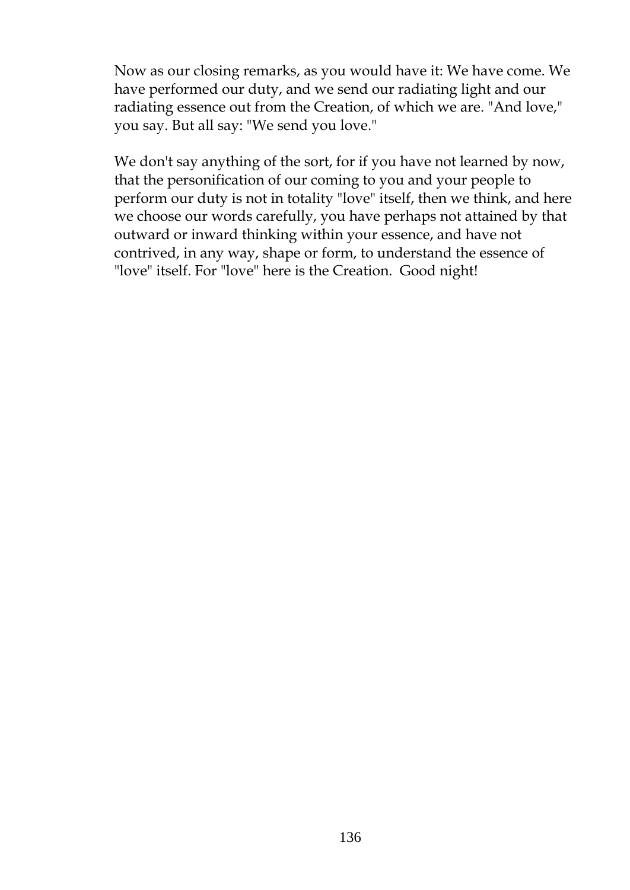Now as our closing remarks, as you would have it: We have come. We have performed our duty, and we send our radiating light and our radiating essence out from the Creation, of which we are. "And love," you say. But all say: "We send you love."

We don't say anything of the sort, for if you have not learned by now, that the personification of our coming to you and your people to perform our duty is not in totality "love" itself, then we think, and here we choose our words carefully, you have perhaps not attained by that outward or inward thinking within your essence, and have not contrived, in any way, shape or form, to understand the essence of "love" itself. For "love" here is the Creation. Good night!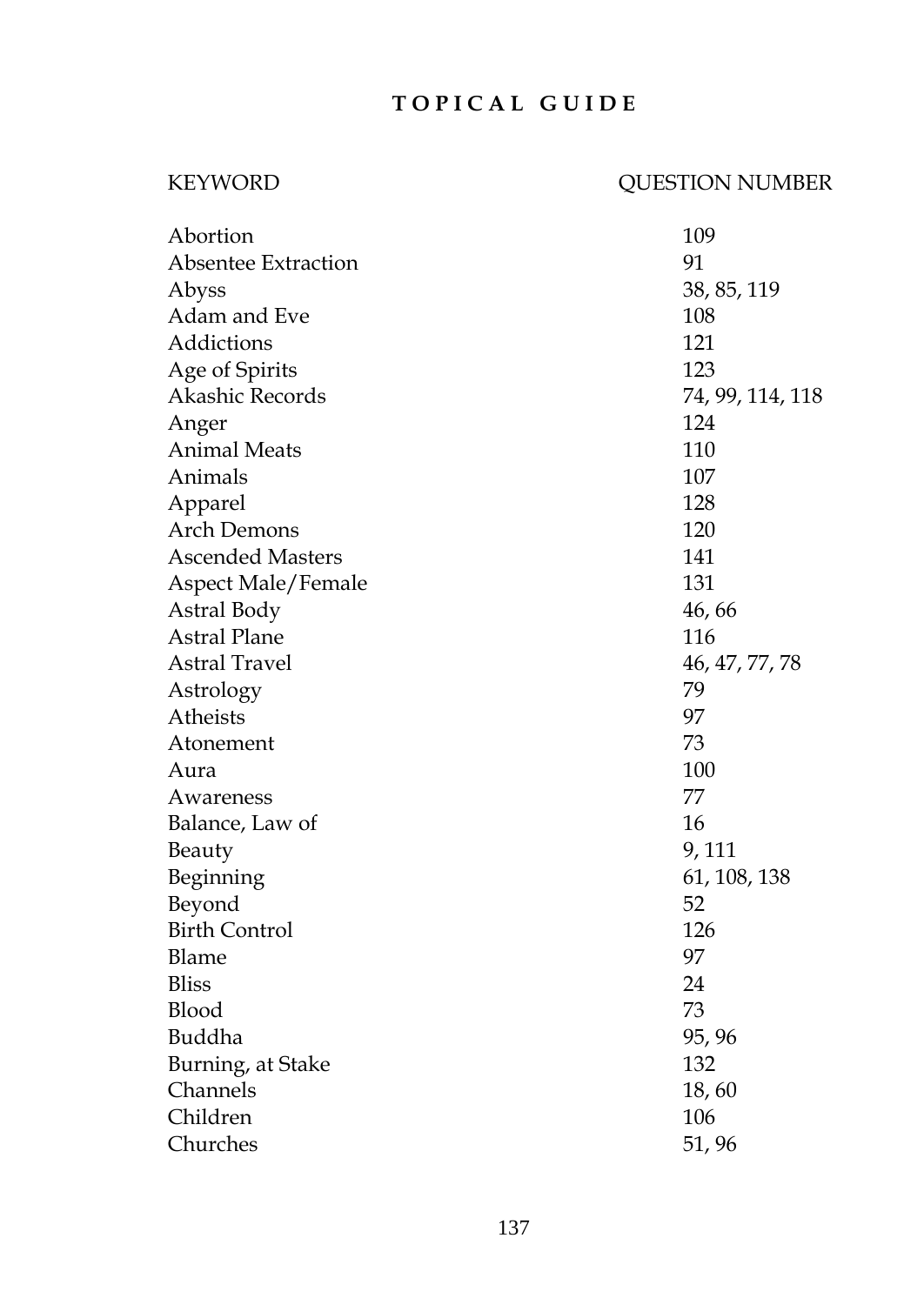# TOPICAL GUIDE

| KEYWORD | QUESTION NUMBER |
| --- | --- |
| Abortion | 109 |
| Absentee Extraction | 91 |
| Abyss | 38, 85, 119 |
| Adam and Eve | 108 |
| Addictions | 121 |
| Age of Spirits | 123 |
| Akashic Records | 74, 99, 114, 118 |
| Anger | 124 |
| Animal Meats | 110 |
| Animals | 107 |
| Apparel | 128 |
| Arch Demons | 120 |
| Ascended Masters | 141 |
| Aspect Male/Female | 131 |
| Astral Body | 46, 66 |
| Astral Plane | 116 |
| Astral Travel | 46, 47, 77, 78 |
| Astrology | 79 |
| Atheists | 97 |
| Atonement | 73 |
| Aura | 100 |
| Awareness | 77 |
| Balance, Law of | 16 |
| Beauty | 9, 111 |
| Beginning | 61, 108, 138 |
| Beyond | 52 |
| Birth Control | 126 |
| Blame | 97 |
| Bliss | 24 |
| Blood | 73 |
| Buddha | 95, 96 |
| Burning, at Stake | 132 |
| Channels | 18, 60 |
| Children | 106 |
| Churches | 51, 96 |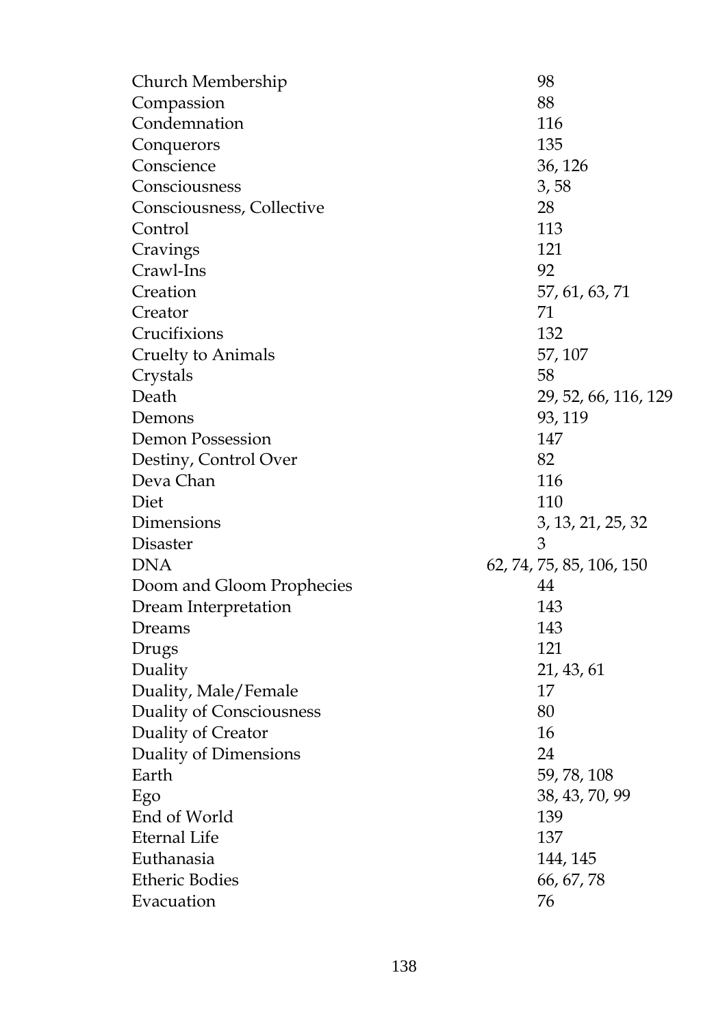| | |
|---|---|
| Church Membership | 98 |
| Compassion | 88 |
| Condemnation | 116 |
| Conquerors | 135 |
| Conscience | 36, 126 |
| Consciousness | 3, 58 |
| Consciousness, Collective | 28 |
| Control | 113 |
| Cravings | 121 |
| Crawl-Ins | 92 |
| Creation | 57, 61, 63, 71 |
| Creator | 71 |
| Crucifixions | 132 |
| Cruelty to Animals | 57, 107 |
| Crystals | 58 |
| Death | 29, 52, 66, 116, 129 |
| Demons | 93, 119 |
| Demon Possession | 147 |
| Destiny, Control Over | 82 |
| Deva Chan | 116 |
| Diet | 110 |
| Dimensions | 3, 13, 21, 25, 32 |
| Disaster | 3 |
| DNA | 62, 74, 75, 85, 106, 150 |
| Doom and Gloom Prophecies | 44 |
| Dream Interpretation | 143 |
| Dreams | 143 |
| Drugs | 121 |
| Duality | 21, 43, 61 |
| Duality, Male/Female | 17 |
| Duality of Consciousness | 80 |
| Duality of Creator | 16 |
| Duality of Dimensions | 24 |
| Earth | 59, 78, 108 |
| Ego | 38, 43, 70, 99 |
| End of World | 139 |
| Eternal Life | 137 |
| Euthanasia | 144, 145 |
| Etheric Bodies | 66, 67, 78 |
| Evacuation | 76 |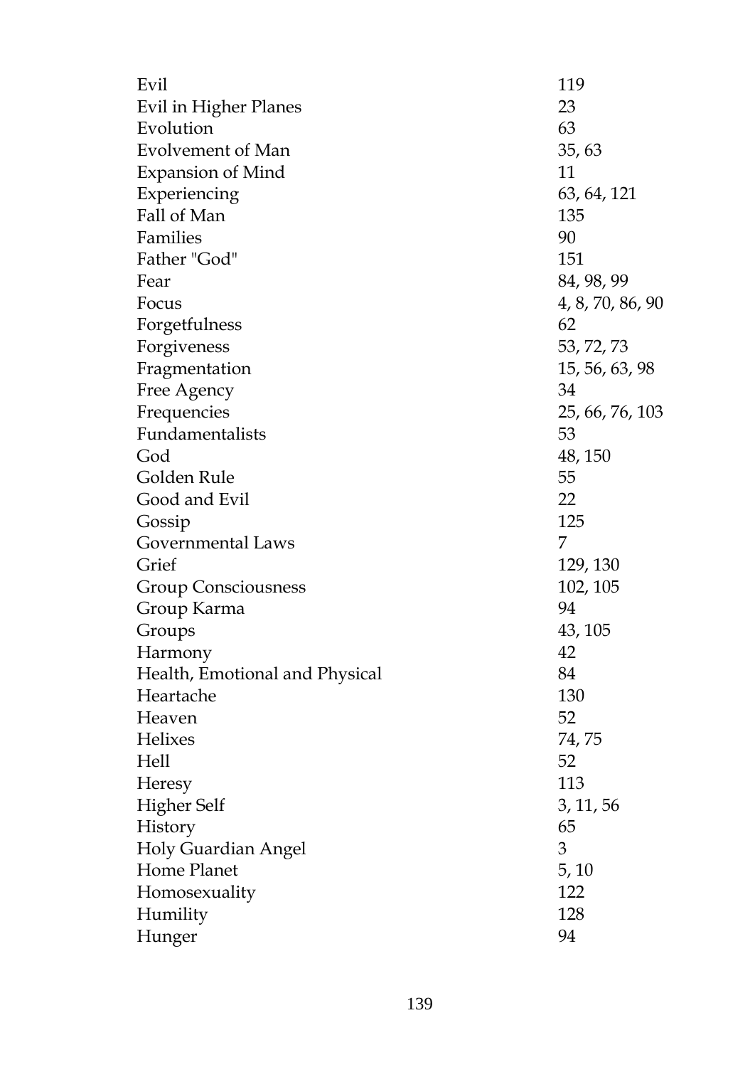| | |
|---|---|
| Evil | 119 |
| Evil in Higher Planes | 23 |
| Evolution | 63 |
| Evolvement of Man | 35, 63 |
| Expansion of Mind | 11 |
| Experiencing | 63, 64, 121 |
| Fall of Man | 135 |
| Families | 90 |
| Father "God" | 151 |
| Fear | 84, 98, 99 |
| Focus | 4, 8, 70, 86, 90 |
| Forgetfulness | 62 |
| Forgiveness | 53, 72, 73 |
| Fragmentation | 15, 56, 63, 98 |
| Free Agency | 34 |
| Frequencies | 25, 66, 76, 103 |
| Fundamentalists | 53 |
| God | 48, 150 |
| Golden Rule | 55 |
| Good and Evil | 22 |
| Gossip | 125 |
| Governmental Laws | 7 |
| Grief | 129, 130 |
| Group Consciousness | 102, 105 |
| Group Karma | 94 |
| Groups | 43, 105 |
| Harmony | 42 |
| Health, Emotional and Physical | 84 |
| Heartache | 130 |
| Heaven | 52 |
| Helixes | 74, 75 |
| Hell | 52 |
| Heresy | 113 |
| Higher Self | 3, 11, 56 |
| History | 65 |
| Holy Guardian Angel | 3 |
| Home Planet | 5, 10 |
| Homosexuality | 122 |
| Humility | 128 |
| Hunger | 94 |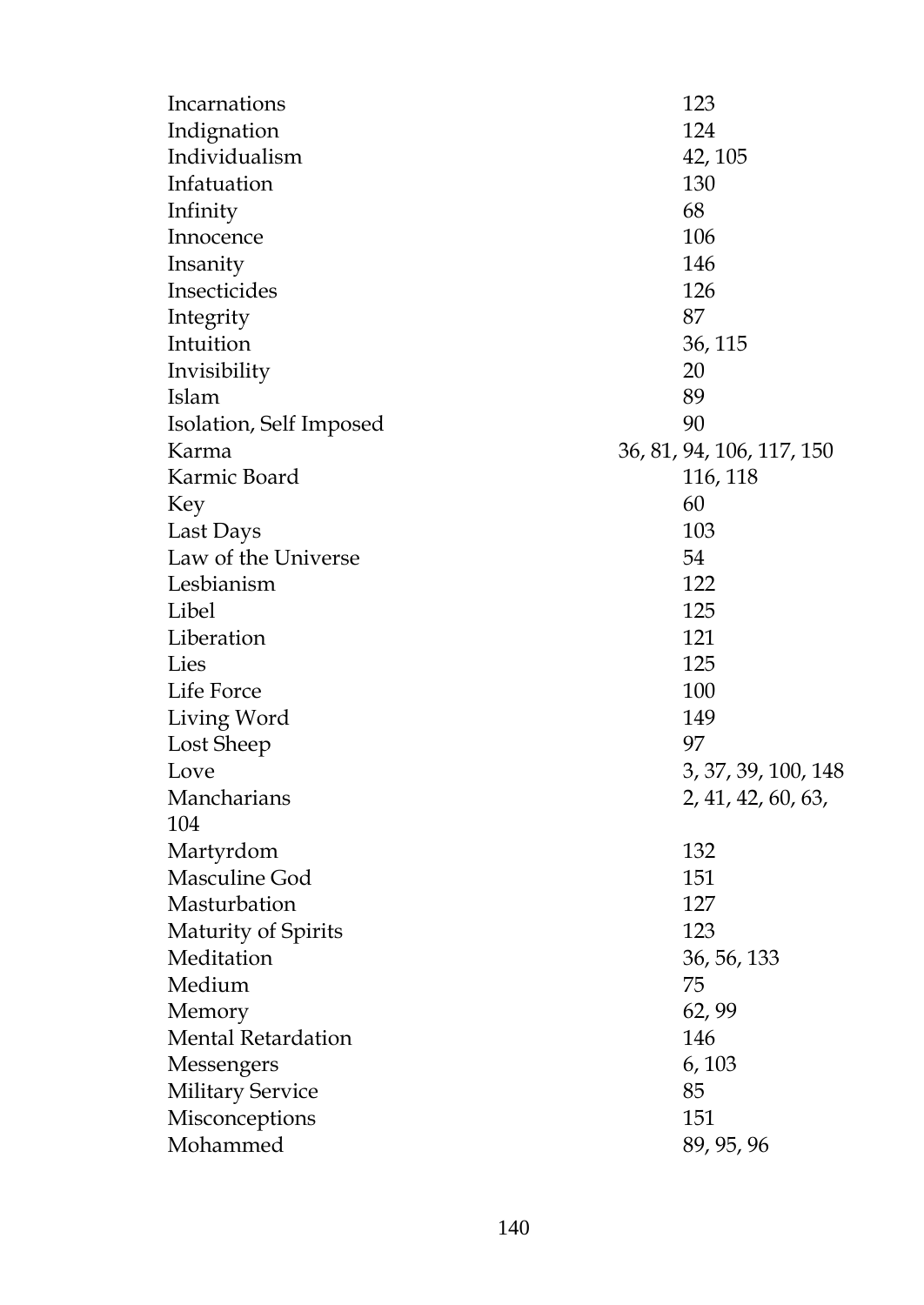| | |
|---|---|
| Incarnations | 123 |
| Indignation | 124 |
| Individualism | 42, 105 |
| Infatuation | 130 |
| Infinity | 68 |
| Innocence | 106 |
| Insanity | 146 |
| Insecticides | 126 |
| Integrity | 87 |
| Intuition | 36, 115 |
| Invisibility | 20 |
| Islam | 89 |
| Isolation, Self Imposed | 90 |
| Karma | 36, 81, 94, 106, 117, 150 |
| Karmic Board | 116, 118 |
| Key | 60 |
| Last Days | 103 |
| Law of the Universe | 54 |
| Lesbianism | 122 |
| Libel | 125 |
| Liberation | 121 |
| Lies | 125 |
| Life Force | 100 |
| Living Word | 149 |
| Lost Sheep | 97 |
| Love | 3, 37, 39, 100, 148 |
| Mancharians | 2, 41, 42, 60, 63, |
| 104 | |
| Martyrdom | 132 |
| Masculine God | 151 |
| Masturbation | 127 |
| Maturity of Spirits | 123 |
| Meditation | 36, 56, 133 |
| Medium | 75 |
| Memory | 62, 99 |
| Mental Retardation | 146 |
| Messengers | 6, 103 |
| Military Service | 85 |
| Misconceptions | 151 |
| Mohammed | 89, 95, 96 |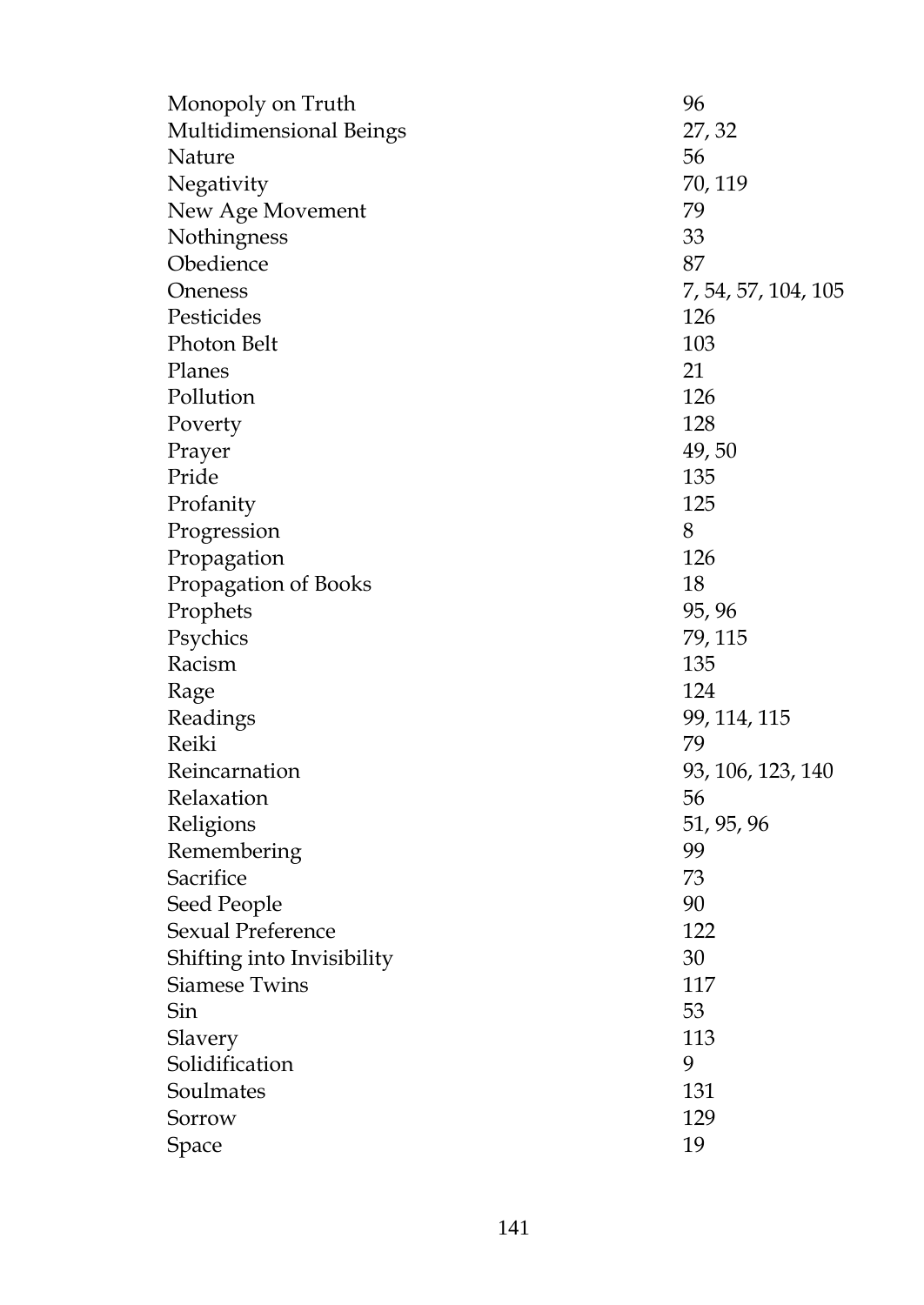| | |
|---|---|
| Monopoly on Truth | 96 |
| Multidimensional Beings | 27, 32 |
| Nature | 56 |
| Negativity | 70, 119 |
| New Age Movement | 79 |
| Nothingness | 33 |
| Obedience | 87 |
| Oneness | 7, 54, 57, 104, 105 |
| Pesticides | 126 |
| Photon Belt | 103 |
| Planes | 21 |
| Pollution | 126 |
| Poverty | 128 |
| Prayer | 49, 50 |
| Pride | 135 |
| Profanity | 125 |
| Progression | 8 |
| Propagation | 126 |
| Propagation of Books | 18 |
| Prophets | 95, 96 |
| Psychics | 79, 115 |
| Racism | 135 |
| Rage | 124 |
| Readings | 99, 114, 115 |
| Reiki | 79 |
| Reincarnation | 93, 106, 123, 140 |
| Relaxation | 56 |
| Religions | 51, 95, 96 |
| Remembering | 99 |
| Sacrifice | 73 |
| Seed People | 90 |
| Sexual Preference | 122 |
| Shifting into Invisibility | 30 |
| Siamese Twins | 117 |
| Sin | 53 |
| Slavery | 113 |
| Solidification | 9 |
| Soulmates | 131 |
| Sorrow | 129 |
| Space | 19 |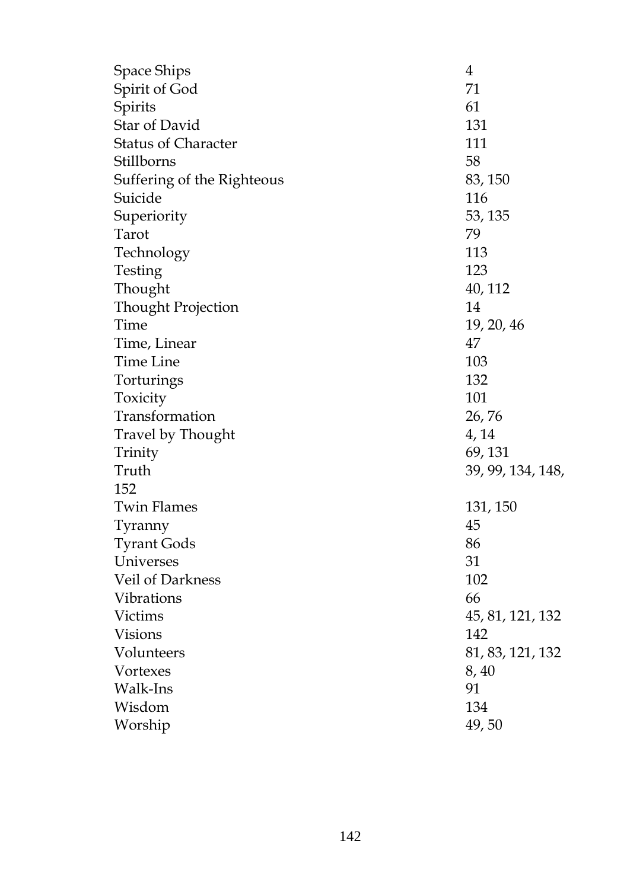Space Ships 4
Spirit of God 71
Spirits 61
Star of David 131
Status of Character 111
Stillborns 58
Suffering of the Righteous 83, 150
Suicide 116
Superiority 53, 135
Tarot 79
Technology 113
Testing 123
Thought 40, 112
Thought Projection 14
Time 19, 20, 46
Time, Linear 47
Time Line 103
Torturings 132
Toxicity 101
Transformation 26, 76
Travel by Thought 4, 14
Trinity 69, 131
Truth 39, 99, 134, 148, 152
Twin Flames 131, 150
Tyranny 45
Tyrant Gods 86
Universes 31
Veil of Darkness 102
Vibrations 66
Victims 45, 81, 121, 132
Visions 142
Volunteers 81, 83, 121, 132
Vortexes 8, 40
Walk-Ins 91
Wisdom 134
Worship 49, 50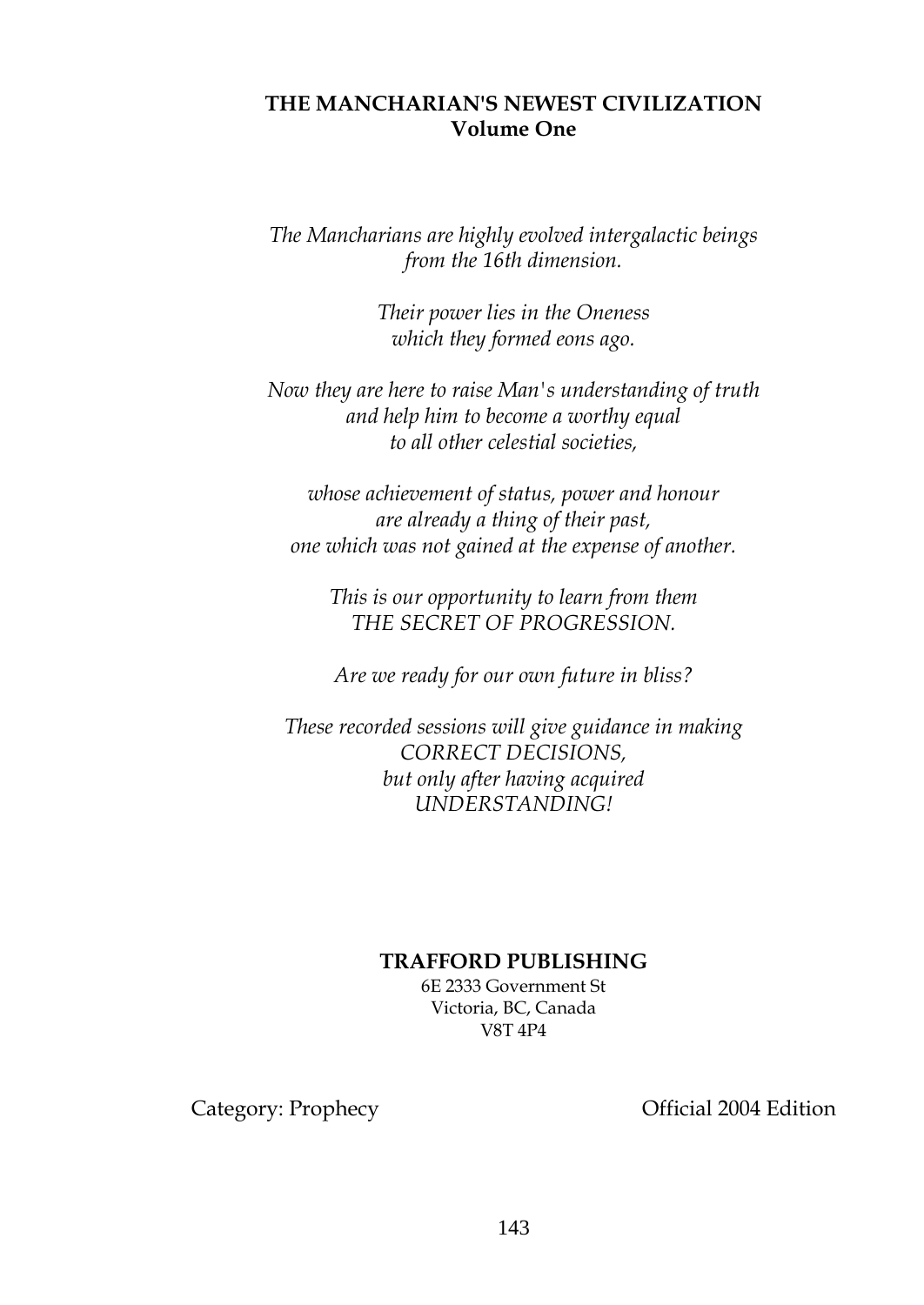**THE MANCHARIAN'S NEWEST CIVILIZATION**
**Volume One**

*The Mancharians are highly evolved intergalactic beings*
*from the 16th dimension.*

*Their power lies in the Oneness*
*which they formed eons ago.*

*Now they are here to raise Man's understanding of truth*
*and help him to become a worthy equal*
*to all other celestial societies,*

*whose achievement of status, power and honour*
*are already a thing of their past,*
*one which was not gained at the expense of another.*

*This is our opportunity to learn from them*
*THE SECRET OF PROGRESSION.*

*Are we ready for our own future in bliss?*

*These recorded sessions will give guidance in making*
*CORRECT DECISIONS,*
*but only after having acquired*
*UNDERSTANDING!*

**TRAFFORD PUBLISHING**
6E 2333 Government St
Victoria, BC, Canada
V8T 4P4

Category: Prophecy

Official 2004 Edition